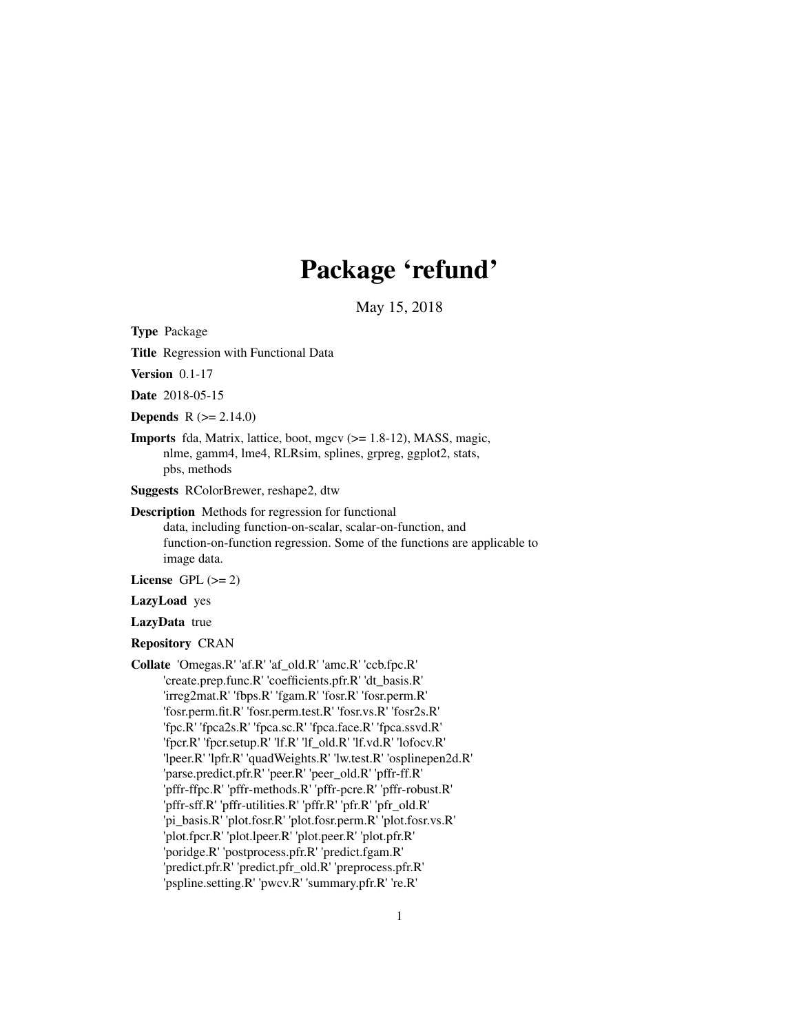# Package 'refund'

May 15, 2018

**Type** Package

**Title** Regression with Functional Data

**Version** 0.1-17

**Date** 2018-05-15

**Depends** R (>= 2.14.0)

**Imports** fda, Matrix, lattice, boot, mgcv (>= 1.8-12), MASS, magic, nlme, gamm4, lme4, RLRsim, splines, grpreg, ggplot2, stats, pbs, methods

**Suggests** RColorBrewer, reshape2, dtw

**Description** Methods for regression for functional data, including function-on-scalar, scalar-on-function, and function-on-function regression. Some of the functions are applicable to image data.

**License** GPL (>= 2)

**LazyLoad** yes

**LazyData** true

**Repository** CRAN

**Collate** 'Omegas.R' 'af.R' 'af_old.R' 'amc.R' 'ccb.fpc.R' 'create.prep.func.R' 'coefficients.pfr.R' 'dt_basis.R' 'irreg2mat.R' 'fbps.R' 'fgam.R' 'fosr.R' 'fosr.perm.R' 'fosr.perm.fit.R' 'fosr.perm.test.R' 'fosr.vs.R' 'fosr2s.R' 'fpc.R' 'fpca2s.R' 'fpca.sc.R' 'fpca.face.R' 'fpca.ssvd.R' 'fpcr.R' 'fpcr.setup.R' 'lf.R' 'lf_old.R' 'lf.vd.R' 'lofocv.R' 'lpeer.R' 'lpfr.R' 'quadWeights.R' 'lw.test.R' 'osplinepen2d.R' 'parse.predict.pfr.R' 'peer.R' 'peer_old.R' 'pffr-ff.R' 'pffr-ffpc.R' 'pffr-methods.R' 'pffr-pcre.R' 'pffr-robust.R' 'pffr-sff.R' 'pffr-utilities.R' 'pffr.R' 'pfr.R' 'pfr_old.R' 'pi_basis.R' 'plot.fosr.R' 'plot.fosr.perm.R' 'plot.fosr.vs.R' 'plot.fpcr.R' 'plot.lpeer.R' 'plot.peer.R' 'plot.pfr.R' 'poridge.R' 'postprocess.pfr.R' 'predict.fgam.R' 'predict.pfr.R' 'predict.pfr_old.R' 'preprocess.pfr.R' 'pspline.setting.R' 'pwcv.R' 'summary.pfr.R' 're.R'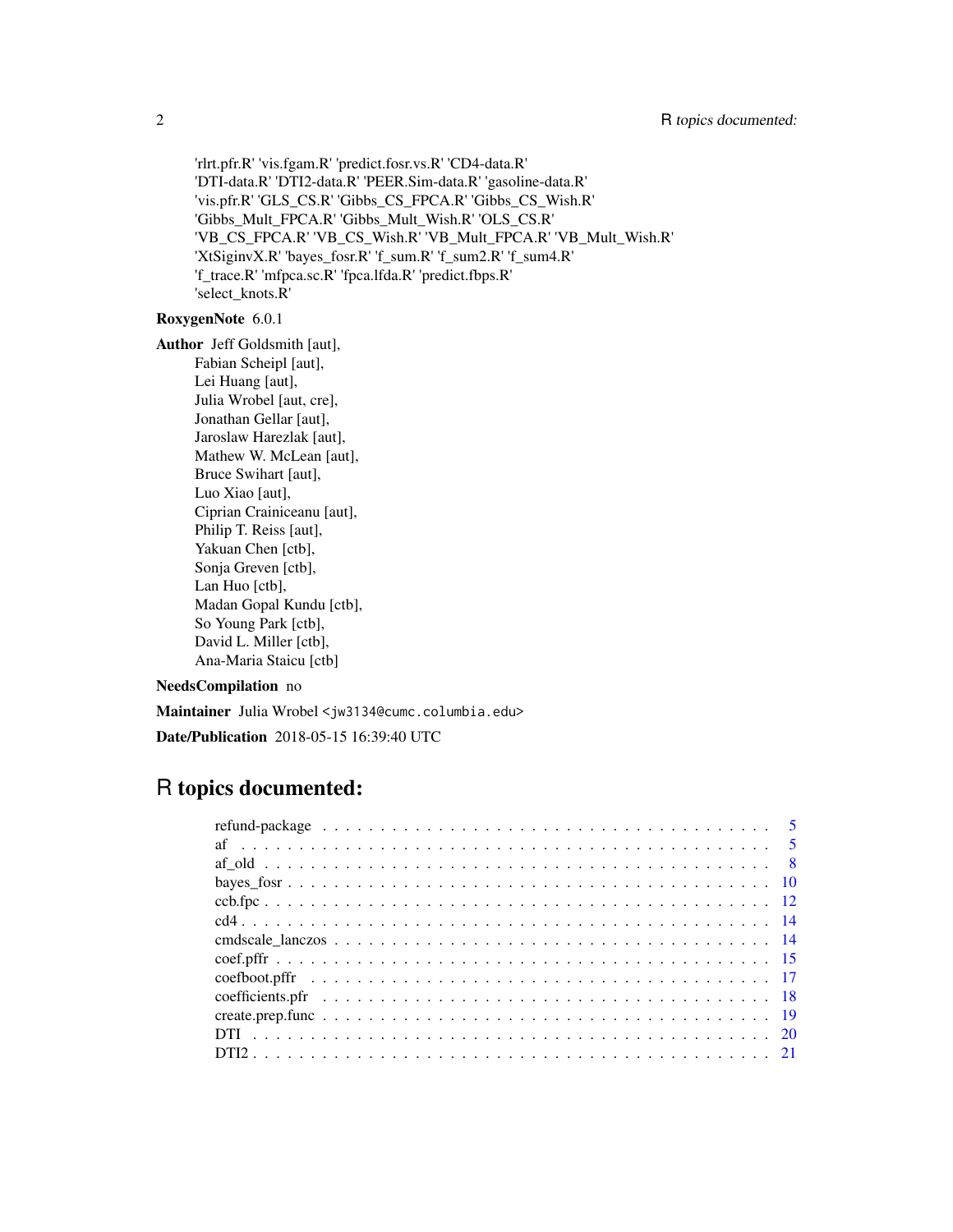'rlrt.pfr.R' 'vis.fgam.R' 'predict.fosr.vs.R' 'CD4-data.R'
'DTI-data.R' 'DTI2-data.R' 'PEER.Sim-data.R' 'gasoline-data.R'
'vis.pfr.R' 'GLS_CS.R' 'Gibbs_CS_FPCA.R' 'Gibbs_CS_Wish.R'
'Gibbs_Mult_FPCA.R' 'Gibbs_Mult_Wish.R' 'OLS_CS.R'
'VB_CS_FPCA.R' 'VB_CS_Wish.R' 'VB_Mult_FPCA.R' 'VB_Mult_Wish.R'
'XtSiginvX.R' 'bayes_fosr.R' 'f_sum.R' 'f_sum2.R' 'f_sum4.R'
'f_trace.R' 'mfpca.sc.R' 'fpca.lfda.R' 'predict.fbps.R'
'select_knots.R'

**RoxygenNote** 6.0.1

**Author** Jeff Goldsmith [aut],
Fabian Scheipl [aut],
Lei Huang [aut],
Julia Wrobel [aut, cre],
Jonathan Gellar [aut],
Jaroslaw Harezlak [aut],
Mathew W. McLean [aut],
Bruce Swihart [aut],
Luo Xiao [aut],
Ciprian Crainiceanu [aut],
Philip T. Reiss [aut],
Yakuan Chen [ctb],
Sonja Greven [ctb],
Lan Huo [ctb],
Madan Gopal Kundu [ctb],
So Young Park [ctb],
David L. Miller [ctb],
Ana-Maria Staicu [ctb]

**NeedsCompilation** no

**Maintainer** Julia Wrobel <jw3134@cumc.columbia.edu>

**Date/Publication** 2018-05-15 16:39:40 UTC

# R topics documented:

refund-package . . . . . . . . . . . . . . . . . . . . . . . . . . . . . . . . . . . . 5
af . . . . . . . . . . . . . . . . . . . . . . . . . . . . . . . . . . . . . . . . . . 5
af_old . . . . . . . . . . . . . . . . . . . . . . . . . . . . . . . . . . . . . . . . 8
bayes_fosr . . . . . . . . . . . . . . . . . . . . . . . . . . . . . . . . . . . . . . 10
ccb.fpc . . . . . . . . . . . . . . . . . . . . . . . . . . . . . . . . . . . . . . . 12
cd4 . . . . . . . . . . . . . . . . . . . . . . . . . . . . . . . . . . . . . . . . . 14
cmdscale_lanczos . . . . . . . . . . . . . . . . . . . . . . . . . . . . . . . . . . 14
coef.pffr . . . . . . . . . . . . . . . . . . . . . . . . . . . . . . . . . . . . . . 15
coefboot.pffr . . . . . . . . . . . . . . . . . . . . . . . . . . . . . . . . . . . . 17
coefficients.pfr . . . . . . . . . . . . . . . . . . . . . . . . . . . . . . . . . . . 18
create.prep.func . . . . . . . . . . . . . . . . . . . . . . . . . . . . . . . . . . . 19
DTI . . . . . . . . . . . . . . . . . . . . . . . . . . . . . . . . . . . . . . . . . 20
DTI2 . . . . . . . . . . . . . . . . . . . . . . . . . . . . . . . . . . . . . . . . . 21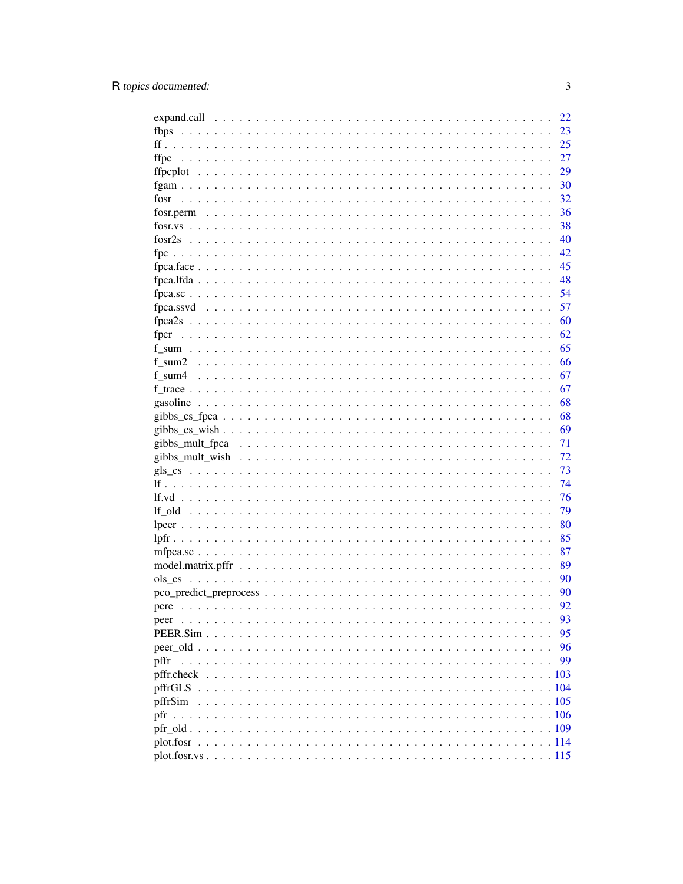| | |
|---|---|
| expand.call | 22 |
| fbps | 23 |
| ff | 25 |
| ffpc | 27 |
| ffpcplot | 29 |
| fgam | 30 |
| fosr | 32 |
| fosr.perm | 36 |
| fosr.vs | 38 |
| fosr2s | 40 |
| fpc | 42 |
| fpca.face | 45 |
| fpca.lfda | 48 |
| fpca.sc | 54 |
| fpca.ssvd | 57 |
| fpca2s | 60 |
| fpcr | 62 |
| f_sum | 65 |
| f_sum2 | 66 |
| f_sum4 | 67 |
| f_trace | 67 |
| gasoline | 68 |
| gibbs_cs_fpca | 68 |
| gibbs_cs_wish | 69 |
| gibbs_mult_fpca | 71 |
| gibbs_mult_wish | 72 |
| gls_cs | 73 |
| lf | 74 |
| lf.vd | 76 |
| lf_old | 79 |
| lpeer | 80 |
| lpfr | 85 |
| mfpca.sc | 87 |
| model.matrix.pffr | 89 |
| ols_cs | 90 |
| pco_predict_preprocess | 90 |
| pcre | 92 |
| peer | 93 |
| PEER.Sim | 95 |
| peer_old | 96 |
| pffr | 99 |
| pffr.check | 103 |
| pffrGLS | 104 |
| pffrSim | 105 |
| pfr | 106 |
| pfr_old | 109 |
| plot.fosr | 114 |
| plot.fosr.vs | 115 |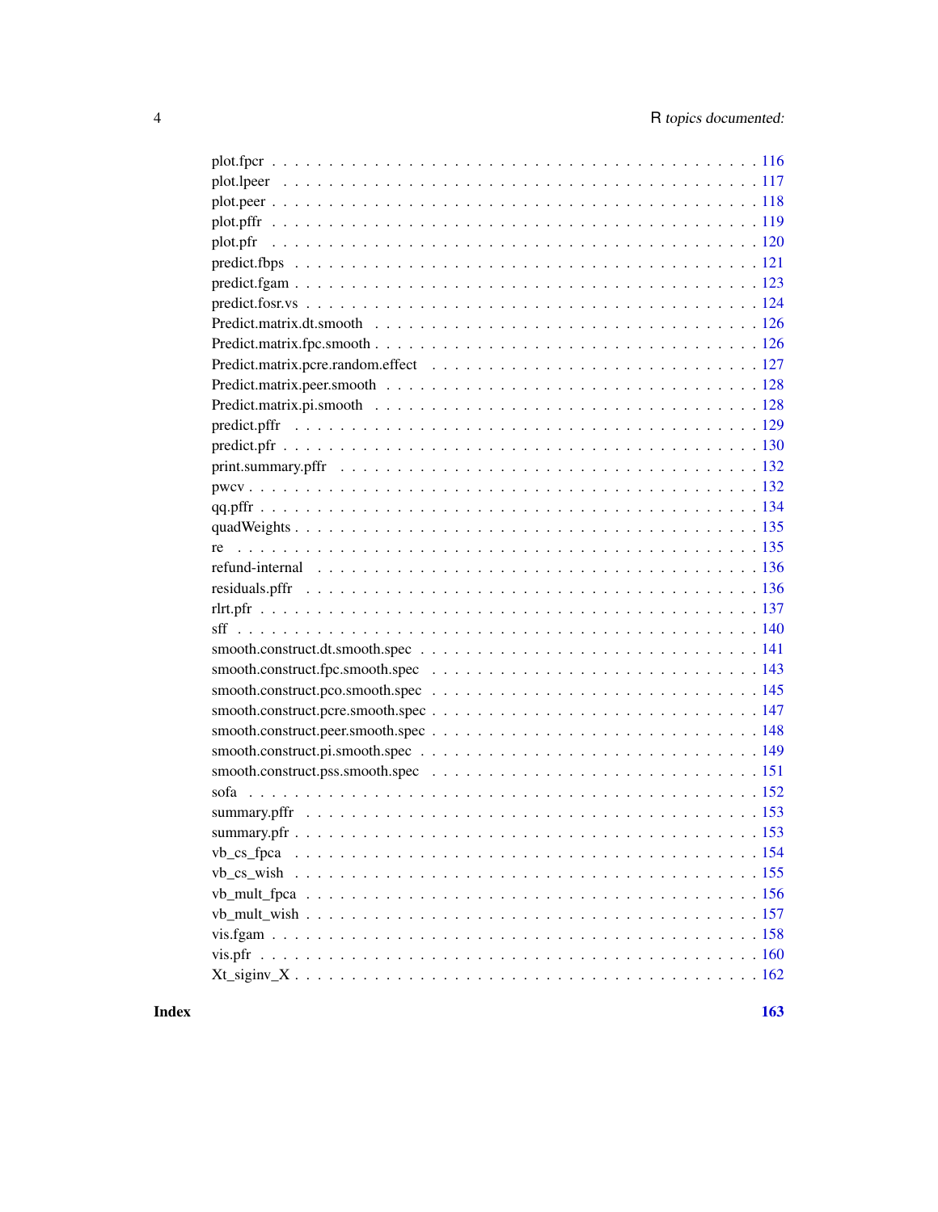plot.fpcr . . . . . . . . . . . . . . . . . . . . . . . . . . . . . . . . . . . . . . . 116
plot.lpeer . . . . . . . . . . . . . . . . . . . . . . . . . . . . . . . . . . . . . . . 117
plot.peer . . . . . . . . . . . . . . . . . . . . . . . . . . . . . . . . . . . . . . . 118
plot.pffr . . . . . . . . . . . . . . . . . . . . . . . . . . . . . . . . . . . . . . . 119
plot.pfr . . . . . . . . . . . . . . . . . . . . . . . . . . . . . . . . . . . . . . . 120
predict.fbps . . . . . . . . . . . . . . . . . . . . . . . . . . . . . . . . . . . . . . . 121
predict.fgam . . . . . . . . . . . . . . . . . . . . . . . . . . . . . . . . . . . . . . . 123
predict.fosr.vs . . . . . . . . . . . . . . . . . . . . . . . . . . . . . . . . . . . . . . . 124
Predict.matrix.dt.smooth . . . . . . . . . . . . . . . . . . . . . . . . . . . . . . . . . . . . . . . 126
Predict.matrix.fpc.smooth . . . . . . . . . . . . . . . . . . . . . . . . . . . . . . . . . . . . . . . 126
Predict.matrix.pcre.random.effect . . . . . . . . . . . . . . . . . . . . . . . . . . . . . . . . . . . . . . . 127
Predict.matrix.peer.smooth . . . . . . . . . . . . . . . . . . . . . . . . . . . . . . . . . . . . . . . 128
Predict.matrix.pi.smooth . . . . . . . . . . . . . . . . . . . . . . . . . . . . . . . . . . . . . . . 128
predict.pffr . . . . . . . . . . . . . . . . . . . . . . . . . . . . . . . . . . . . . . . 129
predict.pfr . . . . . . . . . . . . . . . . . . . . . . . . . . . . . . . . . . . . . . . 130
print.summary.pffr . . . . . . . . . . . . . . . . . . . . . . . . . . . . . . . . . . . . . . . 132
pwcv . . . . . . . . . . . . . . . . . . . . . . . . . . . . . . . . . . . . . . . 132
qq.pffr . . . . . . . . . . . . . . . . . . . . . . . . . . . . . . . . . . . . . . . 134
quadWeights . . . . . . . . . . . . . . . . . . . . . . . . . . . . . . . . . . . . . . . 135
re . . . . . . . . . . . . . . . . . . . . . . . . . . . . . . . . . . . . . . . 135
refund-internal . . . . . . . . . . . . . . . . . . . . . . . . . . . . . . . . . . . . . . . 136
residuals.pffr . . . . . . . . . . . . . . . . . . . . . . . . . . . . . . . . . . . . . . . 136
rlrt.pfr . . . . . . . . . . . . . . . . . . . . . . . . . . . . . . . . . . . . . . . 137
sff . . . . . . . . . . . . . . . . . . . . . . . . . . . . . . . . . . . . . . . 140
smooth.construct.dt.smooth.spec . . . . . . . . . . . . . . . . . . . . . . . . . . . . . . . . . . . . . . . 141
smooth.construct.fpc.smooth.spec . . . . . . . . . . . . . . . . . . . . . . . . . . . . . . . . . . . . . . . 143
smooth.construct.pco.smooth.spec . . . . . . . . . . . . . . . . . . . . . . . . . . . . . . . . . . . . . . . 145
smooth.construct.pcre.smooth.spec . . . . . . . . . . . . . . . . . . . . . . . . . . . . . . . . . . . . . . . 147
smooth.construct.peer.smooth.spec . . . . . . . . . . . . . . . . . . . . . . . . . . . . . . . . . . . . . . . 148
smooth.construct.pi.smooth.spec . . . . . . . . . . . . . . . . . . . . . . . . . . . . . . . . . . . . . . . 149
smooth.construct.pss.smooth.spec . . . . . . . . . . . . . . . . . . . . . . . . . . . . . . . . . . . . . . . 151
sofa . . . . . . . . . . . . . . . . . . . . . . . . . . . . . . . . . . . . . . . 152
summary.pffr . . . . . . . . . . . . . . . . . . . . . . . . . . . . . . . . . . . . . . . 153
summary.pfr . . . . . . . . . . . . . . . . . . . . . . . . . . . . . . . . . . . . . . . 153
vb_cs_fpca . . . . . . . . . . . . . . . . . . . . . . . . . . . . . . . . . . . . . . . 154
vb_cs_wish . . . . . . . . . . . . . . . . . . . . . . . . . . . . . . . . . . . . . . . 155
vb_mult_fpca . . . . . . . . . . . . . . . . . . . . . . . . . . . . . . . . . . . . . . . 156
vb_mult_wish . . . . . . . . . . . . . . . . . . . . . . . . . . . . . . . . . . . . . . . 157
vis.fgam . . . . . . . . . . . . . . . . . . . . . . . . . . . . . . . . . . . . . . . 158
vis.pfr . . . . . . . . . . . . . . . . . . . . . . . . . . . . . . . . . . . . . . . 160
Xt_siginv_X . . . . . . . . . . . . . . . . . . . . . . . . . . . . . . . . . . . . . . . 162

**Index** **163**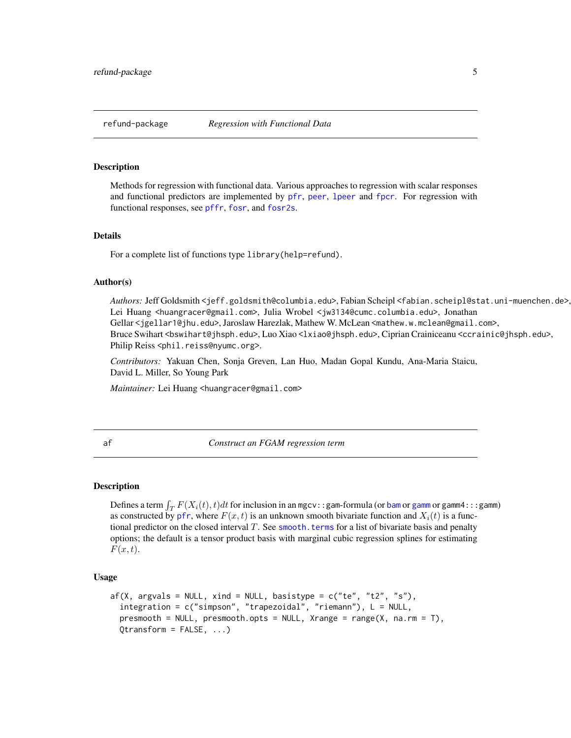## refund-package — *Regression with Functional Data*

### Description

Methods for regression with functional data. Various approaches to regression with scalar responses and functional predictors are implemented by pfr, peer, lpeer and fpcr. For regression with functional responses, see pffr, fosr, and fosr2s.

### Details

For a complete list of functions type `library(help=refund)`.

### Author(s)

*Authors:* Jeff Goldsmith <jeff.goldsmith@columbia.edu>, Fabian Scheipl <fabian.scheipl@stat.uni-muenchen.de>, Lei Huang <huangracer@gmail.com>, Julia Wrobel <jw3134@cumc.columbia.edu>, Jonathan Gellar <jgellar1@jhu.edu>, Jaroslaw Harezlak, Mathew W. McLean <mathew.w.mclean@gmail.com>, Bruce Swihart <bswihart@jhsph.edu>, Luo Xiao <lxiao@jhsph.edu>, Ciprian Crainiceanu <ccrainic@jhsph.edu>, Philip Reiss <phil.reiss@nyumc.org>.

*Contributors:* Yakuan Chen, Sonja Greven, Lan Huo, Madan Gopal Kundu, Ana-Maria Staicu, David L. Miller, So Young Park

*Maintainer:* Lei Huang <huangracer@gmail.com>

## af — *Construct an FGAM regression term*

### Description

Defines a term $\int_T F(X_i(t), t)dt$ for inclusion in an `mgcv::gam`-formula (or bam or gamm or `gamm4:::gamm`) as constructed by pfr, where $F(x, t)$ is an unknown smooth bivariate function and $X_i(t)$ is a functional predictor on the closed interval $T$. See smooth.terms for a list of bivariate basis and penalty options; the default is a tensor product basis with marginal cubic regression splines for estimating $F(x, t)$.

### Usage

```
af(X, argvals = NULL, xind = NULL, basistype = c("te", "t2", "s"),
  integration = c("simpson", "trapezoidal", "riemann"), L = NULL,
  presmooth = NULL, presmooth.opts = NULL, Xrange = range(X, na.rm = T),
  Qtransform = FALSE, ...)
```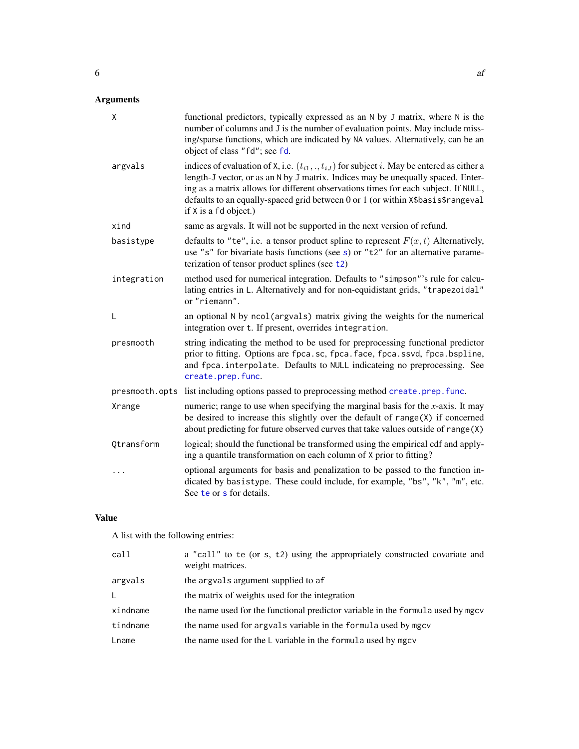## Arguments

| | |
|---|---|
| `X` | functional predictors, typically expressed as an `N` by `J` matrix, where `N` is the number of columns and `J` is the number of evaluation points. May include missing/sparse functions, which are indicated by `NA` values. Alternatively, can be an object of class `"fd"`; see `fd`. |
| `argvals` | indices of evaluation of `X`, i.e. $(t_{i1}, ., t_{iJ})$ for subject $i$. May be entered as either a length-`J` vector, or as an `N` by `J` matrix. Indices may be unequally spaced. Entering as a matrix allows for different observations times for each subject. If `NULL`, defaults to an equally-spaced grid between 0 or 1 (or within `X$basis$rangeval` if `X` is a `fd` object.) |
| `xind` | same as argvals. It will not be supported in the next version of refund. |
| `basistype` | defaults to `"te"`, i.e. a tensor product spline to represent $F(x, t)$ Alternatively, use `"s"` for bivariate basis functions (see `s`) or `"t2"` for an alternative parameterization of tensor product splines (see `t2`) |
| `integration` | method used for numerical integration. Defaults to `"simpson"`'s rule for calculating entries in `L`. Alternatively and for non-equidistant grids, `"trapezoidal"` or `"riemann"`. |
| `L` | an optional `N` by `ncol(argvals)` matrix giving the weights for the numerical integration over `t`. If present, overrides `integration`. |
| `presmooth` | string indicating the method to be used for preprocessing functional predictor prior to fitting. Options are `fpca.sc`, `fpca.face`, `fpca.ssvd`, `fpca.bspline`, and `fpca.interpolate`. Defaults to `NULL` indicateing no preprocessing. See `create.prep.func`. |
| `presmooth.opts` | list including options passed to preprocessing method `create.prep.func`. |
| `Xrange` | numeric; range to use when specifying the marginal basis for the *x*-axis. It may be desired to increase this slightly over the default of `range(X)` if concerned about predicting for future observed curves that take values outside of `range(X)` |
| `Qtransform` | logical; should the functional be transformed using the empirical cdf and applying a quantile transformation on each column of `X` prior to fitting? |
| `...` | optional arguments for basis and penalization to be passed to the function indicated by `basistype`. These could include, for example, `"bs"`, `"k"`, `"m"`, etc. See `te` or `s` for details. |

## Value

A list with the following entries:

| | |
|---|---|
| `call` | a `"call"` to `te` (or `s`, `t2`) using the appropriately constructed covariate and weight matrices. |
| `argvals` | the `argvals` argument supplied to `af` |
| `L` | the matrix of weights used for the integration |
| `xindname` | the name used for the functional predictor variable in the `formula` used by `mgcv` |
| `tindname` | the name used for `argvals` variable in the `formula` used by `mgcv` |
| `Lname` | the name used for the `L` variable in the `formula` used by `mgcv` |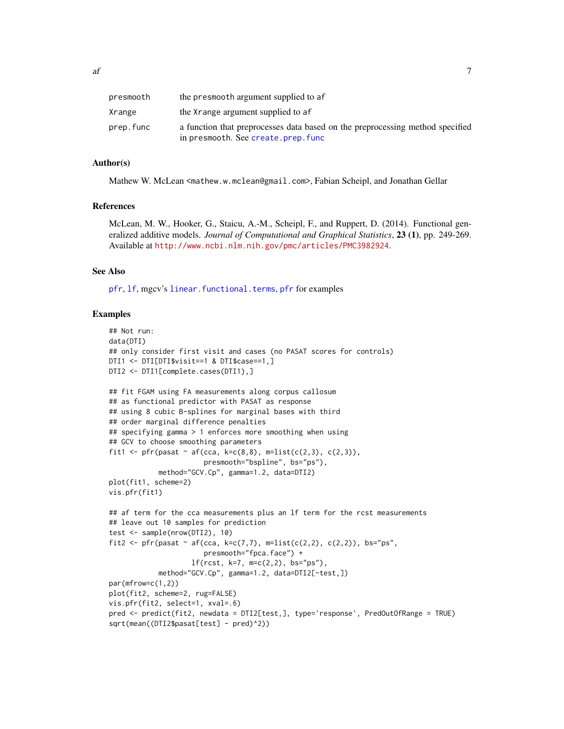| | |
|---|---|
| presmooth | the presmooth argument supplied to af |
| Xrange | the Xrange argument supplied to af |
| prep.func | a function that preprocesses data based on the preprocessing method specified in presmooth. See create.prep.func |

### Author(s)

Mathew W. McLean <mathew.w.mclean@gmail.com>, Fabian Scheipl, and Jonathan Gellar

### References

McLean, M. W., Hooker, G., Staicu, A.-M., Scheipl, F., and Ruppert, D. (2014). Functional generalized additive models. *Journal of Computational and Graphical Statistics*, **23 (1)**, pp. 249-269. Available at http://www.ncbi.nlm.nih.gov/pmc/articles/PMC3982924.

### See Also

pfr, lf, mgcv's linear.functional.terms, pfr for examples

### Examples

```
## Not run:
data(DTI)
## only consider first visit and cases (no PASAT scores for controls)
DTI1 <- DTI[DTI$visit==1 & DTI$case==1,]
DTI2 <- DTI1[complete.cases(DTI1),]

## fit FGAM using FA measurements along corpus callosum
## as functional predictor with PASAT as response
## using 8 cubic B-splines for marginal bases with third
## order marginal difference penalties
## specifying gamma > 1 enforces more smoothing when using
## GCV to choose smoothing parameters
fit1 <- pfr(pasat ~ af(cca, k=c(8,8), m=list(c(2,3), c(2,3)),
                       presmooth="bspline", bs="ps"),
            method="GCV.Cp", gamma=1.2, data=DTI2)
plot(fit1, scheme=2)
vis.pfr(fit1)

## af term for the cca measurements plus an lf term for the rcst measurements
## leave out 10 samples for prediction
test <- sample(nrow(DTI2), 10)
fit2 <- pfr(pasat ~ af(cca, k=c(7,7), m=list(c(2,2), c(2,2)), bs="ps",
                       presmooth="fpca.face") +
                    lf(rcst, k=7, m=c(2,2), bs="ps"),
            method="GCV.Cp", gamma=1.2, data=DTI2[-test,])
par(mfrow=c(1,2))
plot(fit2, scheme=2, rug=FALSE)
vis.pfr(fit2, select=1, xval=.6)
pred <- predict(fit2, newdata = DTI2[test,], type='response', PredOutOfRange = TRUE)
sqrt(mean((DTI2$pasat[test] - pred)^2))
```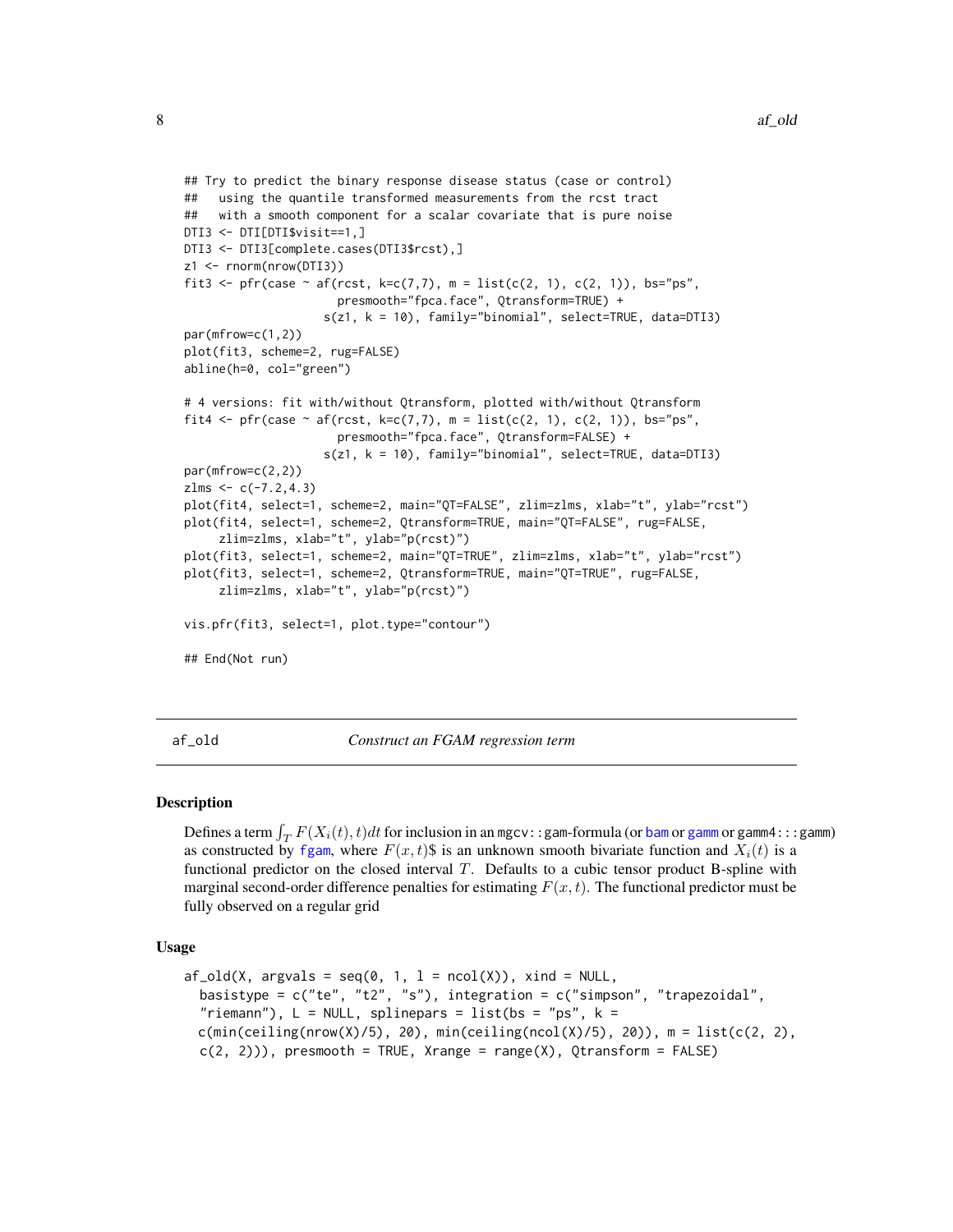```
## Try to predict the binary response disease status (case or control)
##   using the quantile transformed measurements from the rcst tract
##   with a smooth component for a scalar covariate that is pure noise
DTI3 <- DTI[DTI$visit==1,]
DTI3 <- DTI3[complete.cases(DTI3$rcst),]
z1 <- rnorm(nrow(DTI3))
fit3 <- pfr(case ~ af(rcst, k=c(7,7), m = list(c(2, 1), c(2, 1)), bs="ps",
                      presmooth="fpca.face", Qtransform=TRUE) +
                    s(z1, k = 10), family="binomial", select=TRUE, data=DTI3)
par(mfrow=c(1,2))
plot(fit3, scheme=2, rug=FALSE)
abline(h=0, col="green")

# 4 versions: fit with/without Qtransform, plotted with/without Qtransform
fit4 <- pfr(case ~ af(rcst, k=c(7,7), m = list(c(2, 1), c(2, 1)), bs="ps",
                      presmooth="fpca.face", Qtransform=FALSE) +
                    s(z1, k = 10), family="binomial", select=TRUE, data=DTI3)
par(mfrow=c(2,2))
zlms <- c(-7.2,4.3)
plot(fit4, select=1, scheme=2, main="QT=FALSE", zlim=zlms, xlab="t", ylab="rcst")
plot(fit4, select=1, scheme=2, Qtransform=TRUE, main="QT=FALSE", rug=FALSE,
     zlim=zlms, xlab="t", ylab="p(rcst)")
plot(fit3, select=1, scheme=2, main="QT=TRUE", zlim=zlms, xlab="t", ylab="rcst")
plot(fit3, select=1, scheme=2, Qtransform=TRUE, main="QT=TRUE", rug=FALSE,
     zlim=zlms, xlab="t", ylab="p(rcst)")

vis.pfr(fit3, select=1, plot.type="contour")

## End(Not run)
```

## af_old — *Construct an FGAM regression term*

### Description

Defines a term $\int_T F(X_i(t), t)dt$ for inclusion in an mgcv::gam-formula (or bam or gamm or gamm4:::gamm) as constructed by fgam, where $F(x, t)$\$ is an unknown smooth bivariate function and $X_i(t)$ is a functional predictor on the closed interval $T$. Defaults to a cubic tensor product B-spline with marginal second-order difference penalties for estimating $F(x, t)$. The functional predictor must be fully observed on a regular grid

### Usage

```
af_old(X, argvals = seq(0, 1, l = ncol(X)), xind = NULL,
  basistype = c("te", "t2", "s"), integration = c("simpson", "trapezoidal",
  "riemann"), L = NULL, splinepars = list(bs = "ps", k =
  c(min(ceiling(nrow(X)/5), 20), min(ceiling(ncol(X)/5), 20)), m = list(c(2, 2),
  c(2, 2))), presmooth = TRUE, Xrange = range(X), Qtransform = FALSE)
```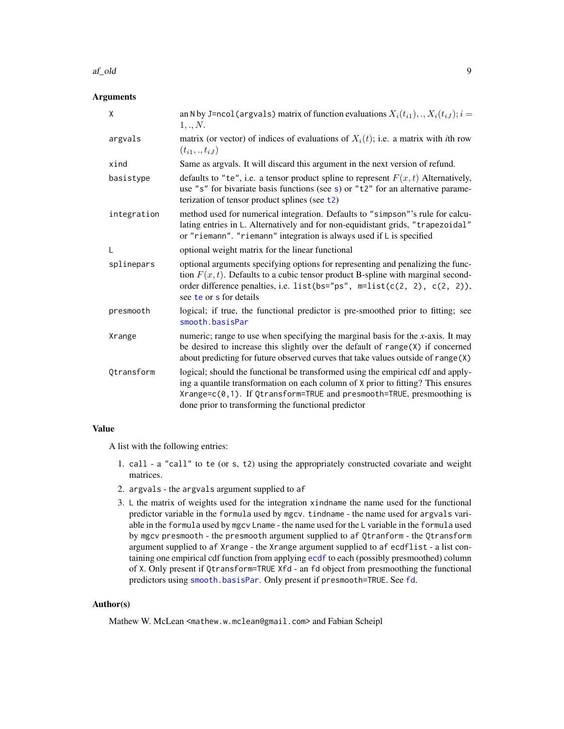### Arguments

| | |
|---|---|
| X | an N by J=ncol(argvals) matrix of function evaluations $X_i(t_{i1}), ., X_i(t_{iJ}); i = 1, ., N$. |
| argvals | matrix (or vector) of indices of evaluations of $X_i(t)$; i.e. a matrix with *i*th row $(t_{i1}, ., t_{iJ})$ |
| xind | Same as argvals. It will discard this argument in the next version of refund. |
| basistype | defaults to "te", i.e. a tensor product spline to represent $F(x, t)$ Alternatively, use "s" for bivariate basis functions (see s) or "t2" for an alternative parameterization of tensor product splines (see t2) |
| integration | method used for numerical integration. Defaults to "simpson"'s rule for calculating entries in L. Alternatively and for non-equidistant grids, "trapezoidal" or "riemann". "riemann" integration is always used if L is specified |
| L | optional weight matrix for the linear functional |
| splinepars | optional arguments specifying options for representing and penalizing the function $F(x, t)$. Defaults to a cubic tensor product B-spline with marginal second-order difference penalties, i.e. list(bs="ps", m=list(c(2, 2), c(2, 2)), see te or s for details |
| presmooth | logical; if true, the functional predictor is pre-smoothed prior to fitting; see smooth.basisPar |
| Xrange | numeric; range to use when specifying the marginal basis for the *x*-axis. It may be desired to increase this slightly over the default of range(X) if concerned about predicting for future observed curves that take values outside of range(X) |
| Qtransform | logical; should the functional be transformed using the empirical cdf and applying a quantile transformation on each column of X prior to fitting? This ensures Xrange=c(0,1). If Qtransform=TRUE and presmooth=TRUE, presmoothing is done prior to transforming the functional predictor |

### Value

A list with the following entries:

1. call - a "call" to te (or s, t2) using the appropriately constructed covariate and weight matrices.
2. argvals - the argvals argument supplied to af
3. L the matrix of weights used for the integration xindname the name used for the functional predictor variable in the formula used by mgcv. tindname - the name used for argvals variable in the formula used by mgcv Lname - the name used for the L variable in the formula used by mgcv presmooth - the presmooth argument supplied to af Qtranform - the Qtransform argument supplied to af Xrange - the Xrange argument supplied to af ecdflist - a list containing one empirical cdf function from applying ecdf to each (possibly presmoothed) column of X. Only present if Qtransform=TRUE Xfd - an fd object from presmoothing the functional predictors using smooth.basisPar. Only present if presmooth=TRUE. See fd.

### Author(s)

Mathew W. McLean <mathew.w.mclean@gmail.com> and Fabian Scheipl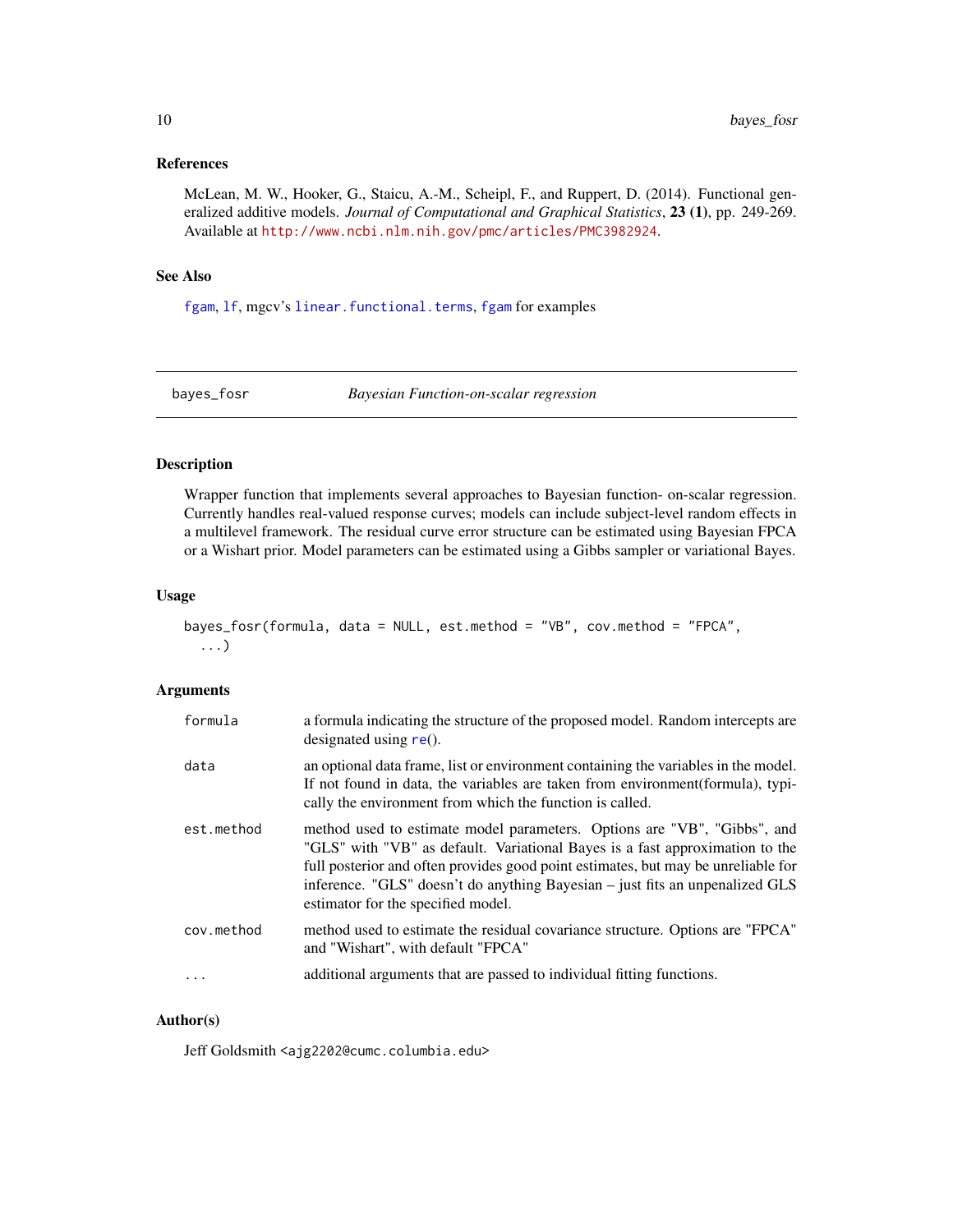### References

McLean, M. W., Hooker, G., Staicu, A.-M., Scheipl, F., and Ruppert, D. (2014). Functional generalized additive models. *Journal of Computational and Graphical Statistics*, **23 (1)**, pp. 249-269. Available at http://www.ncbi.nlm.nih.gov/pmc/articles/PMC3982924.

### See Also

fgam, lf, mgcv's linear.functional.terms, fgam for examples

---

## bayes_fosr &nbsp;&nbsp;&nbsp;&nbsp; *Bayesian Function-on-scalar regression*

---

### Description

Wrapper function that implements several approaches to Bayesian function- on-scalar regression. Currently handles real-valued response curves; models can include subject-level random effects in a multilevel framework. The residual curve error structure can be estimated using Bayesian FPCA or a Wishart prior. Model parameters can be estimated using a Gibbs sampler or variational Bayes.

### Usage

```
bayes_fosr(formula, data = NULL, est.method = "VB", cov.method = "FPCA",
  ...)
```

### Arguments

| | |
|---|---|
| formula | a formula indicating the structure of the proposed model. Random intercepts are designated using re(). |
| data | an optional data frame, list or environment containing the variables in the model. If not found in data, the variables are taken from environment(formula), typically the environment from which the function is called. |
| est.method | method used to estimate model parameters. Options are "VB", "Gibbs", and "GLS" with "VB" as default. Variational Bayes is a fast approximation to the full posterior and often provides good point estimates, but may be unreliable for inference. "GLS" doesn't do anything Bayesian – just fits an unpenalized GLS estimator for the specified model. |
| cov.method | method used to estimate the residual covariance structure. Options are "FPCA" and "Wishart", with default "FPCA" |
| ... | additional arguments that are passed to individual fitting functions. |

### Author(s)

Jeff Goldsmith <ajg2202@cumc.columbia.edu>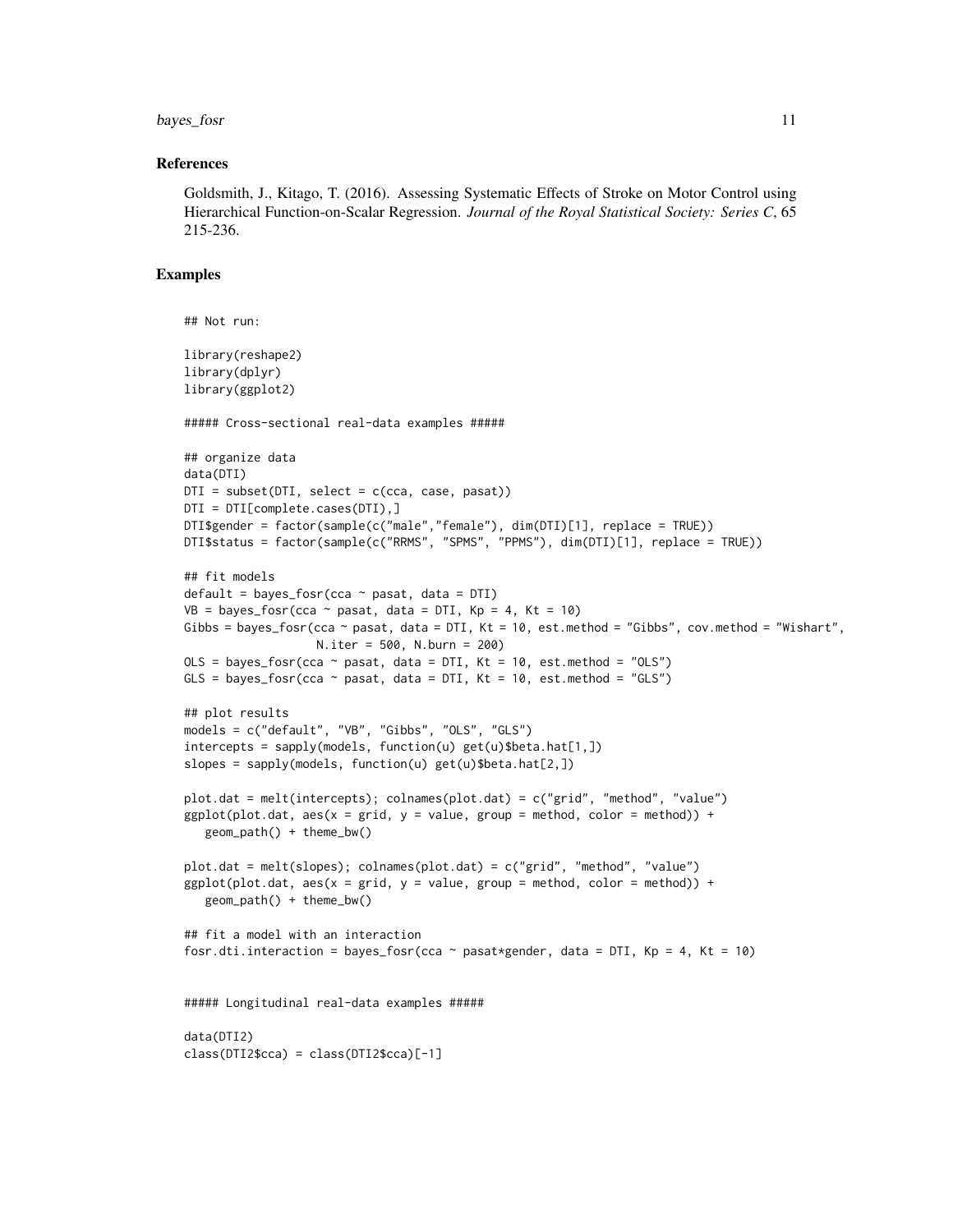### References

Goldsmith, J., Kitago, T. (2016). Assessing Systematic Effects of Stroke on Motor Control using Hierarchical Function-on-Scalar Regression. *Journal of the Royal Statistical Society: Series C*, 65 215-236.

### Examples

```
## Not run:

library(reshape2)
library(dplyr)
library(ggplot2)

##### Cross-sectional real-data examples #####

## organize data
data(DTI)
DTI = subset(DTI, select = c(cca, case, pasat))
DTI = DTI[complete.cases(DTI),]
DTI$gender = factor(sample(c("male","female"), dim(DTI)[1], replace = TRUE))
DTI$status = factor(sample(c("RRMS", "SPMS", "PPMS"), dim(DTI)[1], replace = TRUE))

## fit models
default = bayes_fosr(cca ~ pasat, data = DTI)
VB = bayes_fosr(cca ~ pasat, data = DTI, Kp = 4, Kt = 10)
Gibbs = bayes_fosr(cca ~ pasat, data = DTI, Kt = 10, est.method = "Gibbs", cov.method = "Wishart",
                   N.iter = 500, N.burn = 200)
OLS = bayes_fosr(cca ~ pasat, data = DTI, Kt = 10, est.method = "OLS")
GLS = bayes_fosr(cca ~ pasat, data = DTI, Kt = 10, est.method = "GLS")

## plot results
models = c("default", "VB", "Gibbs", "OLS", "GLS")
intercepts = sapply(models, function(u) get(u)$beta.hat[1,])
slopes = sapply(models, function(u) get(u)$beta.hat[2,])

plot.dat = melt(intercepts); colnames(plot.dat) = c("grid", "method", "value")
ggplot(plot.dat, aes(x = grid, y = value, group = method, color = method)) +
   geom_path() + theme_bw()

plot.dat = melt(slopes); colnames(plot.dat) = c("grid", "method", "value")
ggplot(plot.dat, aes(x = grid, y = value, group = method, color = method)) +
   geom_path() + theme_bw()

## fit a model with an interaction
fosr.dti.interaction = bayes_fosr(cca ~ pasat*gender, data = DTI, Kp = 4, Kt = 10)


##### Longitudinal real-data examples #####

data(DTI2)
class(DTI2$cca) = class(DTI2$cca)[-1]
```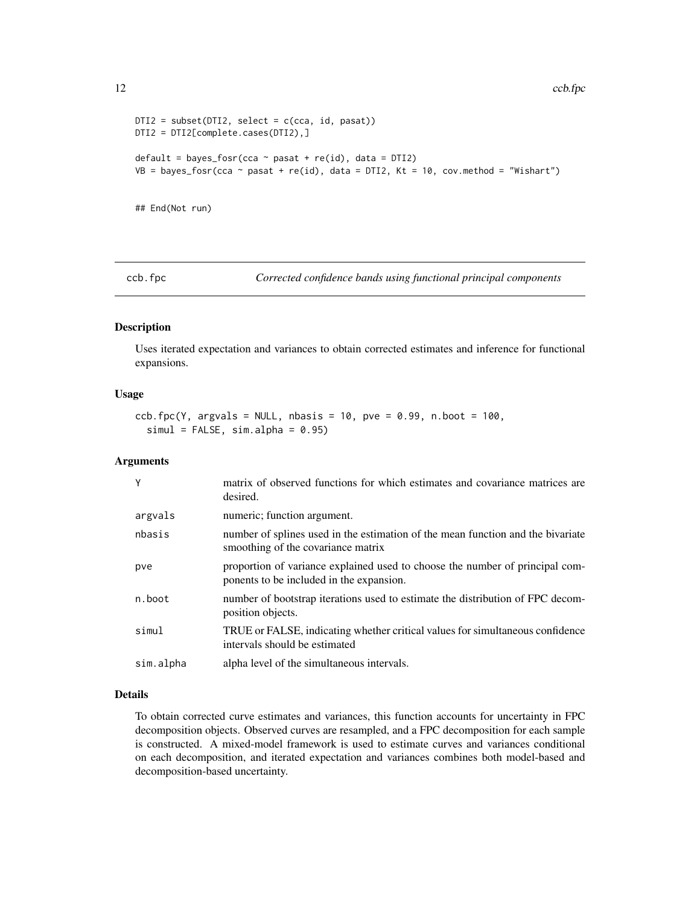```
DTI2 = subset(DTI2, select = c(cca, id, pasat))
DTI2 = DTI2[complete.cases(DTI2),]

default = bayes_fosr(cca ~ pasat + re(id), data = DTI2)
VB = bayes_fosr(cca ~ pasat + re(id), data = DTI2, Kt = 10, cov.method = "Wishart")


## End(Not run)
```

---

## ccb.fpc — *Corrected confidence bands using functional principal components*

### Description

Uses iterated expectation and variances to obtain corrected estimates and inference for functional expansions.

### Usage

```
ccb.fpc(Y, argvals = NULL, nbasis = 10, pve = 0.99, n.boot = 100,
  simul = FALSE, sim.alpha = 0.95)
```

### Arguments

| Argument | Description |
|---|---|
| Y | matrix of observed functions for which estimates and covariance matrices are desired. |
| argvals | numeric; function argument. |
| nbasis | number of splines used in the estimation of the mean function and the bivariate smoothing of the covariance matrix |
| pve | proportion of variance explained used to choose the number of principal components to be included in the expansion. |
| n.boot | number of bootstrap iterations used to estimate the distribution of FPC decomposition objects. |
| simul | TRUE or FALSE, indicating whether critical values for simultaneous confidence intervals should be estimated |
| sim.alpha | alpha level of the simultaneous intervals. |

### Details

To obtain corrected curve estimates and variances, this function accounts for uncertainty in FPC decomposition objects. Observed curves are resampled, and a FPC decomposition for each sample is constructed. A mixed-model framework is used to estimate curves and variances conditional on each decomposition, and iterated expectation and variances combines both model-based and decomposition-based uncertainty.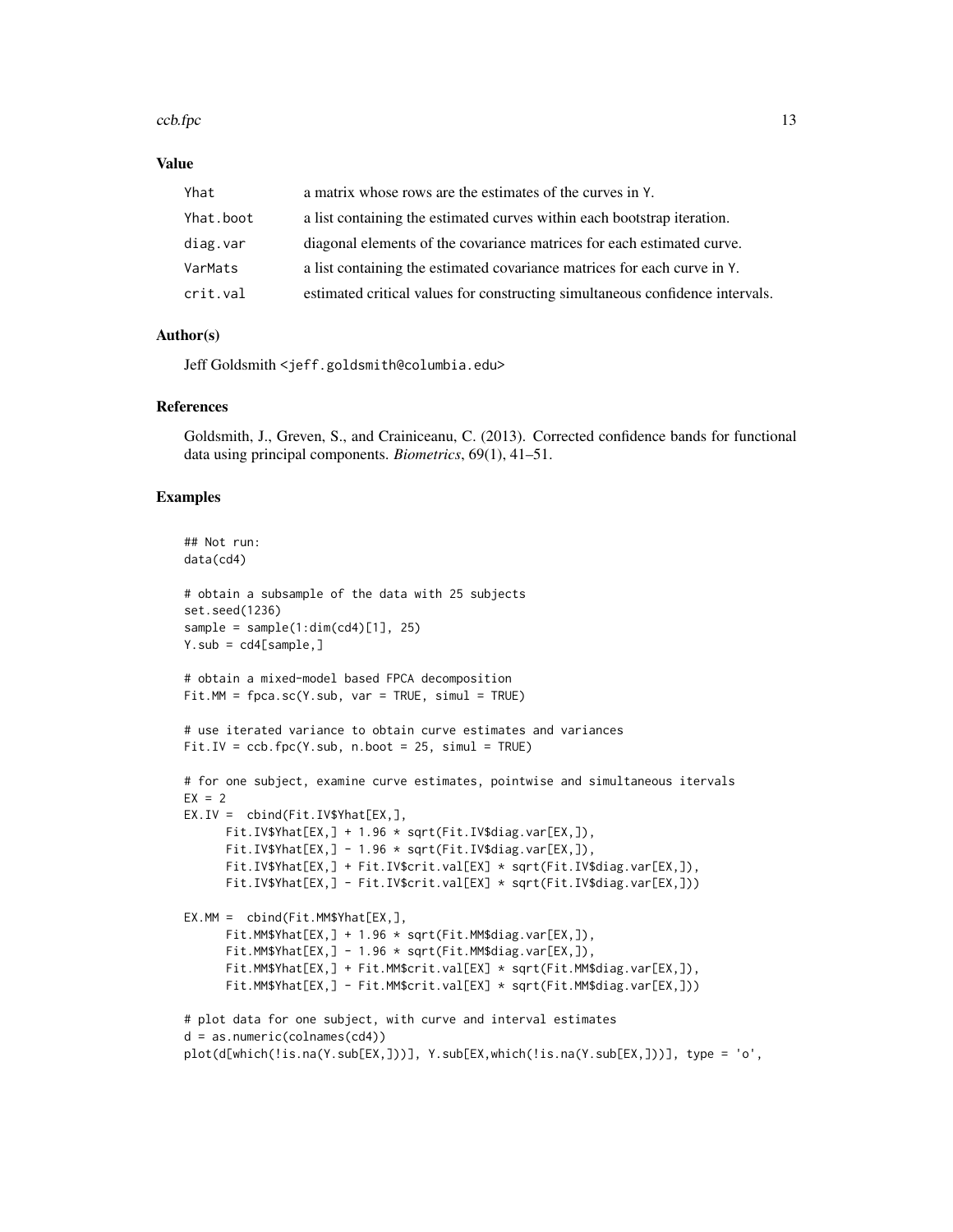## Value

| | |
|---|---|
| Yhat | a matrix whose rows are the estimates of the curves in Y. |
| Yhat.boot | a list containing the estimated curves within each bootstrap iteration. |
| diag.var | diagonal elements of the covariance matrices for each estimated curve. |
| VarMats | a list containing the estimated covariance matrices for each curve in Y. |
| crit.val | estimated critical values for constructing simultaneous confidence intervals. |

## Author(s)

Jeff Goldsmith <jeff.goldsmith@columbia.edu>

## References

Goldsmith, J., Greven, S., and Crainiceanu, C. (2013). Corrected confidence bands for functional data using principal components. *Biometrics*, 69(1), 41–51.

## Examples

```
## Not run:
data(cd4)

# obtain a subsample of the data with 25 subjects
set.seed(1236)
sample = sample(1:dim(cd4)[1], 25)
Y.sub = cd4[sample,]

# obtain a mixed-model based FPCA decomposition
Fit.MM = fpca.sc(Y.sub, var = TRUE, simul = TRUE)

# use iterated variance to obtain curve estimates and variances
Fit.IV = ccb.fpc(Y.sub, n.boot = 25, simul = TRUE)

# for one subject, examine curve estimates, pointwise and simultaneous itervals
EX = 2
EX.IV =  cbind(Fit.IV$Yhat[EX,],
      Fit.IV$Yhat[EX,] + 1.96 * sqrt(Fit.IV$diag.var[EX,]),
      Fit.IV$Yhat[EX,] - 1.96 * sqrt(Fit.IV$diag.var[EX,]),
      Fit.IV$Yhat[EX,] + Fit.IV$crit.val[EX] * sqrt(Fit.IV$diag.var[EX,]),
      Fit.IV$Yhat[EX,] - Fit.IV$crit.val[EX] * sqrt(Fit.IV$diag.var[EX,]))

EX.MM =  cbind(Fit.MM$Yhat[EX,],
      Fit.MM$Yhat[EX,] + 1.96 * sqrt(Fit.MM$diag.var[EX,]),
      Fit.MM$Yhat[EX,] - 1.96 * sqrt(Fit.MM$diag.var[EX,]),
      Fit.MM$Yhat[EX,] + Fit.MM$crit.val[EX] * sqrt(Fit.MM$diag.var[EX,]),
      Fit.MM$Yhat[EX,] - Fit.MM$crit.val[EX] * sqrt(Fit.MM$diag.var[EX,]))

# plot data for one subject, with curve and interval estimates
d = as.numeric(colnames(cd4))
plot(d[which(!is.na(Y.sub[EX,]))], Y.sub[EX,which(!is.na(Y.sub[EX,]))], type = 'o',
```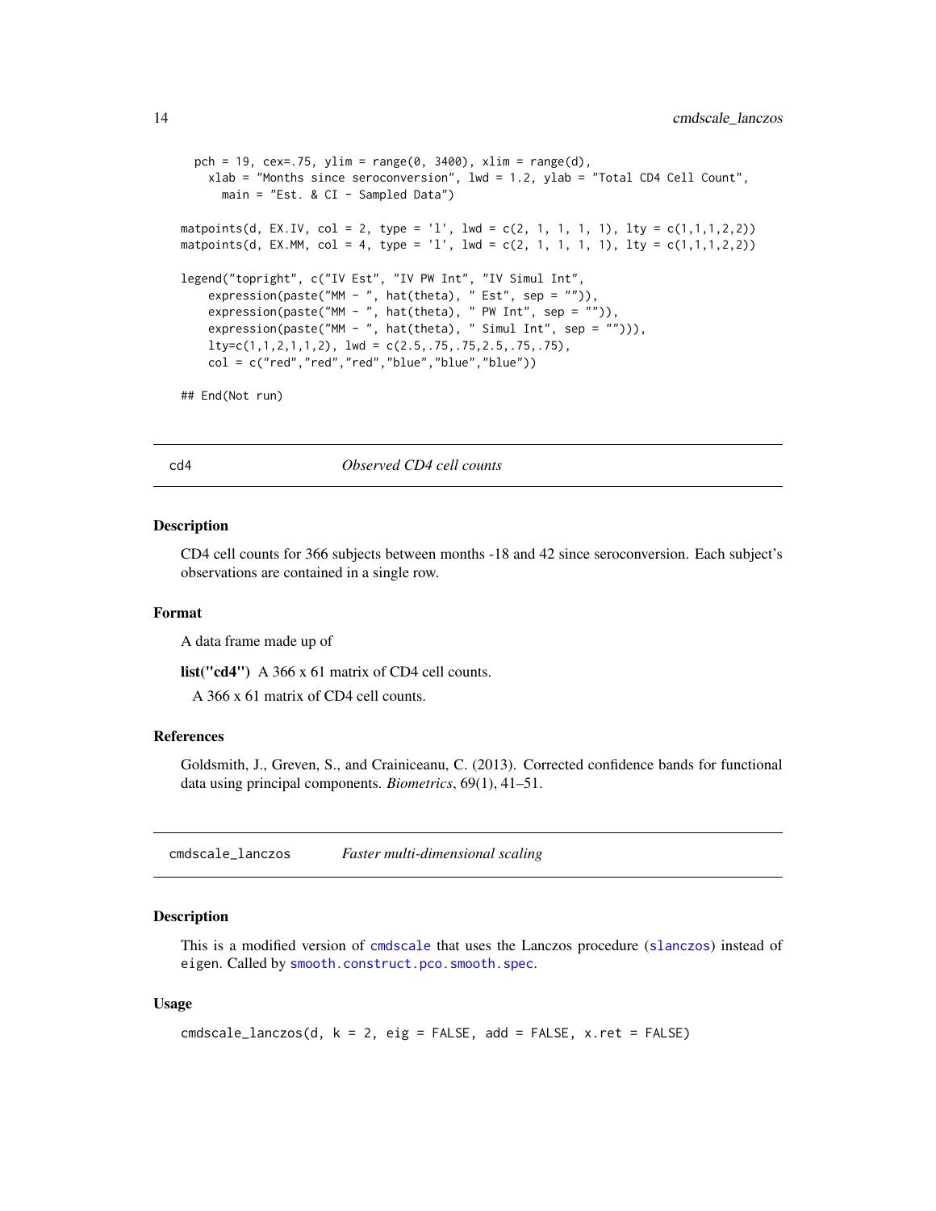```
  pch = 19, cex=.75, ylim = range(0, 3400), xlim = range(d),
    xlab = "Months since seroconversion", lwd = 1.2, ylab = "Total CD4 Cell Count",
      main = "Est. & CI - Sampled Data")

matpoints(d, EX.IV, col = 2, type = 'l', lwd = c(2, 1, 1, 1, 1), lty = c(1,1,1,2,2))
matpoints(d, EX.MM, col = 4, type = 'l', lwd = c(2, 1, 1, 1, 1), lty = c(1,1,1,2,2))

legend("topright", c("IV Est", "IV PW Int", "IV Simul Int",
    expression(paste("MM - ", hat(theta), " Est", sep = "")),
    expression(paste("MM - ", hat(theta), " PW Int", sep = "")),
    expression(paste("MM - ", hat(theta), " Simul Int", sep = ""))),
    lty=c(1,1,2,1,1,2), lwd = c(2.5,.75,.75,2.5,.75,.75),
    col = c("red","red","red","blue","blue","blue"))

## End(Not run)
```

## cd4 — *Observed CD4 cell counts*

### Description

CD4 cell counts for 366 subjects between months -18 and 42 since seroconversion. Each subject's observations are contained in a single row.

### Format

A data frame made up of

**list("cd4")** A 366 x 61 matrix of CD4 cell counts.

A 366 x 61 matrix of CD4 cell counts.

### References

Goldsmith, J., Greven, S., and Crainiceanu, C. (2013). Corrected confidence bands for functional data using principal components. *Biometrics*, 69(1), 41–51.

## cmdscale_lanczos — *Faster multi-dimensional scaling*

### Description

This is a modified version of `cmdscale` that uses the Lanczos procedure (`slanczos`) instead of `eigen`. Called by `smooth.construct.pco.smooth.spec`.

### Usage

```
cmdscale_lanczos(d, k = 2, eig = FALSE, add = FALSE, x.ret = FALSE)
```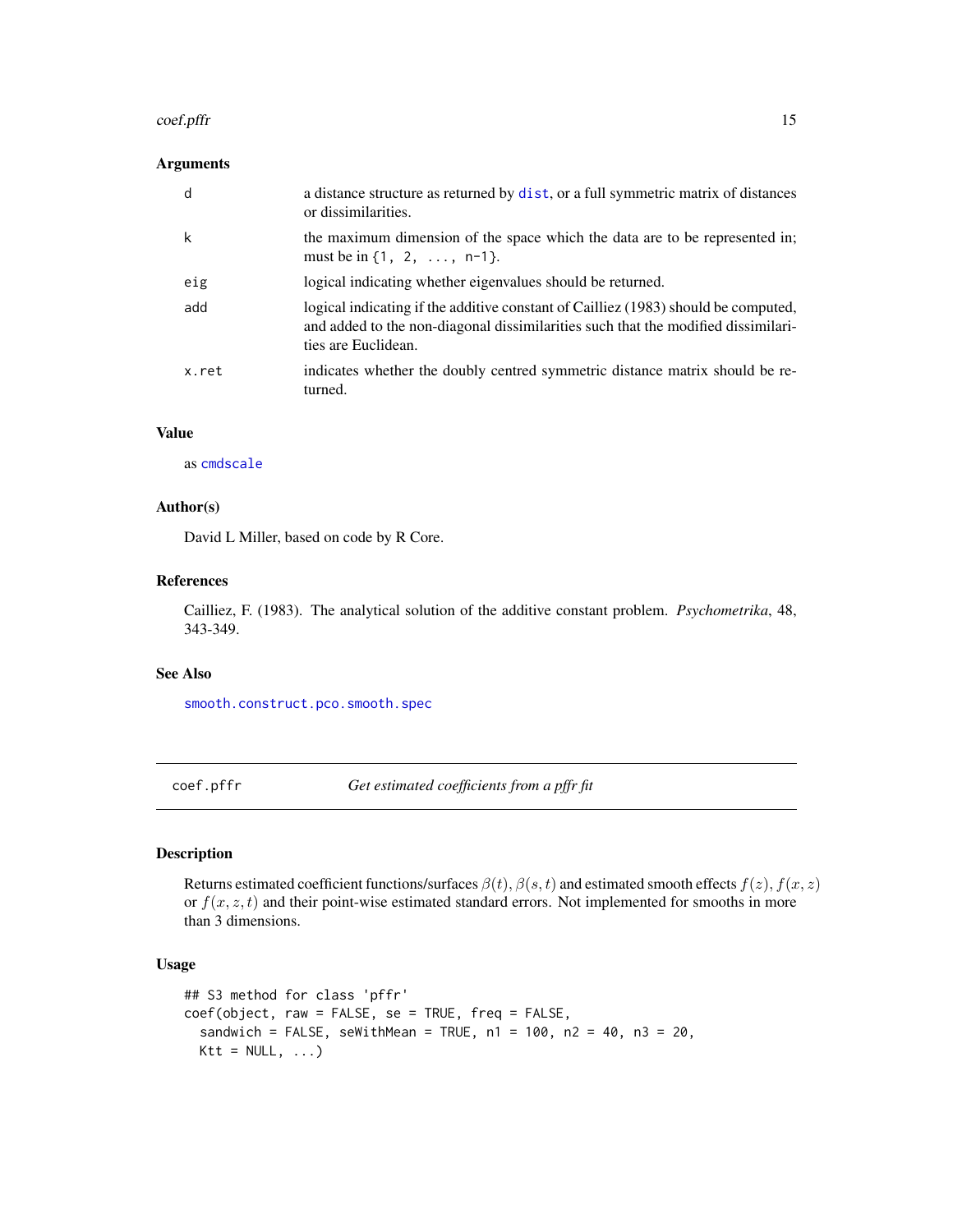### Arguments

| | |
|---|---|
| d | a distance structure as returned by `dist`, or a full symmetric matrix of distances or dissimilarities. |
| k | the maximum dimension of the space which the data are to be represented in; must be in `{1, 2, ..., n-1}`. |
| eig | logical indicating whether eigenvalues should be returned. |
| add | logical indicating if the additive constant of Cailliez (1983) should be computed, and added to the non-diagonal dissimilarities such that the modified dissimilarities are Euclidean. |
| x.ret | indicates whether the doubly centred symmetric distance matrix should be returned. |

### Value

as `cmdscale`

### Author(s)

David L Miller, based on code by R Core.

### References

Cailliez, F. (1983). The analytical solution of the additive constant problem. *Psychometrika*, 48, 343-349.

### See Also

`smooth.construct.pco.smooth.spec`

---

## coef.pffr *Get estimated coefficients from a pffr fit*

### Description

Returns estimated coefficient functions/surfaces $\beta(t)$, $\beta(s,t)$ and estimated smooth effects $f(z)$, $f(x,z)$ or $f(x,z,t)$ and their point-wise estimated standard errors. Not implemented for smooths in more than 3 dimensions.

### Usage

```
## S3 method for class 'pffr'
coef(object, raw = FALSE, se = TRUE, freq = FALSE,
  sandwich = FALSE, seWithMean = TRUE, n1 = 100, n2 = 40, n3 = 20,
  Ktt = NULL, ...)
```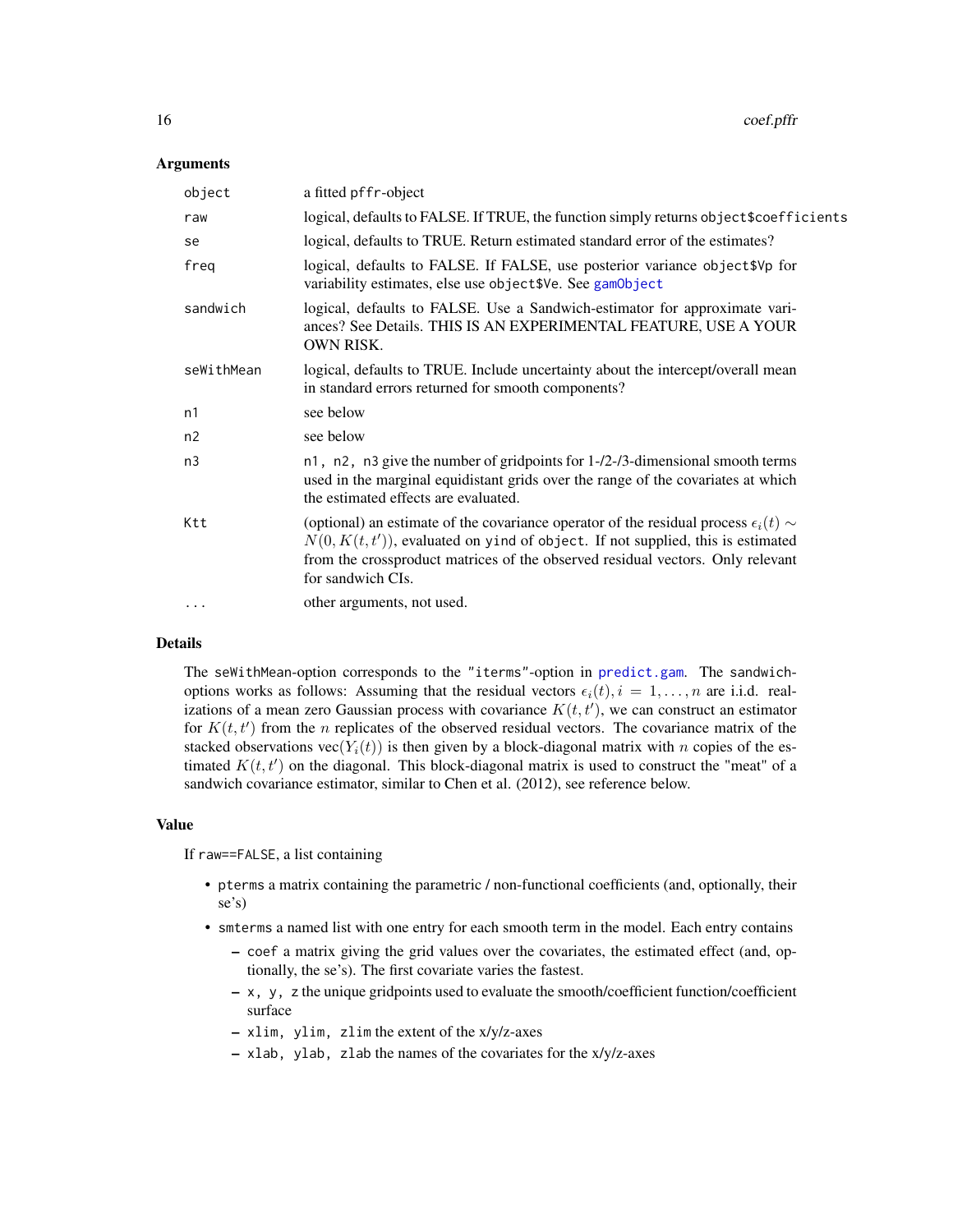## Arguments

| | |
|---|---|
| `object` | a fitted `pffr`-object |
| `raw` | logical, defaults to FALSE. If TRUE, the function simply returns `object$coefficients` |
| `se` | logical, defaults to TRUE. Return estimated standard error of the estimates? |
| `freq` | logical, defaults to FALSE. If FALSE, use posterior variance `object$Vp` for variability estimates, else use `object$Ve`. See `gamObject` |
| `sandwich` | logical, defaults to FALSE. Use a Sandwich-estimator for approximate variances? See Details. THIS IS AN EXPERIMENTAL FEATURE, USE A YOUR OWN RISK. |
| `seWithMean` | logical, defaults to TRUE. Include uncertainty about the intercept/overall mean in standard errors returned for smooth components? |
| `n1` | see below |
| `n2` | see below |
| `n3` | `n1, n2, n3` give the number of gridpoints for 1-/2-/3-dimensional smooth terms used in the marginal equidistant grids over the range of the covariates at which the estimated effects are evaluated. |
| `Ktt` | (optional) an estimate of the covariance operator of the residual process $\epsilon_i(t) \sim N(0, K(t,t'))$, evaluated on `yind` of `object`. If not supplied, this is estimated from the crossproduct matrices of the observed residual vectors. Only relevant for sandwich CIs. |
| `...` | other arguments, not used. |

## Details

The `seWithMean`-option corresponds to the `"iterms"`-option in `predict.gam`. The `sandwich`-options works as follows: Assuming that the residual vectors $\epsilon_i(t), i = 1, \ldots, n$ are i.i.d. realizations of a mean zero Gaussian process with covariance $K(t,t')$, we can construct an estimator for $K(t,t')$ from the $n$ replicates of the observed residual vectors. The covariance matrix of the stacked observations $\text{vec}(Y_i(t))$ is then given by a block-diagonal matrix with $n$ copies of the estimated $K(t,t')$ on the diagonal. This block-diagonal matrix is used to construct the "meat" of a sandwich covariance estimator, similar to Chen et al. (2012), see reference below.

## Value

If `raw==FALSE`, a list containing

- `pterms` a matrix containing the parametric / non-functional coefficients (and, optionally, their se's)
- `smterms` a named list with one entry for each smooth term in the model. Each entry contains
  - `coef` a matrix giving the grid values over the covariates, the estimated effect (and, optionally, the se's). The first covariate varies the fastest.
  - `x, y, z` the unique gridpoints used to evaluate the smooth/coefficient function/coefficient surface
  - `xlim, ylim, zlim` the extent of the x/y/z-axes
  - `xlab, ylab, zlab` the names of the covariates for the x/y/z-axes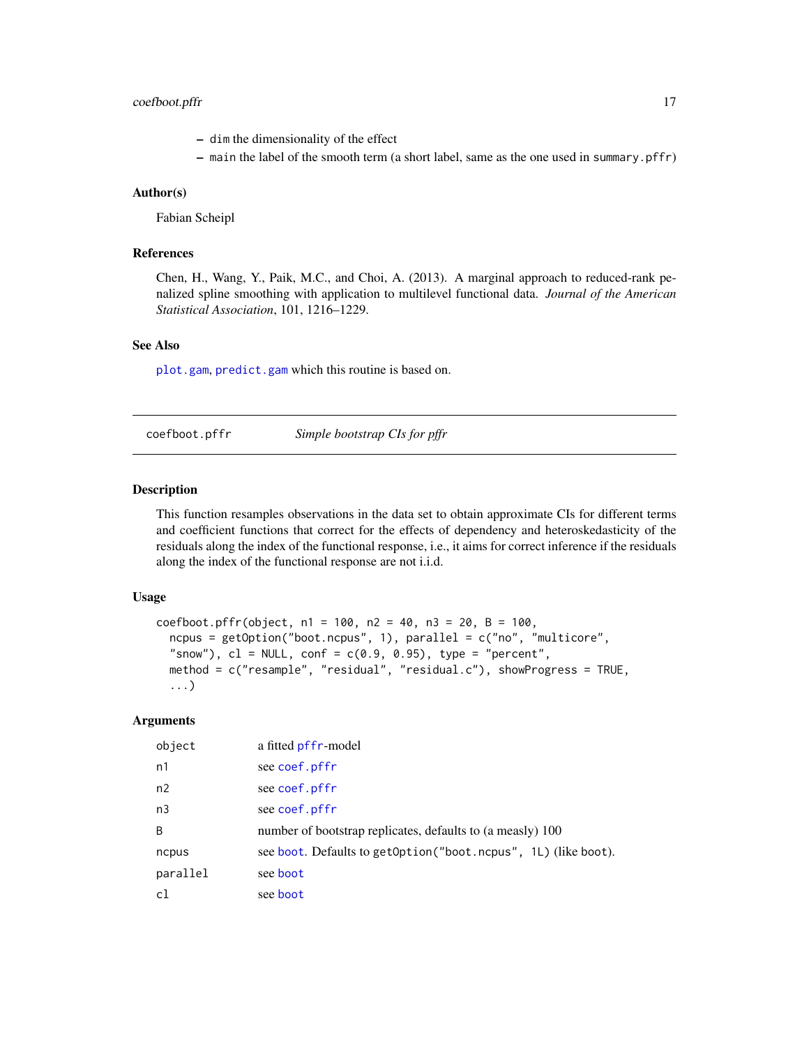- `dim` the dimensionality of the effect
- `main` the label of the smooth term (a short label, same as the one used in `summary.pffr`)

### Author(s)

Fabian Scheipl

### References

Chen, H., Wang, Y., Paik, M.C., and Choi, A. (2013). A marginal approach to reduced-rank penalized spline smoothing with application to multilevel functional data. *Journal of the American Statistical Association*, 101, 1216–1229.

### See Also

`plot.gam`, `predict.gam` which this routine is based on.

---

## coefboot.pffr — *Simple bootstrap CIs for pffr*

### Description

This function resamples observations in the data set to obtain approximate CIs for different terms and coefficient functions that correct for the effects of dependency and heteroskedasticity of the residuals along the index of the functional response, i.e., it aims for correct inference if the residuals along the index of the functional response are not i.i.d.

### Usage

```
coefboot.pffr(object, n1 = 100, n2 = 40, n3 = 20, B = 100,
  ncpus = getOption("boot.ncpus", 1), parallel = c("no", "multicore",
  "snow"), cl = NULL, conf = c(0.9, 0.95), type = "percent",
  method = c("resample", "residual", "residual.c"), showProgress = TRUE,
  ...)
```

### Arguments

| | |
|---|---|
| object | a fitted `pffr`-model |
| n1 | see `coef.pffr` |
| n2 | see `coef.pffr` |
| n3 | see `coef.pffr` |
| B | number of bootstrap replicates, defaults to (a measly) 100 |
| ncpus | see `boot`. Defaults to `getOption("boot.ncpus", 1L)` (like `boot`). |
| parallel | see `boot` |
| cl | see `boot` |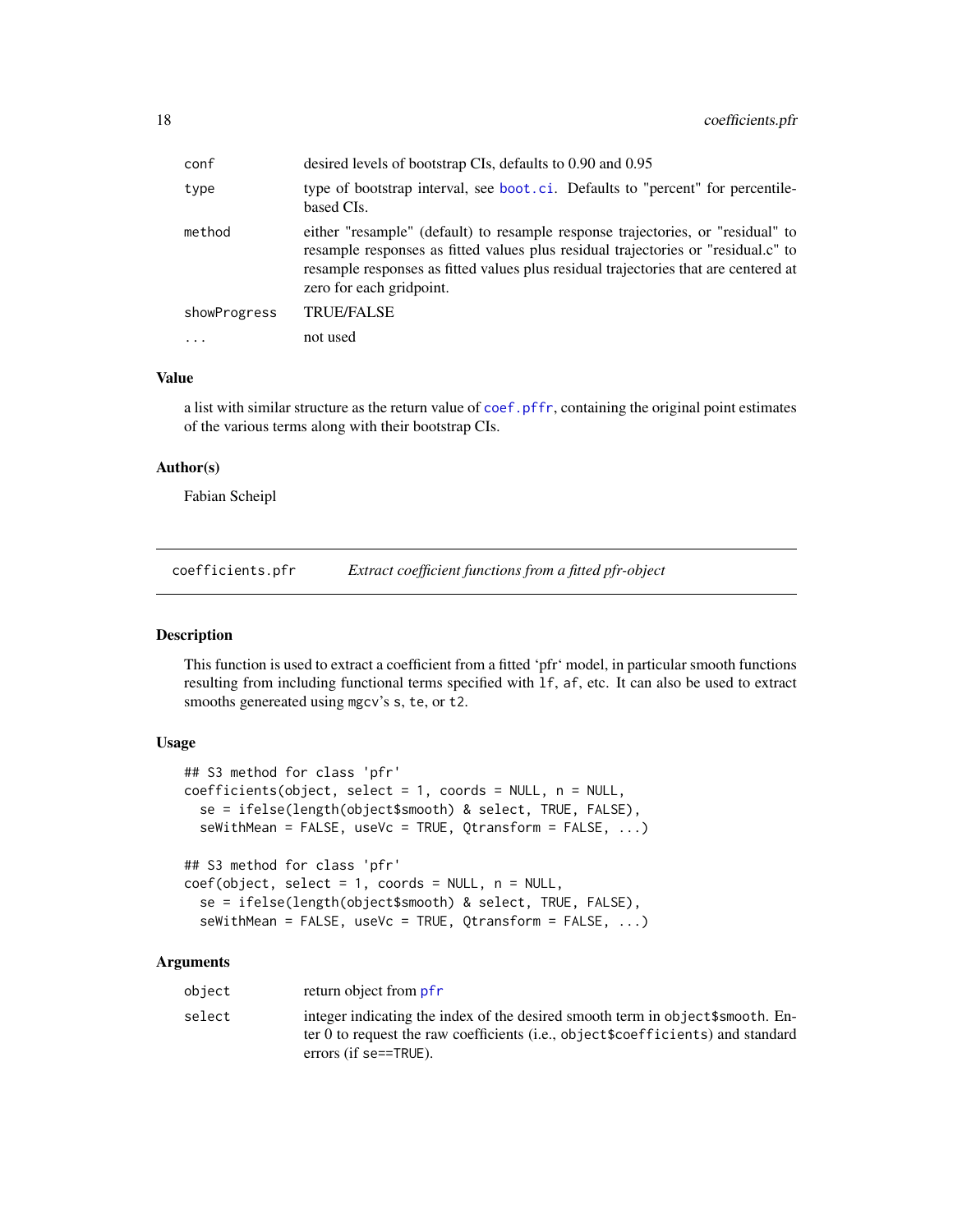| | |
|---|---|
| conf | desired levels of bootstrap CIs, defaults to 0.90 and 0.95 |
| type | type of bootstrap interval, see boot.ci. Defaults to "percent" for percentile-based CIs. |
| method | either "resample" (default) to resample response trajectories, or "residual" to resample responses as fitted values plus residual trajectories or "residual.c" to resample responses as fitted values plus residual trajectories that are centered at zero for each gridpoint. |
| showProgress | TRUE/FALSE |
| ... | not used |

### Value

a list with similar structure as the return value of coef.pffr, containing the original point estimates of the various terms along with their bootstrap CIs.

### Author(s)

Fabian Scheipl

---

## coefficients.pfr — *Extract coefficient functions from a fitted pfr-object*

### Description

This function is used to extract a coefficient from a fitted 'pfr' model, in particular smooth functions resulting from including functional terms specified with lf, af, etc. It can also be used to extract smooths genereated using mgcv's s, te, or t2.

### Usage

```
## S3 method for class 'pfr'
coefficients(object, select = 1, coords = NULL, n = NULL,
  se = ifelse(length(object$smooth) & select, TRUE, FALSE),
  seWithMean = FALSE, useVc = TRUE, Qtransform = FALSE, ...)

## S3 method for class 'pfr'
coef(object, select = 1, coords = NULL, n = NULL,
  se = ifelse(length(object$smooth) & select, TRUE, FALSE),
  seWithMean = FALSE, useVc = TRUE, Qtransform = FALSE, ...)
```

### Arguments

| | |
|---|---|
| object | return object from pfr |
| select | integer indicating the index of the desired smooth term in object$smooth. Enter 0 to request the raw coefficients (i.e., object$coefficients) and standard errors (if se==TRUE). |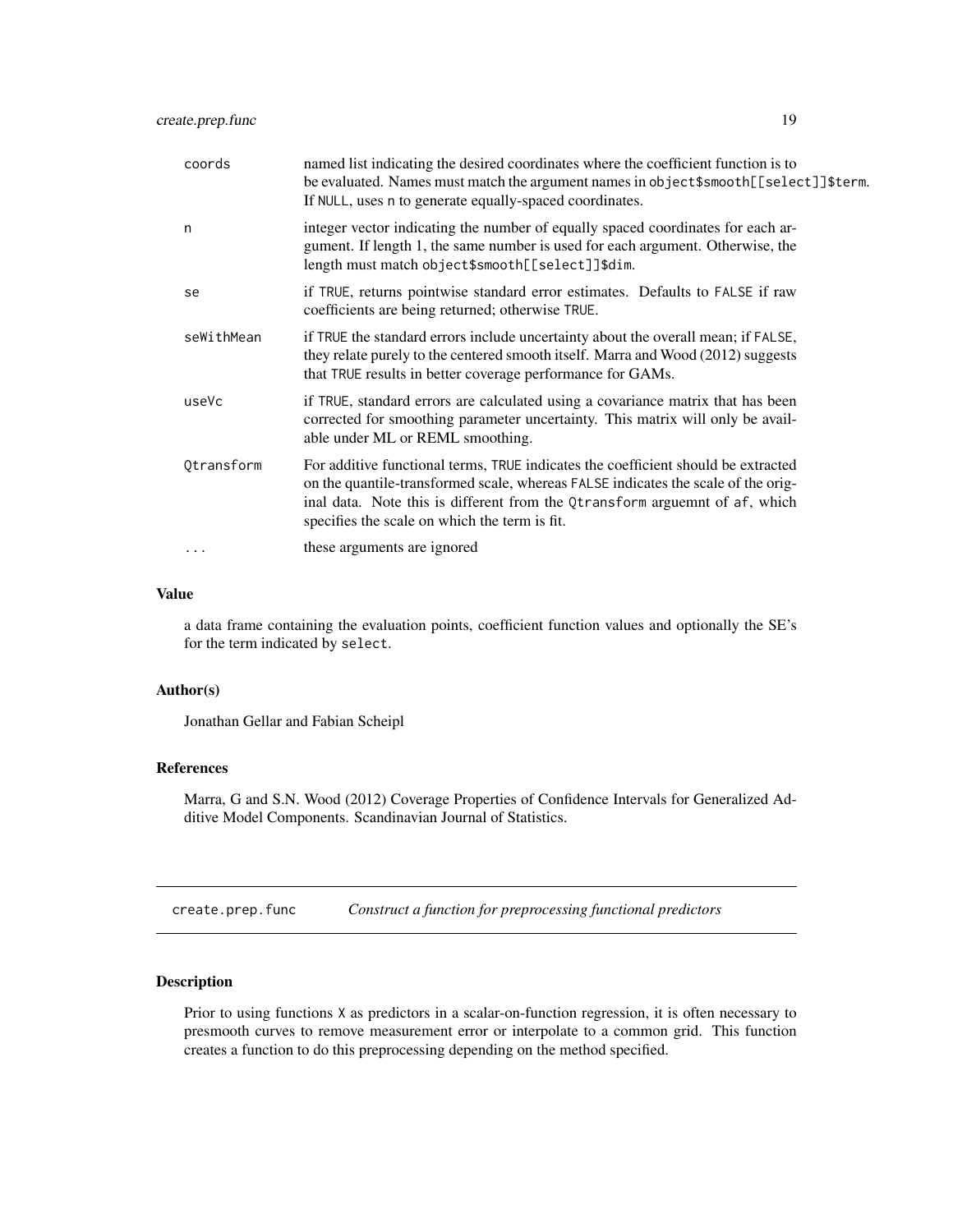| | |
|---|---|
| `coords` | named list indicating the desired coordinates where the coefficient function is to be evaluated. Names must match the argument names in `object$smooth[[select]]$term`. If `NULL`, uses `n` to generate equally-spaced coordinates. |
| `n` | integer vector indicating the number of equally spaced coordinates for each argument. If length 1, the same number is used for each argument. Otherwise, the length must match `object$smooth[[select]]$dim`. |
| `se` | if `TRUE`, returns pointwise standard error estimates. Defaults to `FALSE` if raw coefficients are being returned; otherwise `TRUE`. |
| `seWithMean` | if `TRUE` the standard errors include uncertainty about the overall mean; if `FALSE`, they relate purely to the centered smooth itself. Marra and Wood (2012) suggests that `TRUE` results in better coverage performance for GAMs. |
| `useVc` | if `TRUE`, standard errors are calculated using a covariance matrix that has been corrected for smoothing parameter uncertainty. This matrix will only be available under ML or REML smoothing. |
| `Qtransform` | For additive functional terms, `TRUE` indicates the coefficient should be extracted on the quantile-transformed scale, whereas `FALSE` indicates the scale of the original data. Note this is different from the `Qtransform` arguemnt of `af`, which specifies the scale on which the term is fit. |
| `...` | these arguments are ignored |

### Value

a data frame containing the evaluation points, coefficient function values and optionally the SE's for the term indicated by `select`.

### Author(s)

Jonathan Gellar and Fabian Scheipl

### References

Marra, G and S.N. Wood (2012) Coverage Properties of Confidence Intervals for Generalized Additive Model Components. Scandinavian Journal of Statistics.

---

## `create.prep.func` *Construct a function for preprocessing functional predictors*

### Description

Prior to using functions `X` as predictors in a scalar-on-function regression, it is often necessary to presmooth curves to remove measurement error or interpolate to a common grid. This function creates a function to do this preprocessing depending on the method specified.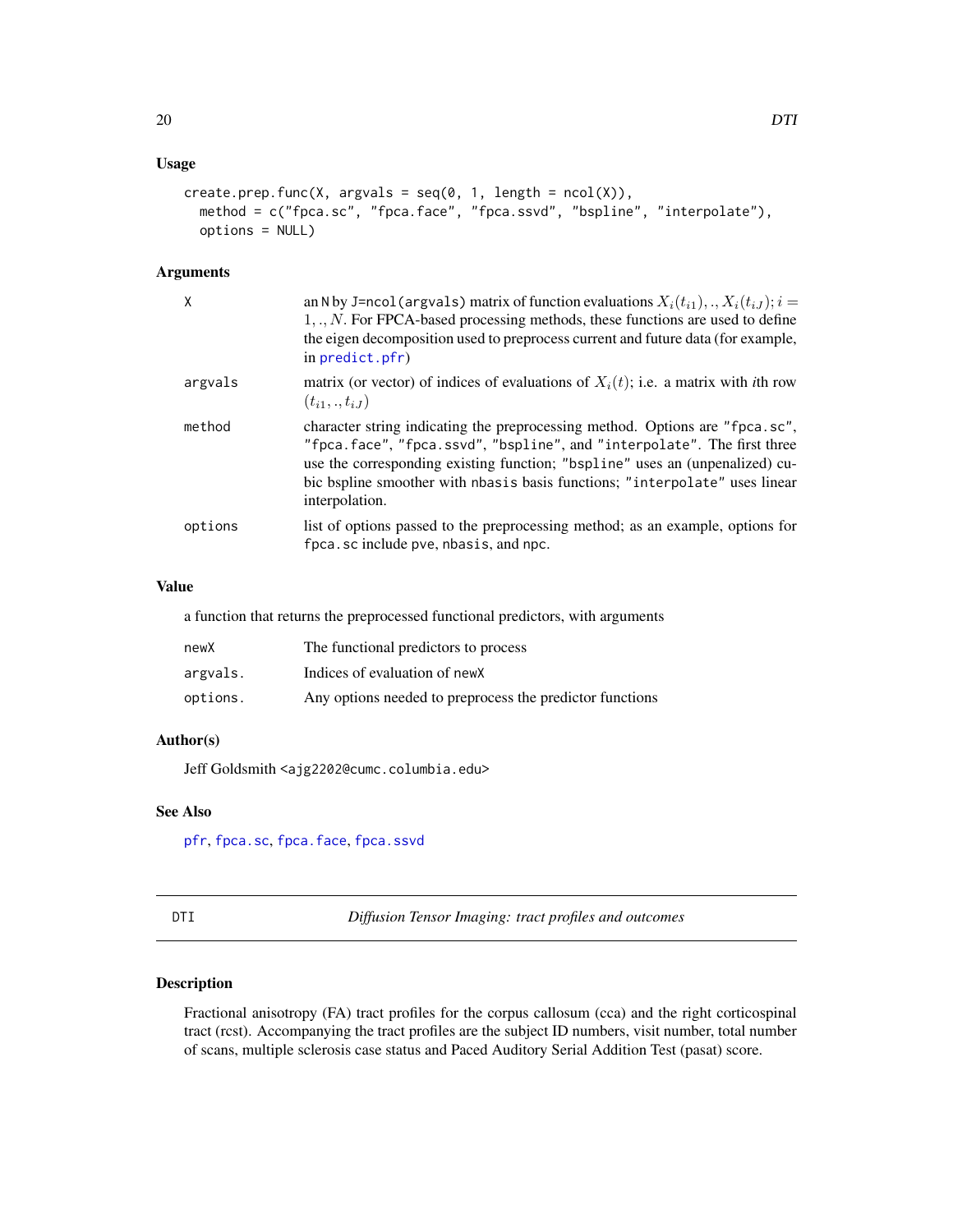### Usage

```
create.prep.func(X, argvals = seq(0, 1, length = ncol(X)),
  method = c("fpca.sc", "fpca.face", "fpca.ssvd", "bspline", "interpolate"),
  options = NULL)
```

### Arguments

| | |
|---|---|
| X | an N by J=ncol(argvals) matrix of function evaluations $X_i(t_{i1}), ., X_i(t_{iJ}); i = 1, ., N$. For FPCA-based processing methods, these functions are used to define the eigen decomposition used to preprocess current and future data (for example, in predict.pfr) |
| argvals | matrix (or vector) of indices of evaluations of $X_i(t)$; i.e. a matrix with *i*th row $(t_{i1}, ., t_{iJ})$ |
| method | character string indicating the preprocessing method. Options are "fpca.sc", "fpca.face", "fpca.ssvd", "bspline", and "interpolate". The first three use the corresponding existing function; "bspline" uses an (unpenalized) cubic bspline smoother with nbasis basis functions; "interpolate" uses linear interpolation. |
| options | list of options passed to the preprocessing method; as an example, options for fpca.sc include pve, nbasis, and npc. |

### Value

a function that returns the preprocessed functional predictors, with arguments

| | |
|---|---|
| newX | The functional predictors to process |
| argvals. | Indices of evaluation of newX |
| options. | Any options needed to preprocess the predictor functions |

### Author(s)

Jeff Goldsmith <ajg2202@cumc.columbia.edu>

### See Also

pfr, fpca.sc, fpca.face, fpca.ssvd

---

## DTI — *Diffusion Tensor Imaging: tract profiles and outcomes*

### Description

Fractional anisotropy (FA) tract profiles for the corpus callosum (cca) and the right corticospinal tract (rcst). Accompanying the tract profiles are the subject ID numbers, visit number, total number of scans, multiple sclerosis case status and Paced Auditory Serial Addition Test (pasat) score.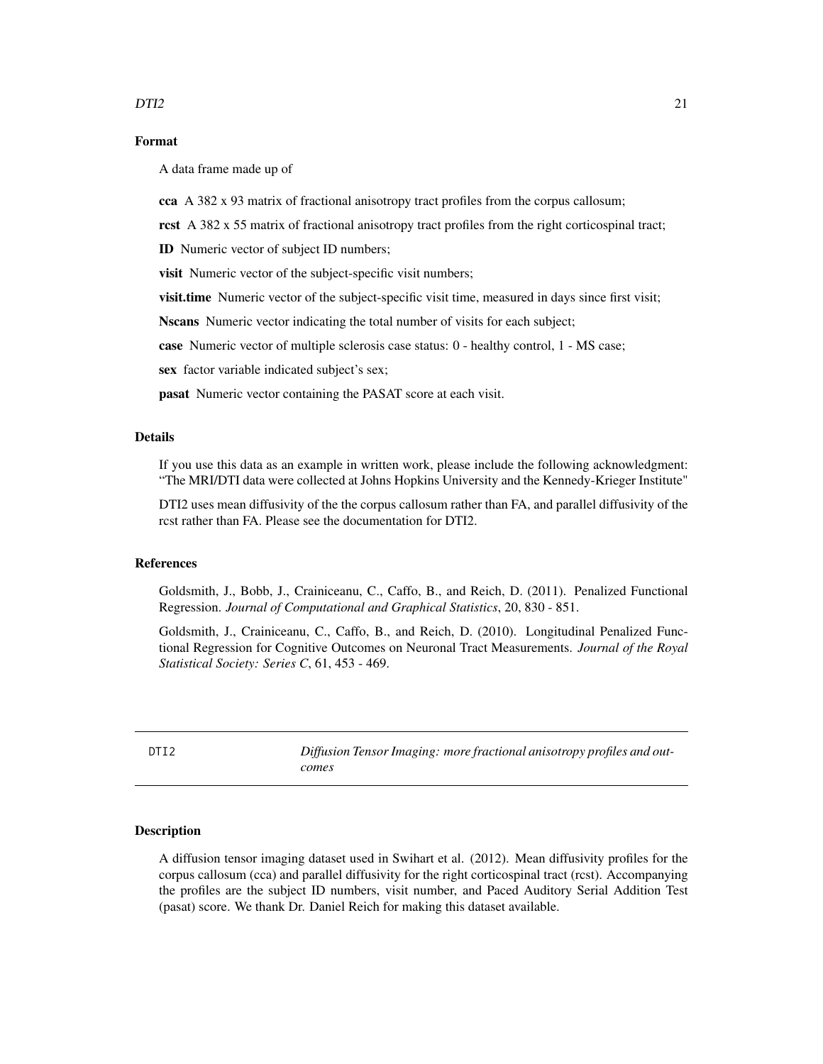## Format

A data frame made up of

**cca** A 382 x 93 matrix of fractional anisotropy tract profiles from the corpus callosum;

**rcst** A 382 x 55 matrix of fractional anisotropy tract profiles from the right corticospinal tract;

**ID** Numeric vector of subject ID numbers;

**visit** Numeric vector of the subject-specific visit numbers;

**visit.time** Numeric vector of the subject-specific visit time, measured in days since first visit;

**Nscans** Numeric vector indicating the total number of visits for each subject;

**case** Numeric vector of multiple sclerosis case status: 0 - healthy control, 1 - MS case;

**sex** factor variable indicated subject's sex;

**pasat** Numeric vector containing the PASAT score at each visit.

## Details

If you use this data as an example in written work, please include the following acknowledgment: "The MRI/DTI data were collected at Johns Hopkins University and the Kennedy-Krieger Institute"

DTI2 uses mean diffusivity of the the corpus callosum rather than FA, and parallel diffusivity of the rcst rather than FA. Please see the documentation for DTI2.

## References

Goldsmith, J., Bobb, J., Crainiceanu, C., Caffo, B., and Reich, D. (2011). Penalized Functional Regression. *Journal of Computational and Graphical Statistics*, 20, 830 - 851.

Goldsmith, J., Crainiceanu, C., Caffo, B., and Reich, D. (2010). Longitudinal Penalized Functional Regression for Cognitive Outcomes on Neuronal Tract Measurements. *Journal of the Royal Statistical Society: Series C*, 61, 453 - 469.

---

# DTI2 — *Diffusion Tensor Imaging: more fractional anisotropy profiles and outcomes*

## Description

A diffusion tensor imaging dataset used in Swihart et al. (2012). Mean diffusivity profiles for the corpus callosum (cca) and parallel diffusivity for the right corticospinal tract (rcst). Accompanying the profiles are the subject ID numbers, visit number, and Paced Auditory Serial Addition Test (pasat) score. We thank Dr. Daniel Reich for making this dataset available.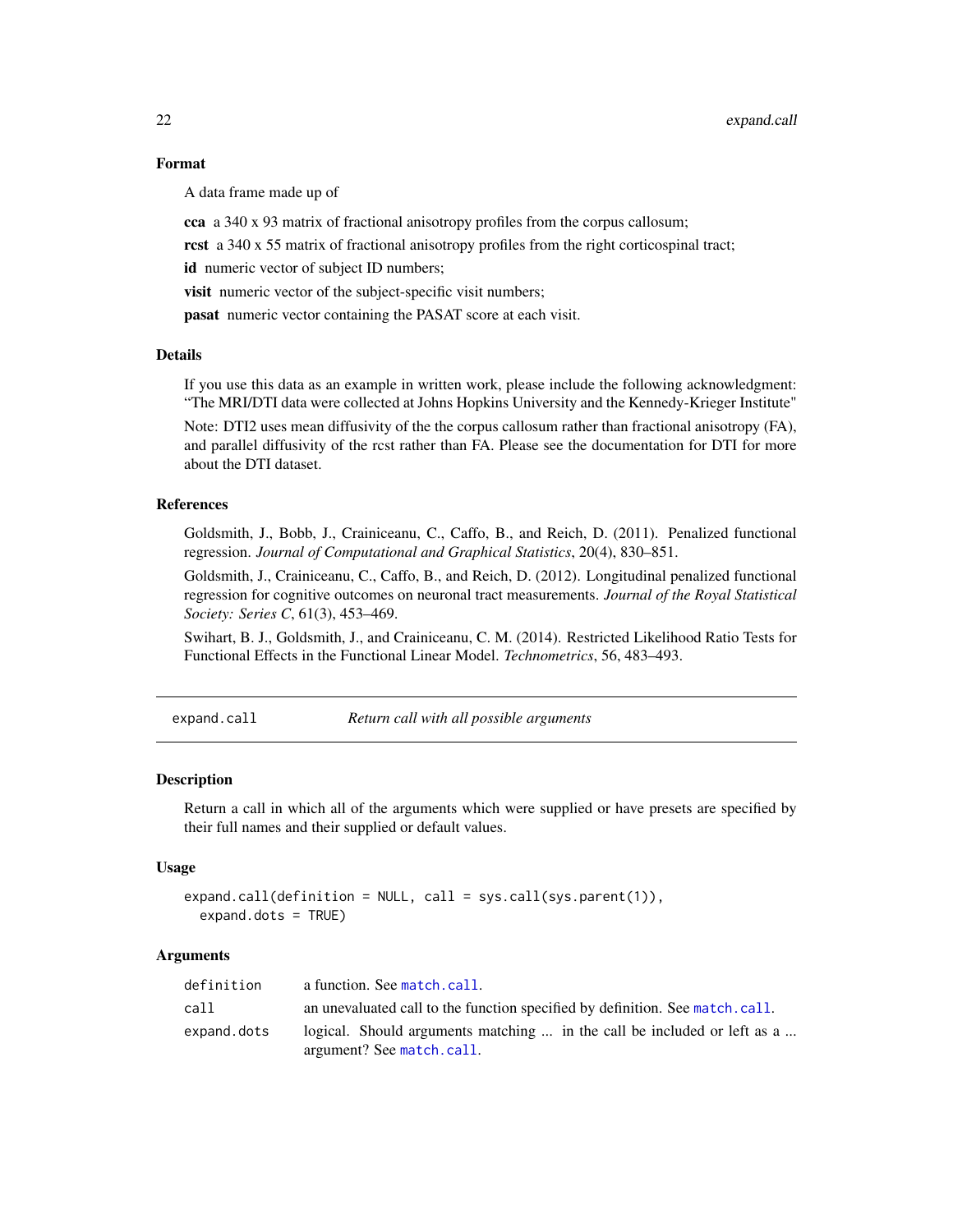### Format

A data frame made up of

**cca** a 340 x 93 matrix of fractional anisotropy profiles from the corpus callosum;

**rcst** a 340 x 55 matrix of fractional anisotropy profiles from the right corticospinal tract;

**id** numeric vector of subject ID numbers;

**visit** numeric vector of the subject-specific visit numbers;

**pasat** numeric vector containing the PASAT score at each visit.

### Details

If you use this data as an example in written work, please include the following acknowledgment: "The MRI/DTI data were collected at Johns Hopkins University and the Kennedy-Krieger Institute"

Note: DTI2 uses mean diffusivity of the the corpus callosum rather than fractional anisotropy (FA), and parallel diffusivity of the rcst rather than FA. Please see the documentation for DTI for more about the DTI dataset.

### References

Goldsmith, J., Bobb, J., Crainiceanu, C., Caffo, B., and Reich, D. (2011). Penalized functional regression. *Journal of Computational and Graphical Statistics*, 20(4), 830–851.

Goldsmith, J., Crainiceanu, C., Caffo, B., and Reich, D. (2012). Longitudinal penalized functional regression for cognitive outcomes on neuronal tract measurements. *Journal of the Royal Statistical Society: Series C*, 61(3), 453–469.

Swihart, B. J., Goldsmith, J., and Crainiceanu, C. M. (2014). Restricted Likelihood Ratio Tests for Functional Effects in the Functional Linear Model. *Technometrics*, 56, 483–493.

---

## expand.call — *Return call with all possible arguments*

### Description

Return a call in which all of the arguments which were supplied or have presets are specified by their full names and their supplied or default values.

### Usage

```
expand.call(definition = NULL, call = sys.call(sys.parent(1)),
  expand.dots = TRUE)
```

### Arguments

| | |
|---|---|
| `definition` | a function. See `match.call`. |
| `call` | an unevaluated call to the function specified by definition. See `match.call`. |
| `expand.dots` | logical. Should arguments matching ... in the call be included or left as a ... argument? See `match.call`. |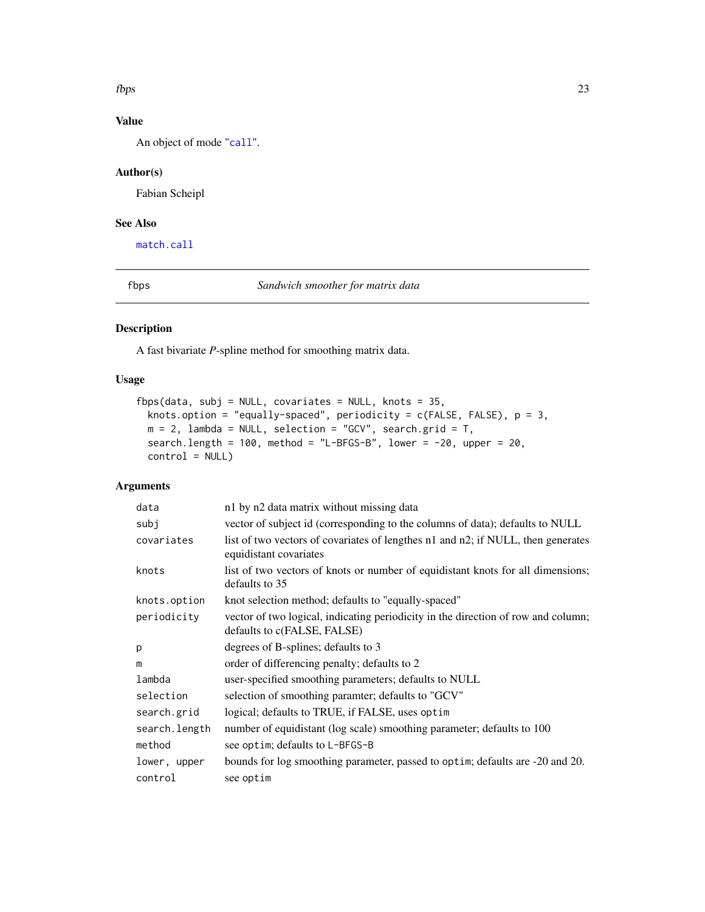## Value

An object of mode "call".

## Author(s)

Fabian Scheipl

## See Also

match.call

---

fbps *Sandwich smoother for matrix data*

---

## Description

A fast bivariate *P*-spline method for smoothing matrix data.

## Usage

```
fbps(data, subj = NULL, covariates = NULL, knots = 35,
  knots.option = "equally-spaced", periodicity = c(FALSE, FALSE), p = 3,
  m = 2, lambda = NULL, selection = "GCV", search.grid = T,
  search.length = 100, method = "L-BFGS-B", lower = -20, upper = 20,
  control = NULL)
```

## Arguments

| | |
|---|---|
| data | n1 by n2 data matrix without missing data |
| subj | vector of subject id (corresponding to the columns of data); defaults to NULL |
| covariates | list of two vectors of covariates of lengthes n1 and n2; if NULL, then generates equidistant covariates |
| knots | list of two vectors of knots or number of equidistant knots for all dimensions; defaults to 35 |
| knots.option | knot selection method; defaults to "equally-spaced" |
| periodicity | vector of two logical, indicating periodicity in the direction of row and column; defaults to c(FALSE, FALSE) |
| p | degrees of B-splines; defaults to 3 |
| m | order of differencing penalty; defaults to 2 |
| lambda | user-specified smoothing parameters; defaults to NULL |
| selection | selection of smoothing paramter; defaults to "GCV" |
| search.grid | logical; defaults to TRUE, if FALSE, uses optim |
| search.length | number of equidistant (log scale) smoothing parameter; defaults to 100 |
| method | see optim; defaults to L-BFGS-B |
| lower, upper | bounds for log smoothing parameter, passed to optim; defaults are -20 and 20. |
| control | see optim |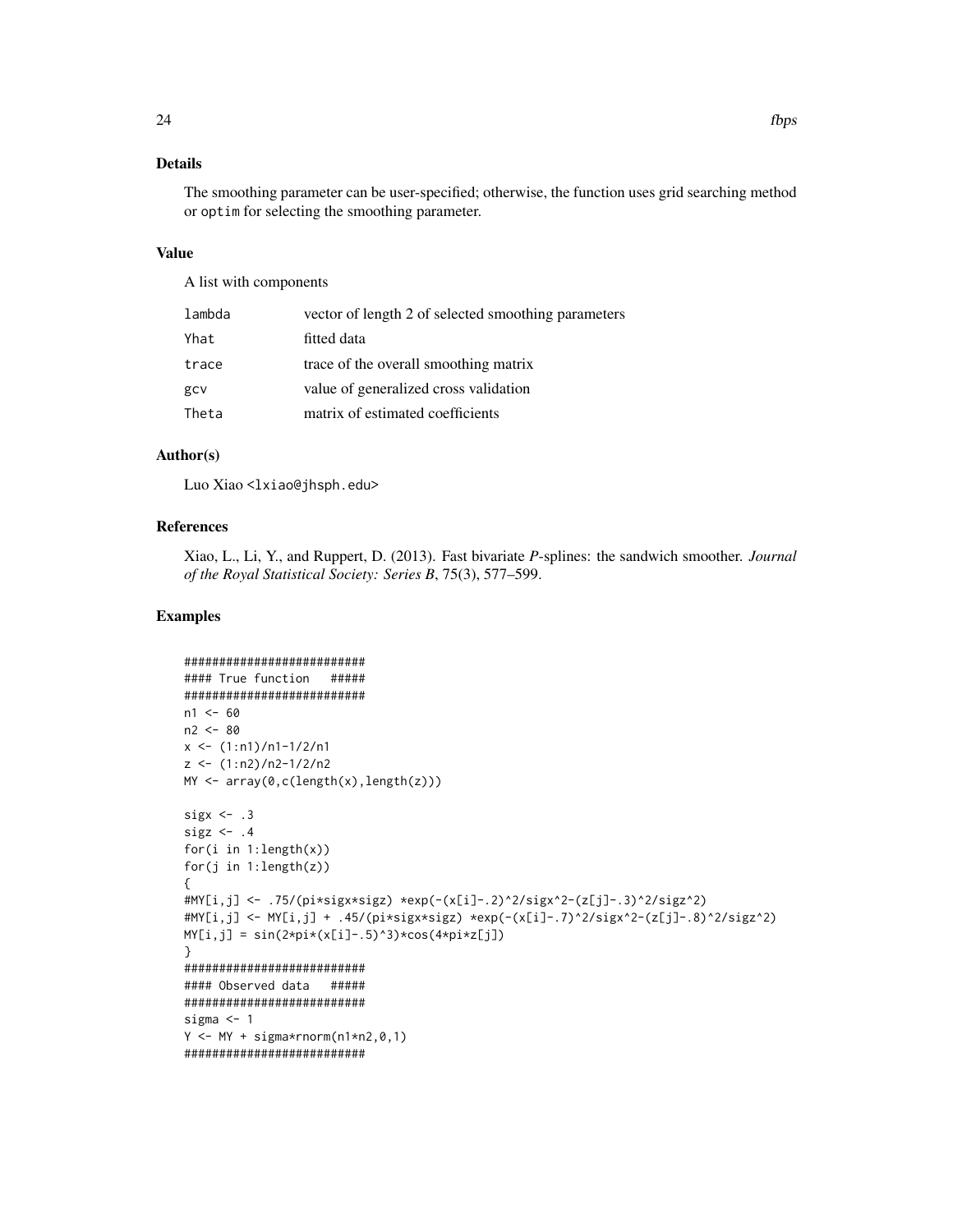## Details

The smoothing parameter can be user-specified; otherwise, the function uses grid searching method or `optim` for selecting the smoothing parameter.

## Value

A list with components

| | |
|---|---|
| lambda | vector of length 2 of selected smoothing parameters |
| Yhat | fitted data |
| trace | trace of the overall smoothing matrix |
| gcv | value of generalized cross validation |
| Theta | matrix of estimated coefficients |

## Author(s)

Luo Xiao <lxiao@jhsph.edu>

## References

Xiao, L., Li, Y., and Ruppert, D. (2013). Fast bivariate *P*-splines: the sandwich smoother. *Journal of the Royal Statistical Society: Series B*, 75(3), 577–599.

## Examples

```
##########################
#### True function   #####
##########################
n1 <- 60
n2 <- 80
x <- (1:n1)/n1-1/2/n1
z <- (1:n2)/n2-1/2/n2
MY <- array(0,c(length(x),length(z)))

sigx <- .3
sigz <- .4
for(i in 1:length(x))
for(j in 1:length(z))
{
#MY[i,j] <- .75/(pi*sigx*sigz) *exp(-(x[i]-.2)^2/sigx^2-(z[j]-.3)^2/sigz^2)
#MY[i,j] <- MY[i,j] + .45/(pi*sigx*sigz) *exp(-(x[i]-.7)^2/sigx^2-(z[j]-.8)^2/sigz^2)
MY[i,j] = sin(2*pi*(x[i]-.5)^3)*cos(4*pi*z[j])
}
##########################
#### Observed data   #####
##########################
sigma <- 1
Y <- MY + sigma*rnorm(n1*n2,0,1)
##########################
```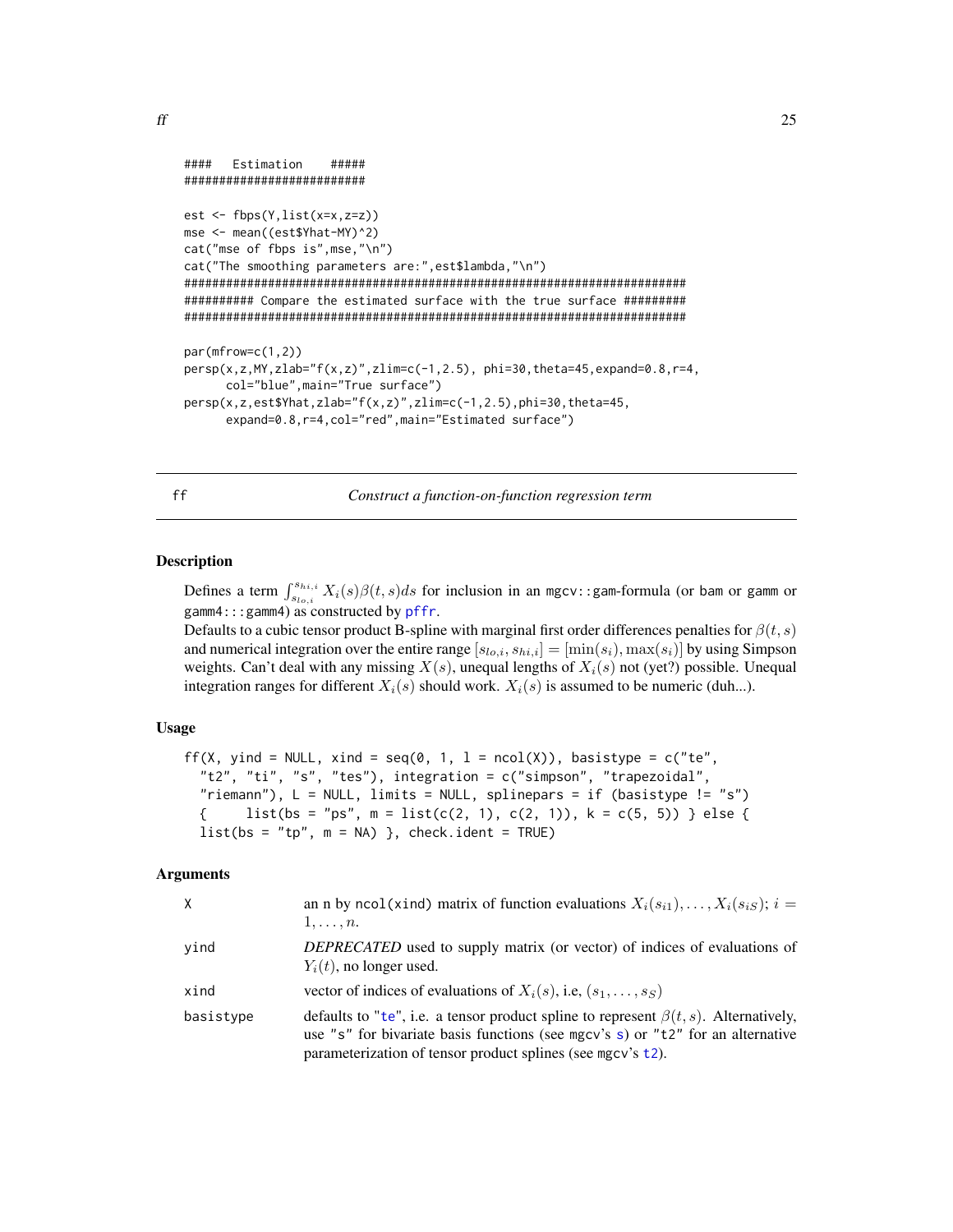```
####   Estimation    #####
##########################

est <- fbps(Y,list(x=x,z=z))
mse <- mean((est$Yhat-MY)^2)
cat("mse of fbps is",mse,"\n")
cat("The smoothing parameters are:",est$lambda,"\n")
########################################################################
########## Compare the estimated surface with the true surface #########
########################################################################

par(mfrow=c(1,2))
persp(x,z,MY,zlab="f(x,z)",zlim=c(-1,2.5), phi=30,theta=45,expand=0.8,r=4,
      col="blue",main="True surface")
persp(x,z,est$Yhat,zlab="f(x,z)",zlim=c(-1,2.5),phi=30,theta=45,
      expand=0.8,r=4,col="red",main="Estimated surface")
```

## ff — *Construct a function-on-function regression term*

### Description

Defines a term $\int_{s_{lo,i}}^{s_{hi,i}} X_i(s)\beta(t,s)ds$ for inclusion in an mgcv::gam-formula (or bam or gamm or gamm4:::gamm4) as constructed by pffr.

Defaults to a cubic tensor product B-spline with marginal first order differences penalties for $\beta(t,s)$ and numerical integration over the entire range $[s_{lo,i}, s_{hi,i}] = [\min(s_i), \max(s_i)]$ by using Simpson weights. Can't deal with any missing $X(s)$, unequal lengths of $X_i(s)$ not (yet?) possible. Unequal integration ranges for different $X_i(s)$ should work. $X_i(s)$ is assumed to be numeric (duh...).

### Usage

```
ff(X, yind = NULL, xind = seq(0, 1, l = ncol(X)), basistype = c("te",
  "t2", "ti", "s", "tes"), integration = c("simpson", "trapezoidal",
  "riemann"), L = NULL, limits = NULL, splinepars = if (basistype != "s")
  {     list(bs = "ps", m = list(c(2, 1), c(2, 1)), k = c(5, 5)) } else {
  list(bs = "tp", m = NA) }, check.ident = TRUE)
```

### Arguments

| | |
|---|---|
| X | an n by ncol(xind) matrix of function evaluations $X_i(s_{i1}), \dots, X_i(s_{iS})$; $i = 1, \dots, n$. |
| yind | *DEPRECATED* used to supply matrix (or vector) of indices of evaluations of $Y_i(t)$, no longer used. |
| xind | vector of indices of evaluations of $X_i(s)$, i.e, $(s_1, \dots, s_S)$ |
| basistype | defaults to "te", i.e. a tensor product spline to represent $\beta(t,s)$. Alternatively, use "s" for bivariate basis functions (see mgcv's s) or "t2" for an alternative parameterization of tensor product splines (see mgcv's t2). |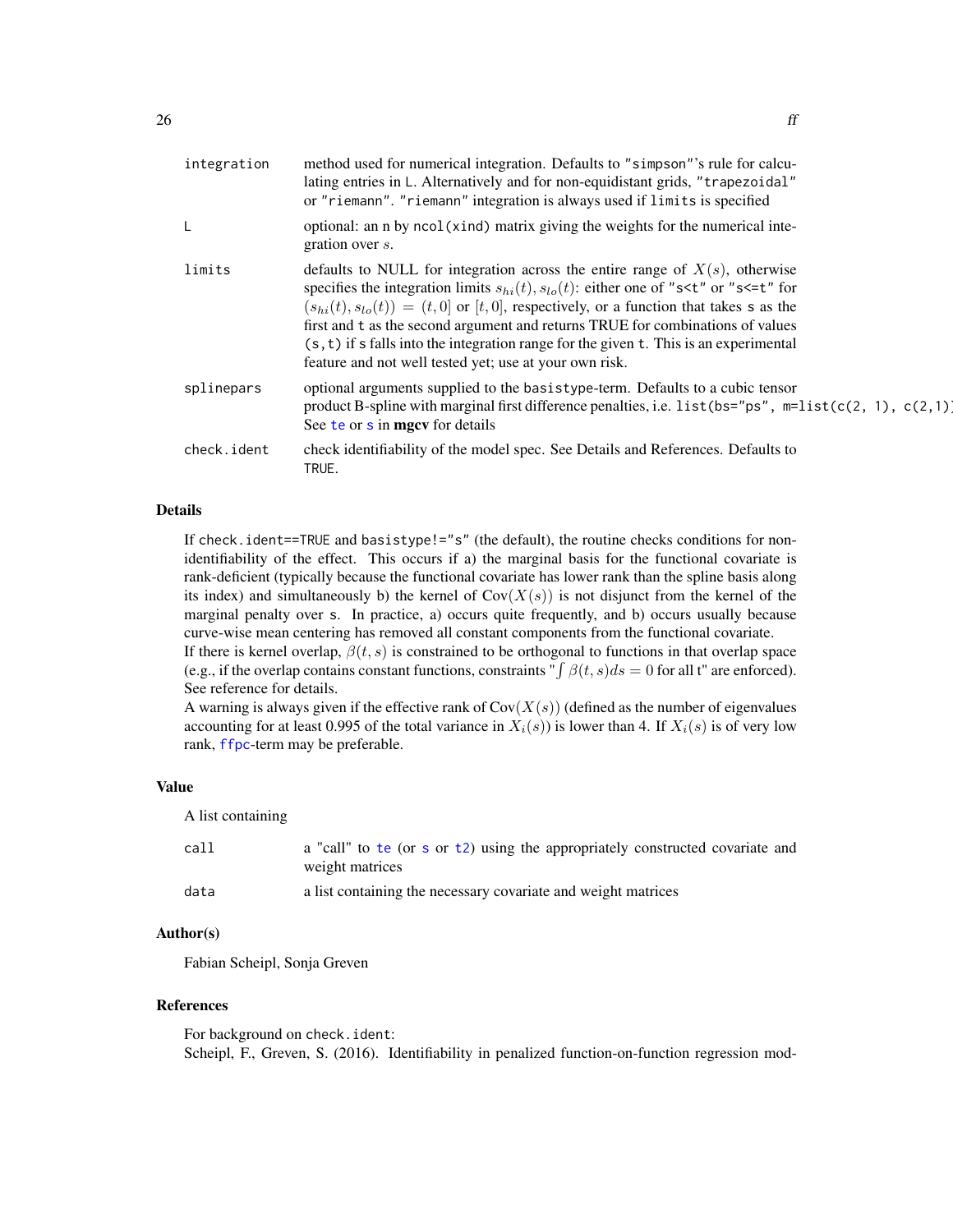| | |
|---|---|
| integration | method used for numerical integration. Defaults to "simpson"'s rule for calculating entries in L. Alternatively and for non-equidistant grids, "trapezoidal" or "riemann". "riemann" integration is always used if limits is specified |
| L | optional: an n by ncol(xind) matrix giving the weights for the numerical integration over $s$. |
| limits | defaults to NULL for integration across the entire range of $X(s)$, otherwise specifies the integration limits $s_{hi}(t), s_{lo}(t)$: either one of "s<t" or "s<=t" for $(s_{hi}(t), s_{lo}(t)) = (t, 0]$ or $[t, 0]$, respectively, or a function that takes s as the first and t as the second argument and returns TRUE for combinations of values (s,t) if s falls into the integration range for the given t. This is an experimental feature and not well tested yet; use at your own risk. |
| splinepars | optional arguments supplied to the basistype-term. Defaults to a cubic tensor product B-spline with marginal first difference penalties, i.e. list(bs="ps", m=list(c(2, 1), c(2,1)) See te or s in **mgcv** for details |
| check.ident | check identifiability of the model spec. See Details and References. Defaults to TRUE. |

## Details

If check.ident==TRUE and basistype!="s" (the default), the routine checks conditions for non-identifiability of the effect. This occurs if a) the marginal basis for the functional covariate is rank-deficient (typically because the functional covariate has lower rank than the spline basis along its index) and simultaneously b) the kernel of $\text{Cov}(X(s))$ is not disjunct from the kernel of the marginal penalty over s. In practice, a) occurs quite frequently, and b) occurs usually because curve-wise mean centering has removed all constant components from the functional covariate.
If there is kernel overlap, $\beta(t, s)$ is constrained to be orthogonal to functions in that overlap space (e.g., if the overlap contains constant functions, constraints "$\int \beta(t, s)ds = 0$ for all t" are enforced). See reference for details.
A warning is always given if the effective rank of $\text{Cov}(X(s))$ (defined as the number of eigenvalues accounting for at least 0.995 of the total variance in $X_i(s)$) is lower than 4. If $X_i(s)$ is of very low rank, ffpc-term may be preferable.

## Value

A list containing

| | |
|---|---|
| call | a "call" to te (or s or t2) using the appropriately constructed covariate and weight matrices |
| data | a list containing the necessary covariate and weight matrices |

## Author(s)

Fabian Scheipl, Sonja Greven

## References

For background on check.ident:
Scheipl, F., Greven, S. (2016). Identifiability in penalized function-on-function regression mod-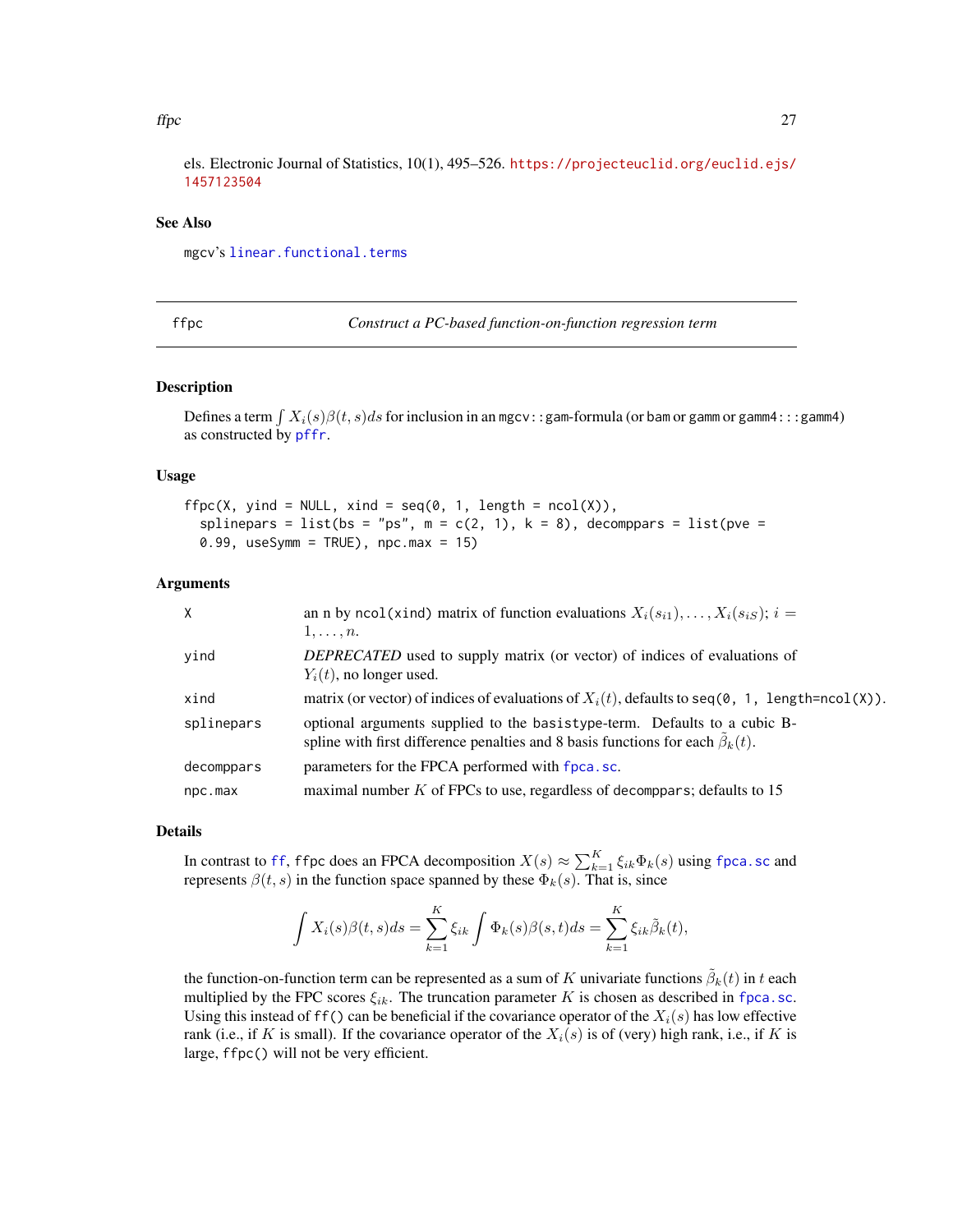els. Electronic Journal of Statistics, 10(1), 495–526. https://projecteuclid.org/euclid.ejs/1457123504

## See Also

mgcv's linear.functional.terms

---

## ffpc — *Construct a PC-based function-on-function regression term*

### Description

Defines a term $\int X_i(s)\beta(t,s)ds$ for inclusion in an mgcv::gam-formula (or bam or gamm or gamm4:::gamm4) as constructed by pffr.

### Usage

```
ffpc(X, yind = NULL, xind = seq(0, 1, length = ncol(X)),
  splinepars = list(bs = "ps", m = c(2, 1), k = 8), decomppars = list(pve =
  0.99, useSymm = TRUE), npc.max = 15)
```

### Arguments

| | |
|---|---|
| X | an n by ncol(xind) matrix of function evaluations $X_i(s_{i1}), \ldots, X_i(s_{iS})$; $i = 1, \ldots, n$. |
| yind | *DEPRECATED* used to supply matrix (or vector) of indices of evaluations of $Y_i(t)$, no longer used. |
| xind | matrix (or vector) of indices of evaluations of $X_i(t)$, defaults to seq(0, 1, length=ncol(X)). |
| splinepars | optional arguments supplied to the basistype-term. Defaults to a cubic B-spline with first difference penalties and 8 basis functions for each $\tilde{\beta}_k(t)$. |
| decomppars | parameters for the FPCA performed with fpca.sc. |
| npc.max | maximal number $K$ of FPCs to use, regardless of decomppars; defaults to 15 |

### Details

In contrast to ff, ffpc does an FPCA decomposition $X(s) \approx \sum_{k=1}^{K} \xi_{ik}\Phi_k(s)$ using fpca.sc and represents $\beta(t,s)$ in the function space spanned by these $\Phi_k(s)$. That is, since

$$\int X_i(s)\beta(t,s)ds = \sum_{k=1}^{K} \xi_{ik} \int \Phi_k(s)\beta(s,t)ds = \sum_{k=1}^{K} \xi_{ik}\tilde{\beta}_k(t),$$

the function-on-function term can be represented as a sum of $K$ univariate functions $\tilde{\beta}_k(t)$ in $t$ each multiplied by the FPC scores $\xi_{ik}$. The truncation parameter $K$ is chosen as described in fpca.sc. Using this instead of ff() can be beneficial if the covariance operator of the $X_i(s)$ has low effective rank (i.e., if $K$ is small). If the covariance operator of the $X_i(s)$ is of (very) high rank, i.e., if $K$ is large, ffpc() will not be very efficient.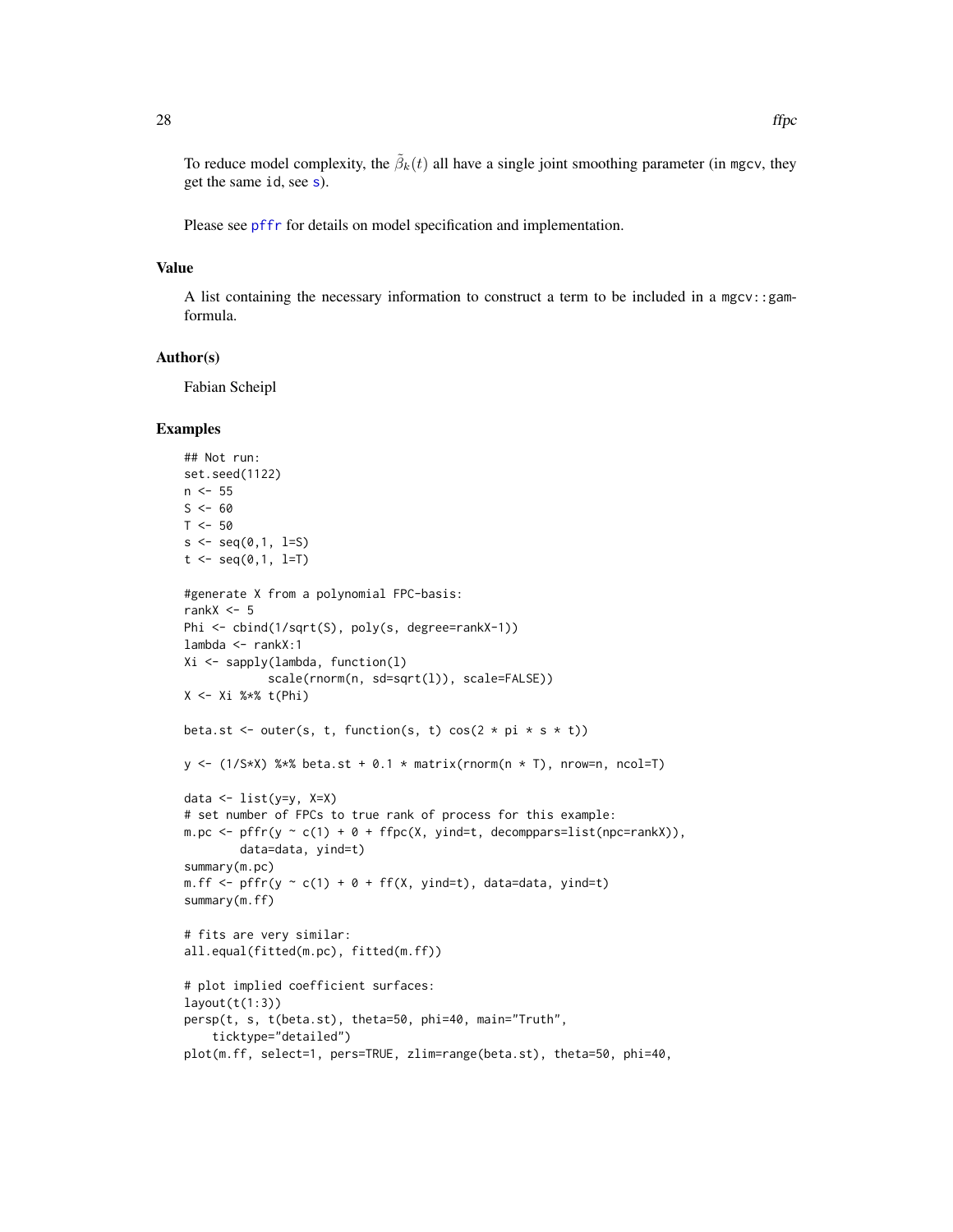To reduce model complexity, the $\tilde{\beta}_k(t)$ all have a single joint smoothing parameter (in mgcv, they get the same id, see s).

Please see pffr for details on model specification and implementation.

## Value

A list containing the necessary information to construct a term to be included in a mgcv::gam-formula.

## Author(s)

Fabian Scheipl

## Examples

```
## Not run:
set.seed(1122)
n <- 55
S <- 60
T <- 50
s <- seq(0,1, l=S)
t <- seq(0,1, l=T)

#generate X from a polynomial FPC-basis:
rankX <- 5
Phi <- cbind(1/sqrt(S), poly(s, degree=rankX-1))
lambda <- rankX:1
Xi <- sapply(lambda, function(l)
             scale(rnorm(n, sd=sqrt(l)), scale=FALSE))
X <- Xi %*% t(Phi)

beta.st <- outer(s, t, function(s, t) cos(2 * pi * s * t))

y <- (1/S*X) %*% beta.st + 0.1 * matrix(rnorm(n * T), nrow=n, ncol=T)

data <- list(y=y, X=X)
# set number of FPCs to true rank of process for this example:
m.pc <- pffr(y ~ c(1) + 0 + ffpc(X, yind=t, decomppars=list(npc=rankX)),
        data=data, yind=t)
summary(m.pc)
m.ff <- pffr(y ~ c(1) + 0 + ff(X, yind=t), data=data, yind=t)
summary(m.ff)

# fits are very similar:
all.equal(fitted(m.pc), fitted(m.ff))

# plot implied coefficient surfaces:
layout(t(1:3))
persp(t, s, t(beta.st), theta=50, phi=40, main="Truth",
    ticktype="detailed")
plot(m.ff, select=1, pers=TRUE, zlim=range(beta.st), theta=50, phi=40,
```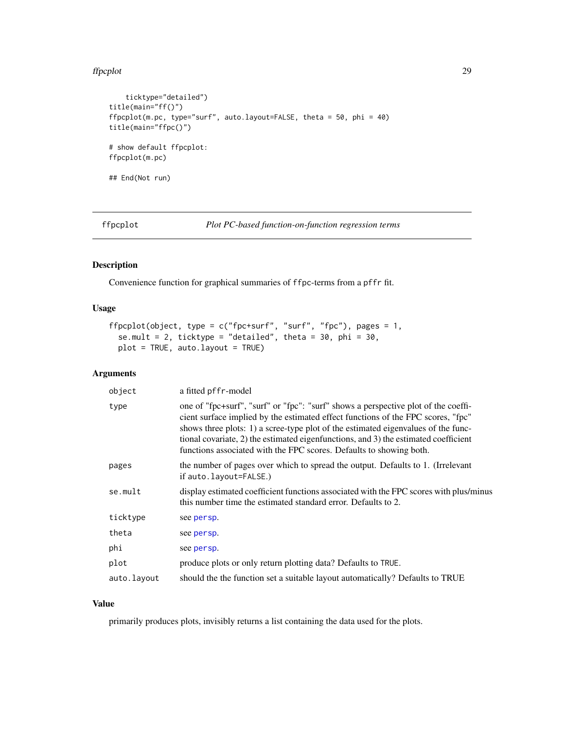```
    ticktype="detailed")
title(main="ff()")
ffpcplot(m.pc, type="surf", auto.layout=FALSE, theta = 50, phi = 40)
title(main="ffpc()")

# show default ffpcplot:
ffpcplot(m.pc)

## End(Not run)
```

---

ffpcplot — *Plot PC-based function-on-function regression terms*

---

## Description

Convenience function for graphical summaries of ffpc-terms from a pffr fit.

## Usage

```
ffpcplot(object, type = c("fpc+surf", "surf", "fpc"), pages = 1,
  se.mult = 2, ticktype = "detailed", theta = 30, phi = 30,
  plot = TRUE, auto.layout = TRUE)
```

## Arguments

| | |
|---|---|
| object | a fitted pffr-model |
| type | one of "fpc+surf", "surf" or "fpc": "surf" shows a perspective plot of the coefficient surface implied by the estimated effect functions of the FPC scores, "fpc" shows three plots: 1) a scree-type plot of the estimated eigenvalues of the functional covariate, 2) the estimated eigenfunctions, and 3) the estimated coefficient functions associated with the FPC scores. Defaults to showing both. |
| pages | the number of pages over which to spread the output. Defaults to 1. (Irrelevant if auto.layout=FALSE.) |
| se.mult | display estimated coefficient functions associated with the FPC scores with plus/minus this number time the estimated standard error. Defaults to 2. |
| ticktype | see persp. |
| theta | see persp. |
| phi | see persp. |
| plot | produce plots or only return plotting data? Defaults to TRUE. |
| auto.layout | should the the function set a suitable layout automatically? Defaults to TRUE |

## Value

primarily produces plots, invisibly returns a list containing the data used for the plots.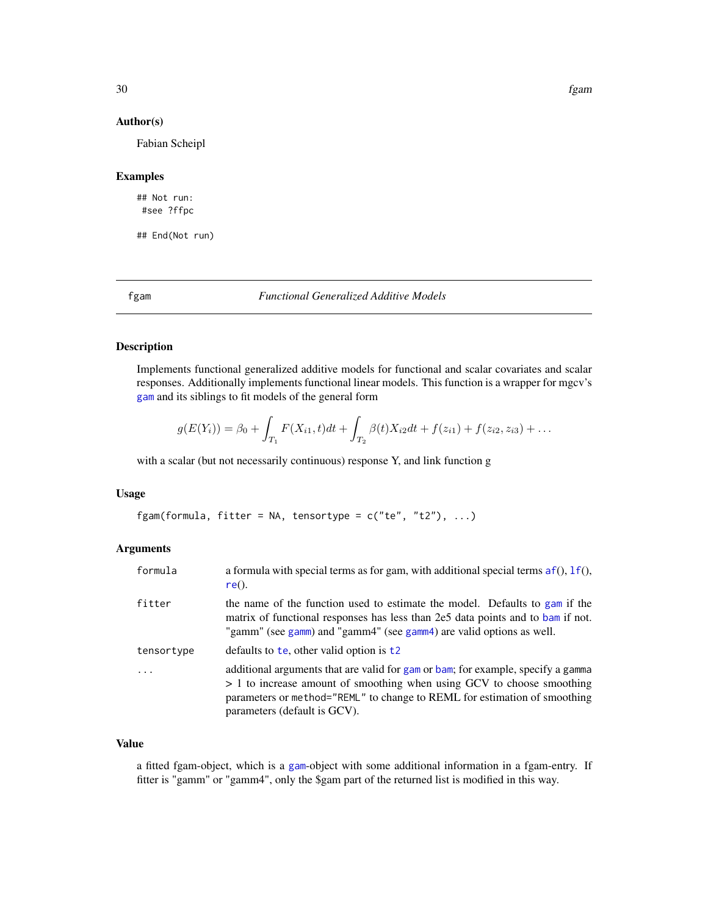### Author(s)

Fabian Scheipl

### Examples

```
## Not run:
 #see ?ffpc

## End(Not run)
```

---

## fgam — *Functional Generalized Additive Models*

---

### Description

Implements functional generalized additive models for functional and scalar covariates and scalar responses. Additionally implements functional linear models. This function is a wrapper for mgcv's gam and its siblings to fit models of the general form

$$g(E(Y_i)) = \beta_0 + \int_{T_1} F(X_{i1}, t)dt + \int_{T_2} \beta(t)X_{i2}dt + f(z_{i1}) + f(z_{i2}, z_{i3}) + \ldots$$

with a scalar (but not necessarily continuous) response Y, and link function g

### Usage

```
fgam(formula, fitter = NA, tensortype = c("te", "t2"), ...)
```

### Arguments

| | |
|---|---|
| `formula` | a formula with special terms as for gam, with additional special terms af(), lf(), re(). |
| `fitter` | the name of the function used to estimate the model. Defaults to gam if the matrix of functional responses has less than 2e5 data points and to bam if not. "gamm" (see gamm) and "gamm4" (see gamm4) are valid options as well. |
| `tensortype` | defaults to te, other valid option is t2 |
| `...` | additional arguments that are valid for gam or bam; for example, specify a gamma > 1 to increase amount of smoothing when using GCV to choose smoothing parameters or `method="REML"` to change to REML for estimation of smoothing parameters (default is GCV). |

### Value

a fitted fgam-object, which is a gam-object with some additional information in a fgam-entry. If fitter is "gamm" or "gamm4", only the $gam part of the returned list is modified in this way.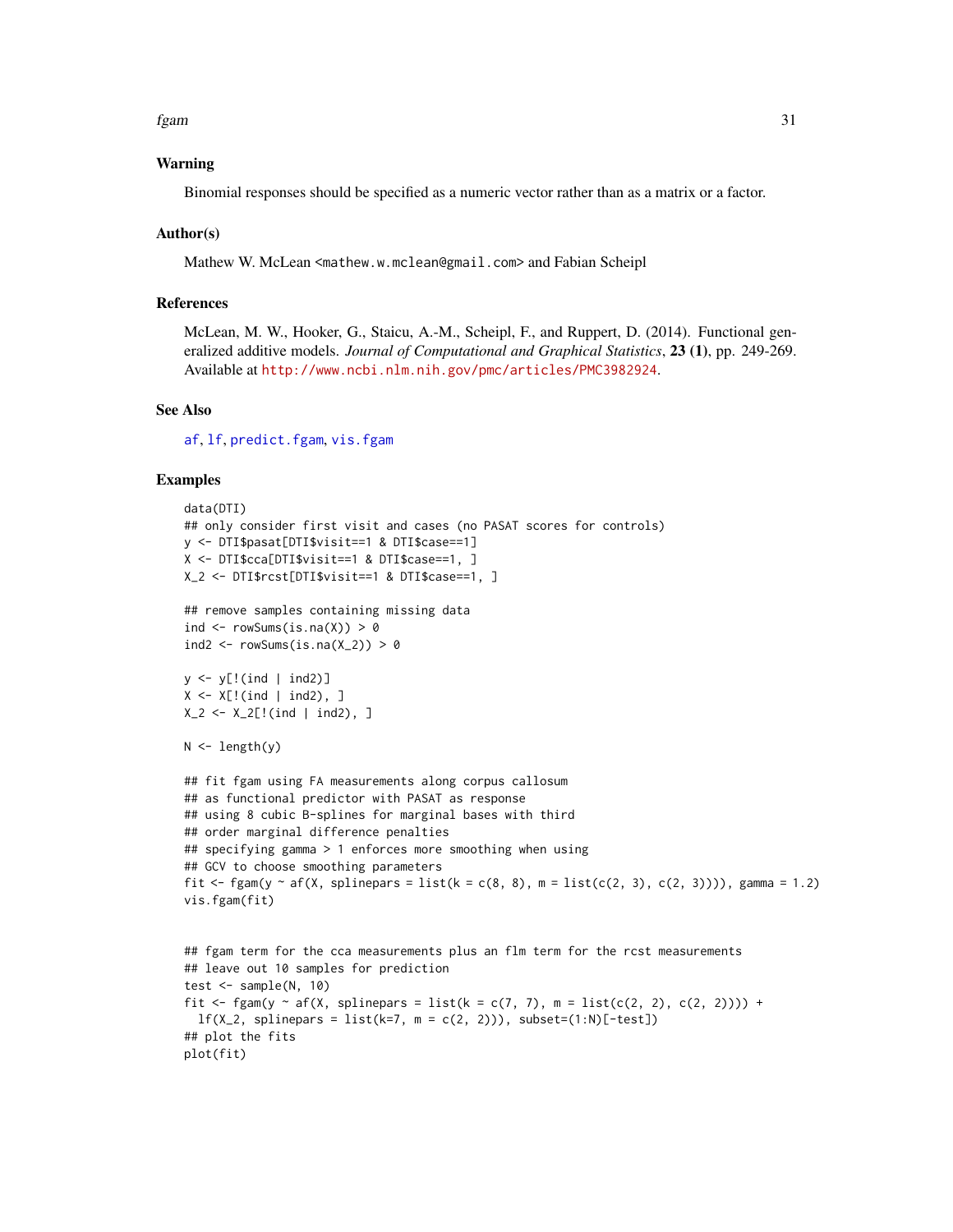## Warning

Binomial responses should be specified as a numeric vector rather than as a matrix or a factor.

## Author(s)

Mathew W. McLean <mathew.w.mclean@gmail.com> and Fabian Scheipl

## References

McLean, M. W., Hooker, G., Staicu, A.-M., Scheipl, F., and Ruppert, D. (2014). Functional generalized additive models. *Journal of Computational and Graphical Statistics*, **23 (1)**, pp. 249-269. Available at http://www.ncbi.nlm.nih.gov/pmc/articles/PMC3982924.

## See Also

af, lf, predict.fgam, vis.fgam

## Examples

```
data(DTI)
## only consider first visit and cases (no PASAT scores for controls)
y <- DTI$pasat[DTI$visit==1 & DTI$case==1]
X <- DTI$cca[DTI$visit==1 & DTI$case==1, ]
X_2 <- DTI$rcst[DTI$visit==1 & DTI$case==1, ]

## remove samples containing missing data
ind <- rowSums(is.na(X)) > 0
ind2 <- rowSums(is.na(X_2)) > 0

y <- y[!(ind | ind2)]
X <- X[!(ind | ind2), ]
X_2 <- X_2[!(ind | ind2), ]

N <- length(y)

## fit fgam using FA measurements along corpus callosum
## as functional predictor with PASAT as response
## using 8 cubic B-splines for marginal bases with third
## order marginal difference penalties
## specifying gamma > 1 enforces more smoothing when using
## GCV to choose smoothing parameters
fit <- fgam(y ~ af(X, splinepars = list(k = c(8, 8), m = list(c(2, 3), c(2, 3)))), gamma = 1.2)
vis.fgam(fit)


## fgam term for the cca measurements plus an flm term for the rcst measurements
## leave out 10 samples for prediction
test <- sample(N, 10)
fit <- fgam(y ~ af(X, splinepars = list(k = c(7, 7), m = list(c(2, 2), c(2, 2)))) +
  lf(X_2, splinepars = list(k=7, m = c(2, 2))), subset=(1:N)[-test])
## plot the fits
plot(fit)
```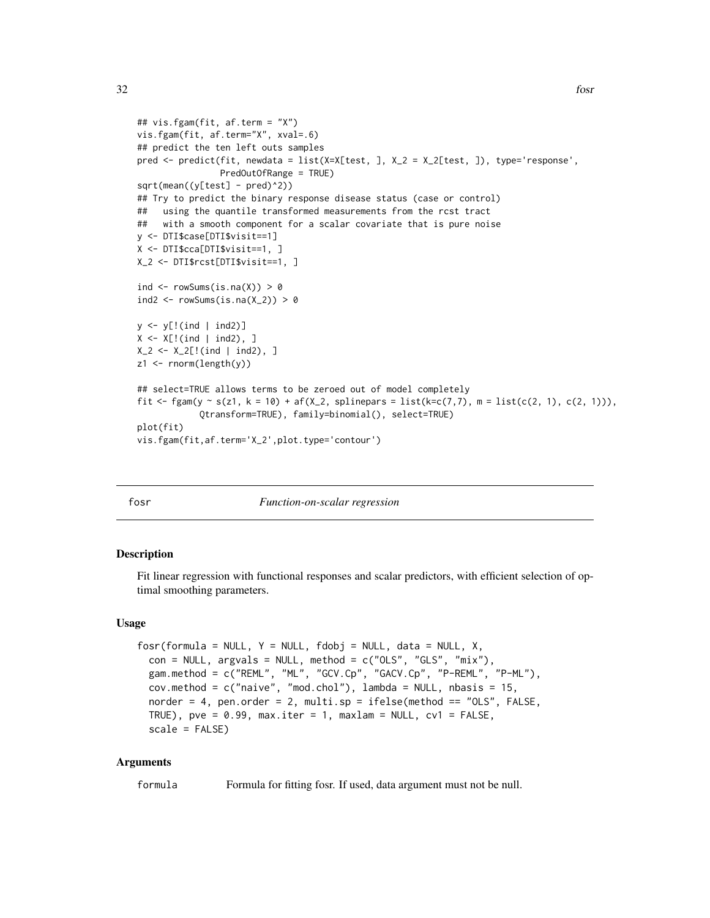```
## vis.fgam(fit, af.term = "X")
vis.fgam(fit, af.term="X", xval=.6)
## predict the ten left outs samples
pred <- predict(fit, newdata = list(X=X[test, ], X_2 = X_2[test, ]), type='response',
                PredOutOfRange = TRUE)
sqrt(mean((y[test] - pred)^2))
## Try to predict the binary response disease status (case or control)
##   using the quantile transformed measurements from the rcst tract
##   with a smooth component for a scalar covariate that is pure noise
y <- DTI$case[DTI$visit==1]
X <- DTI$cca[DTI$visit==1, ]
X_2 <- DTI$rcst[DTI$visit==1, ]

ind <- rowSums(is.na(X)) > 0
ind2 <- rowSums(is.na(X_2)) > 0

y <- y[!(ind | ind2)]
X <- X[!(ind | ind2), ]
X_2 <- X_2[!(ind | ind2), ]
z1 <- rnorm(length(y))

## select=TRUE allows terms to be zeroed out of model completely
fit <- fgam(y ~ s(z1, k = 10) + af(X_2, splinepars = list(k=c(7,7), m = list(c(2, 1), c(2, 1))),
            Qtransform=TRUE), family=binomial(), select=TRUE)
plot(fit)
vis.fgam(fit,af.term='X_2',plot.type='contour')
```

---

## fosr — *Function-on-scalar regression*

### Description

Fit linear regression with functional responses and scalar predictors, with efficient selection of optimal smoothing parameters.

### Usage

```
fosr(formula = NULL, Y = NULL, fdobj = NULL, data = NULL, X,
  con = NULL, argvals = NULL, method = c("OLS", "GLS", "mix"),
  gam.method = c("REML", "ML", "GCV.Cp", "GACV.Cp", "P-REML", "P-ML"),
  cov.method = c("naive", "mod.chol"), lambda = NULL, nbasis = 15,
  norder = 4, pen.order = 2, multi.sp = ifelse(method == "OLS", FALSE,
  TRUE), pve = 0.99, max.iter = 1, maxlam = NULL, cv1 = FALSE,
  scale = FALSE)
```

### Arguments

| | |
|---|---|
| formula | Formula for fitting fosr. If used, data argument must not be null. |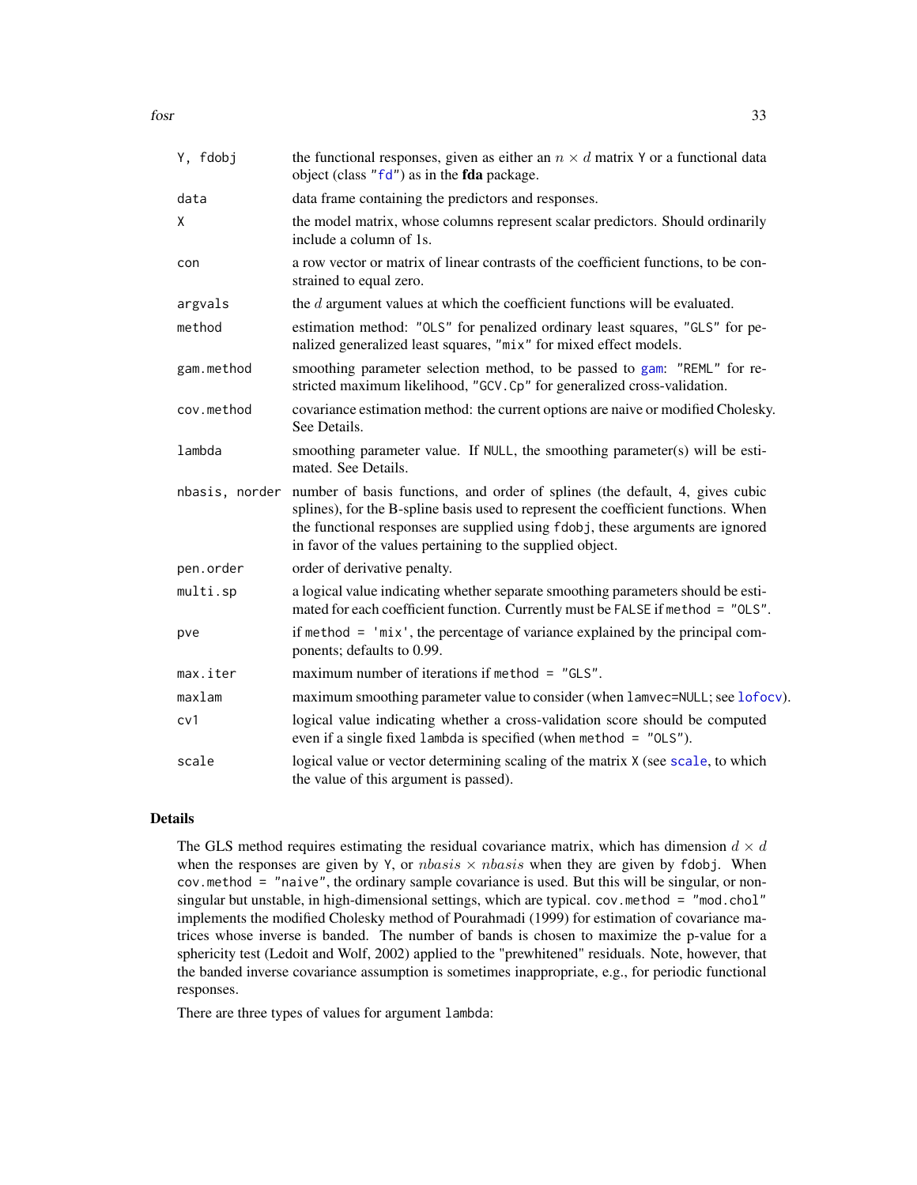| | |
|---|---|
| `Y, fdobj` | the functional responses, given as either an $n \times d$ matrix `Y` or a functional data object (class `"fd"`) as in the **fda** package. |
| `data` | data frame containing the predictors and responses. |
| `X` | the model matrix, whose columns represent scalar predictors. Should ordinarily include a column of 1s. |
| `con` | a row vector or matrix of linear contrasts of the coefficient functions, to be constrained to equal zero. |
| `argvals` | the $d$ argument values at which the coefficient functions will be evaluated. |
| `method` | estimation method: `"OLS"` for penalized ordinary least squares, `"GLS"` for penalized generalized least squares, `"mix"` for mixed effect models. |
| `gam.method` | smoothing parameter selection method, to be passed to `gam`: `"REML"` for restricted maximum likelihood, `"GCV.Cp"` for generalized cross-validation. |
| `cov.method` | covariance estimation method: the current options are naive or modified Cholesky. See Details. |
| `lambda` | smoothing parameter value. If `NULL`, the smoothing parameter(s) will be estimated. See Details. |
| `nbasis, norder` | number of basis functions, and order of splines (the default, 4, gives cubic splines), for the B-spline basis used to represent the coefficient functions. When the functional responses are supplied using `fdobj`, these arguments are ignored in favor of the values pertaining to the supplied object. |
| `pen.order` | order of derivative penalty. |
| `multi.sp` | a logical value indicating whether separate smoothing parameters should be estimated for each coefficient function. Currently must be `FALSE` if `method = "OLS"`. |
| `pve` | if `method = 'mix'`, the percentage of variance explained by the principal components; defaults to 0.99. |
| `max.iter` | maximum number of iterations if `method = "GLS"`. |
| `maxlam` | maximum smoothing parameter value to consider (when `lamvec=NULL`; see `lofocv`). |
| `cv1` | logical value indicating whether a cross-validation score should be computed even if a single fixed `lambda` is specified (when `method = "OLS"`). |
| `scale` | logical value or vector determining scaling of the matrix `X` (see `scale`, to which the value of this argument is passed). |

## Details

The GLS method requires estimating the residual covariance matrix, which has dimension $d \times d$ when the responses are given by `Y`, or $nbasis \times nbasis$ when they are given by `fdobj`. When `cov.method = "naive"`, the ordinary sample covariance is used. But this will be singular, or nonsingular but unstable, in high-dimensional settings, which are typical. `cov.method = "mod.chol"` implements the modified Cholesky method of Pourahmadi (1999) for estimation of covariance matrices whose inverse is banded. The number of bands is chosen to maximize the p-value for a sphericity test (Ledoit and Wolf, 2002) applied to the "prewhitened" residuals. Note, however, that the banded inverse covariance assumption is sometimes inappropriate, e.g., for periodic functional responses.

There are three types of values for argument `lambda`: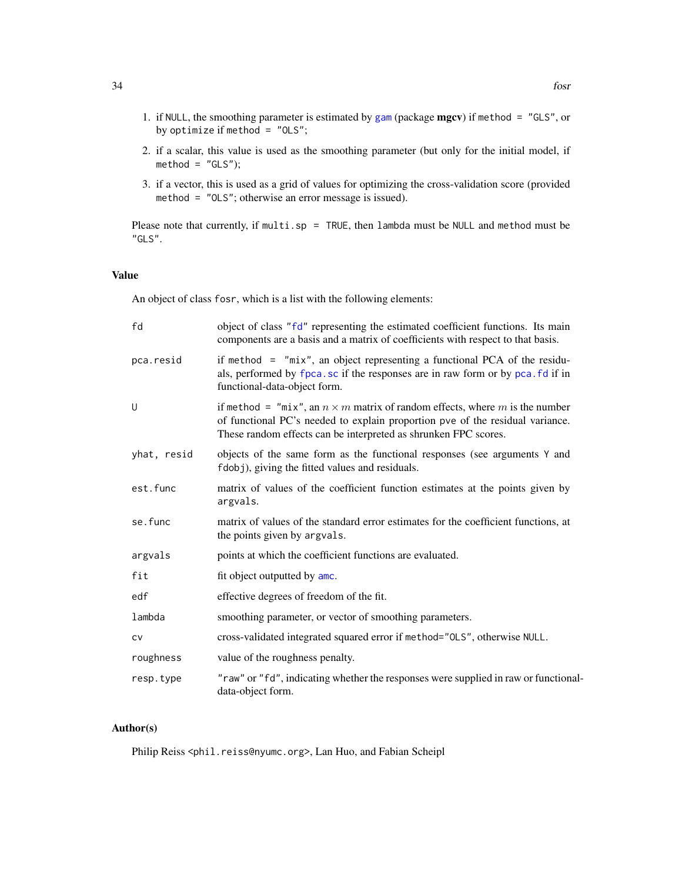1. if NULL, the smoothing parameter is estimated by gam (package **mgcv**) if method = "GLS", or by optimize if method = "OLS";
2. if a scalar, this value is used as the smoothing parameter (but only for the initial model, if method = "GLS");
3. if a vector, this is used as a grid of values for optimizing the cross-validation score (provided method = "OLS"; otherwise an error message is issued).

Please note that currently, if multi.sp = TRUE, then lambda must be NULL and method must be "GLS".

## Value

An object of class fosr, which is a list with the following elements:

| | |
|---|---|
| fd | object of class "fd" representing the estimated coefficient functions. Its main components are a basis and a matrix of coefficients with respect to that basis. |
| pca.resid | if method = "mix", an object representing a functional PCA of the residuals, performed by fpca.sc if the responses are in raw form or by pca.fd if in functional-data-object form. |
| U | if method = "mix", an $n \times m$ matrix of random effects, where $m$ is the number of functional PC's needed to explain proportion pve of the residual variance. These random effects can be interpreted as shrunken FPC scores. |
| yhat, resid | objects of the same form as the functional responses (see arguments Y and fdobj), giving the fitted values and residuals. |
| est.func | matrix of values of the coefficient function estimates at the points given by argvals. |
| se.func | matrix of values of the standard error estimates for the coefficient functions, at the points given by argvals. |
| argvals | points at which the coefficient functions are evaluated. |
| fit | fit object outputted by amc. |
| edf | effective degrees of freedom of the fit. |
| lambda | smoothing parameter, or vector of smoothing parameters. |
| cv | cross-validated integrated squared error if method="OLS", otherwise NULL. |
| roughness | value of the roughness penalty. |
| resp.type | "raw" or "fd", indicating whether the responses were supplied in raw or functional-data-object form. |

## Author(s)

Philip Reiss <phil.reiss@nyumc.org>, Lan Huo, and Fabian Scheipl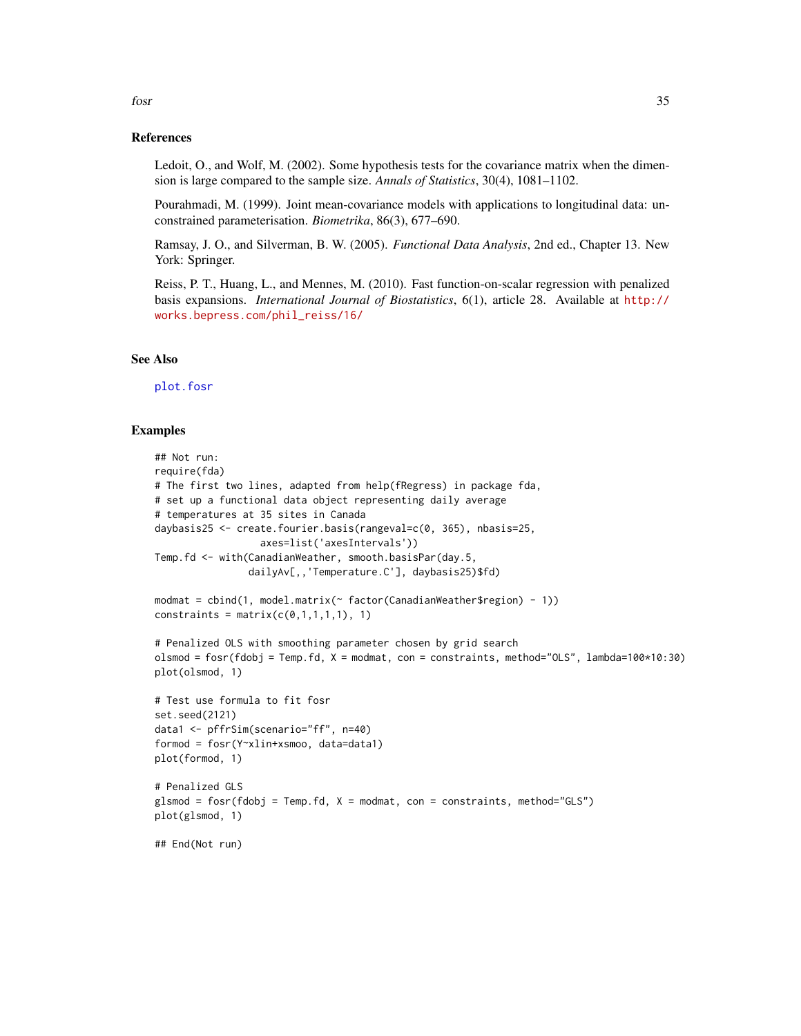## References

Ledoit, O., and Wolf, M. (2002). Some hypothesis tests for the covariance matrix when the dimension is large compared to the sample size. *Annals of Statistics*, 30(4), 1081–1102.

Pourahmadi, M. (1999). Joint mean-covariance models with applications to longitudinal data: unconstrained parameterisation. *Biometrika*, 86(3), 677–690.

Ramsay, J. O., and Silverman, B. W. (2005). *Functional Data Analysis*, 2nd ed., Chapter 13. New York: Springer.

Reiss, P. T., Huang, L., and Mennes, M. (2010). Fast function-on-scalar regression with penalized basis expansions. *International Journal of Biostatistics*, 6(1), article 28. Available at http://works.bepress.com/phil_reiss/16/

## See Also

plot.fosr

## Examples

```
## Not run:
require(fda)
# The first two lines, adapted from help(fRegress) in package fda,
# set up a functional data object representing daily average
# temperatures at 35 sites in Canada
daybasis25 <- create.fourier.basis(rangeval=c(0, 365), nbasis=25,
                  axes=list('axesIntervals'))
Temp.fd <- with(CanadianWeather, smooth.basisPar(day.5,
                dailyAv[,,'Temperature.C'], daybasis25)$fd)

modmat = cbind(1, model.matrix(~ factor(CanadianWeather$region) - 1))
constraints = matrix(c(0,1,1,1,1), 1)

# Penalized OLS with smoothing parameter chosen by grid search
olsmod = fosr(fdobj = Temp.fd, X = modmat, con = constraints, method="OLS", lambda=100*10:30)
plot(olsmod, 1)

# Test use formula to fit fosr
set.seed(2121)
data1 <- pffrSim(scenario="ff", n=40)
formod = fosr(Y~xlin+xsmoo, data=data1)
plot(formod, 1)

# Penalized GLS
glsmod = fosr(fdobj = Temp.fd, X = modmat, con = constraints, method="GLS")
plot(glsmod, 1)

## End(Not run)
```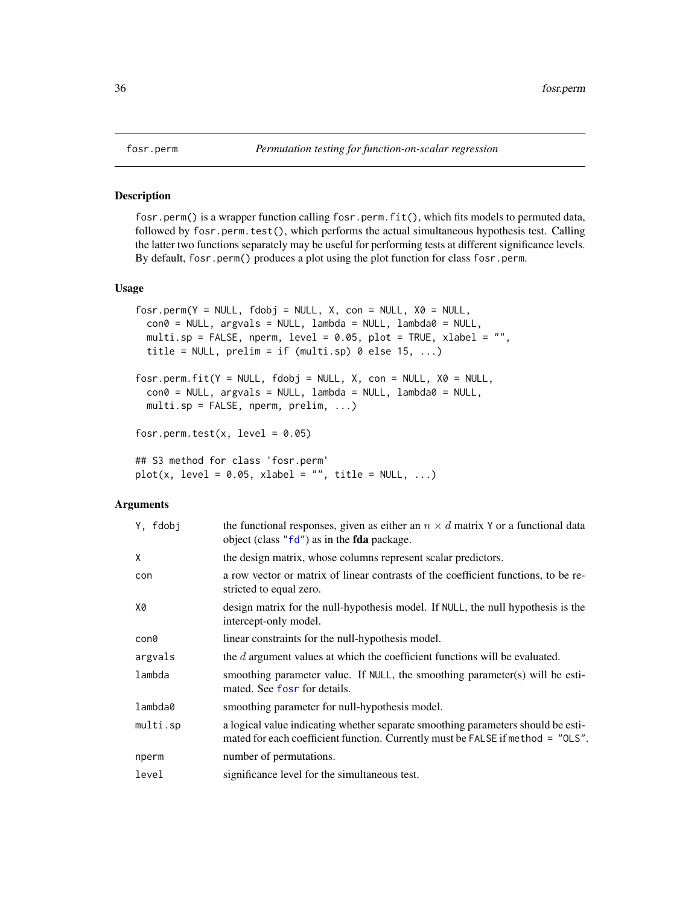| fosr.perm | *Permutation testing for function-on-scalar regression* |
|---|---|

## Description

fosr.perm() is a wrapper function calling fosr.perm.fit(), which fits models to permuted data, followed by fosr.perm.test(), which performs the actual simultaneous hypothesis test. Calling the latter two functions separately may be useful for performing tests at different significance levels. By default, fosr.perm() produces a plot using the plot function for class fosr.perm.

## Usage

```
fosr.perm(Y = NULL, fdobj = NULL, X, con = NULL, X0 = NULL,
  con0 = NULL, argvals = NULL, lambda = NULL, lambda0 = NULL,
  multi.sp = FALSE, nperm, level = 0.05, plot = TRUE, xlabel = "",
  title = NULL, prelim = if (multi.sp) 0 else 15, ...)

fosr.perm.fit(Y = NULL, fdobj = NULL, X, con = NULL, X0 = NULL,
  con0 = NULL, argvals = NULL, lambda = NULL, lambda0 = NULL,
  multi.sp = FALSE, nperm, prelim, ...)

fosr.perm.test(x, level = 0.05)

## S3 method for class 'fosr.perm'
plot(x, level = 0.05, xlabel = "", title = NULL, ...)
```

## Arguments

| | |
|---|---|
| Y, fdobj | the functional responses, given as either an $n \times d$ matrix Y or a functional data object (class "fd") as in the **fda** package. |
| X | the design matrix, whose columns represent scalar predictors. |
| con | a row vector or matrix of linear contrasts of the coefficient functions, to be restricted to equal zero. |
| X0 | design matrix for the null-hypothesis model. If NULL, the null hypothesis is the intercept-only model. |
| con0 | linear constraints for the null-hypothesis model. |
| argvals | the $d$ argument values at which the coefficient functions will be evaluated. |
| lambda | smoothing parameter value. If NULL, the smoothing parameter(s) will be estimated. See fosr for details. |
| lambda0 | smoothing parameter for null-hypothesis model. |
| multi.sp | a logical value indicating whether separate smoothing parameters should be estimated for each coefficient function. Currently must be FALSE if method = "OLS". |
| nperm | number of permutations. |
| level | significance level for the simultaneous test. |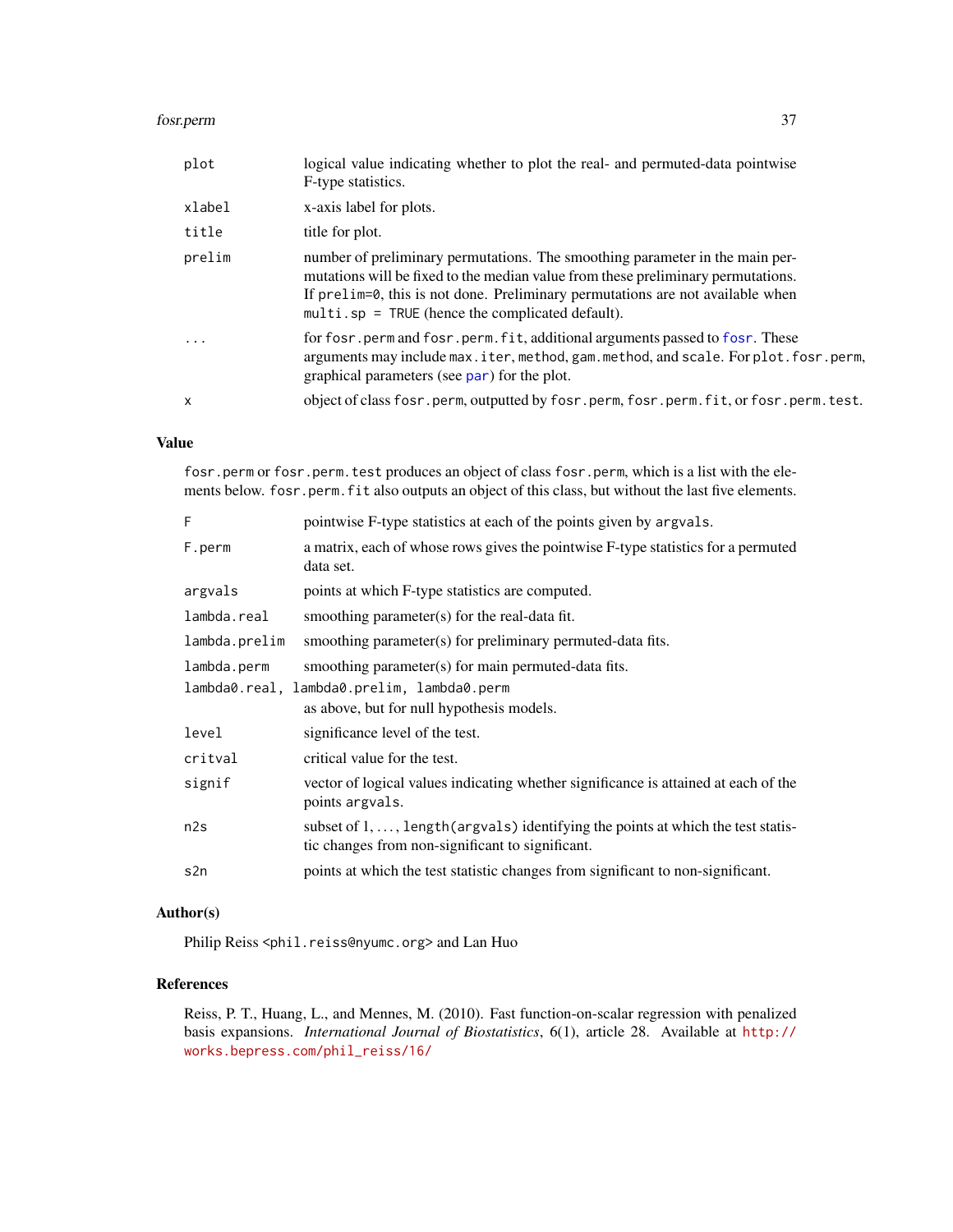| | |
|---|---|
| `plot` | logical value indicating whether to plot the real- and permuted-data pointwise F-type statistics. |
| `xlabel` | x-axis label for plots. |
| `title` | title for plot. |
| `prelim` | number of preliminary permutations. The smoothing parameter in the main permutations will be fixed to the median value from these preliminary permutations. If `prelim=0`, this is not done. Preliminary permutations are not available when `multi.sp = TRUE` (hence the complicated default). |
| `...` | for `fosr.perm` and `fosr.perm.fit`, additional arguments passed to `fosr`. These arguments may include `max.iter`, `method`, `gam.method`, and `scale`. For `plot.fosr.perm`, graphical parameters (see `par`) for the plot. |
| `x` | object of class `fosr.perm`, outputted by `fosr.perm`, `fosr.perm.fit`, or `fosr.perm.test`. |

## Value

`fosr.perm` or `fosr.perm.test` produces an object of class `fosr.perm`, which is a list with the elements below. `fosr.perm.fit` also outputs an object of this class, but without the last five elements.

| | |
|---|---|
| `F` | pointwise F-type statistics at each of the points given by `argvals`. |
| `F.perm` | a matrix, each of whose rows gives the pointwise F-type statistics for a permuted data set. |
| `argvals` | points at which F-type statistics are computed. |
| `lambda.real` | smoothing parameter(s) for the real-data fit. |
| `lambda.prelim` | smoothing parameter(s) for preliminary permuted-data fits. |
| `lambda.perm` | smoothing parameter(s) for main permuted-data fits. |
| `lambda0.real, lambda0.prelim, lambda0.perm` | as above, but for null hypothesis models. |
| `level` | significance level of the test. |
| `critval` | critical value for the test. |
| `signif` | vector of logical values indicating whether significance is attained at each of the points `argvals`. |
| `n2s` | subset of 1, ..., `length(argvals)` identifying the points at which the test statistic changes from non-significant to significant. |
| `s2n` | points at which the test statistic changes from significant to non-significant. |

## Author(s)

Philip Reiss <phil.reiss@nyumc.org> and Lan Huo

## References

Reiss, P. T., Huang, L., and Mennes, M. (2010). Fast function-on-scalar regression with penalized basis expansions. *International Journal of Biostatistics*, 6(1), article 28. Available at http://works.bepress.com/phil_reiss/16/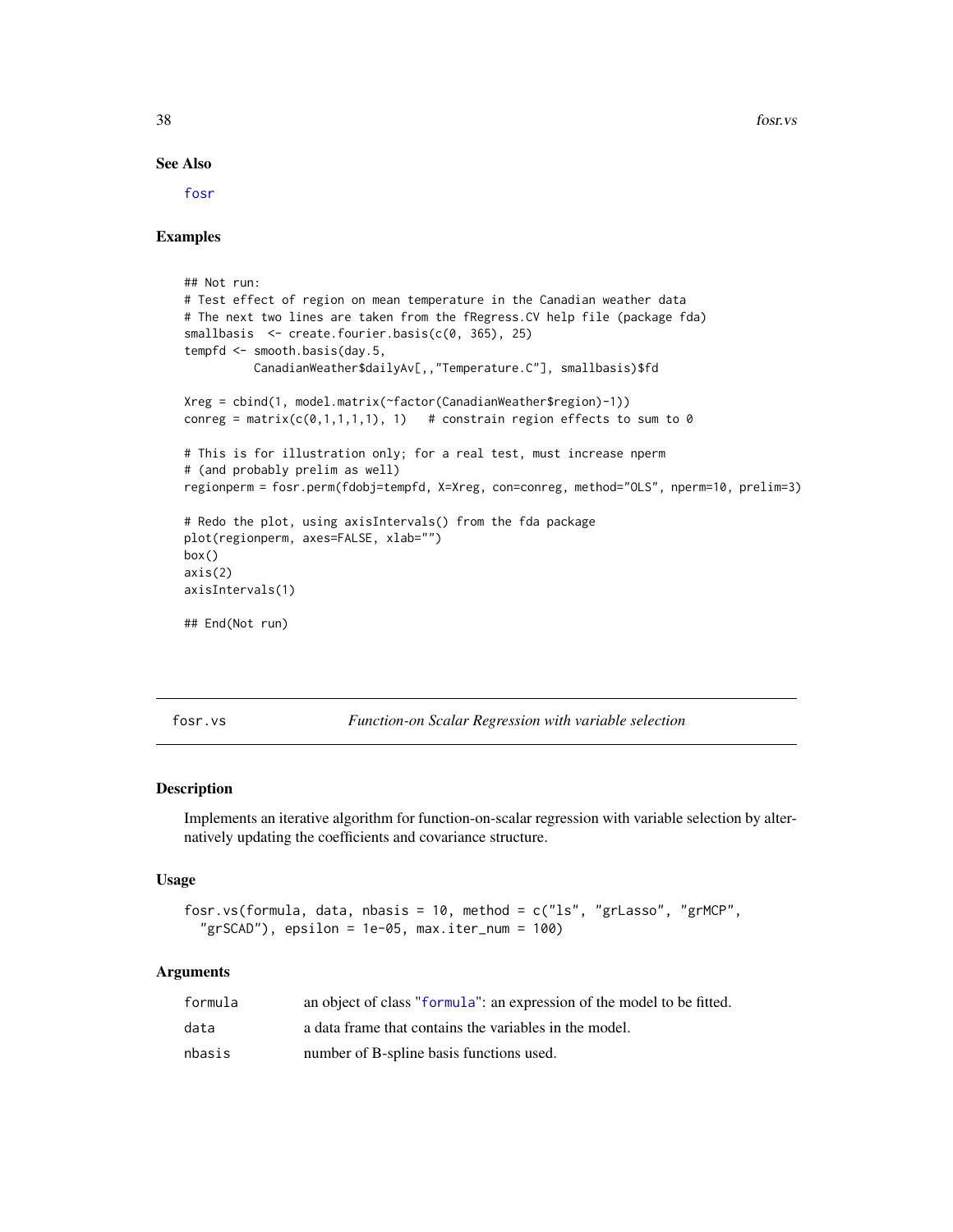### See Also

fosr

### Examples

```
## Not run:
# Test effect of region on mean temperature in the Canadian weather data
# The next two lines are taken from the fRegress.CV help file (package fda)
smallbasis  <- create.fourier.basis(c(0, 365), 25)
tempfd <- smooth.basis(day.5,
          CanadianWeather$dailyAv[,,"Temperature.C"], smallbasis)$fd

Xreg = cbind(1, model.matrix(~factor(CanadianWeather$region)-1))
conreg = matrix(c(0,1,1,1,1), 1)   # constrain region effects to sum to 0

# This is for illustration only; for a real test, must increase nperm
# (and probably prelim as well)
regionperm = fosr.perm(fdobj=tempfd, X=Xreg, con=conreg, method="OLS", nperm=10, prelim=3)

# Redo the plot, using axisIntervals() from the fda package
plot(regionperm, axes=FALSE, xlab="")
box()
axis(2)
axisIntervals(1)

## End(Not run)
```

---

## fosr.vs — *Function-on Scalar Regression with variable selection*

### Description

Implements an iterative algorithm for function-on-scalar regression with variable selection by alternatively updating the coefficients and covariance structure.

### Usage

```
fosr.vs(formula, data, nbasis = 10, method = c("ls", "grLasso", "grMCP",
  "grSCAD"), epsilon = 1e-05, max.iter_num = 100)
```

### Arguments

| | |
|---|---|
| formula | an object of class "formula": an expression of the model to be fitted. |
| data | a data frame that contains the variables in the model. |
| nbasis | number of B-spline basis functions used. |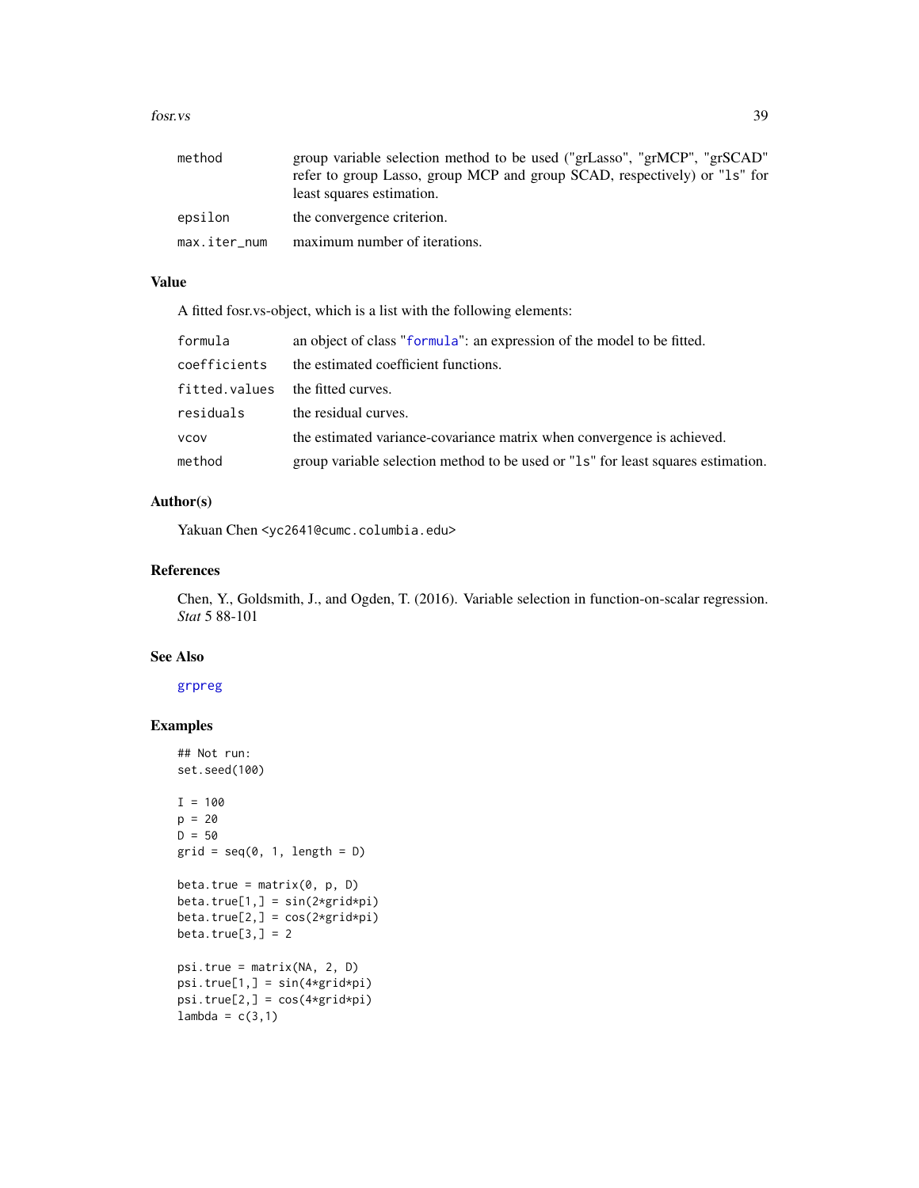| | |
|---|---|
| method | group variable selection method to be used ("grLasso", "grMCP", "grSCAD" refer to group Lasso, group MCP and group SCAD, respectively) or "ls" for least squares estimation. |
| epsilon | the convergence criterion. |
| max.iter_num | maximum number of iterations. |

## Value

A fitted fosr.vs-object, which is a list with the following elements:

| | |
|---|---|
| formula | an object of class "formula": an expression of the model to be fitted. |
| coefficients | the estimated coefficient functions. |
| fitted.values | the fitted curves. |
| residuals | the residual curves. |
| vcov | the estimated variance-covariance matrix when convergence is achieved. |
| method | group variable selection method to be used or "ls" for least squares estimation. |

## Author(s)

Yakuan Chen <yc2641@cumc.columbia.edu>

## References

Chen, Y., Goldsmith, J., and Ogden, T. (2016). Variable selection in function-on-scalar regression. *Stat* 5 88-101

## See Also

grpreg

## Examples

```
## Not run:
set.seed(100)

I = 100
p = 20
D = 50
grid = seq(0, 1, length = D)

beta.true = matrix(0, p, D)
beta.true[1,] = sin(2*grid*pi)
beta.true[2,] = cos(2*grid*pi)
beta.true[3,] = 2

psi.true = matrix(NA, 2, D)
psi.true[1,] = sin(4*grid*pi)
psi.true[2,] = cos(4*grid*pi)
lambda = c(3,1)
```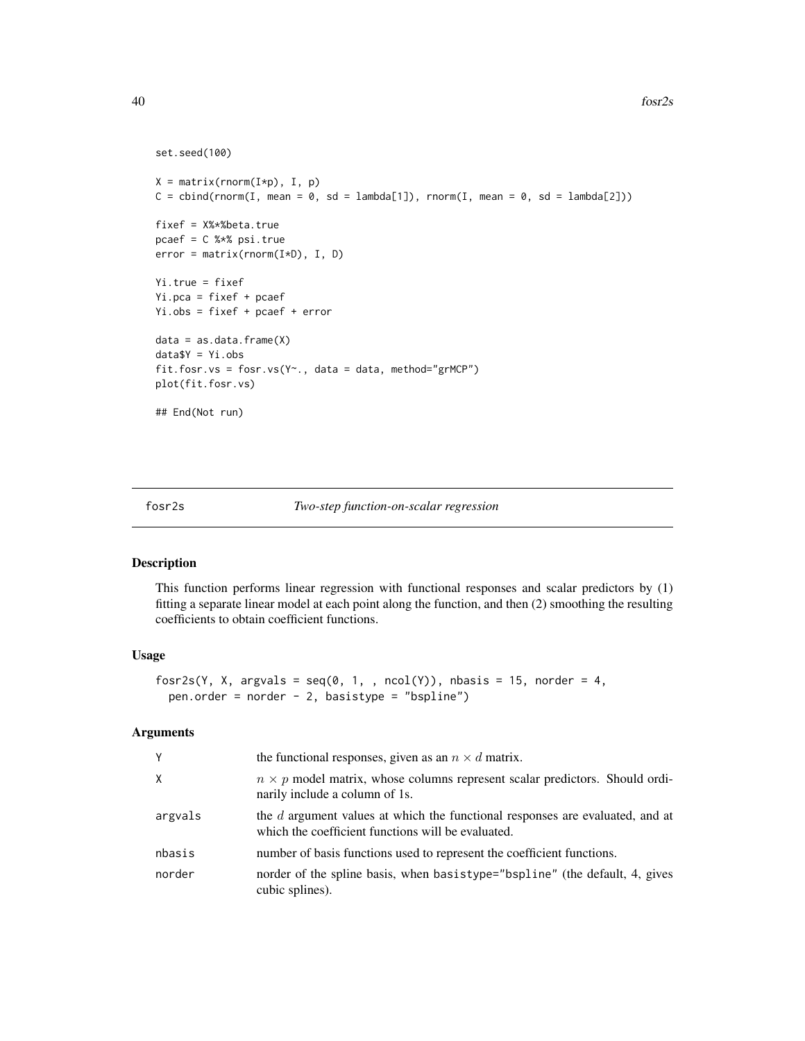```
set.seed(100)

X = matrix(rnorm(I*p), I, p)
C = cbind(rnorm(I, mean = 0, sd = lambda[1]), rnorm(I, mean = 0, sd = lambda[2]))

fixef = X%*%beta.true
pcaef = C %*% psi.true
error = matrix(rnorm(I*D), I, D)

Yi.true = fixef
Yi.pca = fixef + pcaef
Yi.obs = fixef + pcaef + error

data = as.data.frame(X)
data$Y = Yi.obs
fit.fosr.vs = fosr.vs(Y~., data = data, method="grMCP")
plot(fit.fosr.vs)

## End(Not run)
```

---

fosr2s *Two-step function-on-scalar regression*

---

## Description

This function performs linear regression with functional responses and scalar predictors by (1) fitting a separate linear model at each point along the function, and then (2) smoothing the resulting coefficients to obtain coefficient functions.

## Usage

```
fosr2s(Y, X, argvals = seq(0, 1, , ncol(Y)), nbasis = 15, norder = 4,
  pen.order = norder - 2, basistype = "bspline")
```

## Arguments

| | |
|---|---|
| Y | the functional responses, given as an $n \times d$ matrix. |
| X | $n \times p$ model matrix, whose columns represent scalar predictors. Should ordinarily include a column of 1s. |
| argvals | the $d$ argument values at which the functional responses are evaluated, and at which the coefficient functions will be evaluated. |
| nbasis | number of basis functions used to represent the coefficient functions. |
| norder | norder of the spline basis, when basistype="bspline" (the default, 4, gives cubic splines). |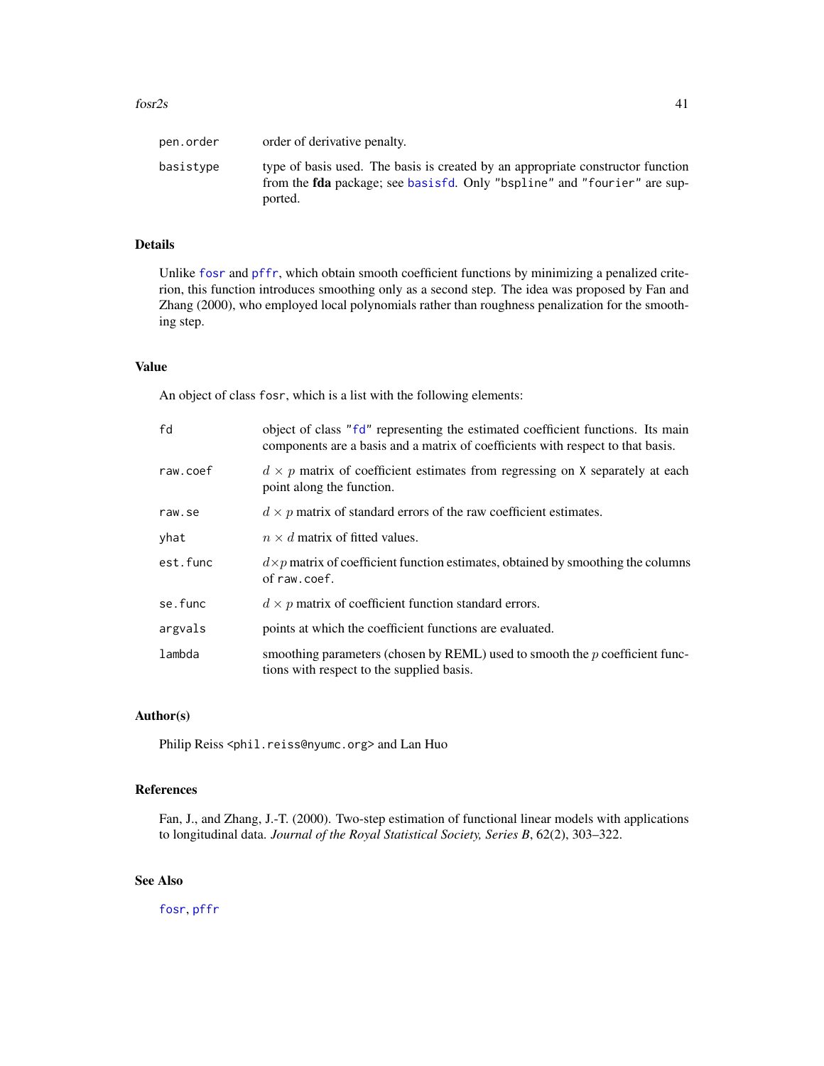| | |
|---|---|
| `pen.order` | order of derivative penalty. |
| `basistype` | type of basis used. The basis is created by an appropriate constructor function from the **fda** package; see `basisfd`. Only `"bspline"` and `"fourier"` are supported. |

## Details

Unlike `fosr` and `pffr`, which obtain smooth coefficient functions by minimizing a penalized criterion, this function introduces smoothing only as a second step. The idea was proposed by Fan and Zhang (2000), who employed local polynomials rather than roughness penalization for the smoothing step.

## Value

An object of class `fosr`, which is a list with the following elements:

| | |
|---|---|
| `fd` | object of class `"fd"` representing the estimated coefficient functions. Its main components are a basis and a matrix of coefficients with respect to that basis. |
| `raw.coef` | $d \times p$ matrix of coefficient estimates from regressing on `X` separately at each point along the function. |
| `raw.se` | $d \times p$ matrix of standard errors of the raw coefficient estimates. |
| `yhat` | $n \times d$ matrix of fitted values. |
| `est.func` | $d \times p$ matrix of coefficient function estimates, obtained by smoothing the columns of `raw.coef`. |
| `se.func` | $d \times p$ matrix of coefficient function standard errors. |
| `argvals` | points at which the coefficient functions are evaluated. |
| `lambda` | smoothing parameters (chosen by REML) used to smooth the $p$ coefficient functions with respect to the supplied basis. |

## Author(s)

Philip Reiss <phil.reiss@nyumc.org> and Lan Huo

## References

Fan, J., and Zhang, J.-T. (2000). Two-step estimation of functional linear models with applications to longitudinal data. *Journal of the Royal Statistical Society, Series B*, 62(2), 303–322.

## See Also

`fosr`, `pffr`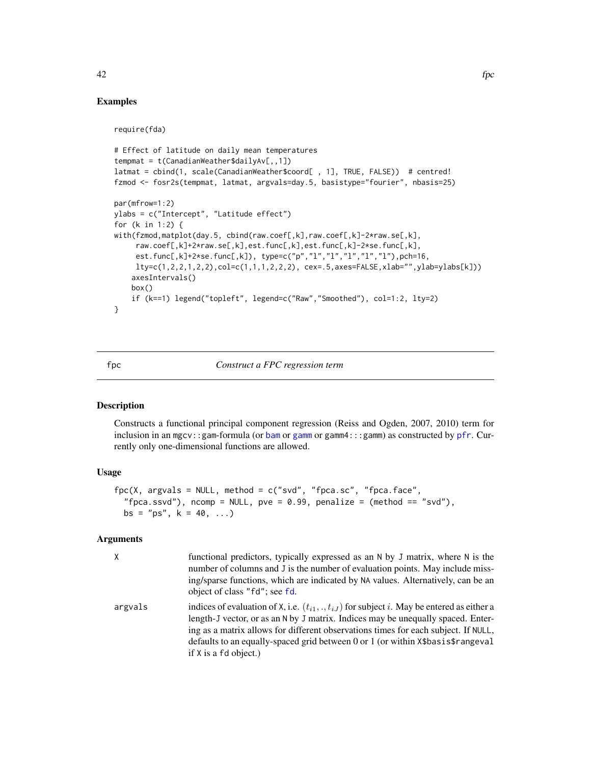## Examples

```
require(fda)

# Effect of latitude on daily mean temperatures
tempmat = t(CanadianWeather$dailyAv[,,1])
latmat = cbind(1, scale(CanadianWeather$coord[ , 1], TRUE, FALSE))  # centred!
fzmod <- fosr2s(tempmat, latmat, argvals=day.5, basistype="fourier", nbasis=25)

par(mfrow=1:2)
ylabs = c("Intercept", "Latitude effect")
for (k in 1:2) {
with(fzmod,matplot(day.5, cbind(raw.coef[,k],raw.coef[,k]-2*raw.se[,k],
     raw.coef[,k]+2*raw.se[,k],est.func[,k],est.func[,k]-2*se.func[,k],
     est.func[,k]+2*se.func[,k]), type=c("p","l","l","l","l","l"),pch=16,
     lty=c(1,2,2,1,2,2),col=c(1,1,1,2,2,2), cex=.5,axes=FALSE,xlab="",ylab=ylabs[k]))
    axesIntervals()
    box()
    if (k==1) legend("topleft", legend=c("Raw","Smoothed"), col=1:2, lty=2)
}
```

---

## fpc — *Construct a FPC regression term*

### Description

Constructs a functional principal component regression (Reiss and Ogden, 2007, 2010) term for inclusion in an `mgcv::gam`-formula (or `bam` or `gamm` or `gamm4:::gamm`) as constructed by `pfr`. Currently only one-dimensional functions are allowed.

### Usage

```
fpc(X, argvals = NULL, method = c("svd", "fpca.sc", "fpca.face",
  "fpca.ssvd"), ncomp = NULL, pve = 0.99, penalize = (method == "svd"),
  bs = "ps", k = 40, ...)
```

### Arguments

| | |
|---|---|
| `X` | functional predictors, typically expressed as an `N` by `J` matrix, where `N` is the number of columns and `J` is the number of evaluation points. May include missing/sparse functions, which are indicated by `NA` values. Alternatively, can be an object of class `"fd"`; see `fd`. |
| `argvals` | indices of evaluation of `X`, i.e. $(t_{i1}, ., t_{iJ})$ for subject $i$. May be entered as either a length-`J` vector, or as an `N` by `J` matrix. Indices may be unequally spaced. Entering as a matrix allows for different observations times for each subject. If `NULL`, defaults to an equally-spaced grid between 0 or 1 (or within `X$basis$rangeval` if `X` is a `fd` object.) |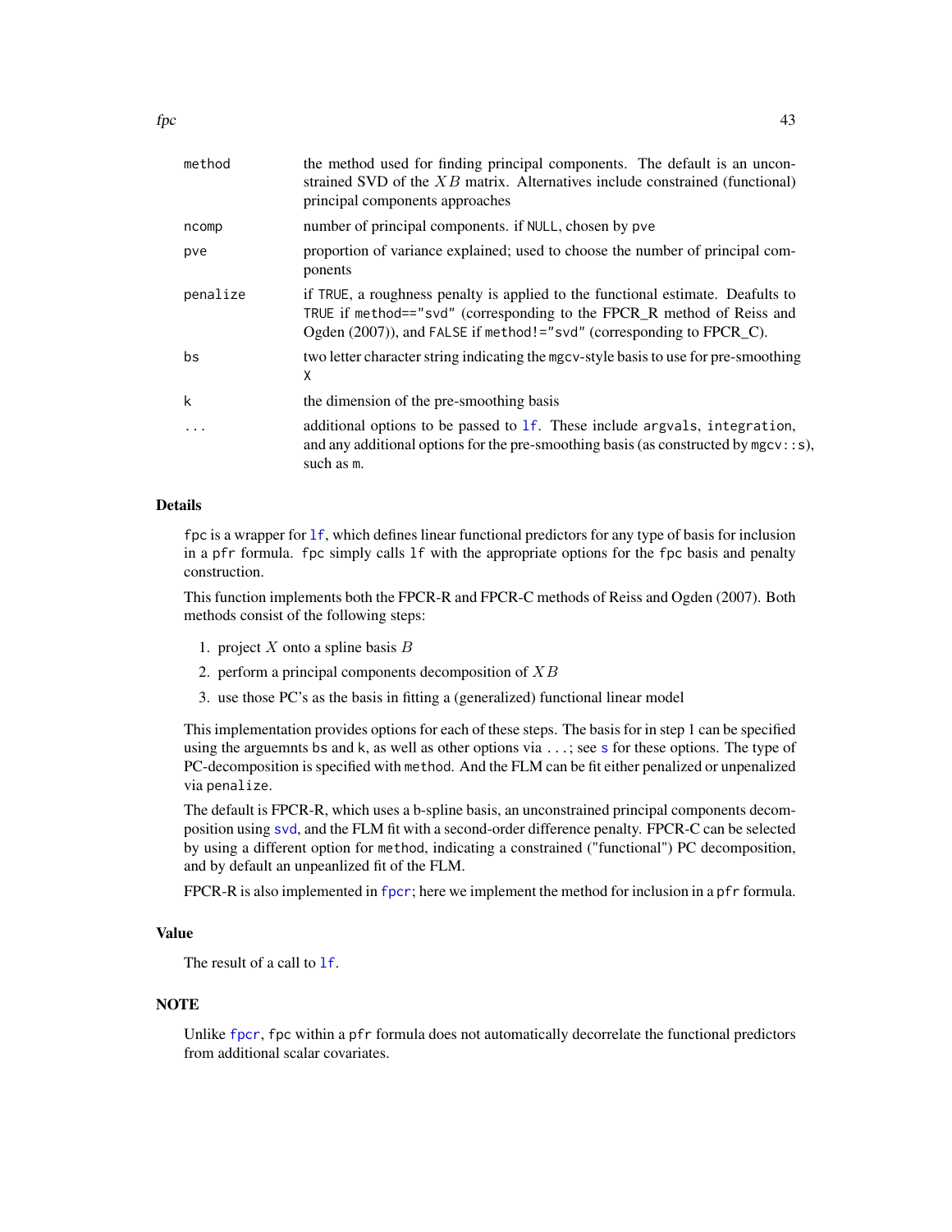| | |
|---|---|
| method | the method used for finding principal components. The default is an unconstrained SVD of the $XB$ matrix. Alternatives include constrained (functional) principal components approaches |
| ncomp | number of principal components. if NULL, chosen by pve |
| pve | proportion of variance explained; used to choose the number of principal components |
| penalize | if TRUE, a roughness penalty is applied to the functional estimate. Deafults to TRUE if method=="svd" (corresponding to the FPCR_R method of Reiss and Ogden (2007)), and FALSE if method!="svd" (corresponding to FPCR_C). |
| bs | two letter character string indicating the mgcv-style basis to use for pre-smoothing X |
| k | the dimension of the pre-smoothing basis |
| ... | additional options to be passed to lf. These include argvals, integration, and any additional options for the pre-smoothing basis (as constructed by mgcv::s), such as m. |

## Details

fpc is a wrapper for lf, which defines linear functional predictors for any type of basis for inclusion in a pfr formula. fpc simply calls lf with the appropriate options for the fpc basis and penalty construction.

This function implements both the FPCR-R and FPCR-C methods of Reiss and Ogden (2007). Both methods consist of the following steps:

1. project $X$ onto a spline basis $B$
2. perform a principal components decomposition of $XB$
3. use those PC's as the basis in fitting a (generalized) functional linear model

This implementation provides options for each of these steps. The basis for in step 1 can be specified using the arguemnts bs and k, as well as other options via ...; see s for these options. The type of PC-decomposition is specified with method. And the FLM can be fit either penalized or unpenalized via penalize.

The default is FPCR-R, which uses a b-spline basis, an unconstrained principal components decomposition using svd, and the FLM fit with a second-order difference penalty. FPCR-C can be selected by using a different option for method, indicating a constrained ("functional") PC decomposition, and by default an unpeanlized fit of the FLM.

FPCR-R is also implemented in fpcr; here we implement the method for inclusion in a pfr formula.

## Value

The result of a call to lf.

## NOTE

Unlike fpcr, fpc within a pfr formula does not automatically decorrelate the functional predictors from additional scalar covariates.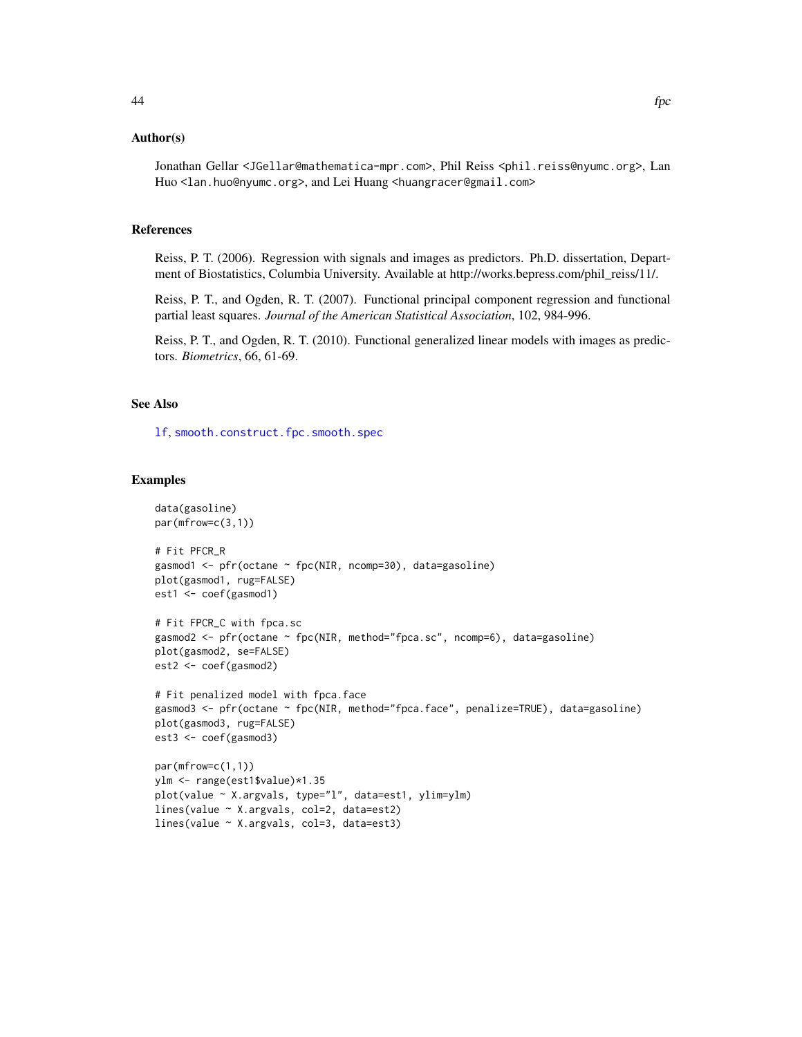## Author(s)

Jonathan Gellar <JGellar@mathematica-mpr.com>, Phil Reiss <phil.reiss@nyumc.org>, Lan Huo <lan.huo@nyumc.org>, and Lei Huang <huangracer@gmail.com>

## References

Reiss, P. T. (2006). Regression with signals and images as predictors. Ph.D. dissertation, Department of Biostatistics, Columbia University. Available at http://works.bepress.com/phil_reiss/11/.

Reiss, P. T., and Ogden, R. T. (2007). Functional principal component regression and functional partial least squares. *Journal of the American Statistical Association*, 102, 984-996.

Reiss, P. T., and Ogden, R. T. (2010). Functional generalized linear models with images as predictors. *Biometrics*, 66, 61-69.

## See Also

lf, smooth.construct.fpc.smooth.spec

## Examples

```
data(gasoline)
par(mfrow=c(3,1))

# Fit PFCR_R
gasmod1 <- pfr(octane ~ fpc(NIR, ncomp=30), data=gasoline)
plot(gasmod1, rug=FALSE)
est1 <- coef(gasmod1)

# Fit FPCR_C with fpca.sc
gasmod2 <- pfr(octane ~ fpc(NIR, method="fpca.sc", ncomp=6), data=gasoline)
plot(gasmod2, se=FALSE)
est2 <- coef(gasmod2)

# Fit penalized model with fpca.face
gasmod3 <- pfr(octane ~ fpc(NIR, method="fpca.face", penalize=TRUE), data=gasoline)
plot(gasmod3, rug=FALSE)
est3 <- coef(gasmod3)

par(mfrow=c(1,1))
ylm <- range(est1$value)*1.35
plot(value ~ X.argvals, type="l", data=est1, ylim=ylm)
lines(value ~ X.argvals, col=2, data=est2)
lines(value ~ X.argvals, col=3, data=est3)
```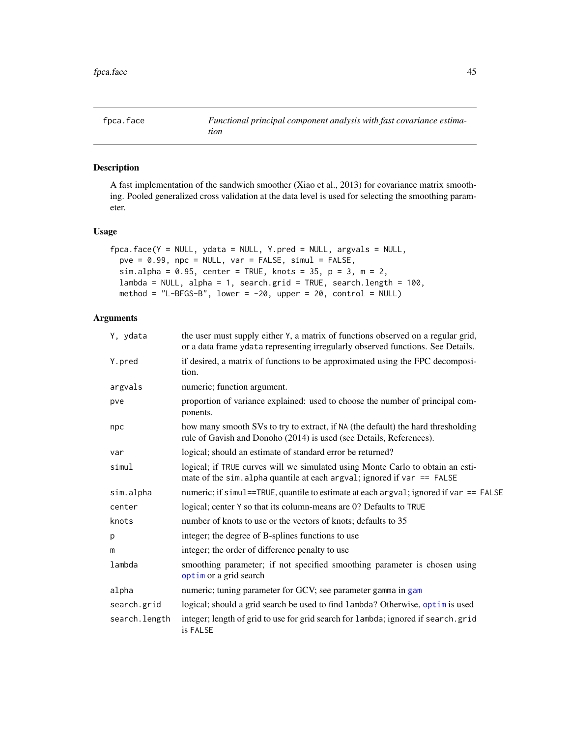## fpca.face *Functional principal component analysis with fast covariance estimation*

### Description

A fast implementation of the sandwich smoother (Xiao et al., 2013) for covariance matrix smoothing. Pooled generalized cross validation at the data level is used for selecting the smoothing parameter.

### Usage

```
fpca.face(Y = NULL, ydata = NULL, Y.pred = NULL, argvals = NULL,
  pve = 0.99, npc = NULL, var = FALSE, simul = FALSE,
  sim.alpha = 0.95, center = TRUE, knots = 35, p = 3, m = 2,
  lambda = NULL, alpha = 1, search.grid = TRUE, search.length = 100,
  method = "L-BFGS-B", lower = -20, upper = 20, control = NULL)
```

### Arguments

| | |
|---|---|
| `Y, ydata` | the user must supply either `Y`, a matrix of functions observed on a regular grid, or a data frame `ydata` representing irregularly observed functions. See Details. |
| `Y.pred` | if desired, a matrix of functions to be approximated using the FPC decomposition. |
| `argvals` | numeric; function argument. |
| `pve` | proportion of variance explained: used to choose the number of principal components. |
| `npc` | how many smooth SVs to try to extract, if `NA` (the default) the hard thresholding rule of Gavish and Donoho (2014) is used (see Details, References). |
| `var` | logical; should an estimate of standard error be returned? |
| `simul` | logical; if `TRUE` curves will we simulated using Monte Carlo to obtain an estimate of the `sim.alpha` quantile at each `argval`; ignored if `var == FALSE` |
| `sim.alpha` | numeric; if `simul==TRUE`, quantile to estimate at each `argval`; ignored if `var == FALSE` |
| `center` | logical; center `Y` so that its column-means are 0? Defaults to `TRUE` |
| `knots` | number of knots to use or the vectors of knots; defaults to 35 |
| `p` | integer; the degree of B-splines functions to use |
| `m` | integer; the order of difference penalty to use |
| `lambda` | smoothing parameter; if not specified smoothing parameter is chosen using `optim` or a grid search |
| `alpha` | numeric; tuning parameter for GCV; see parameter `gamma` in `gam` |
| `search.grid` | logical; should a grid search be used to find `lambda`? Otherwise, `optim` is used |
| `search.length` | integer; length of grid to use for grid search for `lambda`; ignored if `search.grid` is `FALSE` |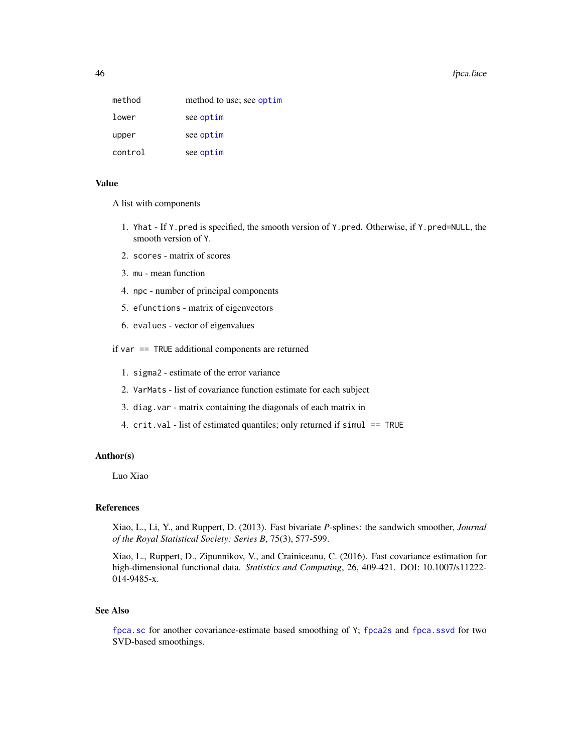| | |
|---|---|
| `method` | method to use; see `optim` |
| `lower` | see `optim` |
| `upper` | see `optim` |
| `control` | see `optim` |

### Value

A list with components

1. `Yhat` - If `Y.pred` is specified, the smooth version of `Y.pred`. Otherwise, if `Y.pred=NULL`, the smooth version of `Y`.
2. `scores` - matrix of scores
3. `mu` - mean function
4. `npc` - number of principal components
5. `efunctions` - matrix of eigenvectors
6. `evalues` - vector of eigenvalues

if `var == TRUE` additional components are returned

1. `sigma2` - estimate of the error variance
2. `VarMats` - list of covariance function estimate for each subject
3. `diag.var` - matrix containing the diagonals of each matrix in
4. `crit.val` - list of estimated quantiles; only returned if `simul == TRUE`

### Author(s)

Luo Xiao

### References

Xiao, L., Li, Y., and Ruppert, D. (2013). Fast bivariate *P*-splines: the sandwich smoother, *Journal of the Royal Statistical Society: Series B*, 75(3), 577-599.

Xiao, L., Ruppert, D., Zipunnikov, V., and Crainiceanu, C. (2016). Fast covariance estimation for high-dimensional functional data. *Statistics and Computing*, 26, 409-421. DOI: 10.1007/s11222-014-9485-x.

### See Also

`fpca.sc` for another covariance-estimate based smoothing of `Y`; `fpca2s` and `fpca.ssvd` for two SVD-based smoothings.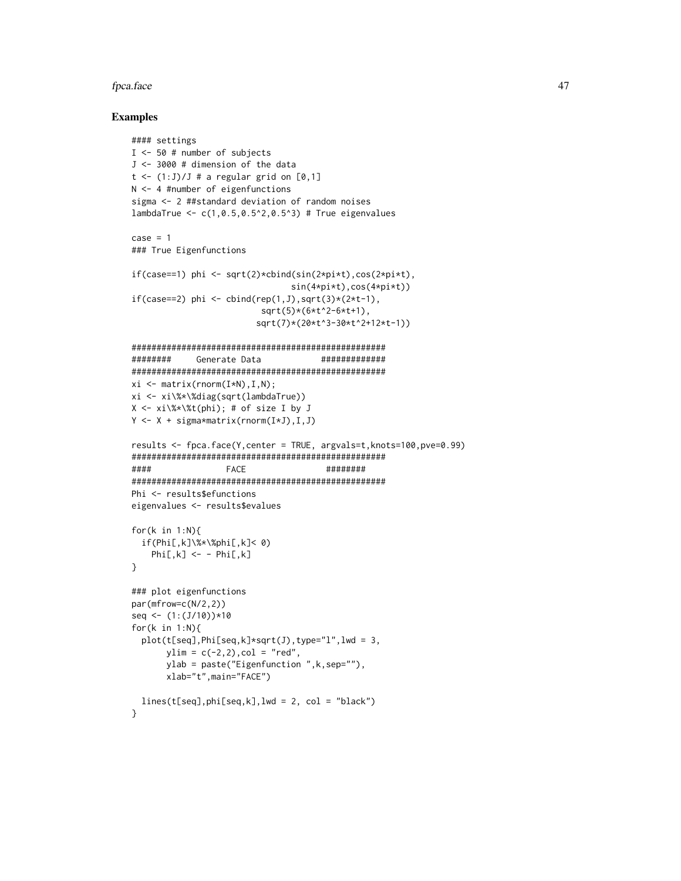## Examples

```
#### settings
I <- 50 # number of subjects
J <- 3000 # dimension of the data
t <- (1:J)/J # a regular grid on [0,1]
N <- 4 #number of eigenfunctions
sigma <- 2 ##standard deviation of random noises
lambdaTrue <- c(1,0.5,0.5^2,0.5^3) # True eigenvalues

case = 1
### True Eigenfunctions

if(case==1) phi <- sqrt(2)*cbind(sin(2*pi*t),cos(2*pi*t),
                                 sin(4*pi*t),cos(4*pi*t))
if(case==2) phi <- cbind(rep(1,J),sqrt(3)*(2*t-1),
                         sqrt(5)*(6*t^2-6*t+1),
                        sqrt(7)*(20*t^3-30*t^2+12*t-1))

###################################################
########     Generate Data            #############
###################################################
xi <- matrix(rnorm(I*N),I,N);
xi <- xi\%*\%diag(sqrt(lambdaTrue))
X <- xi\%*\%t(phi); # of size I by J
Y <- X + sigma*matrix(rnorm(I*J),I,J)

results <- fpca.face(Y,center = TRUE, argvals=t,knots=100,pve=0.99)
###################################################
####               FACE                ########
###################################################
Phi <- results$efunctions
eigenvalues <- results$evalues

for(k in 1:N){
  if(Phi[,k]\%*\%phi[,k]< 0)
    Phi[,k] <- - Phi[,k]
}

### plot eigenfunctions
par(mfrow=c(N/2,2))
seq <- (1:(J/10))*10
for(k in 1:N){
  plot(t[seq],Phi[seq,k]*sqrt(J),type="l",lwd = 3,
       ylim = c(-2,2),col = "red",
       ylab = paste("Eigenfunction ",k,sep=""),
       xlab="t",main="FACE")

  lines(t[seq],phi[seq,k],lwd = 2, col = "black")
}
```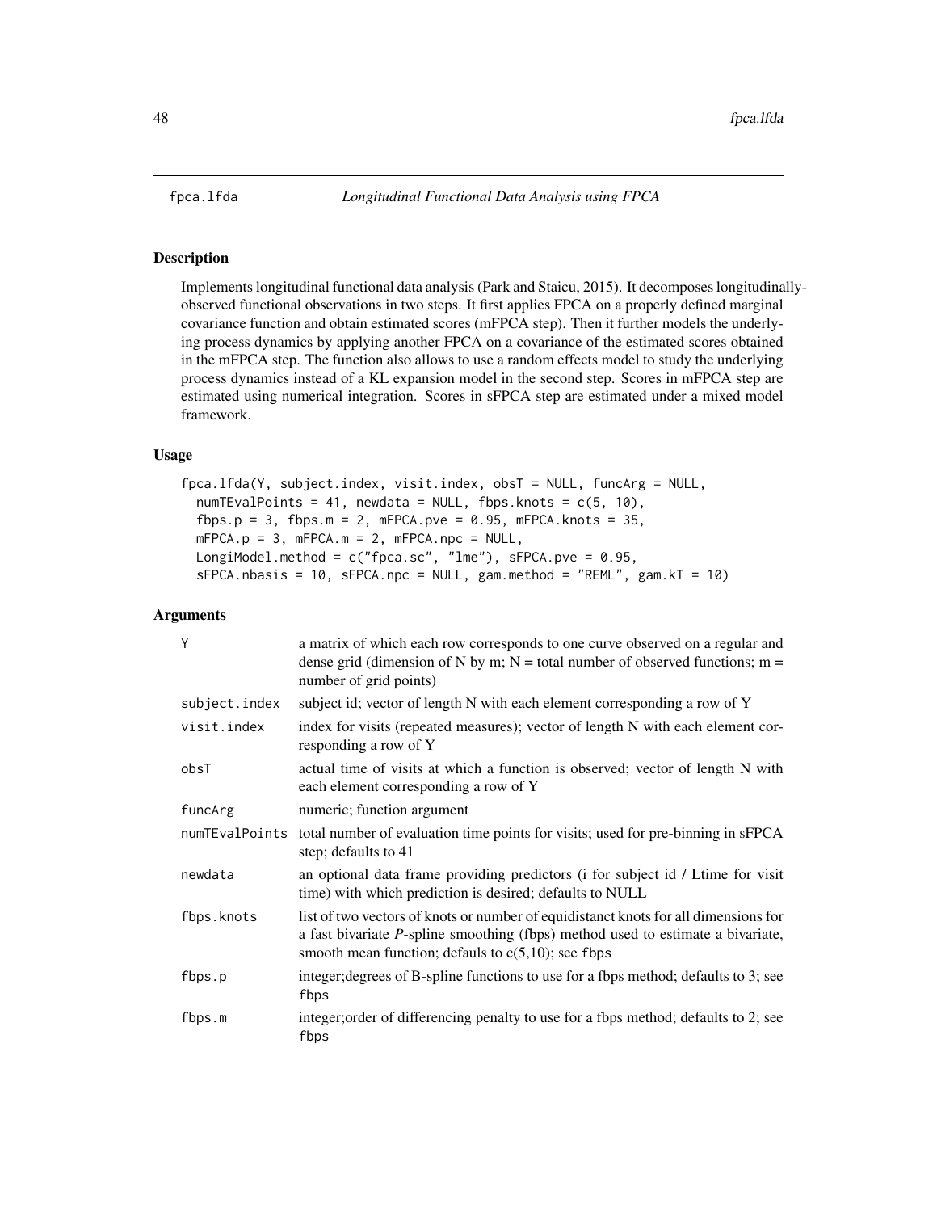# fpca.lfda

*Longitudinal Functional Data Analysis using FPCA*

## Description

Implements longitudinal functional data analysis (Park and Staicu, 2015). It decomposes longitudinally-observed functional observations in two steps. It first applies FPCA on a properly defined marginal covariance function and obtain estimated scores (mFPCA step). Then it further models the underlying process dynamics by applying another FPCA on a covariance of the estimated scores obtained in the mFPCA step. The function also allows to use a random effects model to study the underlying process dynamics instead of a KL expansion model in the second step. Scores in mFPCA step are estimated using numerical integration. Scores in sFPCA step are estimated under a mixed model framework.

## Usage

```
fpca.lfda(Y, subject.index, visit.index, obsT = NULL, funcArg = NULL,
  numTEvalPoints = 41, newdata = NULL, fbps.knots = c(5, 10),
  fbps.p = 3, fbps.m = 2, mFPCA.pve = 0.95, mFPCA.knots = 35,
  mFPCA.p = 3, mFPCA.m = 2, mFPCA.npc = NULL,
  LongiModel.method = c("fpca.sc", "lme"), sFPCA.pve = 0.95,
  sFPCA.nbasis = 10, sFPCA.npc = NULL, gam.method = "REML", gam.kT = 10)
```

## Arguments

| | |
|---|---|
| Y | a matrix of which each row corresponds to one curve observed on a regular and dense grid (dimension of N by m; N = total number of observed functions; m = number of grid points) |
| subject.index | subject id; vector of length N with each element corresponding a row of Y |
| visit.index | index for visits (repeated measures); vector of length N with each element corresponding a row of Y |
| obsT | actual time of visits at which a function is observed; vector of length N with each element corresponding a row of Y |
| funcArg | numeric; function argument |
| numTEvalPoints | total number of evaluation time points for visits; used for pre-binning in sFPCA step; defaults to 41 |
| newdata | an optional data frame providing predictors (i for subject id / Ltime for visit time) with which prediction is desired; defaults to NULL |
| fbps.knots | list of two vectors of knots or number of equidistanct knots for all dimensions for a fast bivariate *P*-spline smoothing (fbps) method used to estimate a bivariate, smooth mean function; defauls to c(5,10); see fbps |
| fbps.p | integer;degrees of B-spline functions to use for a fbps method; defaults to 3; see fbps |
| fbps.m | integer;order of differencing penalty to use for a fbps method; defaults to 2; see fbps |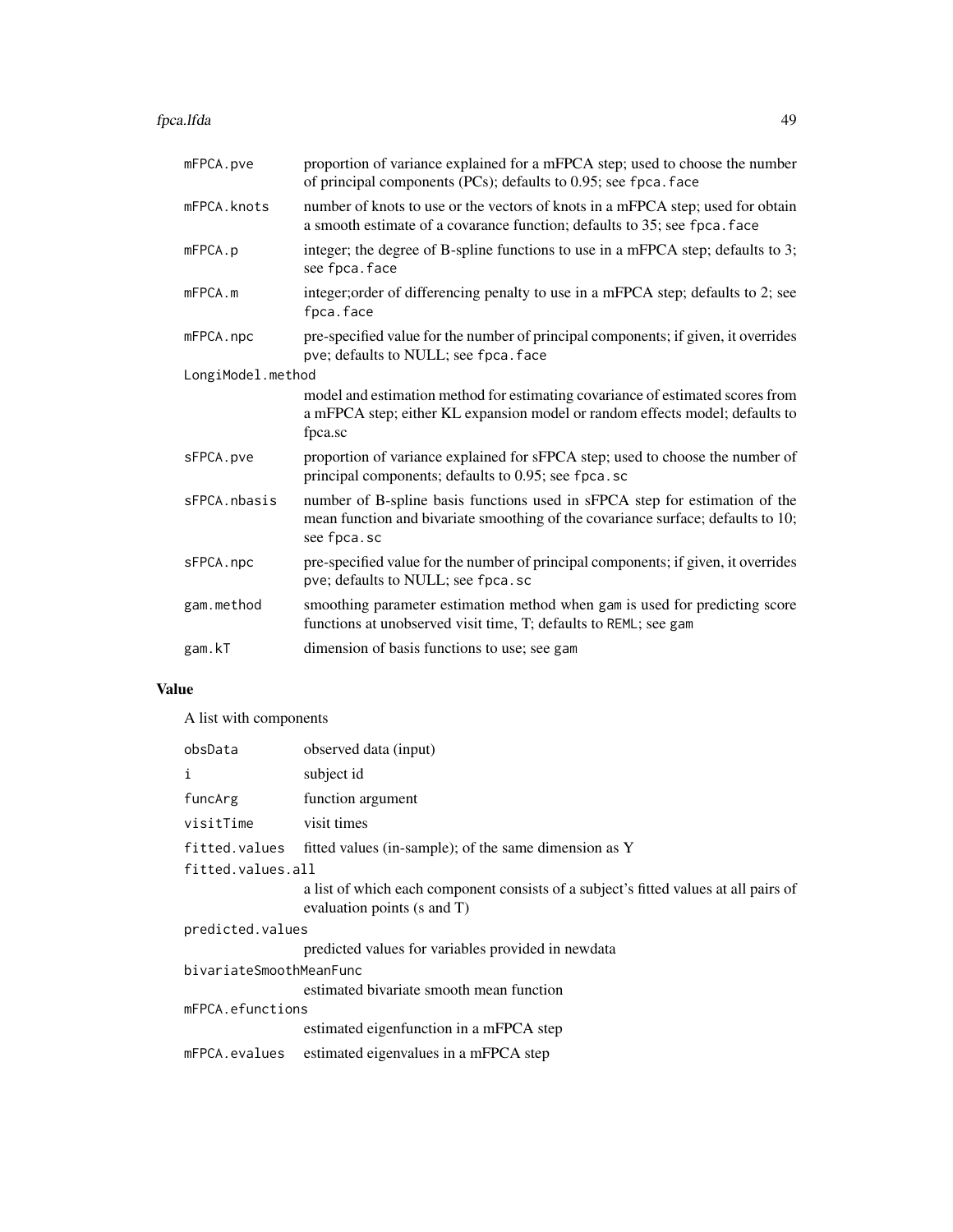| | |
|---|---|
| `mFPCA.pve` | proportion of variance explained for a mFPCA step; used to choose the number of principal components (PCs); defaults to 0.95; see `fpca.face` |
| `mFPCA.knots` | number of knots to use or the vectors of knots in a mFPCA step; used for obtain a smooth estimate of a covarance function; defaults to 35; see `fpca.face` |
| `mFPCA.p` | integer; the degree of B-spline functions to use in a mFPCA step; defaults to 3; see `fpca.face` |
| `mFPCA.m` | integer;order of differencing penalty to use in a mFPCA step; defaults to 2; see `fpca.face` |
| `mFPCA.npc` | pre-specified value for the number of principal components; if given, it overrides pve; defaults to NULL; see `fpca.face` |
| `LongiModel.method` | model and estimation method for estimating covariance of estimated scores from a mFPCA step; either KL expansion model or random effects model; defaults to fpca.sc |
| `sFPCA.pve` | proportion of variance explained for sFPCA step; used to choose the number of principal components; defaults to 0.95; see `fpca.sc` |
| `sFPCA.nbasis` | number of B-spline basis functions used in sFPCA step for estimation of the mean function and bivariate smoothing of the covariance surface; defaults to 10; see `fpca.sc` |
| `sFPCA.npc` | pre-specified value for the number of principal components; if given, it overrides pve; defaults to NULL; see `fpca.sc` |
| `gam.method` | smoothing parameter estimation method when gam is used for predicting score functions at unobserved visit time, T; defaults to REML; see `gam` |
| `gam.kT` | dimension of basis functions to use; see `gam` |

## Value

A list with components

| | |
|---|---|
| `obsData` | observed data (input) |
| `i` | subject id |
| `funcArg` | function argument |
| `visitTime` | visit times |
| `fitted.values` | fitted values (in-sample); of the same dimension as Y |
| `fitted.values.all` | a list of which each component consists of a subject's fitted values at all pairs of evaluation points (s and T) |
| `predicted.values` | predicted values for variables provided in newdata |
| `bivariateSmoothMeanFunc` | estimated bivariate smooth mean function |
| `mFPCA.efunctions` | estimated eigenfunction in a mFPCA step |
| `mFPCA.evalues` | estimated eigenvalues in a mFPCA step |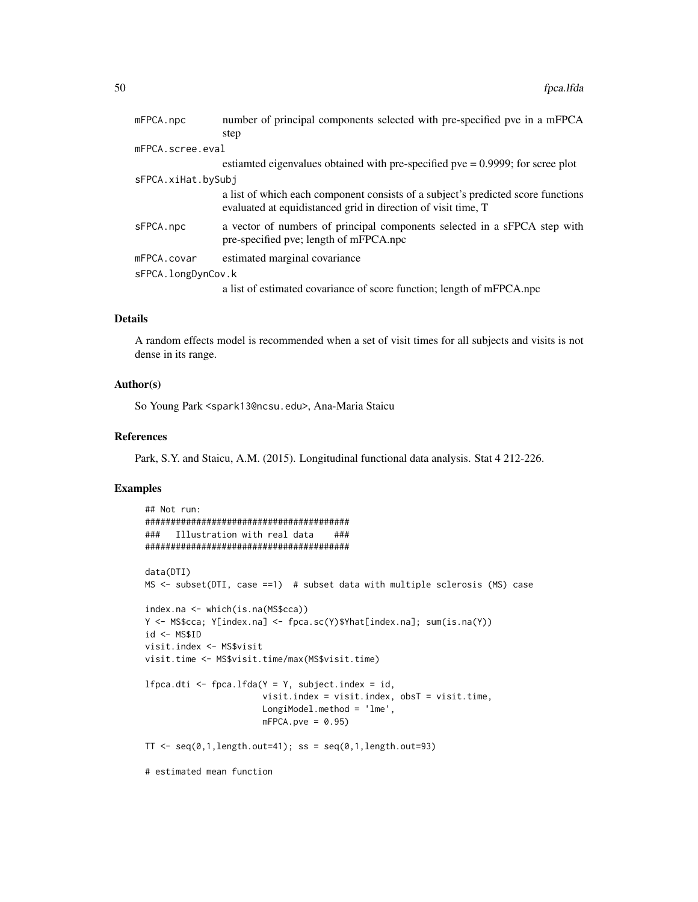| | |
|---|---|
| mFPCA.npc | number of principal components selected with pre-specified pve in a mFPCA step |
| mFPCA.scree.eval | estiamted eigenvalues obtained with pre-specified pve = 0.9999; for scree plot |
| sFPCA.xiHat.bySubj | a list of which each component consists of a subject's predicted score functions evaluated at equidistanced grid in direction of visit time, T |
| sFPCA.npc | a vector of numbers of principal components selected in a sFPCA step with pre-specified pve; length of mFPCA.npc |
| mFPCA.covar | estimated marginal covariance |
| sFPCA.longDynCov.k | a list of estimated covariance of score function; length of mFPCA.npc |

## Details

A random effects model is recommended when a set of visit times for all subjects and visits is not dense in its range.

## Author(s)

So Young Park <spark13@ncsu.edu>, Ana-Maria Staicu

## References

Park, S.Y. and Staicu, A.M. (2015). Longitudinal functional data analysis. Stat 4 212-226.

## Examples

```
## Not run:
########################################
###   Illustration with real data    ###
########################################

data(DTI)
MS <- subset(DTI, case ==1)  # subset data with multiple sclerosis (MS) case

index.na <- which(is.na(MS$cca))
Y <- MS$cca; Y[index.na] <- fpca.sc(Y)$Yhat[index.na]; sum(is.na(Y))
id <- MS$ID
visit.index <- MS$visit
visit.time <- MS$visit.time/max(MS$visit.time)

lfpca.dti <- fpca.lfda(Y = Y, subject.index = id,
                       visit.index = visit.index, obsT = visit.time,
                       LongiModel.method = 'lme',
                       mFPCA.pve = 0.95)

TT <- seq(0,1,length.out=41); ss = seq(0,1,length.out=93)

# estimated mean function
```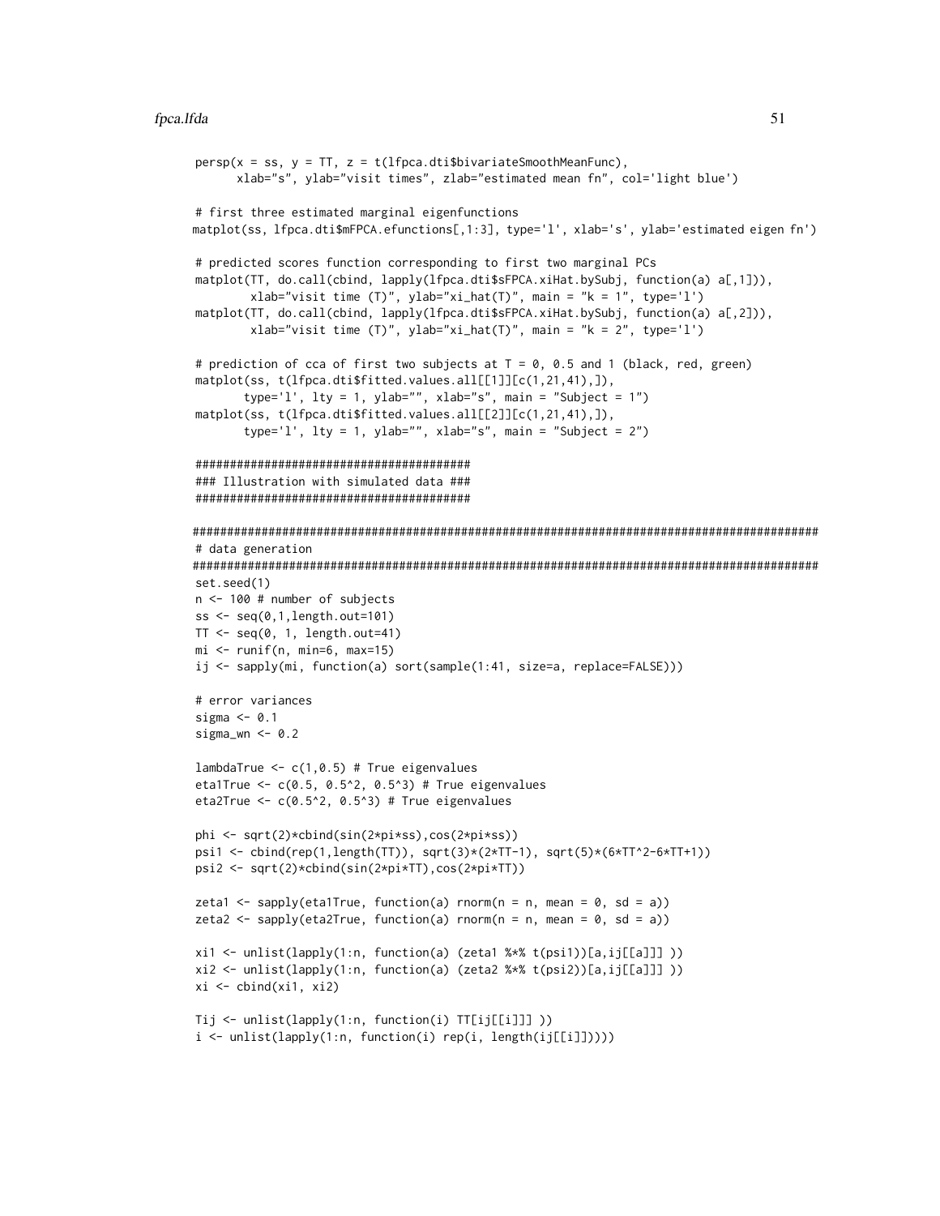```
persp(x = ss, y = TT, z = t(lfpca.dti$bivariateSmoothMeanFunc),
      xlab="s", ylab="visit times", zlab="estimated mean fn", col='light blue')

# first three estimated marginal eigenfunctions
matplot(ss, lfpca.dti$mFPCA.efunctions[,1:3], type='l', xlab='s', ylab='estimated eigen fn')

# predicted scores function corresponding to first two marginal PCs
matplot(TT, do.call(cbind, lapply(lfpca.dti$sFPCA.xiHat.bySubj, function(a) a[,1])),
        xlab="visit time (T)", ylab="xi_hat(T)", main = "k = 1", type='l')
matplot(TT, do.call(cbind, lapply(lfpca.dti$sFPCA.xiHat.bySubj, function(a) a[,2])),
        xlab="visit time (T)", ylab="xi_hat(T)", main = "k = 2", type='l')

# prediction of cca of first two subjects at T = 0, 0.5 and 1 (black, red, green)
matplot(ss, t(lfpca.dti$fitted.values.all[[1]][c(1,21,41),]),
       type='l', lty = 1, ylab="", xlab="s", main = "Subject = 1")
matplot(ss, t(lfpca.dti$fitted.values.all[[2]][c(1,21,41),]),
       type='l', lty = 1, ylab="", xlab="s", main = "Subject = 2")

#########################################
### Illustration with simulated data ###
#########################################

###########################################################################################
# data generation
###########################################################################################
set.seed(1)
n <- 100 # number of subjects
ss <- seq(0,1,length.out=101)
TT <- seq(0, 1, length.out=41)
mi <- runif(n, min=6, max=15)
ij <- sapply(mi, function(a) sort(sample(1:41, size=a, replace=FALSE)))

# error variances
sigma <- 0.1
sigma_wn <- 0.2

lambdaTrue <- c(1,0.5) # True eigenvalues
eta1True <- c(0.5, 0.5^2, 0.5^3) # True eigenvalues
eta2True <- c(0.5^2, 0.5^3) # True eigenvalues

phi <- sqrt(2)*cbind(sin(2*pi*ss),cos(2*pi*ss))
psi1 <- cbind(rep(1,length(TT)), sqrt(3)*(2*TT-1), sqrt(5)*(6*TT^2-6*TT+1))
psi2 <- sqrt(2)*cbind(sin(2*pi*TT),cos(2*pi*TT))

zeta1 <- sapply(eta1True, function(a) rnorm(n = n, mean = 0, sd = a))
zeta2 <- sapply(eta2True, function(a) rnorm(n = n, mean = 0, sd = a))

xi1 <- unlist(lapply(1:n, function(a) (zeta1 %*% t(psi1))[a,ij[[a]]] ))
xi2 <- unlist(lapply(1:n, function(a) (zeta2 %*% t(psi2))[a,ij[[a]]] ))
xi <- cbind(xi1, xi2)

Tij <- unlist(lapply(1:n, function(i) TT[ij[[i]]] ))
i <- unlist(lapply(1:n, function(i) rep(i, length(ij[[i]]))))
```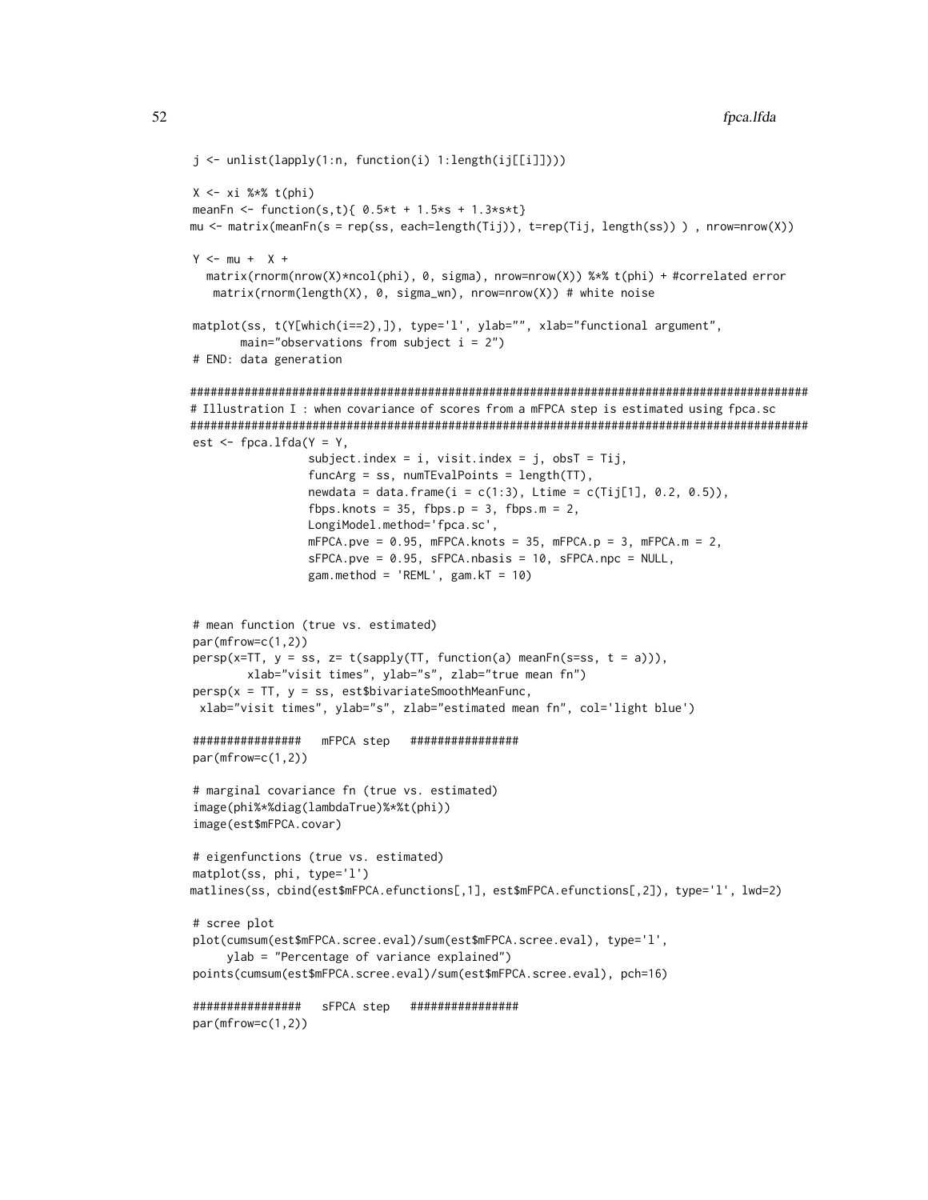```
j <- unlist(lapply(1:n, function(i) 1:length(ij[[i]])))

X <- xi %*% t(phi)
meanFn <- function(s,t){ 0.5*t + 1.5*s + 1.3*s*t}
mu <- matrix(meanFn(s = rep(ss, each=length(Tij)), t=rep(Tij, length(ss)) ) , nrow=nrow(X))

Y <- mu +  X +
  matrix(rnorm(nrow(X)*ncol(phi), 0, sigma), nrow=nrow(X)) %*% t(phi) + #correlated error
   matrix(rnorm(length(X), 0, sigma_wn), nrow=nrow(X)) # white noise

matplot(ss, t(Y[which(i==2),]), type='l', ylab="", xlab="functional argument",
       main="observations from subject i = 2")
# END: data generation

###########################################################################################
# Illustration I : when covariance of scores from a mFPCA step is estimated using fpca.sc
###########################################################################################
est <- fpca.lfda(Y = Y,
                 subject.index = i, visit.index = j, obsT = Tij,
                 funcArg = ss, numTEvalPoints = length(TT),
                 newdata = data.frame(i = c(1:3), Ltime = c(Tij[1], 0.2, 0.5)),
                 fbps.knots = 35, fbps.p = 3, fbps.m = 2,
                 LongiModel.method='fpca.sc',
                 mFPCA.pve = 0.95, mFPCA.knots = 35, mFPCA.p = 3, mFPCA.m = 2,
                 sFPCA.pve = 0.95, sFPCA.nbasis = 10, sFPCA.npc = NULL,
                 gam.method = 'REML', gam.kT = 10)


# mean function (true vs. estimated)
par(mfrow=c(1,2))
persp(x=TT, y = ss, z= t(sapply(TT, function(a) meanFn(s=ss, t = a))),
       xlab="visit times", ylab="s", zlab="true mean fn")
persp(x = TT, y = ss, est$bivariateSmoothMeanFunc,
 xlab="visit times", ylab="s", zlab="estimated mean fn", col='light blue')

################   mFPCA step   ################
par(mfrow=c(1,2))

# marginal covariance fn (true vs. estimated)
image(phi%*%diag(lambdaTrue)%*%t(phi))
image(est$mFPCA.covar)

# eigenfunctions (true vs. estimated)
matplot(ss, phi, type='l')
matlines(ss, cbind(est$mFPCA.efunctions[,1], est$mFPCA.efunctions[,2]), type='l', lwd=2)

# scree plot
plot(cumsum(est$mFPCA.scree.eval)/sum(est$mFPCA.scree.eval), type='l',
     ylab = "Percentage of variance explained")
points(cumsum(est$mFPCA.scree.eval)/sum(est$mFPCA.scree.eval), pch=16)

################   sFPCA step   ################
par(mfrow=c(1,2))
```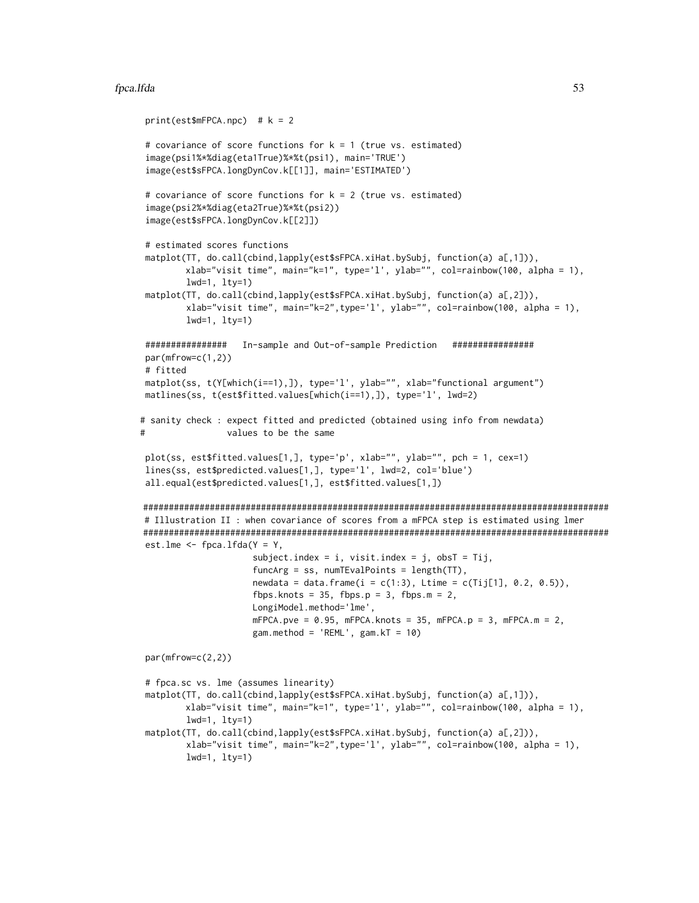```
print(est$mFPCA.npc)  # k = 2

# covariance of score functions for k = 1 (true vs. estimated)
image(psi1%*%diag(eta1True)%*%t(psi1), main='TRUE')
image(est$sFPCA.longDynCov.k[[1]], main='ESTIMATED')

# covariance of score functions for k = 2 (true vs. estimated)
image(psi2%*%diag(eta2True)%*%t(psi2))
image(est$sFPCA.longDynCov.k[[2]])

# estimated scores functions
matplot(TT, do.call(cbind,lapply(est$sFPCA.xiHat.bySubj, function(a) a[,1])),
        xlab="visit time", main="k=1", type='l', ylab="", col=rainbow(100, alpha = 1),
        lwd=1, lty=1)
matplot(TT, do.call(cbind,lapply(est$sFPCA.xiHat.bySubj, function(a) a[,2])),
        xlab="visit time", main="k=2",type='l', ylab="", col=rainbow(100, alpha = 1),
        lwd=1, lty=1)

################   In-sample and Out-of-sample Prediction   ################
par(mfrow=c(1,2))
# fitted
matplot(ss, t(Y[which(i==1),]), type='l', ylab="", xlab="functional argument")
matlines(ss, t(est$fitted.values[which(i==1),]), type='l', lwd=2)

# sanity check : expect fitted and predicted (obtained using info from newdata)
#                values to be the same

plot(ss, est$fitted.values[1,], type='p', xlab="", ylab="", pch = 1, cex=1)
lines(ss, est$predicted.values[1,], type='l', lwd=2, col='blue')
all.equal(est$predicted.values[1,], est$fitted.values[1,])

###########################################################################################
# Illustration II : when covariance of scores from a mFPCA step is estimated using lmer
###########################################################################################
est.lme <- fpca.lfda(Y = Y,
                     subject.index = i, visit.index = j, obsT = Tij,
                     funcArg = ss, numTEvalPoints = length(TT),
                     newdata = data.frame(i = c(1:3), Ltime = c(Tij[1], 0.2, 0.5)),
                     fbps.knots = 35, fbps.p = 3, fbps.m = 2,
                     LongiModel.method='lme',
                     mFPCA.pve = 0.95, mFPCA.knots = 35, mFPCA.p = 3, mFPCA.m = 2,
                     gam.method = 'REML', gam.kT = 10)

par(mfrow=c(2,2))

# fpca.sc vs. lme (assumes linearity)
matplot(TT, do.call(cbind,lapply(est$sFPCA.xiHat.bySubj, function(a) a[,1])),
        xlab="visit time", main="k=1", type='l', ylab="", col=rainbow(100, alpha = 1),
        lwd=1, lty=1)
matplot(TT, do.call(cbind,lapply(est$sFPCA.xiHat.bySubj, function(a) a[,2])),
        xlab="visit time", main="k=2",type='l', ylab="", col=rainbow(100, alpha = 1),
        lwd=1, lty=1)
```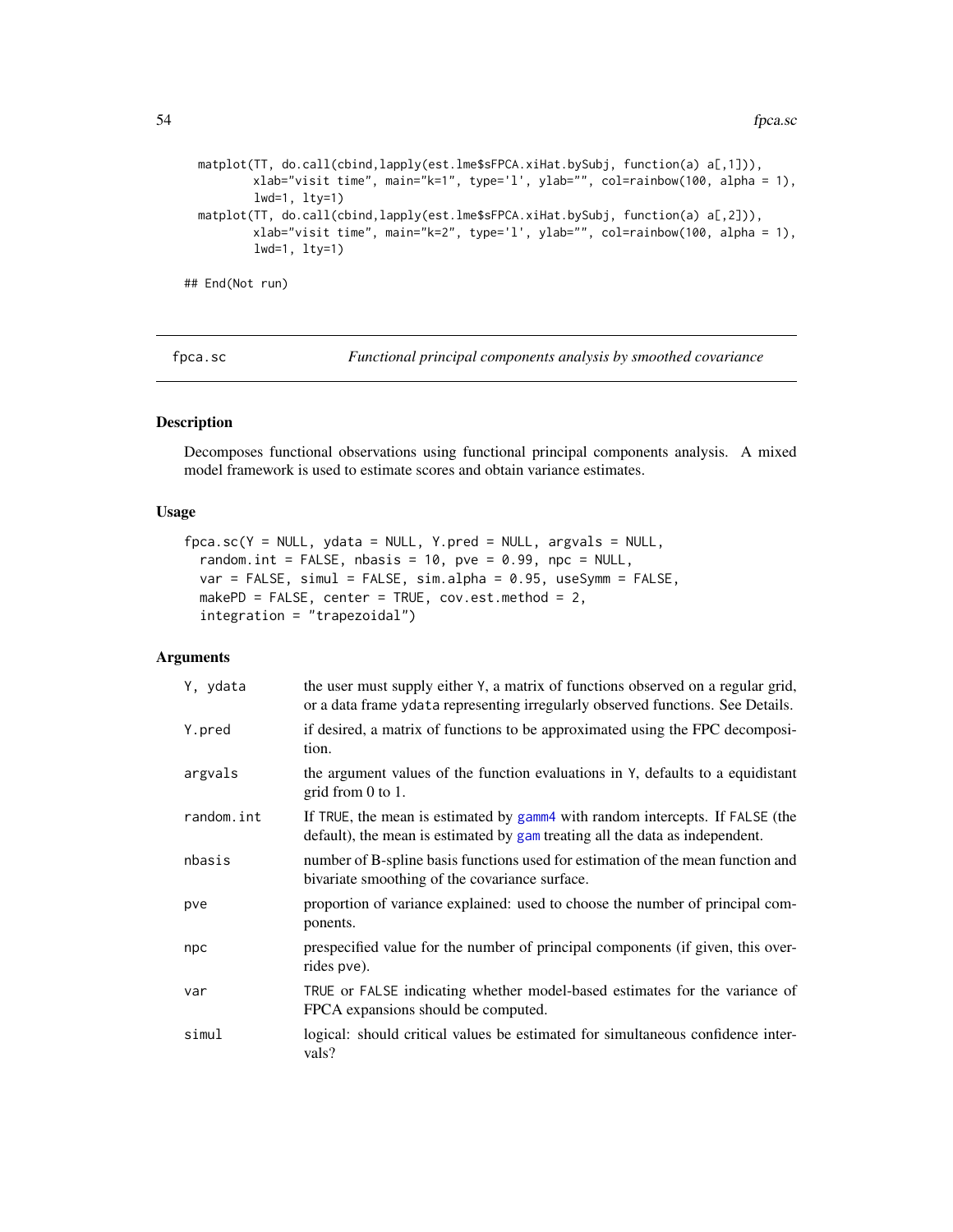```
  matplot(TT, do.call(cbind,lapply(est.lme$sFPCA.xiHat.bySubj, function(a) a[,1])),
          xlab="visit time", main="k=1", type='l', ylab="", col=rainbow(100, alpha = 1),
          lwd=1, lty=1)
  matplot(TT, do.call(cbind,lapply(est.lme$sFPCA.xiHat.bySubj, function(a) a[,2])),
          xlab="visit time", main="k=2", type='l', ylab="", col=rainbow(100, alpha = 1),
          lwd=1, lty=1)

## End(Not run)
```

---

## fpca.sc — *Functional principal components analysis by smoothed covariance*

---

### Description

Decomposes functional observations using functional principal components analysis. A mixed model framework is used to estimate scores and obtain variance estimates.

### Usage

```
fpca.sc(Y = NULL, ydata = NULL, Y.pred = NULL, argvals = NULL,
  random.int = FALSE, nbasis = 10, pve = 0.99, npc = NULL,
  var = FALSE, simul = FALSE, sim.alpha = 0.95, useSymm = FALSE,
  makePD = FALSE, center = TRUE, cov.est.method = 2,
  integration = "trapezoidal")
```

### Arguments

| | |
|---|---|
| `Y, ydata` | the user must supply either `Y`, a matrix of functions observed on a regular grid, or a data frame `ydata` representing irregularly observed functions. See Details. |
| `Y.pred` | if desired, a matrix of functions to be approximated using the FPC decomposition. |
| `argvals` | the argument values of the function evaluations in `Y`, defaults to a equidistant grid from 0 to 1. |
| `random.int` | If `TRUE`, the mean is estimated by `gamm4` with random intercepts. If `FALSE` (the default), the mean is estimated by `gam` treating all the data as independent. |
| `nbasis` | number of B-spline basis functions used for estimation of the mean function and bivariate smoothing of the covariance surface. |
| `pve` | proportion of variance explained: used to choose the number of principal components. |
| `npc` | prespecified value for the number of principal components (if given, this overrides pve). |
| `var` | `TRUE` or `FALSE` indicating whether model-based estimates for the variance of FPCA expansions should be computed. |
| `simul` | logical: should critical values be estimated for simultaneous confidence intervals? |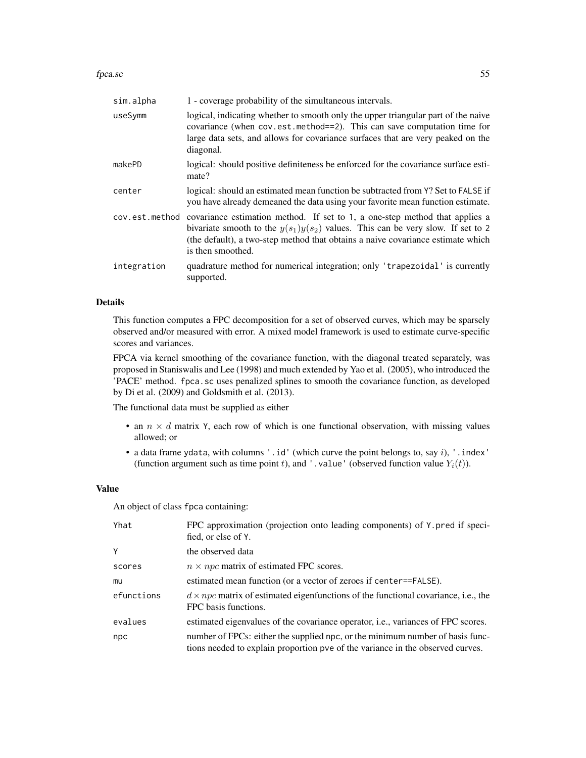| | |
|---|---|
| sim.alpha | 1 - coverage probability of the simultaneous intervals. |
| useSymm | logical, indicating whether to smooth only the upper triangular part of the naive covariance (when cov.est.method==2). This can save computation time for large data sets, and allows for covariance surfaces that are very peaked on the diagonal. |
| makePD | logical: should positive definiteness be enforced for the covariance surface estimate? |
| center | logical: should an estimated mean function be subtracted from Y? Set to FALSE if you have already demeaned the data using your favorite mean function estimate. |
| cov.est.method | covariance estimation method. If set to 1, a one-step method that applies a bivariate smooth to the $y(s_1)y(s_2)$ values. This can be very slow. If set to 2 (the default), a two-step method that obtains a naive covariance estimate which is then smoothed. |
| integration | quadrature method for numerical integration; only 'trapezoidal' is currently supported. |

## Details

This function computes a FPC decomposition for a set of observed curves, which may be sparsely observed and/or measured with error. A mixed model framework is used to estimate curve-specific scores and variances.

FPCA via kernel smoothing of the covariance function, with the diagonal treated separately, was proposed in Staniswalis and Lee (1998) and much extended by Yao et al. (2005), who introduced the 'PACE' method. fpca.sc uses penalized splines to smooth the covariance function, as developed by Di et al. (2009) and Goldsmith et al. (2013).

The functional data must be supplied as either

- an $n \times d$ matrix Y, each row of which is one functional observation, with missing values allowed; or
- a data frame ydata, with columns '.id' (which curve the point belongs to, say $i$), '.index' (function argument such as time point $t$), and '.value' (observed function value $Y_i(t)$).

## Value

An object of class fpca containing:

| | |
|---|---|
| Yhat | FPC approximation (projection onto leading components) of Y.pred if specified, or else of Y. |
| Y | the observed data |
| scores | $n \times npc$ matrix of estimated FPC scores. |
| mu | estimated mean function (or a vector of zeroes if center==FALSE). |
| efunctions | $d \times npc$ matrix of estimated eigenfunctions of the functional covariance, i.e., the FPC basis functions. |
| evalues | estimated eigenvalues of the covariance operator, i.e., variances of FPC scores. |
| npc | number of FPCs: either the supplied npc, or the minimum number of basis functions needed to explain proportion pve of the variance in the observed curves. |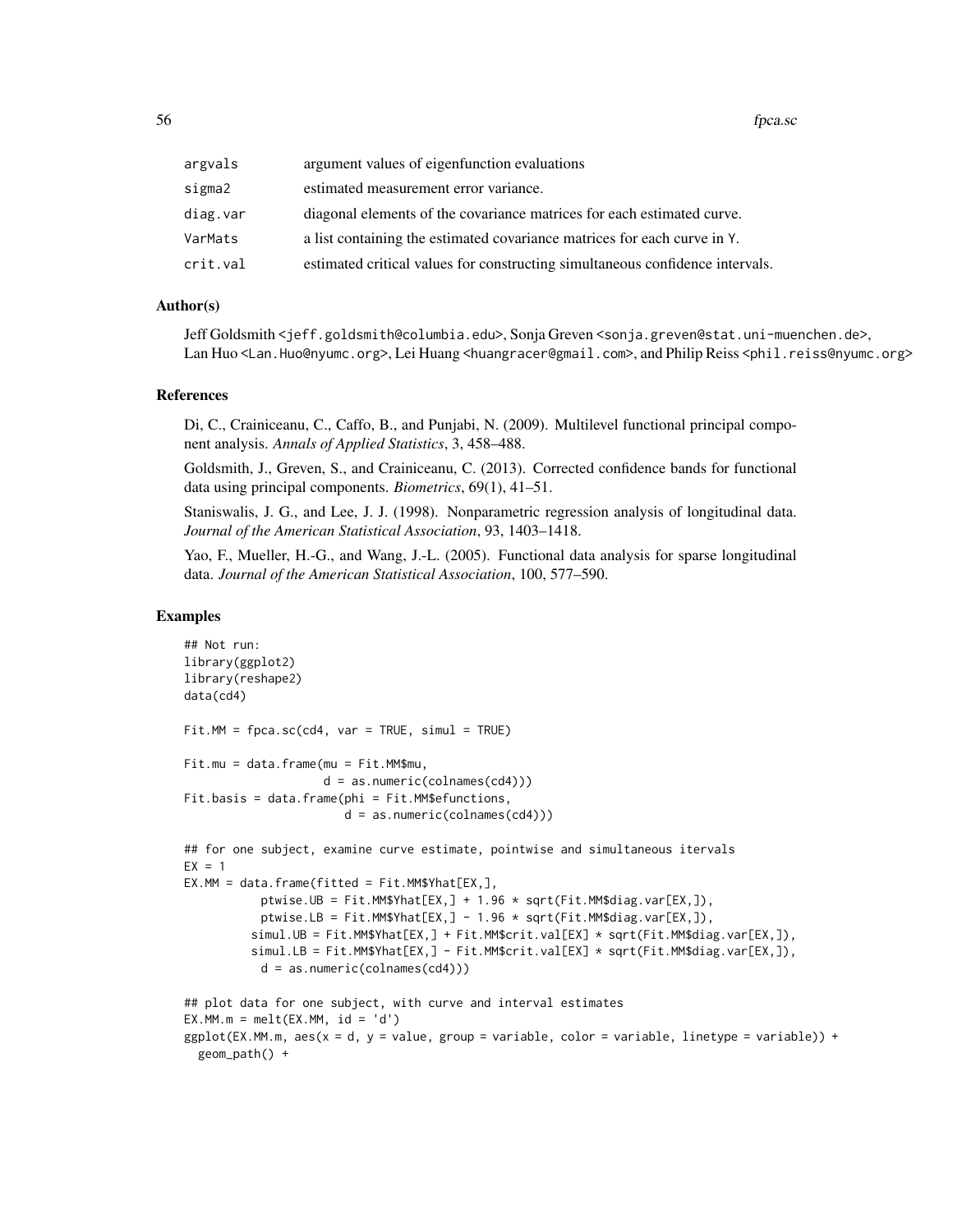| | |
|---|---|
| argvals | argument values of eigenfunction evaluations |
| sigma2 | estimated measurement error variance. |
| diag.var | diagonal elements of the covariance matrices for each estimated curve. |
| VarMats | a list containing the estimated covariance matrices for each curve in Y. |
| crit.val | estimated critical values for constructing simultaneous confidence intervals. |

## Author(s)

Jeff Goldsmith <jeff.goldsmith@columbia.edu>, Sonja Greven <sonja.greven@stat.uni-muenchen.de>, Lan Huo <Lan.Huo@nyumc.org>, Lei Huang <huangracer@gmail.com>, and Philip Reiss <phil.reiss@nyumc.org>

## References

Di, C., Crainiceanu, C., Caffo, B., and Punjabi, N. (2009). Multilevel functional principal component analysis. *Annals of Applied Statistics*, 3, 458–488.

Goldsmith, J., Greven, S., and Crainiceanu, C. (2013). Corrected confidence bands for functional data using principal components. *Biometrics*, 69(1), 41–51.

Staniswalis, J. G., and Lee, J. J. (1998). Nonparametric regression analysis of longitudinal data. *Journal of the American Statistical Association*, 93, 1403–1418.

Yao, F., Mueller, H.-G., and Wang, J.-L. (2005). Functional data analysis for sparse longitudinal data. *Journal of the American Statistical Association*, 100, 577–590.

## Examples

```
## Not run:
library(ggplot2)
library(reshape2)
data(cd4)

Fit.MM = fpca.sc(cd4, var = TRUE, simul = TRUE)

Fit.mu = data.frame(mu = Fit.MM$mu,
                    d = as.numeric(colnames(cd4)))
Fit.basis = data.frame(phi = Fit.MM$efunctions,
                       d = as.numeric(colnames(cd4)))

## for one subject, examine curve estimate, pointwise and simultaneous itervals
EX = 1
EX.MM = data.frame(fitted = Fit.MM$Yhat[EX,],
           ptwise.UB = Fit.MM$Yhat[EX,] + 1.96 * sqrt(Fit.MM$diag.var[EX,]),
           ptwise.LB = Fit.MM$Yhat[EX,] - 1.96 * sqrt(Fit.MM$diag.var[EX,]),
          simul.UB = Fit.MM$Yhat[EX,] + Fit.MM$crit.val[EX] * sqrt(Fit.MM$diag.var[EX,]),
          simul.LB = Fit.MM$Yhat[EX,] - Fit.MM$crit.val[EX] * sqrt(Fit.MM$diag.var[EX,]),
           d = as.numeric(colnames(cd4)))

## plot data for one subject, with curve and interval estimates
EX.MM.m = melt(EX.MM, id = 'd')
ggplot(EX.MM.m, aes(x = d, y = value, group = variable, color = variable, linetype = variable)) +
  geom_path() +
```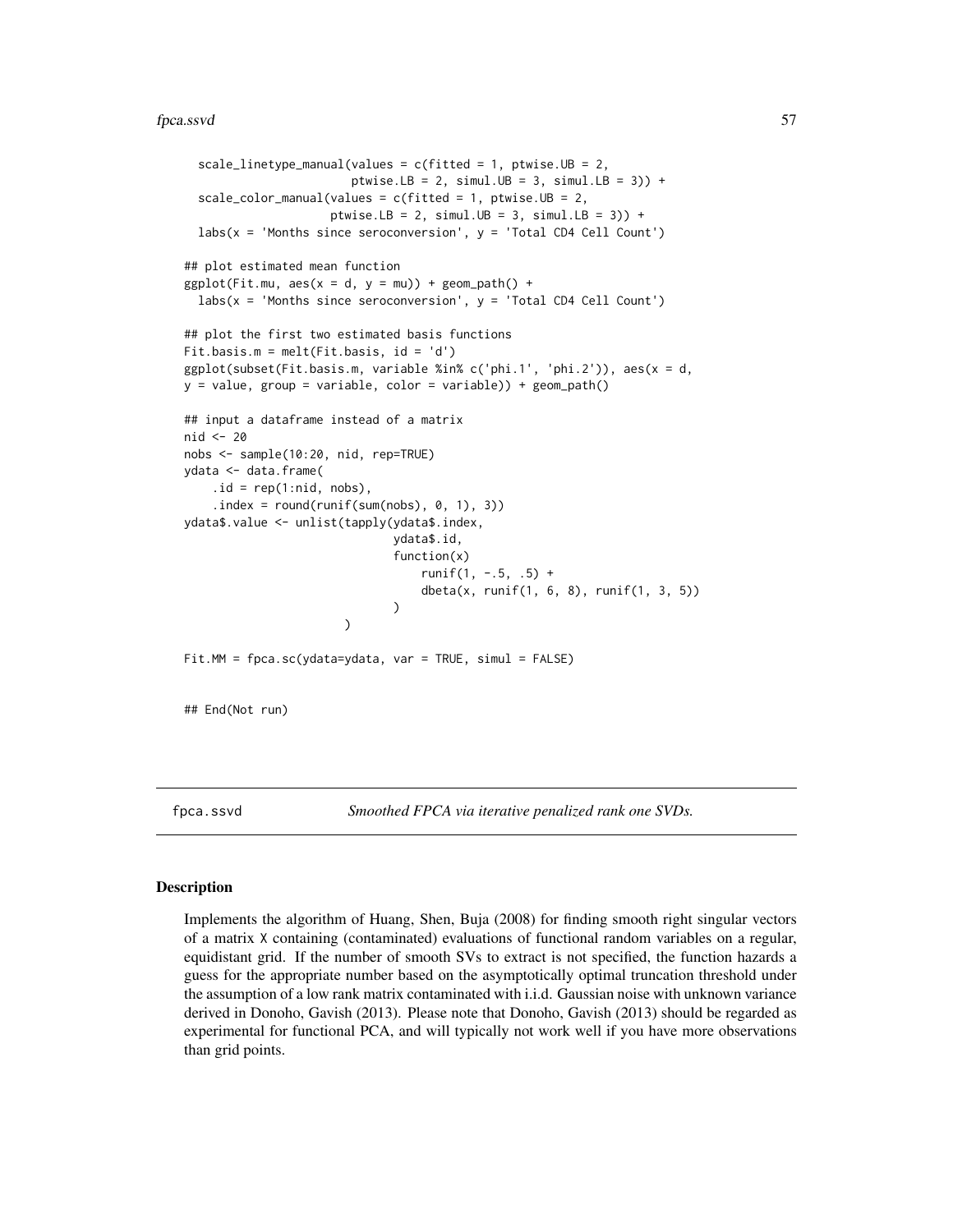```
  scale_linetype_manual(values = c(fitted = 1, ptwise.UB = 2,
                        ptwise.LB = 2, simul.UB = 3, simul.LB = 3)) +
  scale_color_manual(values = c(fitted = 1, ptwise.UB = 2,
                     ptwise.LB = 2, simul.UB = 3, simul.LB = 3)) +
  labs(x = 'Months since seroconversion', y = 'Total CD4 Cell Count')

## plot estimated mean function
ggplot(Fit.mu, aes(x = d, y = mu)) + geom_path() +
  labs(x = 'Months since seroconversion', y = 'Total CD4 Cell Count')

## plot the first two estimated basis functions
Fit.basis.m = melt(Fit.basis, id = 'd')
ggplot(subset(Fit.basis.m, variable %in% c('phi.1', 'phi.2')), aes(x = d,
y = value, group = variable, color = variable)) + geom_path()

## input a dataframe instead of a matrix
nid <- 20
nobs <- sample(10:20, nid, rep=TRUE)
ydata <- data.frame(
    .id = rep(1:nid, nobs),
    .index = round(runif(sum(nobs), 0, 1), 3))
ydata$.value <- unlist(tapply(ydata$.index,
                              ydata$.id,
                              function(x)
                                  runif(1, -.5, .5) +
                                  dbeta(x, runif(1, 6, 8), runif(1, 3, 5))
                              )
                       )

Fit.MM = fpca.sc(ydata=ydata, var = TRUE, simul = FALSE)


## End(Not run)
```

---

## fpca.ssvd — *Smoothed FPCA via iterative penalized rank one SVDs.*

---

### Description

Implements the algorithm of Huang, Shen, Buja (2008) for finding smooth right singular vectors of a matrix `X` containing (contaminated) evaluations of functional random variables on a regular, equidistant grid. If the number of smooth SVs to extract is not specified, the function hazards a guess for the appropriate number based on the asymptotically optimal truncation threshold under the assumption of a low rank matrix contaminated with i.i.d. Gaussian noise with unknown variance derived in Donoho, Gavish (2013). Please note that Donoho, Gavish (2013) should be regarded as experimental for functional PCA, and will typically not work well if you have more observations than grid points.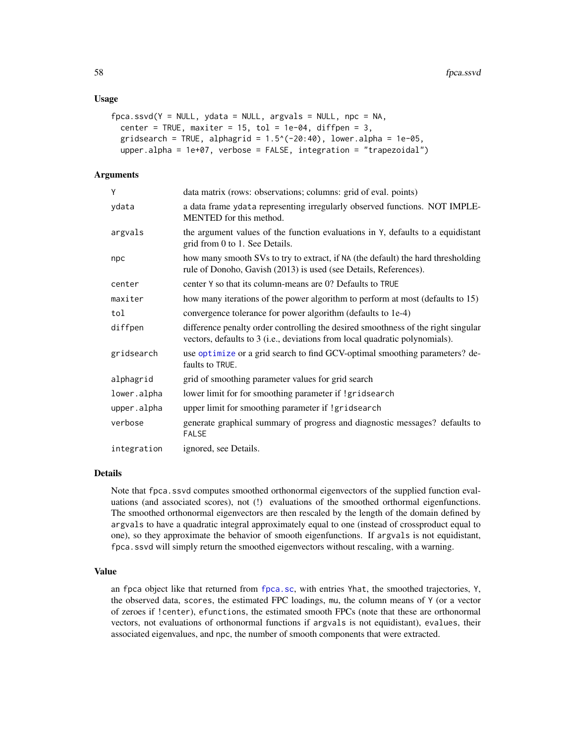## Usage

```
fpca.ssvd(Y = NULL, ydata = NULL, argvals = NULL, npc = NA,
  center = TRUE, maxiter = 15, tol = 1e-04, diffpen = 3,
  gridsearch = TRUE, alphagrid = 1.5^(-20:40), lower.alpha = 1e-05,
  upper.alpha = 1e+07, verbose = FALSE, integration = "trapezoidal")
```

## Arguments

| | |
|---|---|
| `Y` | data matrix (rows: observations; columns: grid of eval. points) |
| `ydata` | a data frame `ydata` representing irregularly observed functions. NOT IMPLEMENTED for this method. |
| `argvals` | the argument values of the function evaluations in `Y`, defaults to a equidistant grid from 0 to 1. See Details. |
| `npc` | how many smooth SVs to try to extract, if `NA` (the default) the hard thresholding rule of Donoho, Gavish (2013) is used (see Details, References). |
| `center` | center `Y` so that its column-means are 0? Defaults to `TRUE` |
| `maxiter` | how many iterations of the power algorithm to perform at most (defaults to 15) |
| `tol` | convergence tolerance for power algorithm (defaults to 1e-4) |
| `diffpen` | difference penalty order controlling the desired smoothness of the right singular vectors, defaults to 3 (i.e., deviations from local quadratic polynomials). |
| `gridsearch` | use `optimize` or a grid search to find GCV-optimal smoothing parameters? defaults to `TRUE`. |
| `alphagrid` | grid of smoothing parameter values for grid search |
| `lower.alpha` | lower limit for for smoothing parameter if `!gridsearch` |
| `upper.alpha` | upper limit for smoothing parameter if `!gridsearch` |
| `verbose` | generate graphical summary of progress and diagnostic messages? defaults to `FALSE` |
| `integration` | ignored, see Details. |

## Details

Note that `fpca.ssvd` computes smoothed orthonormal eigenvectors of the supplied function evaluations (and associated scores), not (!) evaluations of the smoothed orthormal eigenfunctions. The smoothed orthonormal eigenvectors are then rescaled by the length of the domain defined by `argvals` to have a quadratic integral approximately equal to one (instead of crossproduct equal to one), so they approximate the behavior of smooth eigenfunctions. If `argvals` is not equidistant, `fpca.ssvd` will simply return the smoothed eigenvectors without rescaling, with a warning.

## Value

an `fpca` object like that returned from `fpca.sc`, with entries `Yhat`, the smoothed trajectories, `Y`, the observed data, `scores`, the estimated FPC loadings, `mu`, the column means of `Y` (or a vector of zeroes if `!center`), `efunctions`, the estimated smooth FPCs (note that these are orthonormal vectors, not evaluations of orthonormal functions if `argvals` is not equidistant), `evalues`, their associated eigenvalues, and `npc`, the number of smooth components that were extracted.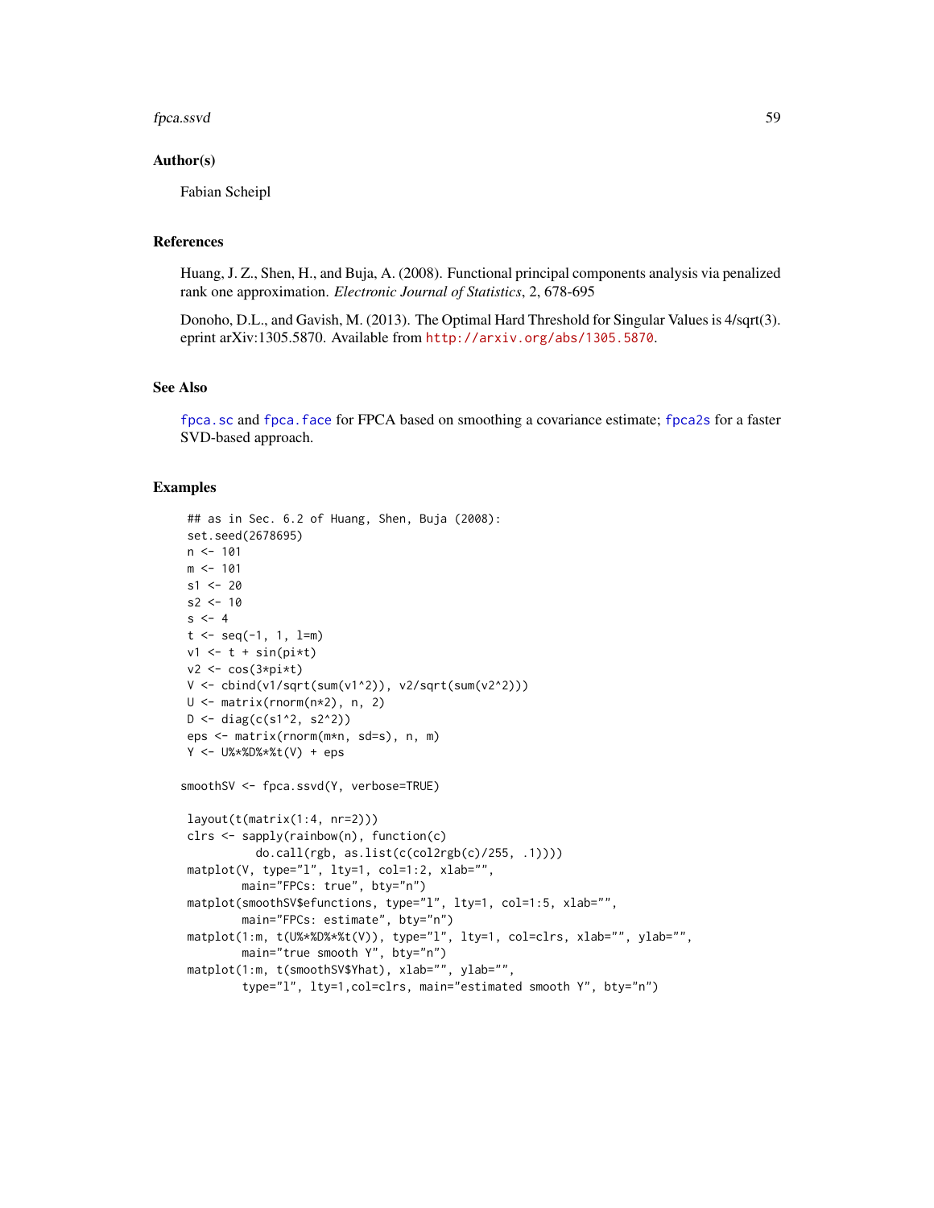## Author(s)

Fabian Scheipl

## References

Huang, J. Z., Shen, H., and Buja, A. (2008). Functional principal components analysis via penalized rank one approximation. *Electronic Journal of Statistics*, 2, 678-695

Donoho, D.L., and Gavish, M. (2013). The Optimal Hard Threshold for Singular Values is 4/sqrt(3). eprint arXiv:1305.5870. Available from http://arxiv.org/abs/1305.5870.

## See Also

fpca.sc and fpca.face for FPCA based on smoothing a covariance estimate; fpca2s for a faster SVD-based approach.

## Examples

```
## as in Sec. 6.2 of Huang, Shen, Buja (2008):
set.seed(2678695)
n <- 101
m <- 101
s1 <- 20
s2 <- 10
s <- 4
t <- seq(-1, 1, l=m)
v1 <- t + sin(pi*t)
v2 <- cos(3*pi*t)
V <- cbind(v1/sqrt(sum(v1^2)), v2/sqrt(sum(v2^2)))
U <- matrix(rnorm(n*2), n, 2)
D <- diag(c(s1^2, s2^2))
eps <- matrix(rnorm(m*n, sd=s), n, m)
Y <- U%*%D%*%t(V) + eps

smoothSV <- fpca.ssvd(Y, verbose=TRUE)

layout(t(matrix(1:4, nr=2)))
clrs <- sapply(rainbow(n), function(c)
          do.call(rgb, as.list(c(col2rgb(c)/255, .1))))
matplot(V, type="l", lty=1, col=1:2, xlab="",
        main="FPCs: true", bty="n")
matplot(smoothSV$efunctions, type="l", lty=1, col=1:5, xlab="",
        main="FPCs: estimate", bty="n")
matplot(1:m, t(U%*%D%*%t(V)), type="l", lty=1, col=clrs, xlab="", ylab="",
        main="true smooth Y", bty="n")
matplot(1:m, t(smoothSV$Yhat), xlab="", ylab="",
        type="l", lty=1,col=clrs, main="estimated smooth Y", bty="n")
```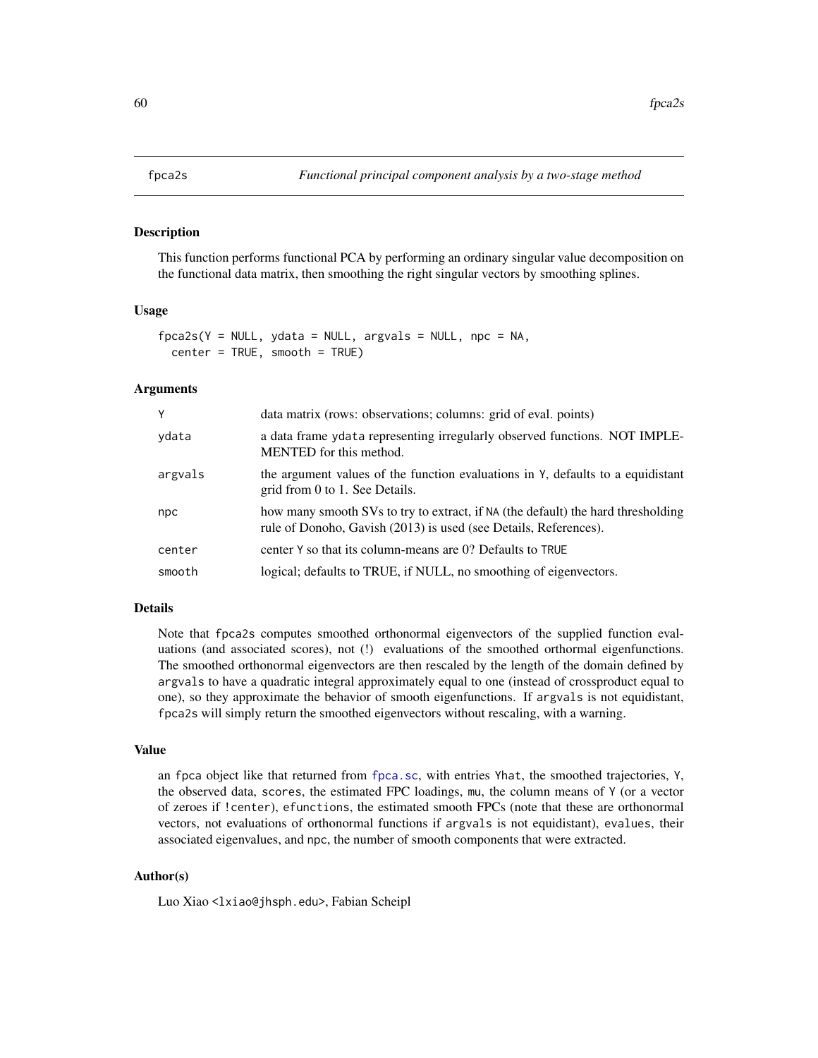## fpca2s — *Functional principal component analysis by a two-stage method*

### Description

This function performs functional PCA by performing an ordinary singular value decomposition on the functional data matrix, then smoothing the right singular vectors by smoothing splines.

### Usage

```
fpca2s(Y = NULL, ydata = NULL, argvals = NULL, npc = NA,
  center = TRUE, smooth = TRUE)
```

### Arguments

| | |
|---|---|
| `Y` | data matrix (rows: observations; columns: grid of eval. points) |
| `ydata` | a data frame `ydata` representing irregularly observed functions. NOT IMPLEMENTED for this method. |
| `argvals` | the argument values of the function evaluations in `Y`, defaults to a equidistant grid from 0 to 1. See Details. |
| `npc` | how many smooth SVs to try to extract, if `NA` (the default) the hard thresholding rule of Donoho, Gavish (2013) is used (see Details, References). |
| `center` | center `Y` so that its column-means are 0? Defaults to `TRUE` |
| `smooth` | logical; defaults to TRUE, if NULL, no smoothing of eigenvectors. |

### Details

Note that `fpca2s` computes smoothed orthonormal eigenvectors of the supplied function evaluations (and associated scores), not (!) evaluations of the smoothed orthormal eigenfunctions. The smoothed orthonormal eigenvectors are then rescaled by the length of the domain defined by `argvals` to have a quadratic integral approximately equal to one (instead of crossproduct equal to one), so they approximate the behavior of smooth eigenfunctions. If `argvals` is not equidistant, `fpca2s` will simply return the smoothed eigenvectors without rescaling, with a warning.

### Value

an `fpca` object like that returned from `fpca.sc`, with entries `Yhat`, the smoothed trajectories, `Y`, the observed data, `scores`, the estimated FPC loadings, `mu`, the column means of `Y` (or a vector of zeroes if `!center`), `efunctions`, the estimated smooth FPCs (note that these are orthonormal vectors, not evaluations of orthonormal functions if `argvals` is not equidistant), `evalues`, their associated eigenvalues, and `npc`, the number of smooth components that were extracted.

### Author(s)

Luo Xiao <lxiao@jhsph.edu>, Fabian Scheipl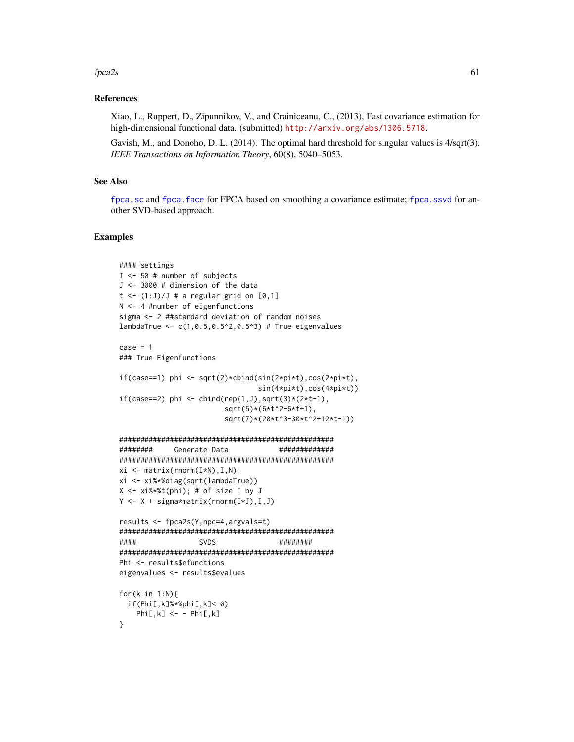## References

Xiao, L., Ruppert, D., Zipunnikov, V., and Crainiceanu, C., (2013), Fast covariance estimation for high-dimensional functional data. (submitted) http://arxiv.org/abs/1306.5718.

Gavish, M., and Donoho, D. L. (2014). The optimal hard threshold for singular values is 4/sqrt(3). *IEEE Transactions on Information Theory*, 60(8), 5040–5053.

## See Also

fpca.sc and fpca.face for FPCA based on smoothing a covariance estimate; fpca.ssvd for another SVD-based approach.

## Examples

```
#### settings
I <- 50 # number of subjects
J <- 3000 # dimension of the data
t <- (1:J)/J # a regular grid on [0,1]
N <- 4 #number of eigenfunctions
sigma <- 2 ##standard deviation of random noises
lambdaTrue <- c(1,0.5,0.5^2,0.5^3) # True eigenvalues

case = 1
### True Eigenfunctions

if(case==1) phi <- sqrt(2)*cbind(sin(2*pi*t),cos(2*pi*t),
                                 sin(4*pi*t),cos(4*pi*t))
if(case==2) phi <- cbind(rep(1,J),sqrt(3)*(2*t-1),
                         sqrt(5)*(6*t^2-6*t+1),
                         sqrt(7)*(20*t^3-30*t^2+12*t-1))

###################################################
########     Generate Data            #############
###################################################
xi <- matrix(rnorm(I*N),I,N);
xi <- xi%*%diag(sqrt(lambdaTrue))
X <- xi%*%t(phi); # of size I by J
Y <- X + sigma*matrix(rnorm(I*J),I,J)

results <- fpca2s(Y,npc=4,argvals=t)
###################################################
####               SVDS               ########
###################################################
Phi <- results$efunctions
eigenvalues <- results$evalues

for(k in 1:N){
  if(Phi[,k]%*%phi[,k]< 0)
    Phi[,k] <- - Phi[,k]
}
```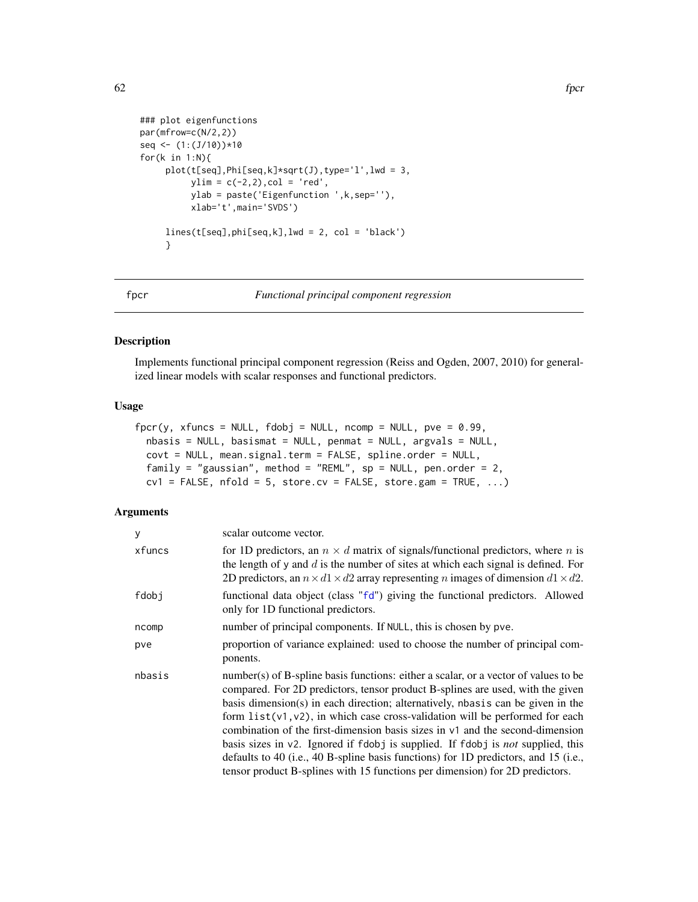```
### plot eigenfunctions
par(mfrow=c(N/2,2))
seq <- (1:(J/10))*10
for(k in 1:N){
     plot(t[seq],Phi[seq,k]*sqrt(J),type='l',lwd = 3,
          ylim = c(-2,2),col = 'red',
          ylab = paste('Eigenfunction ',k,sep=''),
          xlab='t',main='SVDS')

     lines(t[seq],phi[seq,k],lwd = 2, col = 'black')
     }
```

---

## fpcr — *Functional principal component regression*

### Description

Implements functional principal component regression (Reiss and Ogden, 2007, 2010) for generalized linear models with scalar responses and functional predictors.

### Usage

```
fpcr(y, xfuncs = NULL, fdobj = NULL, ncomp = NULL, pve = 0.99,
  nbasis = NULL, basismat = NULL, penmat = NULL, argvals = NULL,
  covt = NULL, mean.signal.term = FALSE, spline.order = NULL,
  family = "gaussian", method = "REML", sp = NULL, pen.order = 2,
  cv1 = FALSE, nfold = 5, store.cv = FALSE, store.gam = TRUE, ...)
```

### Arguments

| | |
|---|---|
| `y` | scalar outcome vector. |
| `xfuncs` | for 1D predictors, an $n \times d$ matrix of signals/functional predictors, where $n$ is the length of `y` and $d$ is the number of sites at which each signal is defined. For 2D predictors, an $n \times d1 \times d2$ array representing $n$ images of dimension $d1 \times d2$. |
| `fdobj` | functional data object (class "`fd`") giving the functional predictors. Allowed only for 1D functional predictors. |
| `ncomp` | number of principal components. If `NULL`, this is chosen by `pve`. |
| `pve` | proportion of variance explained: used to choose the number of principal components. |
| `nbasis` | number(s) of B-spline basis functions: either a scalar, or a vector of values to be compared. For 2D predictors, tensor product B-splines are used, with the given basis dimension(s) in each direction; alternatively, `nbasis` can be given in the form `list(v1,v2)`, in which case cross-validation will be performed for each combination of the first-dimension basis sizes in `v1` and the second-dimension basis sizes in `v2`. Ignored if `fdobj` is supplied. If `fdobj` is *not* supplied, this defaults to 40 (i.e., 40 B-spline basis functions) for 1D predictors, and 15 (i.e., tensor product B-splines with 15 functions per dimension) for 2D predictors. |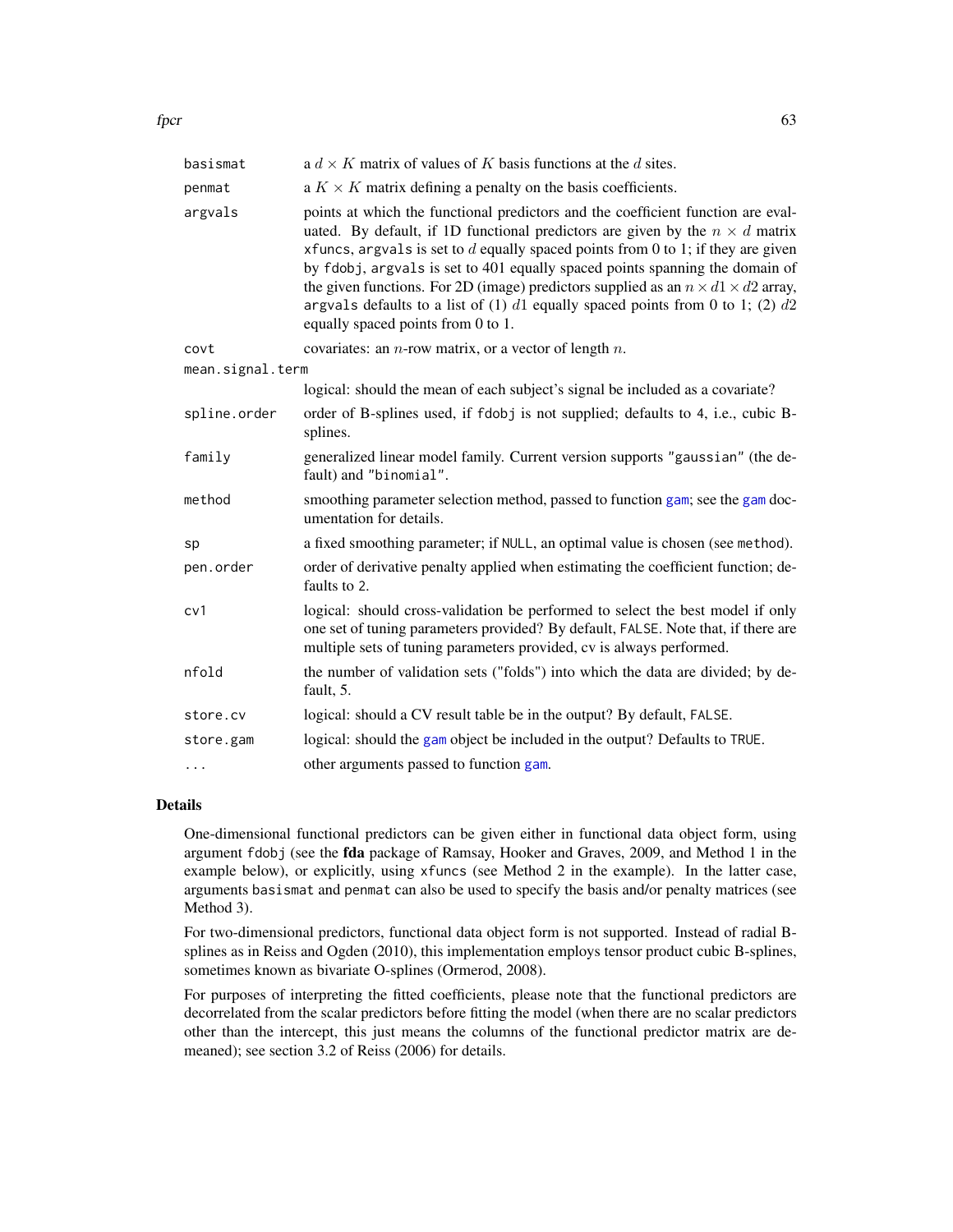| | |
|---|---|
| `basismat` | a $d \times K$ matrix of values of $K$ basis functions at the $d$ sites. |
| `penmat` | a $K \times K$ matrix defining a penalty on the basis coefficients. |
| `argvals` | points at which the functional predictors and the coefficient function are evaluated. By default, if 1D functional predictors are given by the $n \times d$ matrix `xfuncs`, `argvals` is set to $d$ equally spaced points from 0 to 1; if they are given by `fdobj`, `argvals` is set to 401 equally spaced points spanning the domain of the given functions. For 2D (image) predictors supplied as an $n \times d1 \times d2$ array, `argvals` defaults to a list of (1) $d1$ equally spaced points from 0 to 1; (2) $d2$ equally spaced points from 0 to 1. |
| `covt` | covariates: an $n$-row matrix, or a vector of length $n$. |
| `mean.signal.term` | logical: should the mean of each subject's signal be included as a covariate? |
| `spline.order` | order of B-splines used, if `fdobj` is not supplied; defaults to 4, i.e., cubic B-splines. |
| `family` | generalized linear model family. Current version supports `"gaussian"` (the default) and `"binomial"`. |
| `method` | smoothing parameter selection method, passed to function `gam`; see the `gam` documentation for details. |
| `sp` | a fixed smoothing parameter; if `NULL`, an optimal value is chosen (see `method`). |
| `pen.order` | order of derivative penalty applied when estimating the coefficient function; defaults to 2. |
| `cv1` | logical: should cross-validation be performed to select the best model if only one set of tuning parameters provided? By default, `FALSE`. Note that, if there are multiple sets of tuning parameters provided, cv is always performed. |
| `nfold` | the number of validation sets ("folds") into which the data are divided; by default, 5. |
| `store.cv` | logical: should a CV result table be in the output? By default, `FALSE`. |
| `store.gam` | logical: should the `gam` object be included in the output? Defaults to `TRUE`. |
| `...` | other arguments passed to function `gam`. |

## Details

One-dimensional functional predictors can be given either in functional data object form, using argument `fdobj` (see the **fda** package of Ramsay, Hooker and Graves, 2009, and Method 1 in the example below), or explicitly, using `xfuncs` (see Method 2 in the example). In the latter case, arguments `basismat` and `penmat` can also be used to specify the basis and/or penalty matrices (see Method 3).

For two-dimensional predictors, functional data object form is not supported. Instead of radial B-splines as in Reiss and Ogden (2010), this implementation employs tensor product cubic B-splines, sometimes known as bivariate O-splines (Ormerod, 2008).

For purposes of interpreting the fitted coefficients, please note that the functional predictors are decorrelated from the scalar predictors before fitting the model (when there are no scalar predictors other than the intercept, this just means the columns of the functional predictor matrix are demeaned); see section 3.2 of Reiss (2006) for details.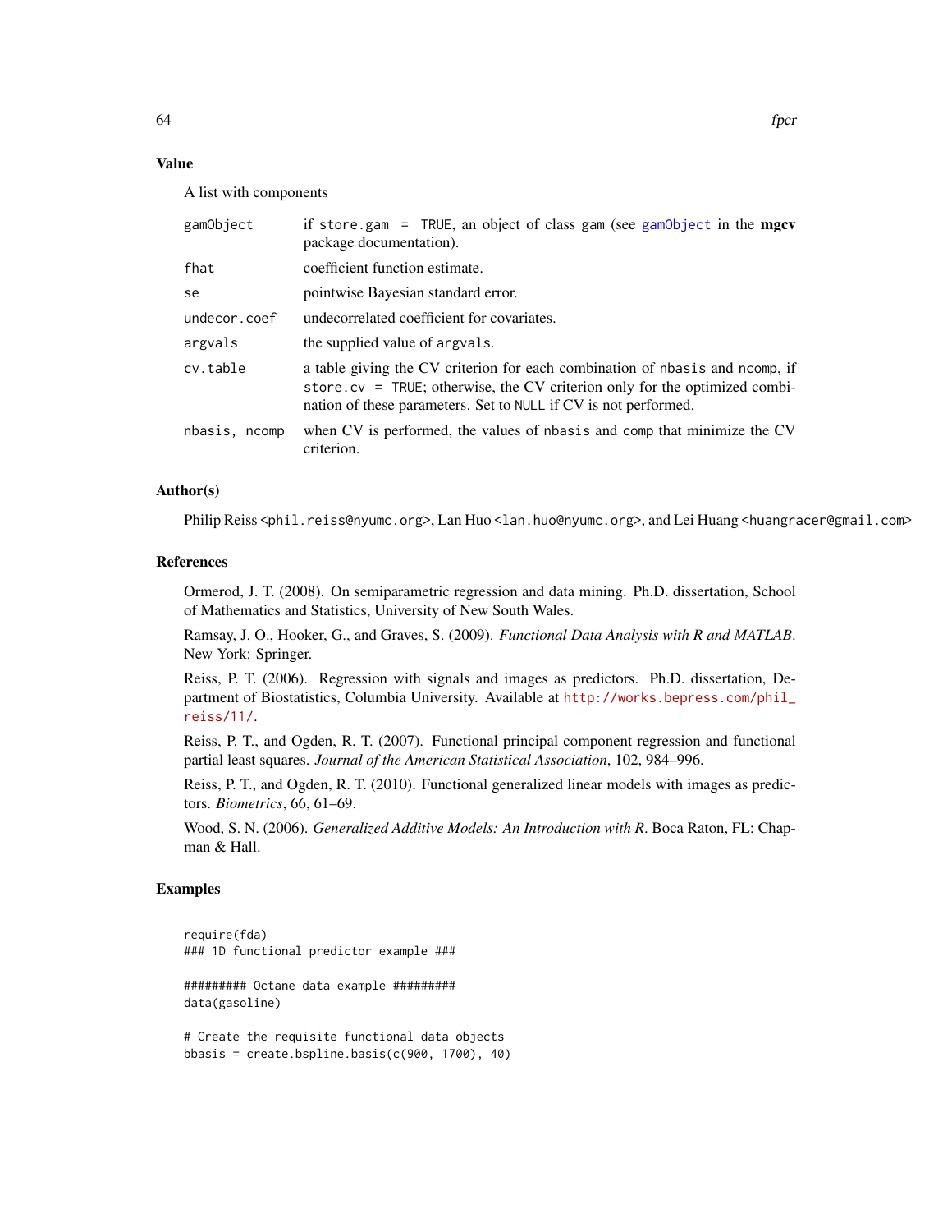## Value

A list with components

| | |
|---|---|
| gamObject | if store.gam = TRUE, an object of class gam (see gamObject in the **mgcv** package documentation). |
| fhat | coefficient function estimate. |
| se | pointwise Bayesian standard error. |
| undecor.coef | undecorrelated coefficient for covariates. |
| argvals | the supplied value of argvals. |
| cv.table | a table giving the CV criterion for each combination of nbasis and ncomp, if store.cv = TRUE; otherwise, the CV criterion only for the optimized combination of these parameters. Set to NULL if CV is not performed. |
| nbasis, ncomp | when CV is performed, the values of nbasis and comp that minimize the CV criterion. |

## Author(s)

Philip Reiss <phil.reiss@nyumc.org>, Lan Huo <lan.huo@nyumc.org>, and Lei Huang <huangracer@gmail.com>

## References

Ormerod, J. T. (2008). On semiparametric regression and data mining. Ph.D. dissertation, School of Mathematics and Statistics, University of New South Wales.

Ramsay, J. O., Hooker, G., and Graves, S. (2009). *Functional Data Analysis with R and MATLAB*. New York: Springer.

Reiss, P. T. (2006). Regression with signals and images as predictors. Ph.D. dissertation, Department of Biostatistics, Columbia University. Available at http://works.bepress.com/phil_reiss/11/.

Reiss, P. T., and Ogden, R. T. (2007). Functional principal component regression and functional partial least squares. *Journal of the American Statistical Association*, 102, 984–996.

Reiss, P. T., and Ogden, R. T. (2010). Functional generalized linear models with images as predictors. *Biometrics*, 66, 61–69.

Wood, S. N. (2006). *Generalized Additive Models: An Introduction with R*. Boca Raton, FL: Chapman & Hall.

## Examples

```
require(fda)
### 1D functional predictor example ###

######### Octane data example #########
data(gasoline)

# Create the requisite functional data objects
bbasis = create.bspline.basis(c(900, 1700), 40)
```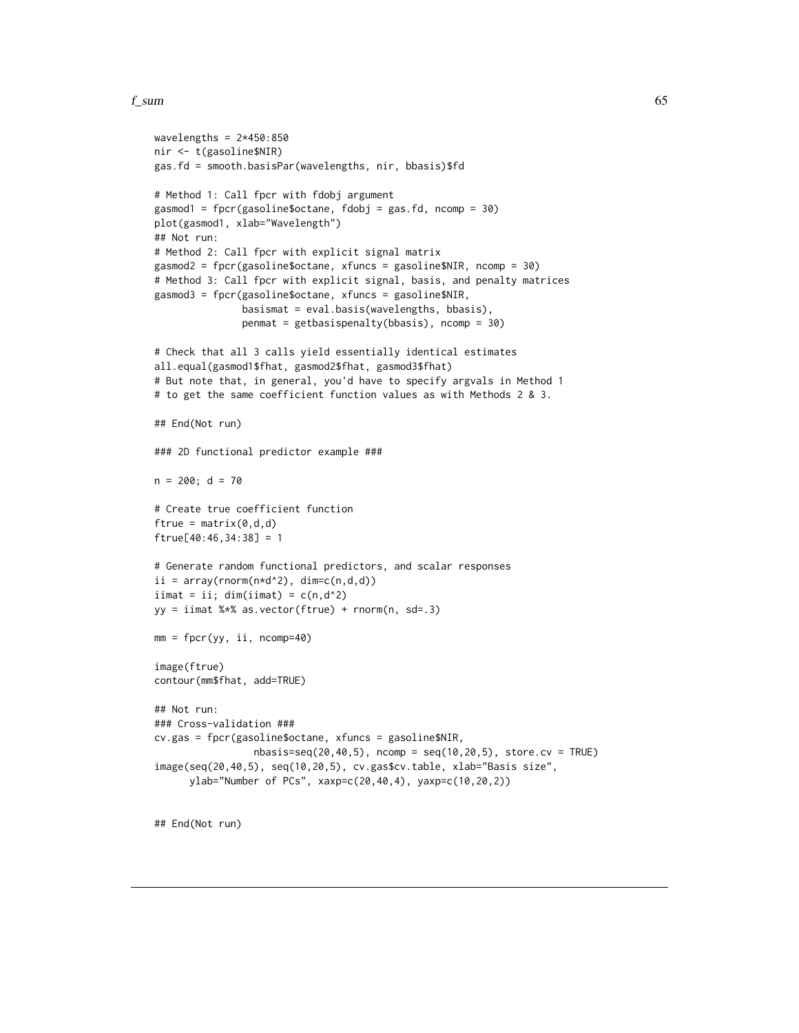```
wavelengths = 2*450:850
nir <- t(gasoline$NIR)
gas.fd = smooth.basisPar(wavelengths, nir, bbasis)$fd

# Method 1: Call fpcr with fdobj argument
gasmod1 = fpcr(gasoline$octane, fdobj = gas.fd, ncomp = 30)
plot(gasmod1, xlab="Wavelength")
## Not run:
# Method 2: Call fpcr with explicit signal matrix
gasmod2 = fpcr(gasoline$octane, xfuncs = gasoline$NIR, ncomp = 30)
# Method 3: Call fpcr with explicit signal, basis, and penalty matrices
gasmod3 = fpcr(gasoline$octane, xfuncs = gasoline$NIR,
               basismat = eval.basis(wavelengths, bbasis),
               penmat = getbasispenalty(bbasis), ncomp = 30)

# Check that all 3 calls yield essentially identical estimates
all.equal(gasmod1$fhat, gasmod2$fhat, gasmod3$fhat)
# But note that, in general, you'd have to specify argvals in Method 1
# to get the same coefficient function values as with Methods 2 & 3.

## End(Not run)

### 2D functional predictor example ###

n = 200; d = 70

# Create true coefficient function
ftrue = matrix(0,d,d)
ftrue[40:46,34:38] = 1

# Generate random functional predictors, and scalar responses
ii = array(rnorm(n*d^2), dim=c(n,d,d))
iimat = ii; dim(iimat) = c(n,d^2)
yy = iimat %*% as.vector(ftrue) + rnorm(n, sd=.3)

mm = fpcr(yy, ii, ncomp=40)

image(ftrue)
contour(mm$fhat, add=TRUE)

## Not run:
### Cross-validation ###
cv.gas = fpcr(gasoline$octane, xfuncs = gasoline$NIR,
                 nbasis=seq(20,40,5), ncomp = seq(10,20,5), store.cv = TRUE)
image(seq(20,40,5), seq(10,20,5), cv.gas$cv.table, xlab="Basis size",
      ylab="Number of PCs", xaxp=c(20,40,4), yaxp=c(10,20,2))


## End(Not run)
```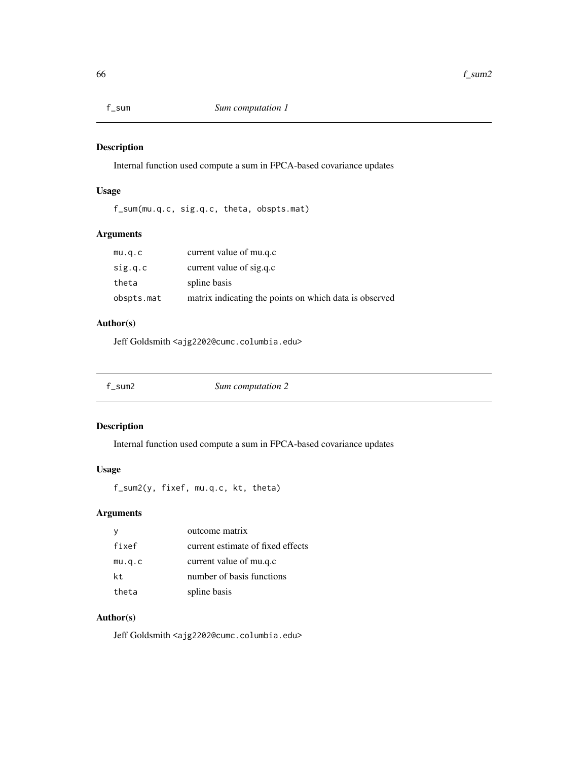## f_sum *Sum computation 1*

### Description

Internal function used compute a sum in FPCA-based covariance updates

### Usage

```
f_sum(mu.q.c, sig.q.c, theta, obspts.mat)
```

### Arguments

| | |
|---|---|
| mu.q.c | current value of mu.q.c |
| sig.q.c | current value of sig.q.c |
| theta | spline basis |
| obspts.mat | matrix indicating the points on which data is observed |

### Author(s)

Jeff Goldsmith <ajg2202@cumc.columbia.edu>

## f_sum2 *Sum computation 2*

### Description

Internal function used compute a sum in FPCA-based covariance updates

### Usage

```
f_sum2(y, fixef, mu.q.c, kt, theta)
```

### Arguments

| | |
|---|---|
| y | outcome matrix |
| fixef | current estimate of fixed effects |
| mu.q.c | current value of mu.q.c |
| kt | number of basis functions |
| theta | spline basis |

### Author(s)

Jeff Goldsmith <ajg2202@cumc.columbia.edu>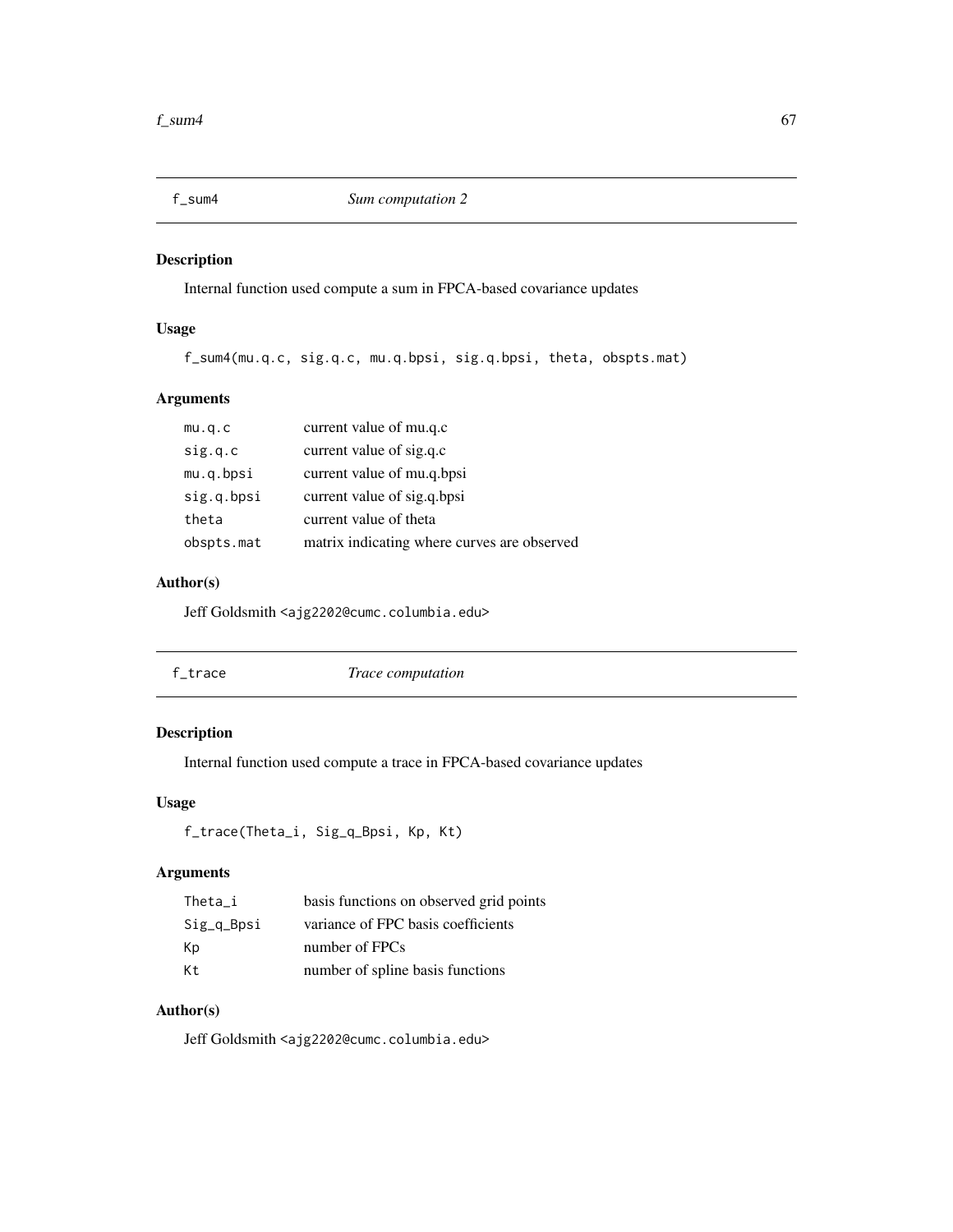## f_sum4 — *Sum computation 2*

### Description

Internal function used compute a sum in FPCA-based covariance updates

### Usage

```
f_sum4(mu.q.c, sig.q.c, mu.q.bpsi, sig.q.bpsi, theta, obspts.mat)
```

### Arguments

| | |
|---|---|
| mu.q.c | current value of mu.q.c |
| sig.q.c | current value of sig.q.c |
| mu.q.bpsi | current value of mu.q.bpsi |
| sig.q.bpsi | current value of sig.q.bpsi |
| theta | current value of theta |
| obspts.mat | matrix indicating where curves are observed |

### Author(s)

Jeff Goldsmith <ajg2202@cumc.columbia.edu>

## f_trace — *Trace computation*

### Description

Internal function used compute a trace in FPCA-based covariance updates

### Usage

```
f_trace(Theta_i, Sig_q_Bpsi, Kp, Kt)
```

### Arguments

| | |
|---|---|
| Theta_i | basis functions on observed grid points |
| Sig_q_Bpsi | variance of FPC basis coefficients |
| Kp | number of FPCs |
| Kt | number of spline basis functions |

### Author(s)

Jeff Goldsmith <ajg2202@cumc.columbia.edu>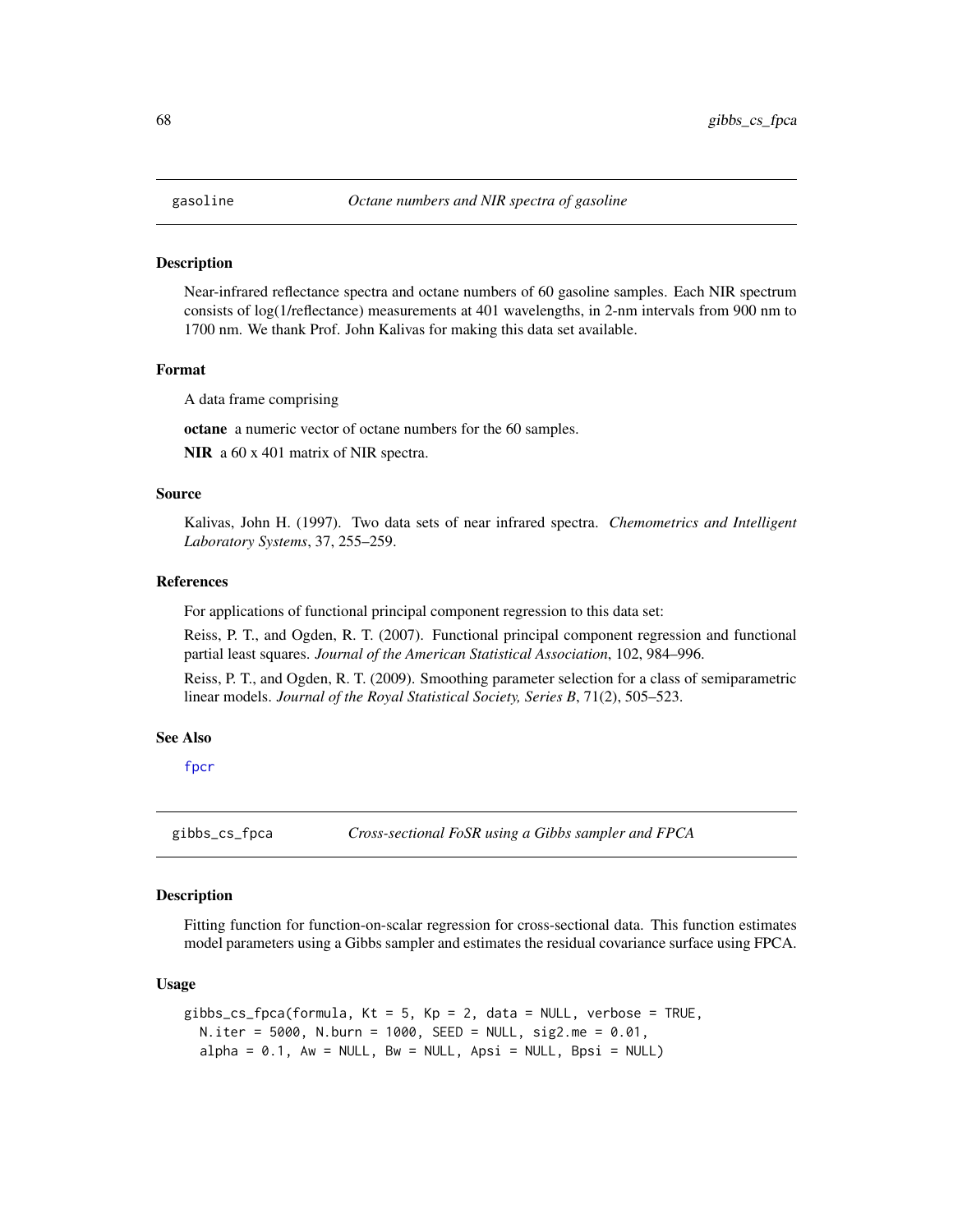## gasoline *Octane numbers and NIR spectra of gasoline*

### Description

Near-infrared reflectance spectra and octane numbers of 60 gasoline samples. Each NIR spectrum consists of log(1/reflectance) measurements at 401 wavelengths, in 2-nm intervals from 900 nm to 1700 nm. We thank Prof. John Kalivas for making this data set available.

### Format

A data frame comprising

**octane** a numeric vector of octane numbers for the 60 samples.

**NIR** a 60 x 401 matrix of NIR spectra.

### Source

Kalivas, John H. (1997). Two data sets of near infrared spectra. *Chemometrics and Intelligent Laboratory Systems*, 37, 255–259.

### References

For applications of functional principal component regression to this data set:

Reiss, P. T., and Ogden, R. T. (2007). Functional principal component regression and functional partial least squares. *Journal of the American Statistical Association*, 102, 984–996.

Reiss, P. T., and Ogden, R. T. (2009). Smoothing parameter selection for a class of semiparametric linear models. *Journal of the Royal Statistical Society, Series B*, 71(2), 505–523.

### See Also

fpcr

## gibbs_cs_fpca *Cross-sectional FoSR using a Gibbs sampler and FPCA*

### Description

Fitting function for function-on-scalar regression for cross-sectional data. This function estimates model parameters using a Gibbs sampler and estimates the residual covariance surface using FPCA.

### Usage

```
gibbs_cs_fpca(formula, Kt = 5, Kp = 2, data = NULL, verbose = TRUE,
  N.iter = 5000, N.burn = 1000, SEED = NULL, sig2.me = 0.01,
  alpha = 0.1, Aw = NULL, Bw = NULL, Apsi = NULL, Bpsi = NULL)
```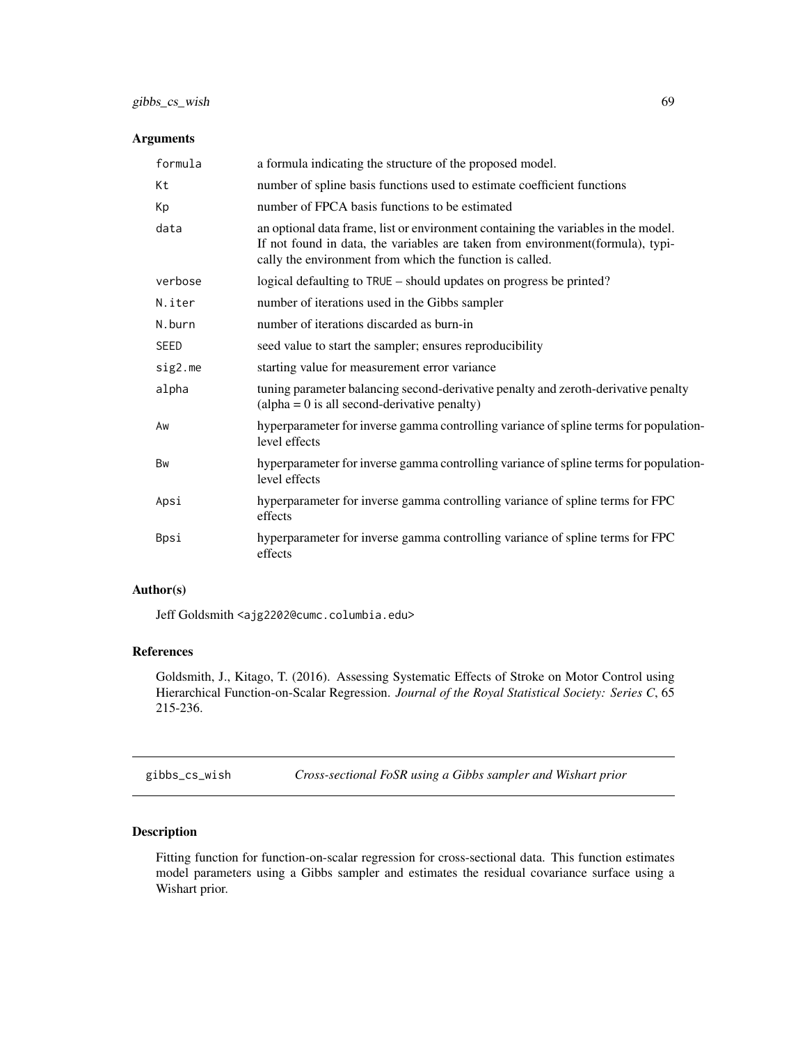## Arguments

| | |
|---|---|
| `formula` | a formula indicating the structure of the proposed model. |
| `Kt` | number of spline basis functions used to estimate coefficient functions |
| `Kp` | number of FPCA basis functions to be estimated |
| `data` | an optional data frame, list or environment containing the variables in the model. If not found in data, the variables are taken from environment(formula), typically the environment from which the function is called. |
| `verbose` | logical defaulting to `TRUE` – should updates on progress be printed? |
| `N.iter` | number of iterations used in the Gibbs sampler |
| `N.burn` | number of iterations discarded as burn-in |
| `SEED` | seed value to start the sampler; ensures reproducibility |
| `sig2.me` | starting value for measurement error variance |
| `alpha` | tuning parameter balancing second-derivative penalty and zeroth-derivative penalty (alpha = 0 is all second-derivative penalty) |
| `Aw` | hyperparameter for inverse gamma controlling variance of spline terms for population-level effects |
| `Bw` | hyperparameter for inverse gamma controlling variance of spline terms for population-level effects |
| `Apsi` | hyperparameter for inverse gamma controlling variance of spline terms for FPC effects |
| `Bpsi` | hyperparameter for inverse gamma controlling variance of spline terms for FPC effects |

## Author(s)

Jeff Goldsmith <ajg2202@cumc.columbia.edu>

## References

Goldsmith, J., Kitago, T. (2016). Assessing Systematic Effects of Stroke on Motor Control using Hierarchical Function-on-Scalar Regression. *Journal of the Royal Statistical Society: Series C*, 65 215-236.

---

# gibbs_cs_wish — *Cross-sectional FoSR using a Gibbs sampler and Wishart prior*

## Description

Fitting function for function-on-scalar regression for cross-sectional data. This function estimates model parameters using a Gibbs sampler and estimates the residual covariance surface using a Wishart prior.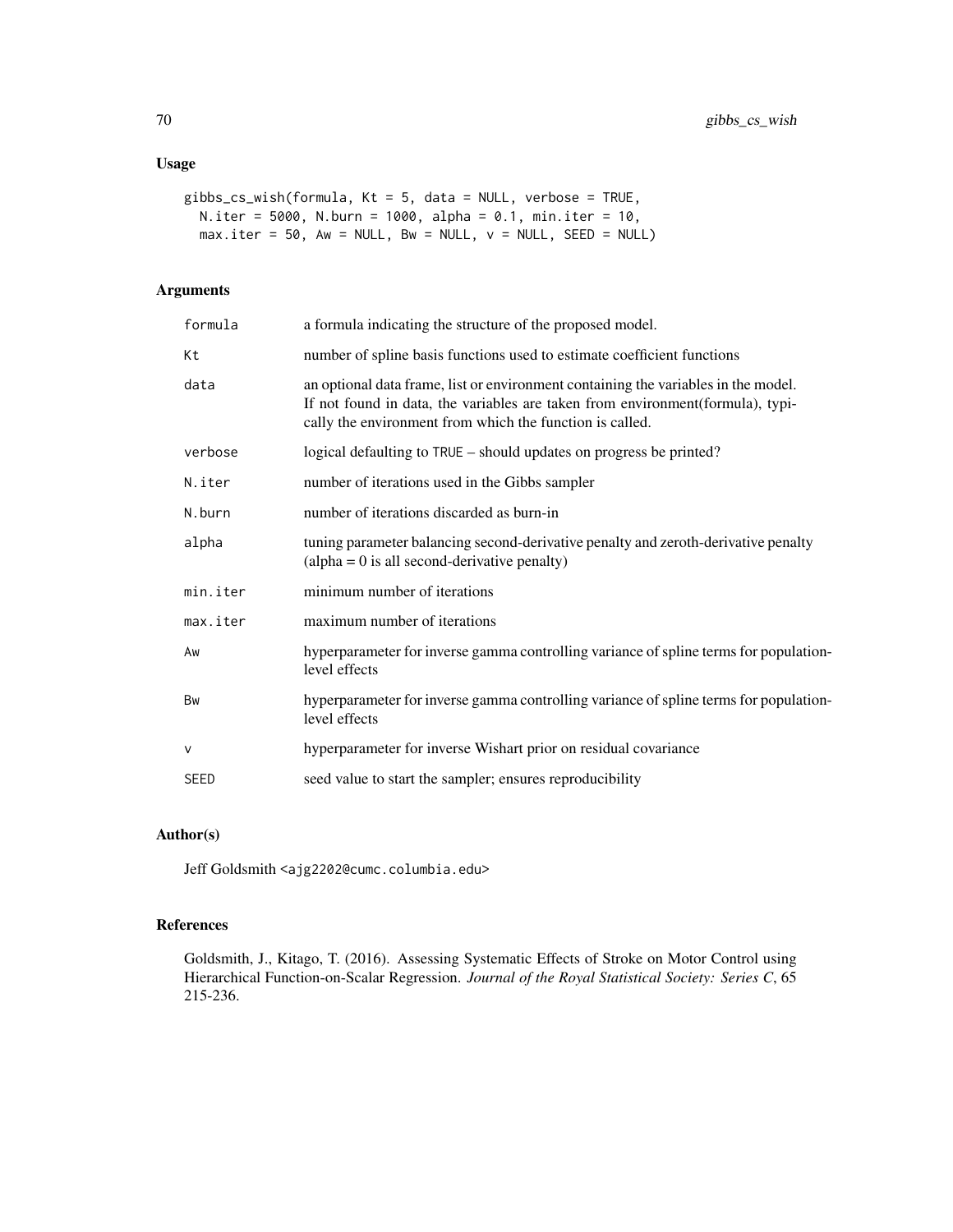## Usage

```
gibbs_cs_wish(formula, Kt = 5, data = NULL, verbose = TRUE,
  N.iter = 5000, N.burn = 1000, alpha = 0.1, min.iter = 10,
  max.iter = 50, Aw = NULL, Bw = NULL, v = NULL, SEED = NULL)
```

## Arguments

| | |
|---|---|
| formula | a formula indicating the structure of the proposed model. |
| Kt | number of spline basis functions used to estimate coefficient functions |
| data | an optional data frame, list or environment containing the variables in the model. If not found in data, the variables are taken from environment(formula), typically the environment from which the function is called. |
| verbose | logical defaulting to TRUE – should updates on progress be printed? |
| N.iter | number of iterations used in the Gibbs sampler |
| N.burn | number of iterations discarded as burn-in |
| alpha | tuning parameter balancing second-derivative penalty and zeroth-derivative penalty (alpha = 0 is all second-derivative penalty) |
| min.iter | minimum number of iterations |
| max.iter | maximum number of iterations |
| Aw | hyperparameter for inverse gamma controlling variance of spline terms for population-level effects |
| Bw | hyperparameter for inverse gamma controlling variance of spline terms for population-level effects |
| v | hyperparameter for inverse Wishart prior on residual covariance |
| SEED | seed value to start the sampler; ensures reproducibility |

## Author(s)

Jeff Goldsmith <ajg2202@cumc.columbia.edu>

## References

Goldsmith, J., Kitago, T. (2016). Assessing Systematic Effects of Stroke on Motor Control using Hierarchical Function-on-Scalar Regression. *Journal of the Royal Statistical Society: Series C*, 65 215-236.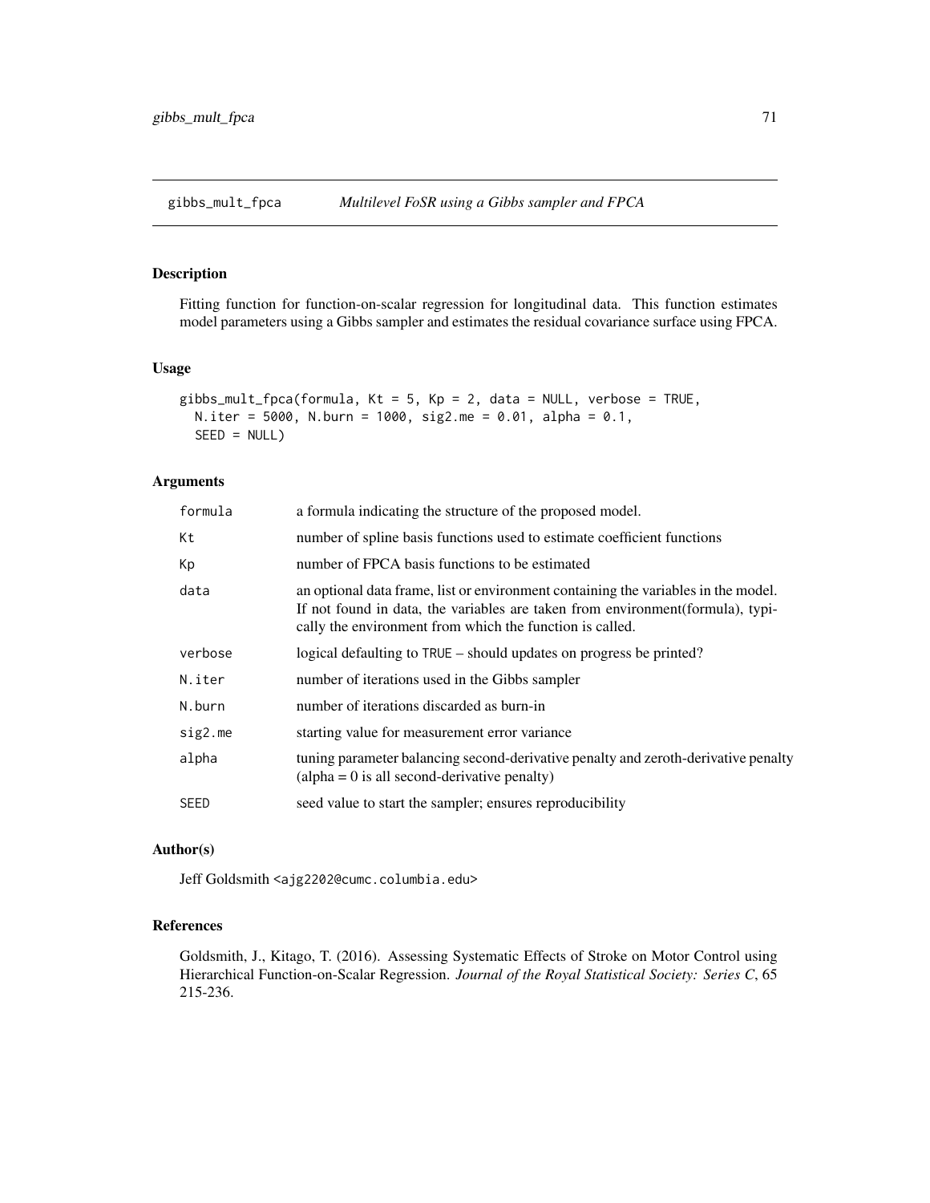# gibbs_mult_fpca — *Multilevel FoSR using a Gibbs sampler and FPCA*

## Description

Fitting function for function-on-scalar regression for longitudinal data. This function estimates model parameters using a Gibbs sampler and estimates the residual covariance surface using FPCA.

## Usage

```
gibbs_mult_fpca(formula, Kt = 5, Kp = 2, data = NULL, verbose = TRUE,
  N.iter = 5000, N.burn = 1000, sig2.me = 0.01, alpha = 0.1,
  SEED = NULL)
```

## Arguments

| | |
|---|---|
| `formula` | a formula indicating the structure of the proposed model. |
| `Kt` | number of spline basis functions used to estimate coefficient functions |
| `Kp` | number of FPCA basis functions to be estimated |
| `data` | an optional data frame, list or environment containing the variables in the model. If not found in data, the variables are taken from environment(formula), typically the environment from which the function is called. |
| `verbose` | logical defaulting to `TRUE` – should updates on progress be printed? |
| `N.iter` | number of iterations used in the Gibbs sampler |
| `N.burn` | number of iterations discarded as burn-in |
| `sig2.me` | starting value for measurement error variance |
| `alpha` | tuning parameter balancing second-derivative penalty and zeroth-derivative penalty (alpha = 0 is all second-derivative penalty) |
| `SEED` | seed value to start the sampler; ensures reproducibility |

## Author(s)

Jeff Goldsmith <ajg2202@cumc.columbia.edu>

## References

Goldsmith, J., Kitago, T. (2016). Assessing Systematic Effects of Stroke on Motor Control using Hierarchical Function-on-Scalar Regression. *Journal of the Royal Statistical Society: Series C*, 65 215-236.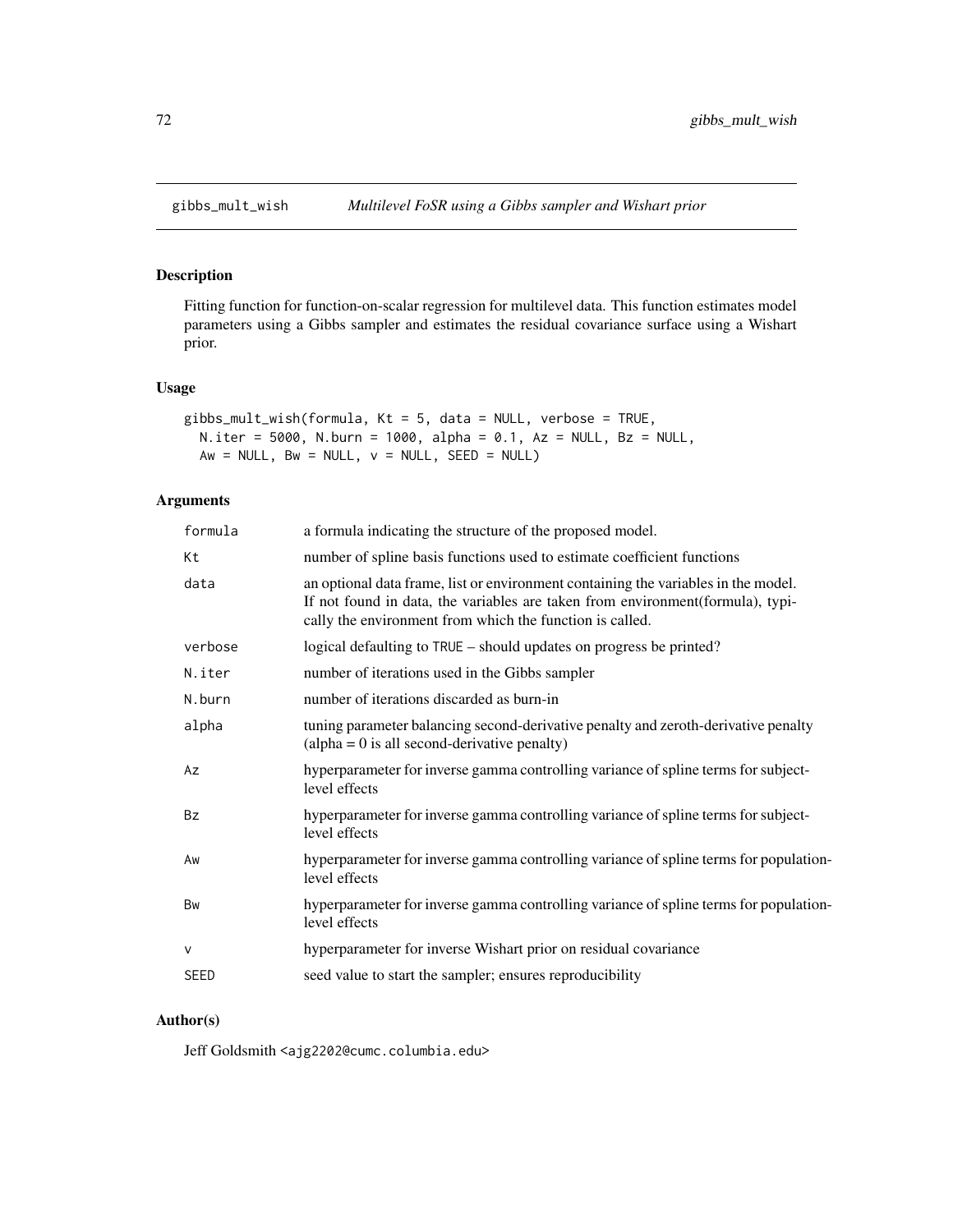gibbs_mult_wish — *Multilevel FoSR using a Gibbs sampler and Wishart prior*

## Description

Fitting function for function-on-scalar regression for multilevel data. This function estimates model parameters using a Gibbs sampler and estimates the residual covariance surface using a Wishart prior.

## Usage

```
gibbs_mult_wish(formula, Kt = 5, data = NULL, verbose = TRUE,
  N.iter = 5000, N.burn = 1000, alpha = 0.1, Az = NULL, Bz = NULL,
  Aw = NULL, Bw = NULL, v = NULL, SEED = NULL)
```

## Arguments

| | |
|---|---|
| formula | a formula indicating the structure of the proposed model. |
| Kt | number of spline basis functions used to estimate coefficient functions |
| data | an optional data frame, list or environment containing the variables in the model. If not found in data, the variables are taken from environment(formula), typically the environment from which the function is called. |
| verbose | logical defaulting to TRUE – should updates on progress be printed? |
| N.iter | number of iterations used in the Gibbs sampler |
| N.burn | number of iterations discarded as burn-in |
| alpha | tuning parameter balancing second-derivative penalty and zeroth-derivative penalty (alpha = 0 is all second-derivative penalty) |
| Az | hyperparameter for inverse gamma controlling variance of spline terms for subject-level effects |
| Bz | hyperparameter for inverse gamma controlling variance of spline terms for subject-level effects |
| Aw | hyperparameter for inverse gamma controlling variance of spline terms for population-level effects |
| Bw | hyperparameter for inverse gamma controlling variance of spline terms for population-level effects |
| v | hyperparameter for inverse Wishart prior on residual covariance |
| SEED | seed value to start the sampler; ensures reproducibility |

## Author(s)

Jeff Goldsmith <ajg2202@cumc.columbia.edu>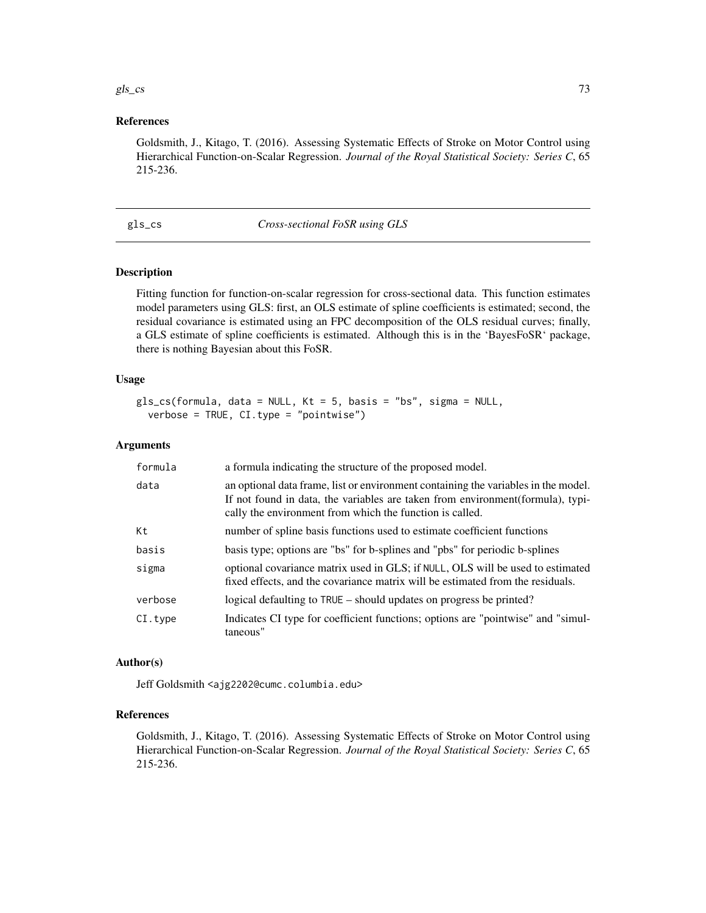## References

Goldsmith, J., Kitago, T. (2016). Assessing Systematic Effects of Stroke on Motor Control using Hierarchical Function-on-Scalar Regression. *Journal of the Royal Statistical Society: Series C*, 65 215-236.

---

# gls_cs *Cross-sectional FoSR using GLS*

## Description

Fitting function for function-on-scalar regression for cross-sectional data. This function estimates model parameters using GLS: first, an OLS estimate of spline coefficients is estimated; second, the residual covariance is estimated using an FPC decomposition of the OLS residual curves; finally, a GLS estimate of spline coefficients is estimated. Although this is in the 'BayesFoSR' package, there is nothing Bayesian about this FoSR.

## Usage

```
gls_cs(formula, data = NULL, Kt = 5, basis = "bs", sigma = NULL,
  verbose = TRUE, CI.type = "pointwise")
```

## Arguments

| | |
|---|---|
| formula | a formula indicating the structure of the proposed model. |
| data | an optional data frame, list or environment containing the variables in the model. If not found in data, the variables are taken from environment(formula), typically the environment from which the function is called. |
| Kt | number of spline basis functions used to estimate coefficient functions |
| basis | basis type; options are "bs" for b-splines and "pbs" for periodic b-splines |
| sigma | optional covariance matrix used in GLS; if NULL, OLS will be used to estimated fixed effects, and the covariance matrix will be estimated from the residuals. |
| verbose | logical defaulting to TRUE – should updates on progress be printed? |
| CI.type | Indicates CI type for coefficient functions; options are "pointwise" and "simultaneous" |

## Author(s)

Jeff Goldsmith <ajg2202@cumc.columbia.edu>

## References

Goldsmith, J., Kitago, T. (2016). Assessing Systematic Effects of Stroke on Motor Control using Hierarchical Function-on-Scalar Regression. *Journal of the Royal Statistical Society: Series C*, 65 215-236.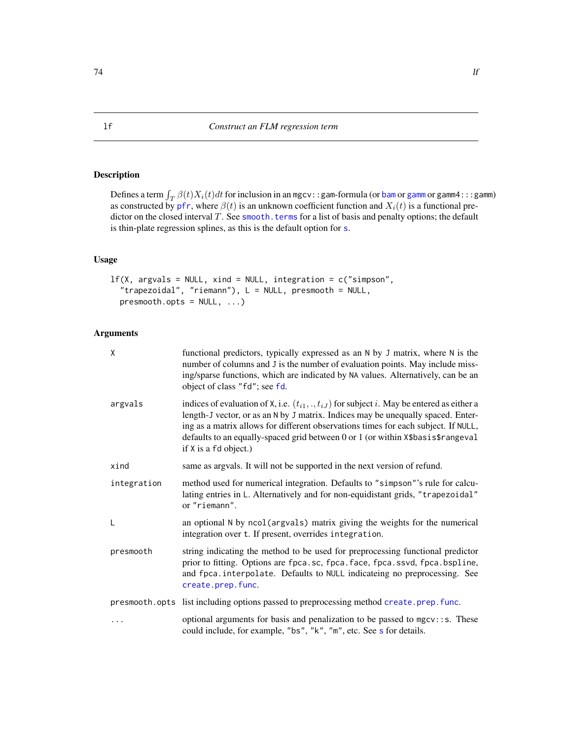# lf — *Construct an FLM regression term*

## Description

Defines a term $\int_T \beta(t) X_i(t) dt$ for inclusion in an mgcv::gam-formula (or bam or gamm or gamm4:::gamm) as constructed by pfr, where $\beta(t)$ is an unknown coefficient function and $X_i(t)$ is a functional predictor on the closed interval $T$. See smooth.terms for a list of basis and penalty options; the default is thin-plate regression splines, as this is the default option for s.

## Usage

```
lf(X, argvals = NULL, xind = NULL, integration = c("simpson",
  "trapezoidal", "riemann"), L = NULL, presmooth = NULL,
  presmooth.opts = NULL, ...)
```

## Arguments

| | |
|---|---|
| X | functional predictors, typically expressed as an N by J matrix, where N is the number of columns and J is the number of evaluation points. May include missing/sparse functions, which are indicated by NA values. Alternatively, can be an object of class "fd"; see fd. |
| argvals | indices of evaluation of X, i.e. $(t_{i1}, ., t_{iJ})$ for subject $i$. May be entered as either a length-J vector, or as an N by J matrix. Indices may be unequally spaced. Entering as a matrix allows for different observations times for each subject. If NULL, defaults to an equally-spaced grid between 0 or 1 (or within X$basis$rangeval if X is a fd object.) |
| xind | same as argvals. It will not be supported in the next version of refund. |
| integration | method used for numerical integration. Defaults to "simpson"'s rule for calculating entries in L. Alternatively and for non-equidistant grids, "trapezoidal" or "riemann". |
| L | an optional N by ncol(argvals) matrix giving the weights for the numerical integration over t. If present, overrides integration. |
| presmooth | string indicating the method to be used for preprocessing functional predictor prior to fitting. Options are fpca.sc, fpca.face, fpca.ssvd, fpca.bspline, and fpca.interpolate. Defaults to NULL indicateing no preprocessing. See create.prep.func. |
| presmooth.opts | list including options passed to preprocessing method create.prep.func. |
| ... | optional arguments for basis and penalization to be passed to mgcv::s. These could include, for example, "bs", "k", "m", etc. See s for details. |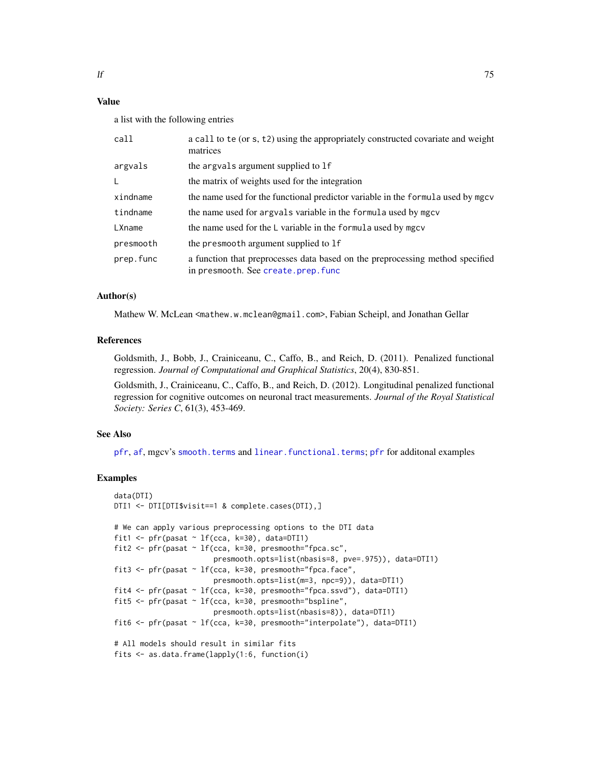## Value

a list with the following entries

| | |
|---|---|
| call | a call to te (or s, t2) using the appropriately constructed covariate and weight matrices |
| argvals | the argvals argument supplied to lf |
| L | the matrix of weights used for the integration |
| xindname | the name used for the functional predictor variable in the formula used by mgcv |
| tindname | the name used for argvals variable in the formula used by mgcv |
| LXname | the name used for the L variable in the formula used by mgcv |
| presmooth | the presmooth argument supplied to lf |
| prep.func | a function that preprocesses data based on the preprocessing method specified in presmooth. See create.prep.func |

## Author(s)

Mathew W. McLean <mathew.w.mclean@gmail.com>, Fabian Scheipl, and Jonathan Gellar

## References

Goldsmith, J., Bobb, J., Crainiceanu, C., Caffo, B., and Reich, D. (2011). Penalized functional regression. *Journal of Computational and Graphical Statistics*, 20(4), 830-851.

Goldsmith, J., Crainiceanu, C., Caffo, B., and Reich, D. (2012). Longitudinal penalized functional regression for cognitive outcomes on neuronal tract measurements. *Journal of the Royal Statistical Society: Series C*, 61(3), 453-469.

## See Also

pfr, af, mgcv's smooth.terms and linear.functional.terms; pfr for additonal examples

## Examples

```
data(DTI)
DTI1 <- DTI[DTI$visit==1 & complete.cases(DTI),]

# We can apply various preprocessing options to the DTI data
fit1 <- pfr(pasat ~ lf(cca, k=30), data=DTI1)
fit2 <- pfr(pasat ~ lf(cca, k=30, presmooth="fpca.sc",
                       presmooth.opts=list(nbasis=8, pve=.975)), data=DTI1)
fit3 <- pfr(pasat ~ lf(cca, k=30, presmooth="fpca.face",
                       presmooth.opts=list(m=3, npc=9)), data=DTI1)
fit4 <- pfr(pasat ~ lf(cca, k=30, presmooth="fpca.ssvd"), data=DTI1)
fit5 <- pfr(pasat ~ lf(cca, k=30, presmooth="bspline",
                       presmooth.opts=list(nbasis=8)), data=DTI1)
fit6 <- pfr(pasat ~ lf(cca, k=30, presmooth="interpolate"), data=DTI1)

# All models should result in similar fits
fits <- as.data.frame(lapply(1:6, function(i)
```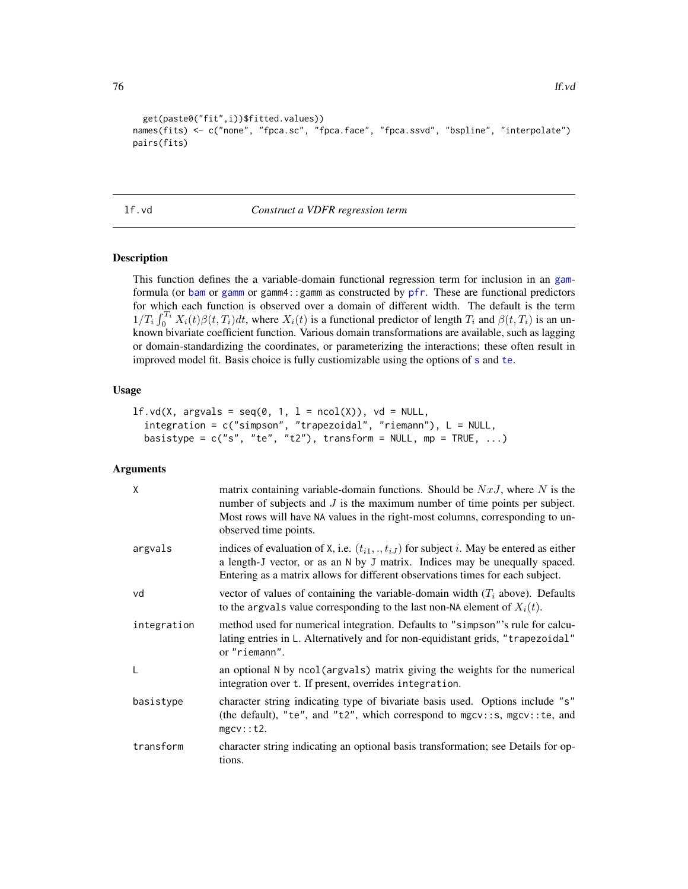```
  get(paste0("fit",i))$fitted.values))
names(fits) <- c("none", "fpca.sc", "fpca.face", "fpca.ssvd", "bspline", "interpolate")
pairs(fits)
```

## lf.vd — *Construct a VDFR regression term*

### Description

This function defines the a variable-domain functional regression term for inclusion in an gam-formula (or bam or gamm or gamm4::gamm as constructed by pfr. These are functional predictors for which each function is observed over a domain of different width. The default is the term $1/T_i \int_0^{T_i} X_i(t)\beta(t, T_i)dt$, where $X_i(t)$ is a functional predictor of length $T_i$ and $\beta(t, T_i)$ is an unknown bivariate coefficient function. Various domain transformations are available, such as lagging or domain-standardizing the coordinates, or parameterizing the interactions; these often result in improved model fit. Basis choice is fully custiomizable using the options of s and te.

### Usage

```
lf.vd(X, argvals = seq(0, 1, l = ncol(X)), vd = NULL,
  integration = c("simpson", "trapezoidal", "riemann"), L = NULL,
  basistype = c("s", "te", "t2"), transform = NULL, mp = TRUE, ...)
```

### Arguments

| | |
|---|---|
| X | matrix containing variable-domain functions. Should be $NxJ$, where $N$ is the number of subjects and $J$ is the maximum number of time points per subject. Most rows will have NA values in the right-most columns, corresponding to unobserved time points. |
| argvals | indices of evaluation of X, i.e. $(t_{i1}, ., t_{iJ})$ for subject $i$. May be entered as either a length-J vector, or as an N by J matrix. Indices may be unequally spaced. Entering as a matrix allows for different observations times for each subject. |
| vd | vector of values of containing the variable-domain width ($T_i$ above). Defaults to the argvals value corresponding to the last non-NA element of $X_i(t)$. |
| integration | method used for numerical integration. Defaults to "simpson"'s rule for calculating entries in L. Alternatively and for non-equidistant grids, "trapezoidal" or "riemann". |
| L | an optional N by ncol(argvals) matrix giving the weights for the numerical integration over t. If present, overrides integration. |
| basistype | character string indicating type of bivariate basis used. Options include "s" (the default), "te", and "t2", which correspond to mgcv::s, mgcv::te, and mgcv::t2. |
| transform | character string indicating an optional basis transformation; see Details for options. |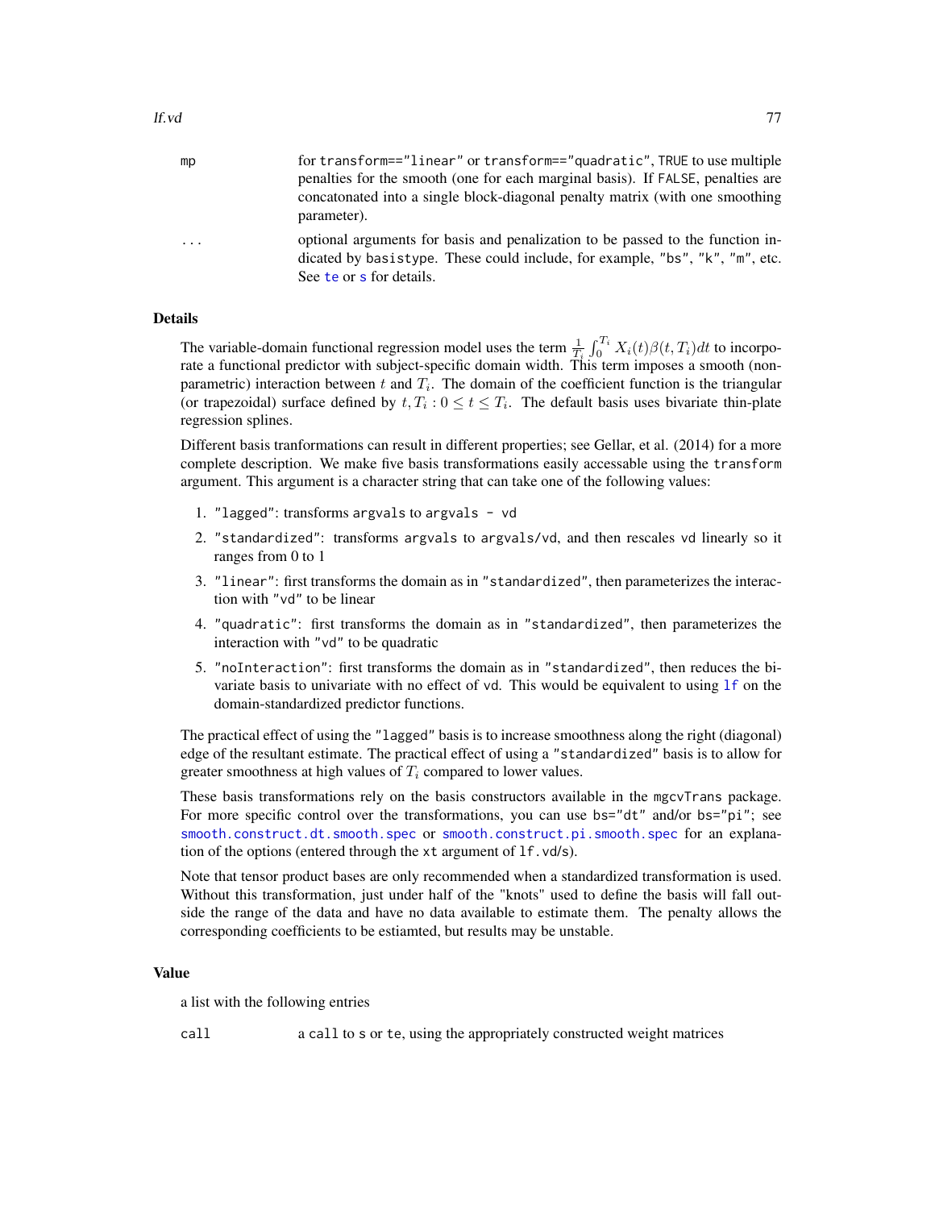| | |
|---|---|
| mp | for transform=="linear" or transform=="quadratic", TRUE to use multiple penalties for the smooth (one for each marginal basis). If FALSE, penalties are concatonated into a single block-diagonal penalty matrix (with one smoothing parameter). |
| ... | optional arguments for basis and penalization to be passed to the function indicated by basistype. These could include, for example, "bs", "k", "m", etc. See te or s for details. |

## Details

The variable-domain functional regression model uses the term $\frac{1}{T_i}\int_0^{T_i} X_i(t)\beta(t, T_i)dt$ to incorporate a functional predictor with subject-specific domain width. This term imposes a smooth (non-parametric) interaction between $t$ and $T_i$. The domain of the coefficient function is the triangular (or trapezoidal) surface defined by $t, T_i : 0 \le t \le T_i$. The default basis uses bivariate thin-plate regression splines.

Different basis tranformations can result in different properties; see Gellar, et al. (2014) for a more complete description. We make five basis transformations easily accessable using the transform argument. This argument is a character string that can take one of the following values:

1. "lagged": transforms argvals to argvals - vd
2. "standardized": transforms argvals to argvals/vd, and then rescales vd linearly so it ranges from 0 to 1
3. "linear": first transforms the domain as in "standardized", then parameterizes the interaction with "vd" to be linear
4. "quadratic": first transforms the domain as in "standardized", then parameterizes the interaction with "vd" to be quadratic
5. "noInteraction": first transforms the domain as in "standardized", then reduces the bivariate basis to univariate with no effect of vd. This would be equivalent to using lf on the domain-standardized predictor functions.

The practical effect of using the "lagged" basis is to increase smoothness along the right (diagonal) edge of the resultant estimate. The practical effect of using a "standardized" basis is to allow for greater smoothness at high values of $T_i$ compared to lower values.

These basis transformations rely on the basis constructors available in the mgcvTrans package. For more specific control over the transformations, you can use bs="dt" and/or bs="pi"; see smooth.construct.dt.smooth.spec or smooth.construct.pi.smooth.spec for an explanation of the options (entered through the xt argument of lf.vd/s).

Note that tensor product bases are only recommended when a standardized transformation is used. Without this transformation, just under half of the "knots" used to define the basis will fall outside the range of the data and have no data available to estimate them. The penalty allows the corresponding coefficients to be estiamted, but results may be unstable.

## Value

a list with the following entries

| | |
|---|---|
| call | a call to s or te, using the appropriately constructed weight matrices |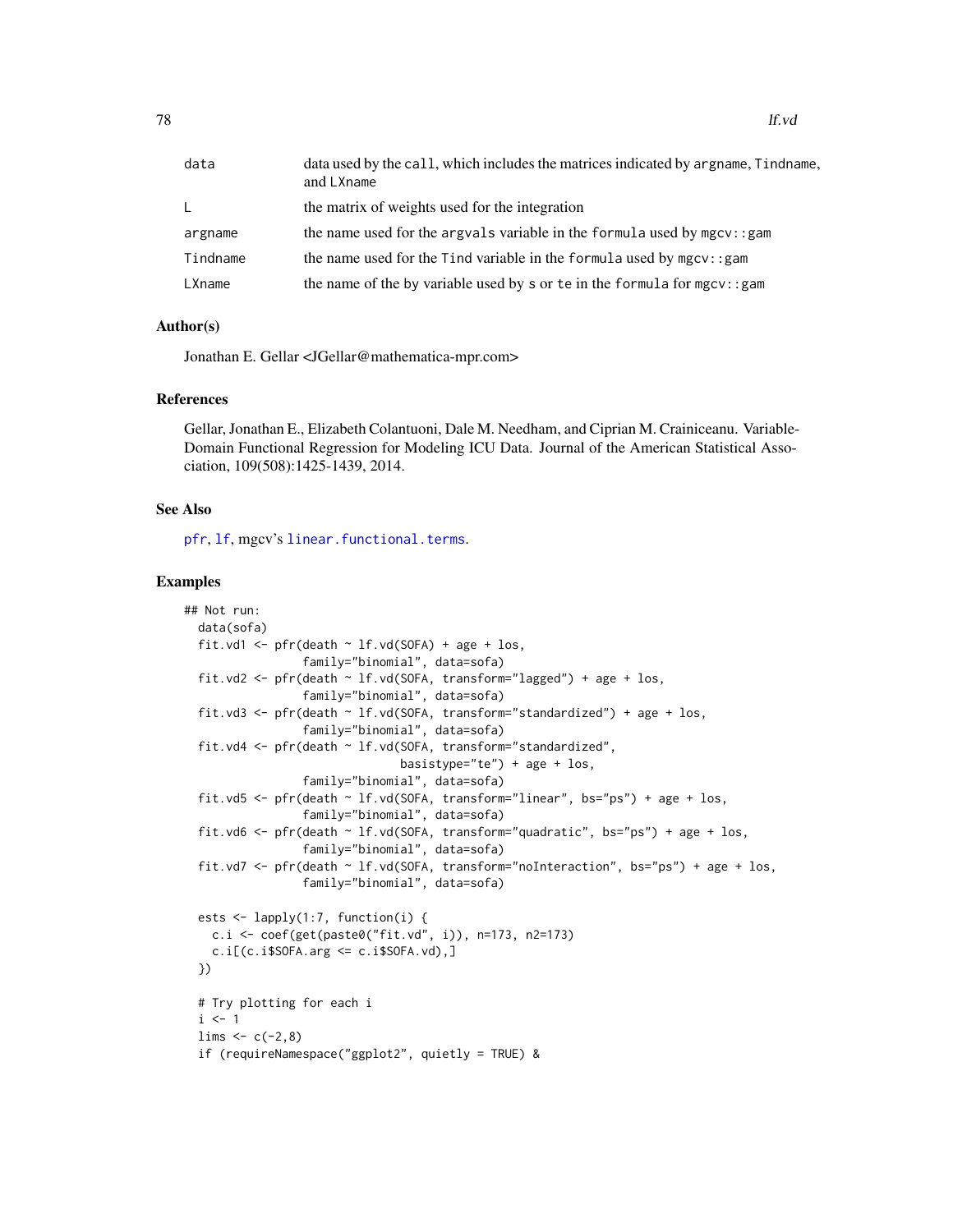| | |
|---|---|
| data | data used by the call, which includes the matrices indicated by argname, Tindname, and LXname |
| L | the matrix of weights used for the integration |
| argname | the name used for the argvals variable in the formula used by mgcv::gam |
| Tindname | the name used for the Tind variable in the formula used by mgcv::gam |
| LXname | the name of the by variable used by s or te in the formula for mgcv::gam |

## Author(s)

Jonathan E. Gellar <JGellar@mathematica-mpr.com>

## References

Gellar, Jonathan E., Elizabeth Colantuoni, Dale M. Needham, and Ciprian M. Crainiceanu. Variable-Domain Functional Regression for Modeling ICU Data. Journal of the American Statistical Association, 109(508):1425-1439, 2014.

## See Also

pfr, lf, mgcv's linear.functional.terms.

## Examples

```
## Not run:
  data(sofa)
  fit.vd1 <- pfr(death ~ lf.vd(SOFA) + age + los,
                 family="binomial", data=sofa)
  fit.vd2 <- pfr(death ~ lf.vd(SOFA, transform="lagged") + age + los,
                 family="binomial", data=sofa)
  fit.vd3 <- pfr(death ~ lf.vd(SOFA, transform="standardized") + age + los,
                 family="binomial", data=sofa)
  fit.vd4 <- pfr(death ~ lf.vd(SOFA, transform="standardized",
                              basistype="te") + age + los,
                 family="binomial", data=sofa)
  fit.vd5 <- pfr(death ~ lf.vd(SOFA, transform="linear", bs="ps") + age + los,
                 family="binomial", data=sofa)
  fit.vd6 <- pfr(death ~ lf.vd(SOFA, transform="quadratic", bs="ps") + age + los,
                 family="binomial", data=sofa)
  fit.vd7 <- pfr(death ~ lf.vd(SOFA, transform="noInteraction", bs="ps") + age + los,
                 family="binomial", data=sofa)

  ests <- lapply(1:7, function(i) {
    c.i <- coef(get(paste0("fit.vd", i)), n=173, n2=173)
    c.i[(c.i$SOFA.arg <= c.i$SOFA.vd),]
  })

  # Try plotting for each i
  i <- 1
  lims <- c(-2,8)
  if (requireNamespace("ggplot2", quietly = TRUE) &
```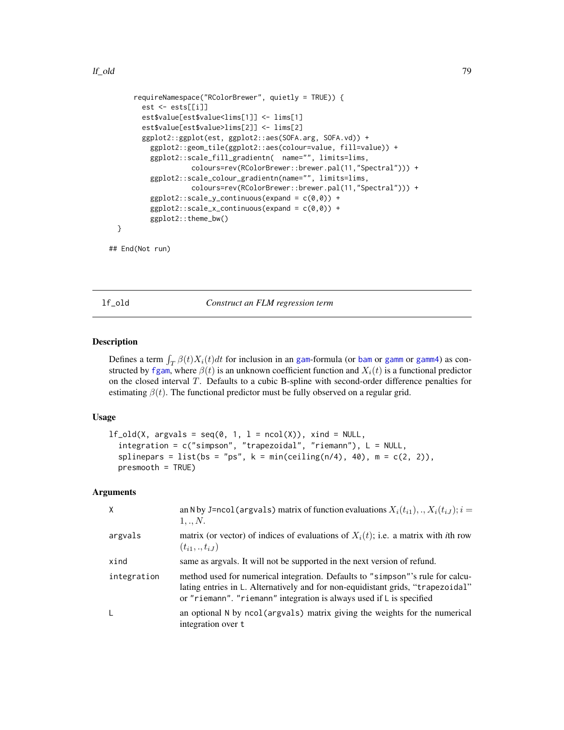```
    requireNamespace("RColorBrewer", quietly = TRUE)) {
      est <- ests[[i]]
      est$value[est$value<lims[1]] <- lims[1]
      est$value[est$value>lims[2]] <- lims[2]
      ggplot2::ggplot(est, ggplot2::aes(SOFA.arg, SOFA.vd)) +
        ggplot2::geom_tile(ggplot2::aes(colour=value, fill=value)) +
        ggplot2::scale_fill_gradientn(  name="", limits=lims,
                   colours=rev(RColorBrewer::brewer.pal(11,"Spectral"))) +
        ggplot2::scale_colour_gradientn(name="", limits=lims,
                   colours=rev(RColorBrewer::brewer.pal(11,"Spectral"))) +
        ggplot2::scale_y_continuous(expand = c(0,0)) +
        ggplot2::scale_x_continuous(expand = c(0,0)) +
        ggplot2::theme_bw()
}

## End(Not run)
```

## lf_old — *Construct an FLM regression term*

### Description

Defines a term $\int_T \beta(t)X_i(t)dt$ for inclusion in an gam-formula (or bam or gamm or gamm4) as constructed by fgam, where $\beta(t)$ is an unknown coefficient function and $X_i(t)$ is a functional predictor on the closed interval $T$. Defaults to a cubic B-spline with second-order difference penalties for estimating $\beta(t)$. The functional predictor must be fully observed on a regular grid.

### Usage

```
lf_old(X, argvals = seq(0, 1, l = ncol(X)), xind = NULL,
  integration = c("simpson", "trapezoidal", "riemann"), L = NULL,
  splinepars = list(bs = "ps", k = min(ceiling(n/4), 40), m = c(2, 2)),
  presmooth = TRUE)
```

### Arguments

| | |
|---|---|
| X | an N by J=ncol(argvals) matrix of function evaluations $X_i(t_{i1}),.,X_i(t_{iJ}); i = 1,.,N$. |
| argvals | matrix (or vector) of indices of evaluations of $X_i(t)$; i.e. a matrix with *i*th row $(t_{i1},.,t_{iJ})$ |
| xind | same as argvals. It will not be supported in the next version of refund. |
| integration | method used for numerical integration. Defaults to "simpson"'s rule for calculating entries in L. Alternatively and for non-equidistant grids, "trapezoidal" or "riemann". "riemann" integration is always used if L is specified |
| L | an optional N by ncol(argvals) matrix giving the weights for the numerical integration over t |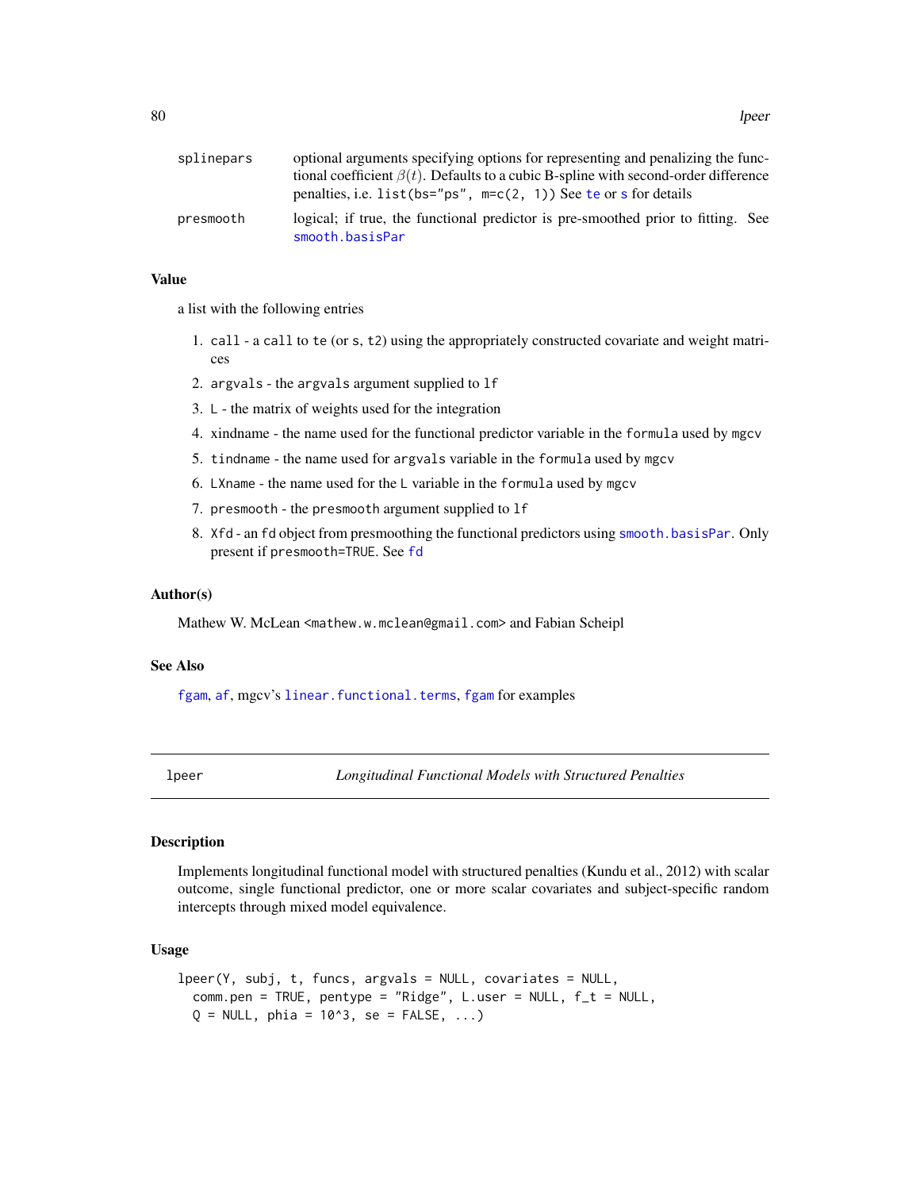| | |
|---|---|
| splinepars | optional arguments specifying options for representing and penalizing the functional coefficient $\beta(t)$. Defaults to a cubic B-spline with second-order difference penalties, i.e. `list(bs="ps", m=c(2, 1))` See te or s for details |
| presmooth | logical; if true, the functional predictor is pre-smoothed prior to fitting. See smooth.basisPar |

### Value

a list with the following entries

1. `call` - a `call` to `te` (or `s`, `t2`) using the appropriately constructed covariate and weight matrices
2. `argvals` - the `argvals` argument supplied to `lf`
3. `L` - the matrix of weights used for the integration
4. xindname - the name used for the functional predictor variable in the `formula` used by `mgcv`
5. `tindname` - the name used for `argvals` variable in the `formula` used by `mgcv`
6. `LXname` - the name used for the `L` variable in the `formula` used by `mgcv`
7. `presmooth` - the `presmooth` argument supplied to `lf`
8. `Xfd` - an `fd` object from presmoothing the functional predictors using smooth.basisPar. Only present if `presmooth=TRUE`. See fd

### Author(s)

Mathew W. McLean <mathew.w.mclean@gmail.com> and Fabian Scheipl

### See Also

fgam, af, mgcv's linear.functional.terms, fgam for examples

---

## lpeer — *Longitudinal Functional Models with Structured Penalties*

### Description

Implements longitudinal functional model with structured penalties (Kundu et al., 2012) with scalar outcome, single functional predictor, one or more scalar covariates and subject-specific random intercepts through mixed model equivalence.

### Usage

```
lpeer(Y, subj, t, funcs, argvals = NULL, covariates = NULL,
  comm.pen = TRUE, pentype = "Ridge", L.user = NULL, f_t = NULL,
  Q = NULL, phia = 10^3, se = FALSE, ...)
```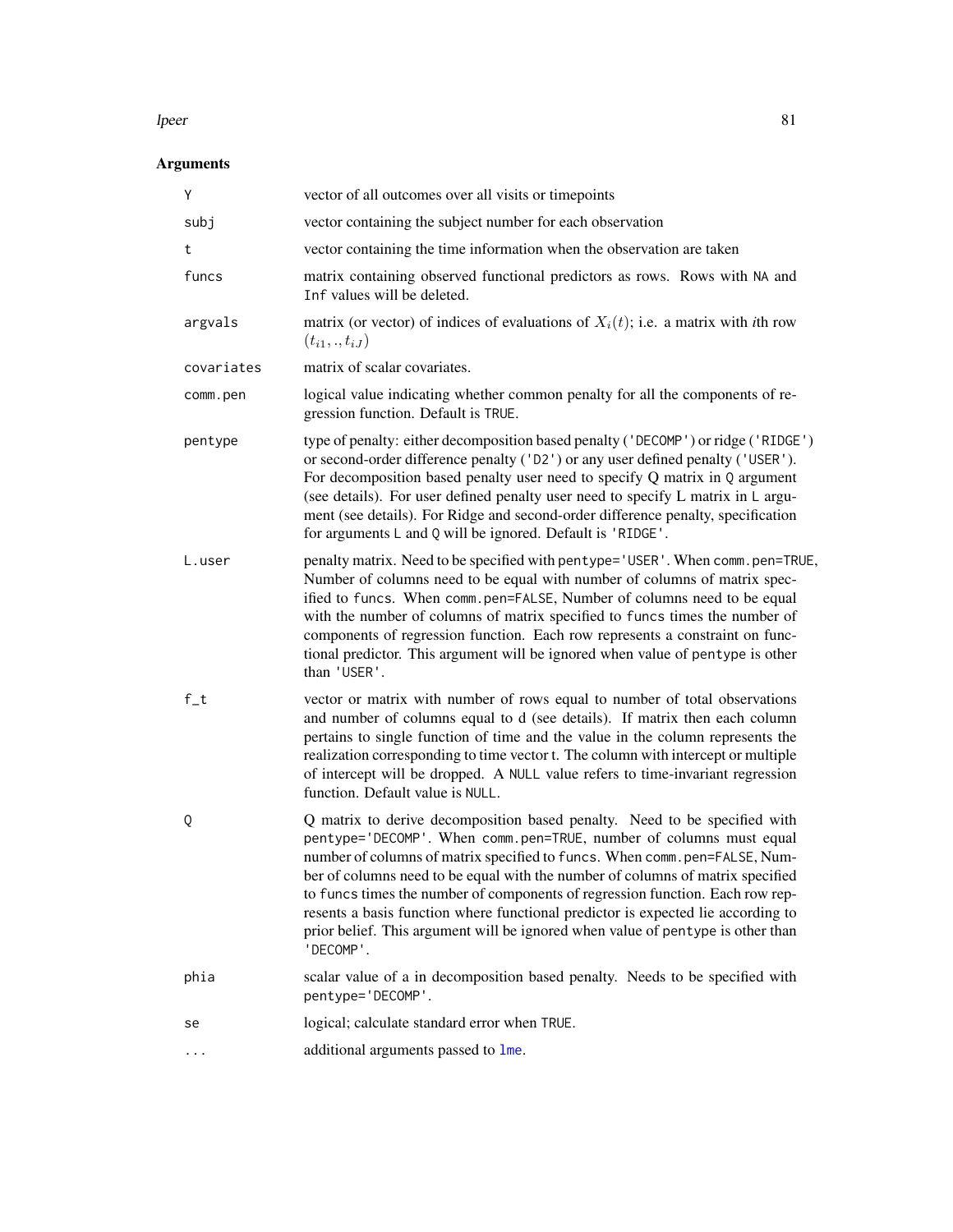## Arguments

| | |
|---|---|
| `Y` | vector of all outcomes over all visits or timepoints |
| `subj` | vector containing the subject number for each observation |
| `t` | vector containing the time information when the observation are taken |
| `funcs` | matrix containing observed functional predictors as rows. Rows with `NA` and `Inf` values will be deleted. |
| `argvals` | matrix (or vector) of indices of evaluations of $X_i(t)$; i.e. a matrix with *i*th row $(t_{i1}, ., t_{iJ})$ |
| `covariates` | matrix of scalar covariates. |
| `comm.pen` | logical value indicating whether common penalty for all the components of regression function. Default is `TRUE`. |
| `pentype` | type of penalty: either decomposition based penalty (`'DECOMP'`) or ridge (`'RIDGE'`) or second-order difference penalty (`'D2'`) or any user defined penalty (`'USER'`). For decomposition based penalty user need to specify Q matrix in `Q` argument (see details). For user defined penalty user need to specify L matrix in `L` argument (see details). For Ridge and second-order difference penalty, specification for arguments `L` and `Q` will be ignored. Default is `'RIDGE'`. |
| `L.user` | penalty matrix. Need to be specified with `pentype='USER'`. When `comm.pen=TRUE`, Number of columns need to be equal with number of columns of matrix specified to `funcs`. When `comm.pen=FALSE`, Number of columns need to be equal with the number of columns of matrix specified to `funcs` times the number of components of regression function. Each row represents a constraint on functional predictor. This argument will be ignored when value of `pentype` is other than `'USER'`. |
| `f_t` | vector or matrix with number of rows equal to number of total observations and number of columns equal to d (see details). If matrix then each column pertains to single function of time and the value in the column represents the realization corresponding to time vector t. The column with intercept or multiple of intercept will be dropped. A `NULL` value refers to time-invariant regression function. Default value is `NULL`. |
| `Q` | Q matrix to derive decomposition based penalty. Need to be specified with `pentype='DECOMP'`. When `comm.pen=TRUE`, number of columns must equal number of columns of matrix specified to `funcs`. When `comm.pen=FALSE`, Number of columns need to be equal with the number of columns of matrix specified to `funcs` times the number of components of regression function. Each row represents a basis function where functional predictor is expected lie according to prior belief. This argument will be ignored when value of `pentype` is other than `'DECOMP'`. |
| `phia` | scalar value of a in decomposition based penalty. Needs to be specified with `pentype='DECOMP'`. |
| `se` | logical; calculate standard error when `TRUE`. |
| `...` | additional arguments passed to `lme`. |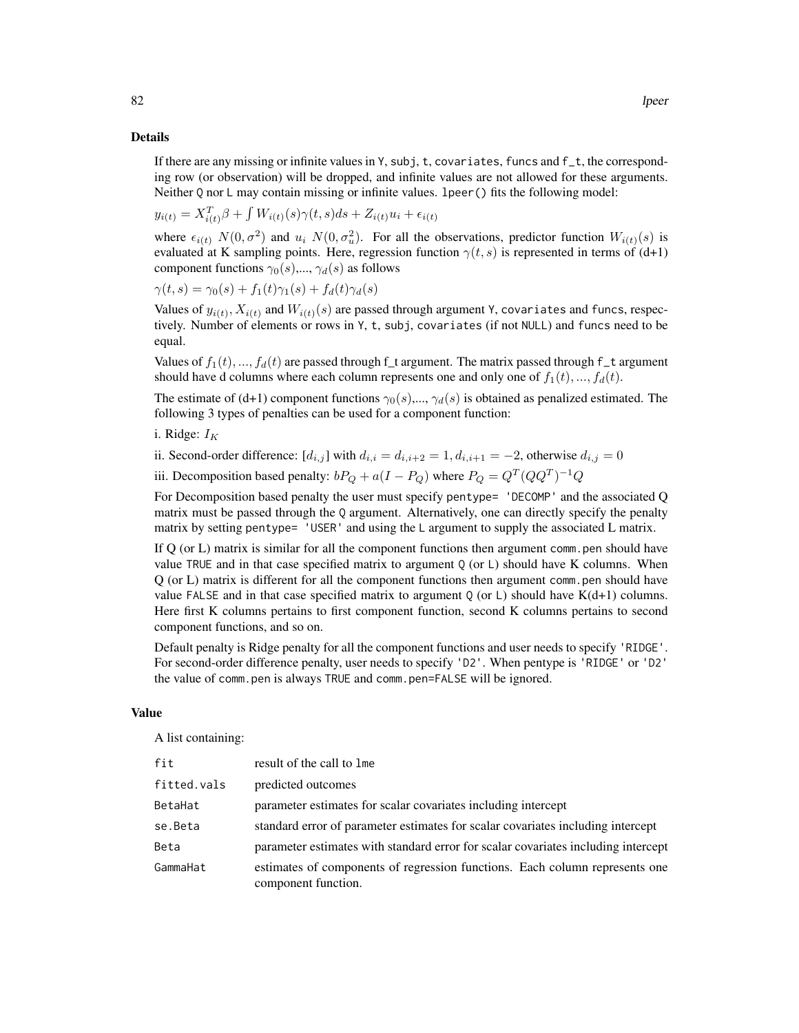## Details

If there are any missing or infinite values in `Y`, `subj`, `t`, `covariates`, `funcs` and `f_t`, the corresponding row (or observation) will be dropped, and infinite values are not allowed for these arguments. Neither `Q` nor `L` may contain missing or infinite values. `lpeer()` fits the following model:

$y_{i(t)} = X_{i(t)}^T \beta + \int W_{i(t)}(s)\gamma(t,s)ds + Z_{i(t)}u_i + \epsilon_{i(t)}$

where $\epsilon_{i(t)}$ $N(0, \sigma^2)$ and $u_i$ $N(0, \sigma_u^2)$. For all the observations, predictor function $W_{i(t)}(s)$ is evaluated at K sampling points. Here, regression function $\gamma(t,s)$ is represented in terms of (d+1) component functions $\gamma_0(s)$,..., $\gamma_d(s)$ as follows

$\gamma(t,s) = \gamma_0(s) + f_1(t)\gamma_1(s) + f_d(t)\gamma_d(s)$

Values of $y_{i(t)}$, $X_{i(t)}$ and $W_{i(t)}(s)$ are passed through argument `Y`, `covariates` and `funcs`, respectively. Number of elements or rows in `Y`, `t`, `subj`, `covariates` (if not `NULL`) and `funcs` need to be equal.

Values of $f_1(t), ..., f_d(t)$ are passed through f_t argument. The matrix passed through `f_t` argument should have d columns where each column represents one and only one of $f_1(t), ..., f_d(t)$.

The estimate of (d+1) component functions $\gamma_0(s)$,..., $\gamma_d(s)$ is obtained as penalized estimated. The following 3 types of penalties can be used for a component function:

i. Ridge: $I_K$

ii. Second-order difference: $[d_{i,j}]$ with $d_{i,i} = d_{i,i+2} = 1, d_{i,i+1} = -2$, otherwise $d_{i,j} = 0$

iii. Decomposition based penalty: $bP_Q + a(I - P_Q)$ where $P_Q = Q^T(QQ^T)^{-1}Q$

For Decomposition based penalty the user must specify `pentype= 'DECOMP'` and the associated Q matrix must be passed through the `Q` argument. Alternatively, one can directly specify the penalty matrix by setting `pentype= 'USER'` and using the `L` argument to supply the associated L matrix.

If Q (or L) matrix is similar for all the component functions then argument `comm.pen` should have value `TRUE` and in that case specified matrix to argument `Q` (or `L`) should have K columns. When Q (or L) matrix is different for all the component functions then argument `comm.pen` should have value `FALSE` and in that case specified matrix to argument `Q` (or `L`) should have K(d+1) columns. Here first K columns pertains to first component function, second K columns pertains to second component functions, and so on.

Default penalty is Ridge penalty for all the component functions and user needs to specify `'RIDGE'`. For second-order difference penalty, user needs to specify `'D2'`. When pentype is `'RIDGE'` or `'D2'` the value of `comm.pen` is always `TRUE` and `comm.pen=FALSE` will be ignored.

## Value

A list containing:

| | |
|---|---|
| `fit` | result of the call to `lme` |
| `fitted.vals` | predicted outcomes |
| `BetaHat` | parameter estimates for scalar covariates including intercept |
| `se.Beta` | standard error of parameter estimates for scalar covariates including intercept |
| `Beta` | parameter estimates with standard error for scalar covariates including intercept |
| `GammaHat` | estimates of components of regression functions. Each column represents one component function. |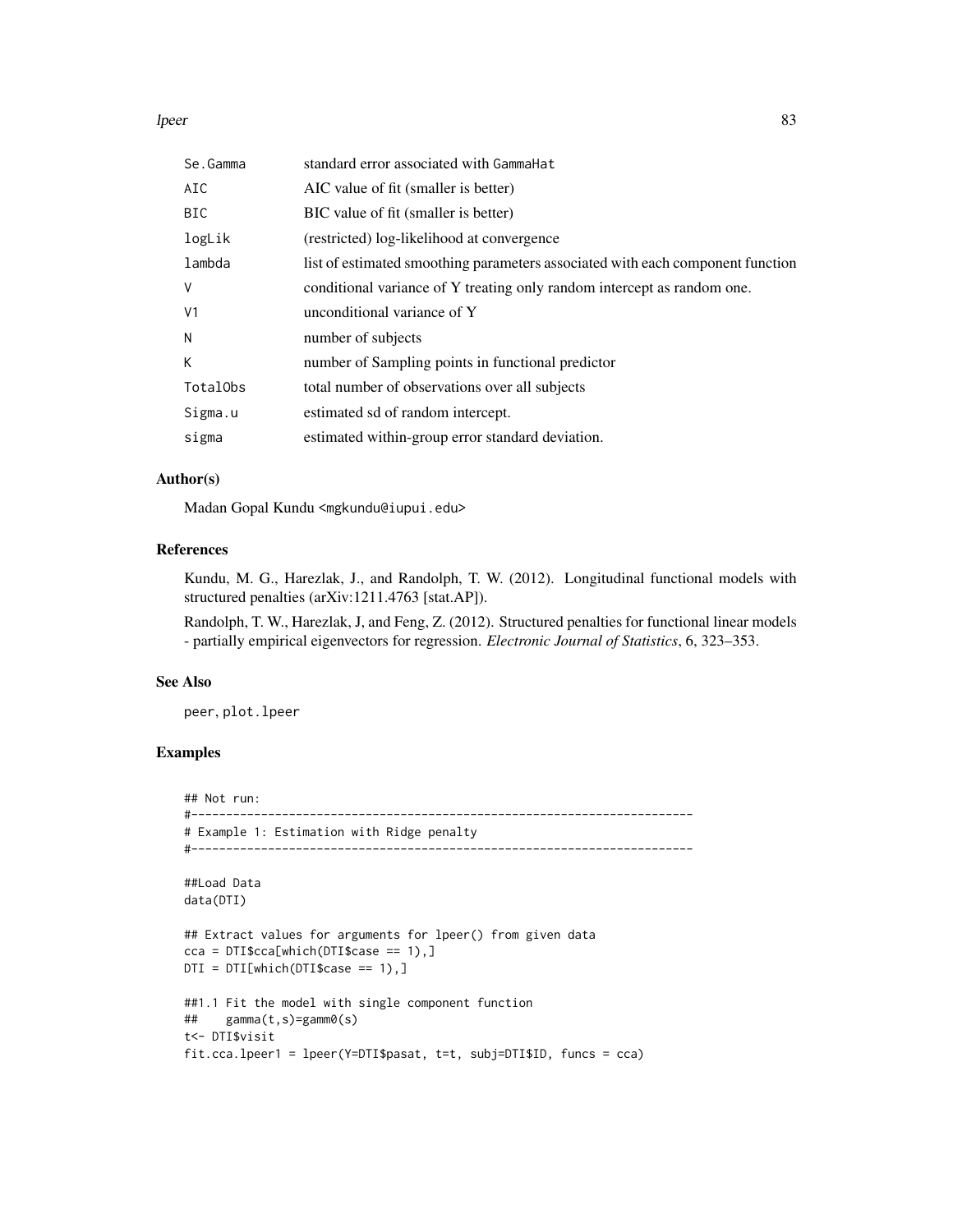| | |
|---|---|
| Se.Gamma | standard error associated with GammaHat |
| AIC | AIC value of fit (smaller is better) |
| BIC | BIC value of fit (smaller is better) |
| logLik | (restricted) log-likelihood at convergence |
| lambda | list of estimated smoothing parameters associated with each component function |
| V | conditional variance of Y treating only random intercept as random one. |
| V1 | unconditional variance of Y |
| N | number of subjects |
| K | number of Sampling points in functional predictor |
| TotalObs | total number of observations over all subjects |
| Sigma.u | estimated sd of random intercept. |
| sigma | estimated within-group error standard deviation. |

### Author(s)

Madan Gopal Kundu <mgkundu@iupui.edu>

### References

Kundu, M. G., Harezlak, J., and Randolph, T. W. (2012). Longitudinal functional models with structured penalties (arXiv:1211.4763 [stat.AP]).

Randolph, T. W., Harezlak, J, and Feng, Z. (2012). Structured penalties for functional linear models - partially empirical eigenvectors for regression. *Electronic Journal of Statistics*, 6, 323–353.

### See Also

peer, plot.lpeer

### Examples

```
## Not run:
#------------------------------------------------------------------------
# Example 1: Estimation with Ridge penalty
#------------------------------------------------------------------------

##Load Data
data(DTI)

## Extract values for arguments for lpeer() from given data
cca = DTI$cca[which(DTI$case == 1),]
DTI = DTI[which(DTI$case == 1),]

##1.1 Fit the model with single component function
##    gamma(t,s)=gamm0(s)
t<- DTI$visit
fit.cca.lpeer1 = lpeer(Y=DTI$pasat, t=t, subj=DTI$ID, funcs = cca)
```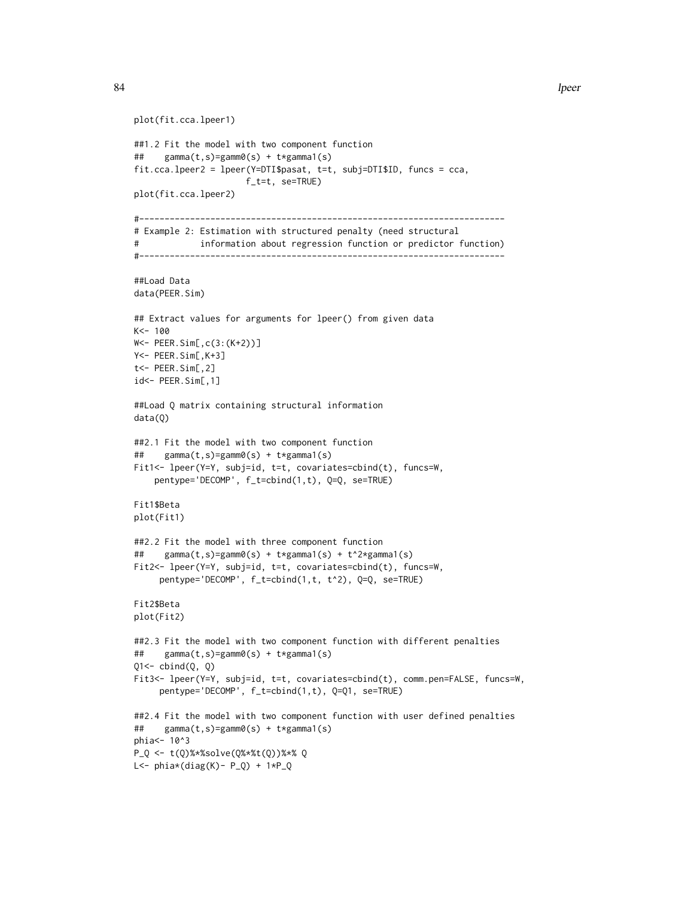```
plot(fit.cca.lpeer1)

##1.2 Fit the model with two component function
##    gamma(t,s)=gamm0(s) + t*gamma1(s)
fit.cca.lpeer2 = lpeer(Y=DTI$pasat, t=t, subj=DTI$ID, funcs = cca,
                     f_t=t, se=TRUE)
plot(fit.cca.lpeer2)

#------------------------------------------------------------------------
# Example 2: Estimation with structured penalty (need structural
#            information about regression function or predictor function)
#------------------------------------------------------------------------

##Load Data
data(PEER.Sim)

## Extract values for arguments for lpeer() from given data
K<- 100
W<- PEER.Sim[,c(3:(K+2))]
Y<- PEER.Sim[,K+3]
t<- PEER.Sim[,2]
id<- PEER.Sim[,1]

##Load Q matrix containing structural information
data(Q)

##2.1 Fit the model with two component function
##    gamma(t,s)=gamm0(s) + t*gamma1(s)
Fit1<- lpeer(Y=Y, subj=id, t=t, covariates=cbind(t), funcs=W,
    pentype='DECOMP', f_t=cbind(1,t), Q=Q, se=TRUE)

Fit1$Beta
plot(Fit1)

##2.2 Fit the model with three component function
##    gamma(t,s)=gamm0(s) + t*gamma1(s) + t^2*gamma1(s)
Fit2<- lpeer(Y=Y, subj=id, t=t, covariates=cbind(t), funcs=W,
     pentype='DECOMP', f_t=cbind(1,t, t^2), Q=Q, se=TRUE)

Fit2$Beta
plot(Fit2)

##2.3 Fit the model with two component function with different penalties
##    gamma(t,s)=gamm0(s) + t*gamma1(s)
Q1<- cbind(Q, Q)
Fit3<- lpeer(Y=Y, subj=id, t=t, covariates=cbind(t), comm.pen=FALSE, funcs=W,
     pentype='DECOMP', f_t=cbind(1,t), Q=Q1, se=TRUE)

##2.4 Fit the model with two component function with user defined penalties
##    gamma(t,s)=gamm0(s) + t*gamma1(s)
phia<- 10^3
P_Q <- t(Q)%*%solve(Q%*%t(Q))%*% Q
L<- phia*(diag(K)- P_Q) + 1*P_Q
```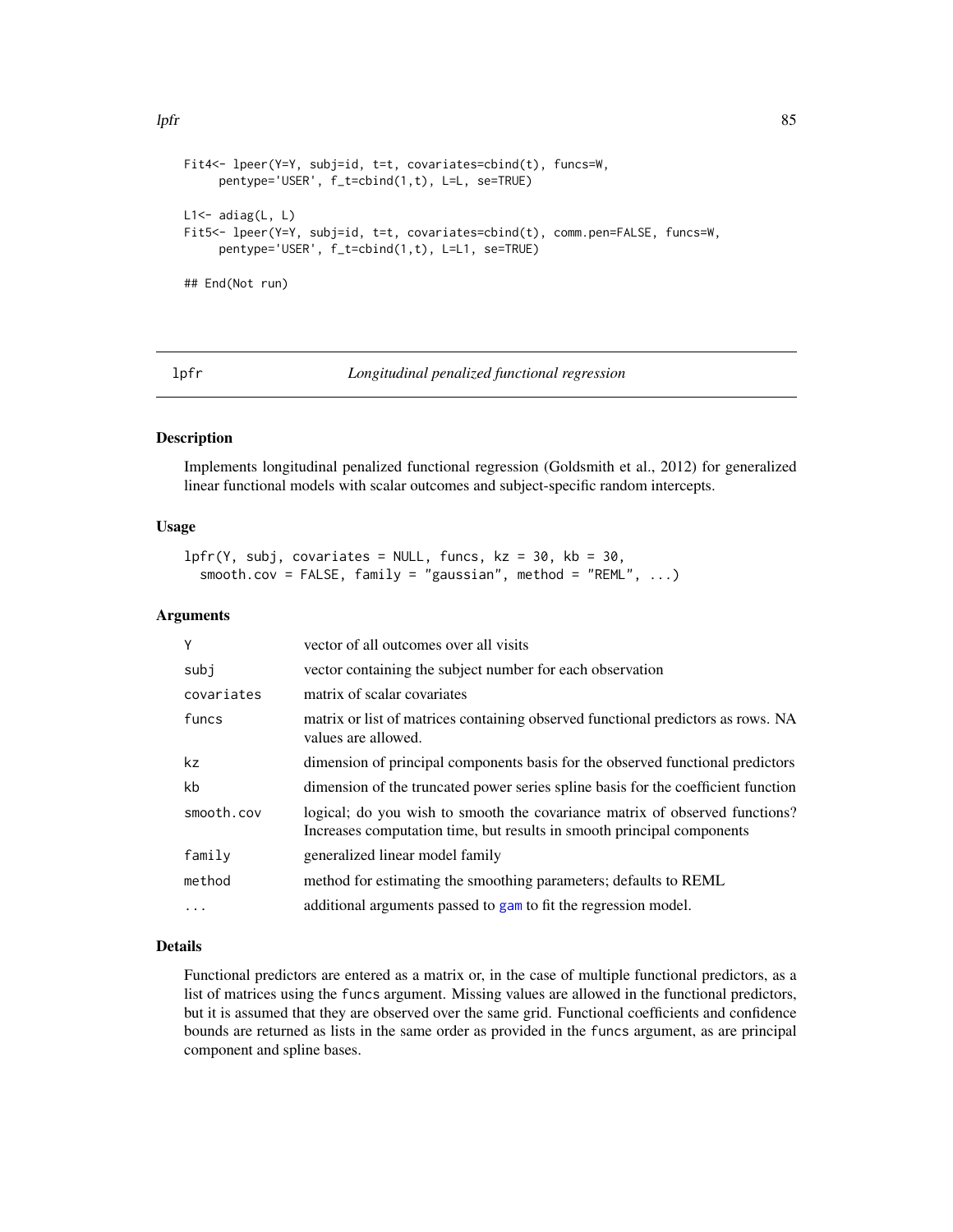```
Fit4<- lpeer(Y=Y, subj=id, t=t, covariates=cbind(t), funcs=W,
     pentype='USER', f_t=cbind(1,t), L=L, se=TRUE)

L1<- adiag(L, L)
Fit5<- lpeer(Y=Y, subj=id, t=t, covariates=cbind(t), comm.pen=FALSE, funcs=W,
     pentype='USER', f_t=cbind(1,t), L=L1, se=TRUE)

## End(Not run)
```

---

## lpfr — *Longitudinal penalized functional regression*

### Description

Implements longitudinal penalized functional regression (Goldsmith et al., 2012) for generalized linear functional models with scalar outcomes and subject-specific random intercepts.

### Usage

```
lpfr(Y, subj, covariates = NULL, funcs, kz = 30, kb = 30,
  smooth.cov = FALSE, family = "gaussian", method = "REML", ...)
```

### Arguments

| | |
|---|---|
| Y | vector of all outcomes over all visits |
| subj | vector containing the subject number for each observation |
| covariates | matrix of scalar covariates |
| funcs | matrix or list of matrices containing observed functional predictors as rows. NA values are allowed. |
| kz | dimension of principal components basis for the observed functional predictors |
| kb | dimension of the truncated power series spline basis for the coefficient function |
| smooth.cov | logical; do you wish to smooth the covariance matrix of observed functions? Increases computation time, but results in smooth principal components |
| family | generalized linear model family |
| method | method for estimating the smoothing parameters; defaults to REML |
| ... | additional arguments passed to gam to fit the regression model. |

### Details

Functional predictors are entered as a matrix or, in the case of multiple functional predictors, as a list of matrices using the funcs argument. Missing values are allowed in the functional predictors, but it is assumed that they are observed over the same grid. Functional coefficients and confidence bounds are returned as lists in the same order as provided in the funcs argument, as are principal component and spline bases.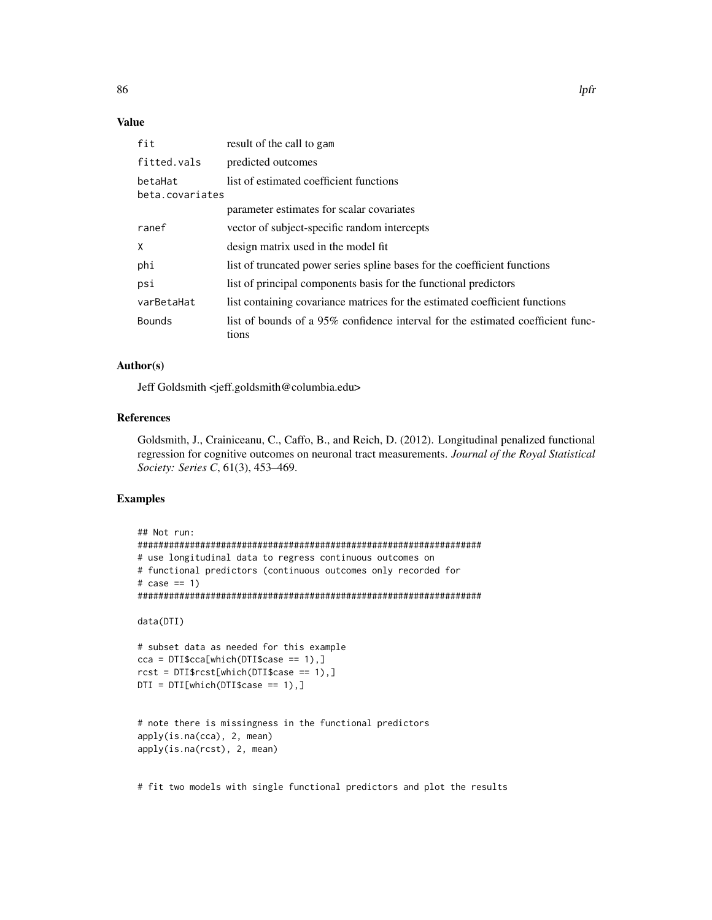### Value

| | |
|---|---|
| fit | result of the call to gam |
| fitted.vals | predicted outcomes |
| betaHat | list of estimated coefficient functions |
| beta.covariates | parameter estimates for scalar covariates |
| ranef | vector of subject-specific random intercepts |
| X | design matrix used in the model fit |
| phi | list of truncated power series spline bases for the coefficient functions |
| psi | list of principal components basis for the functional predictors |
| varBetaHat | list containing covariance matrices for the estimated coefficient functions |
| Bounds | list of bounds of a 95% confidence interval for the estimated coefficient functions |

### Author(s)

Jeff Goldsmith <jeff.goldsmith@columbia.edu>

### References

Goldsmith, J., Crainiceanu, C., Caffo, B., and Reich, D. (2012). Longitudinal penalized functional regression for cognitive outcomes on neuronal tract measurements. *Journal of the Royal Statistical Society: Series C*, 61(3), 453–469.

### Examples

```
## Not run:
##################################################################
# use longitudinal data to regress continuous outcomes on
# functional predictors (continuous outcomes only recorded for
# case == 1)
##################################################################

data(DTI)

# subset data as needed for this example
cca = DTI$cca[which(DTI$case == 1),]
rcst = DTI$rcst[which(DTI$case == 1),]
DTI = DTI[which(DTI$case == 1),]


# note there is missingness in the functional predictors
apply(is.na(cca), 2, mean)
apply(is.na(rcst), 2, mean)


# fit two models with single functional predictors and plot the results
```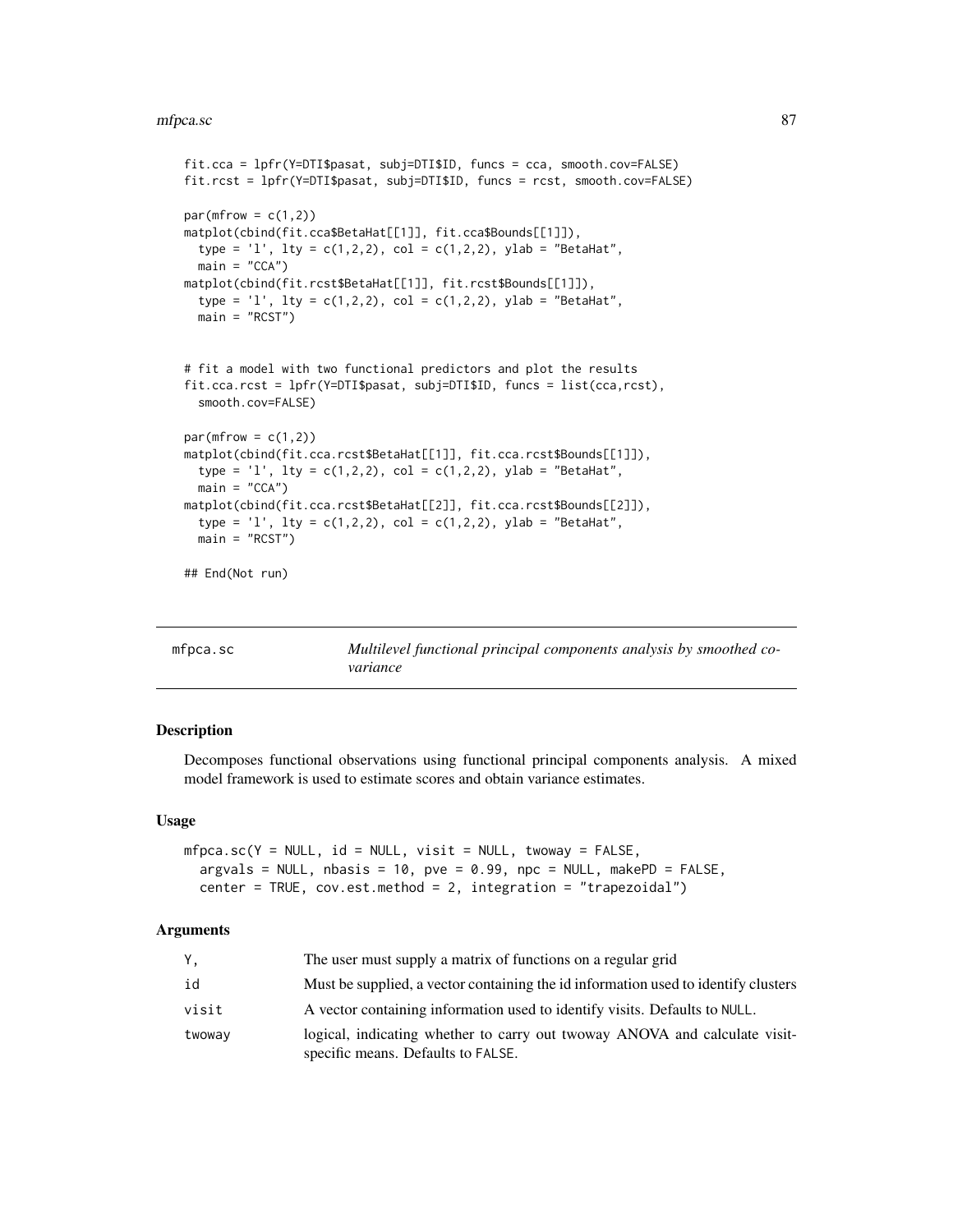```
fit.cca = lpfr(Y=DTI$pasat, subj=DTI$ID, funcs = cca, smooth.cov=FALSE)
fit.rcst = lpfr(Y=DTI$pasat, subj=DTI$ID, funcs = rcst, smooth.cov=FALSE)

par(mfrow = c(1,2))
matplot(cbind(fit.cca$BetaHat[[1]], fit.cca$Bounds[[1]]),
  type = 'l', lty = c(1,2,2), col = c(1,2,2), ylab = "BetaHat",
  main = "CCA")
matplot(cbind(fit.rcst$BetaHat[[1]], fit.rcst$Bounds[[1]]),
  type = 'l', lty = c(1,2,2), col = c(1,2,2), ylab = "BetaHat",
  main = "RCST")


# fit a model with two functional predictors and plot the results
fit.cca.rcst = lpfr(Y=DTI$pasat, subj=DTI$ID, funcs = list(cca,rcst),
  smooth.cov=FALSE)

par(mfrow = c(1,2))
matplot(cbind(fit.cca.rcst$BetaHat[[1]], fit.cca.rcst$Bounds[[1]]),
  type = 'l', lty = c(1,2,2), col = c(1,2,2), ylab = "BetaHat",
  main = "CCA")
matplot(cbind(fit.cca.rcst$BetaHat[[2]], fit.cca.rcst$Bounds[[2]]),
  type = 'l', lty = c(1,2,2), col = c(1,2,2), ylab = "BetaHat",
  main = "RCST")

## End(Not run)
```

# mfpca.sc — *Multilevel functional principal components analysis by smoothed covariance*

## Description

Decomposes functional observations using functional principal components analysis. A mixed model framework is used to estimate scores and obtain variance estimates.

## Usage

```
mfpca.sc(Y = NULL, id = NULL, visit = NULL, twoway = FALSE,
  argvals = NULL, nbasis = 10, pve = 0.99, npc = NULL, makePD = FALSE,
  center = TRUE, cov.est.method = 2, integration = "trapezoidal")
```

## Arguments

| | |
|---|---|
| `Y,` | The user must supply a matrix of functions on a regular grid |
| `id` | Must be supplied, a vector containing the id information used to identify clusters |
| `visit` | A vector containing information used to identify visits. Defaults to `NULL`. |
| `twoway` | logical, indicating whether to carry out twoway ANOVA and calculate visit-specific means. Defaults to `FALSE`. |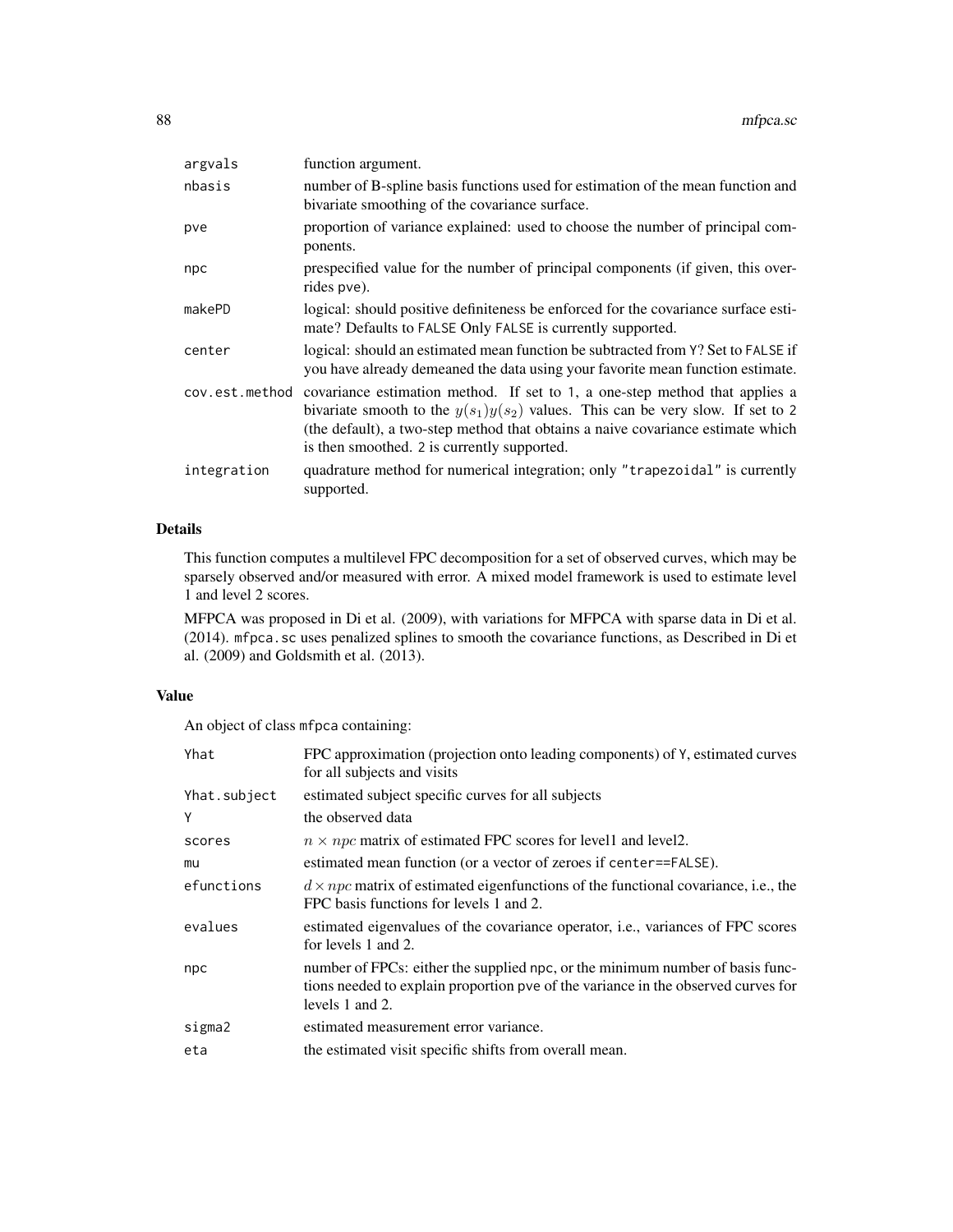| | |
|---|---|
| argvals | function argument. |
| nbasis | number of B-spline basis functions used for estimation of the mean function and bivariate smoothing of the covariance surface. |
| pve | proportion of variance explained: used to choose the number of principal components. |
| npc | prespecified value for the number of principal components (if given, this overrides pve). |
| makePD | logical: should positive definiteness be enforced for the covariance surface estimate? Defaults to FALSE Only FALSE is currently supported. |
| center | logical: should an estimated mean function be subtracted from Y? Set to FALSE if you have already demeaned the data using your favorite mean function estimate. |
| cov.est.method | covariance estimation method. If set to 1, a one-step method that applies a bivariate smooth to the $y(s_1)y(s_2)$ values. This can be very slow. If set to 2 (the default), a two-step method that obtains a naive covariance estimate which is then smoothed. 2 is currently supported. |
| integration | quadrature method for numerical integration; only "trapezoidal" is currently supported. |

## Details

This function computes a multilevel FPC decomposition for a set of observed curves, which may be sparsely observed and/or measured with error. A mixed model framework is used to estimate level 1 and level 2 scores.

MFPCA was proposed in Di et al. (2009), with variations for MFPCA with sparse data in Di et al. (2014). `mfpca.sc` uses penalized splines to smooth the covariance functions, as Described in Di et al. (2009) and Goldsmith et al. (2013).

## Value

An object of class `mfpca` containing:

| | |
|---|---|
| Yhat | FPC approximation (projection onto leading components) of Y, estimated curves for all subjects and visits |
| Yhat.subject | estimated subject specific curves for all subjects |
| Y | the observed data |
| scores | $n \times npc$ matrix of estimated FPC scores for level1 and level2. |
| mu | estimated mean function (or a vector of zeroes if center==FALSE). |
| efunctions | $d \times npc$ matrix of estimated eigenfunctions of the functional covariance, i.e., the FPC basis functions for levels 1 and 2. |
| evalues | estimated eigenvalues of the covariance operator, i.e., variances of FPC scores for levels 1 and 2. |
| npc | number of FPCs: either the supplied npc, or the minimum number of basis functions needed to explain proportion pve of the variance in the observed curves for levels 1 and 2. |
| sigma2 | estimated measurement error variance. |
| eta | the estimated visit specific shifts from overall mean. |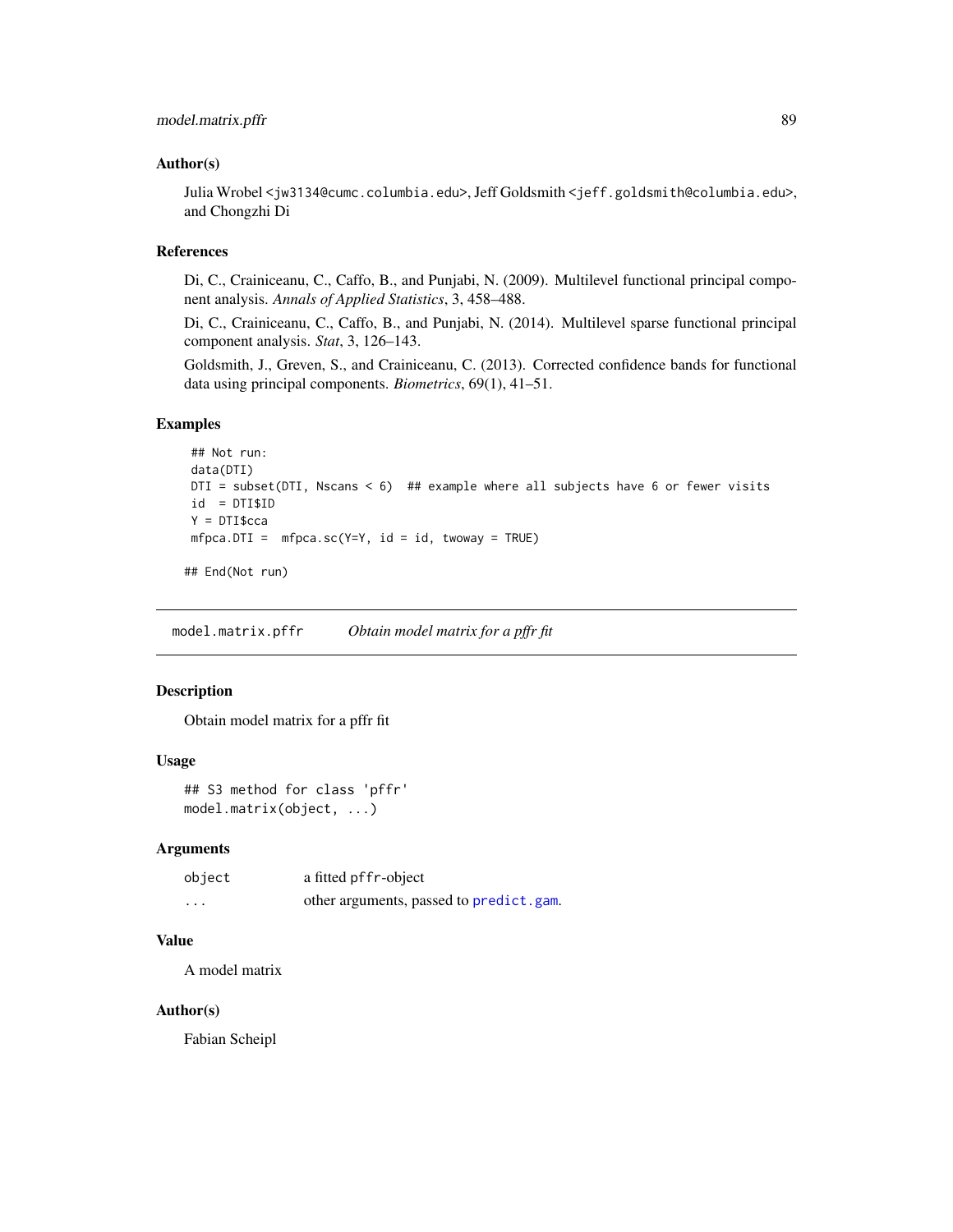### Author(s)

Julia Wrobel <jw3134@cumc.columbia.edu>, Jeff Goldsmith <jeff.goldsmith@columbia.edu>, and Chongzhi Di

### References

Di, C., Crainiceanu, C., Caffo, B., and Punjabi, N. (2009). Multilevel functional principal component analysis. *Annals of Applied Statistics*, 3, 458–488.

Di, C., Crainiceanu, C., Caffo, B., and Punjabi, N. (2014). Multilevel sparse functional principal component analysis. *Stat*, 3, 126–143.

Goldsmith, J., Greven, S., and Crainiceanu, C. (2013). Corrected confidence bands for functional data using principal components. *Biometrics*, 69(1), 41–51.

### Examples

```
 ## Not run:
 data(DTI)
 DTI = subset(DTI, Nscans < 6)  ## example where all subjects have 6 or fewer visits
 id  = DTI$ID
 Y = DTI$cca
 mfpca.DTI =  mfpca.sc(Y=Y, id = id, twoway = TRUE)

## End(Not run)
```

---

## model.matrix.pffr    *Obtain model matrix for a pffr fit*

### Description

Obtain model matrix for a pffr fit

### Usage

```
## S3 method for class 'pffr'
model.matrix(object, ...)
```

### Arguments

| | |
|---|---|
| object | a fitted pffr-object |
| ... | other arguments, passed to predict.gam. |

### Value

A model matrix

### Author(s)

Fabian Scheipl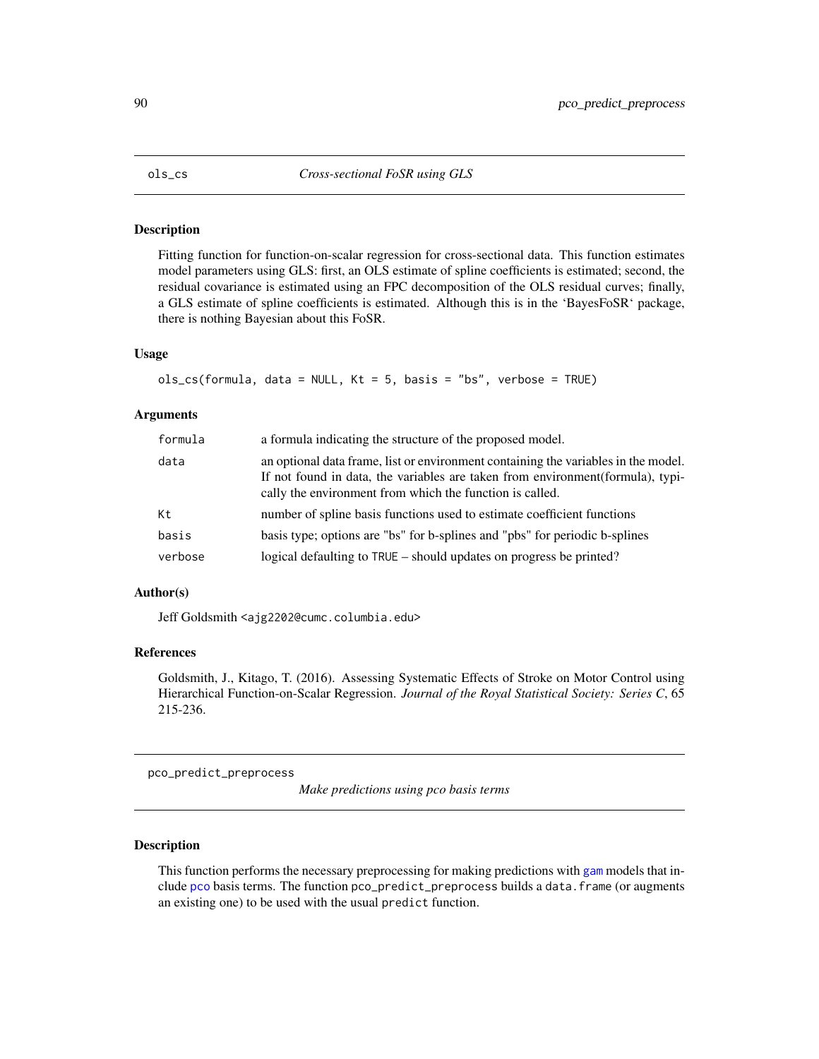## ols_cs — *Cross-sectional FoSR using GLS*

### Description

Fitting function for function-on-scalar regression for cross-sectional data. This function estimates model parameters using GLS: first, an OLS estimate of spline coefficients is estimated; second, the residual covariance is estimated using an FPC decomposition of the OLS residual curves; finally, a GLS estimate of spline coefficients is estimated. Although this is in the 'BayesFoSR' package, there is nothing Bayesian about this FoSR.

### Usage

```
ols_cs(formula, data = NULL, Kt = 5, basis = "bs", verbose = TRUE)
```

### Arguments

| | |
|---|---|
| formula | a formula indicating the structure of the proposed model. |
| data | an optional data frame, list or environment containing the variables in the model. If not found in data, the variables are taken from environment(formula), typically the environment from which the function is called. |
| Kt | number of spline basis functions used to estimate coefficient functions |
| basis | basis type; options are "bs" for b-splines and "pbs" for periodic b-splines |
| verbose | logical defaulting to TRUE – should updates on progress be printed? |

### Author(s)

Jeff Goldsmith <ajg2202@cumc.columbia.edu>

### References

Goldsmith, J., Kitago, T. (2016). Assessing Systematic Effects of Stroke on Motor Control using Hierarchical Function-on-Scalar Regression. *Journal of the Royal Statistical Society: Series C*, 65 215-236.

## pco_predict_preprocess — *Make predictions using pco basis terms*

### Description

This function performs the necessary preprocessing for making predictions with gam models that include pco basis terms. The function pco_predict_preprocess builds a data.frame (or augments an existing one) to be used with the usual predict function.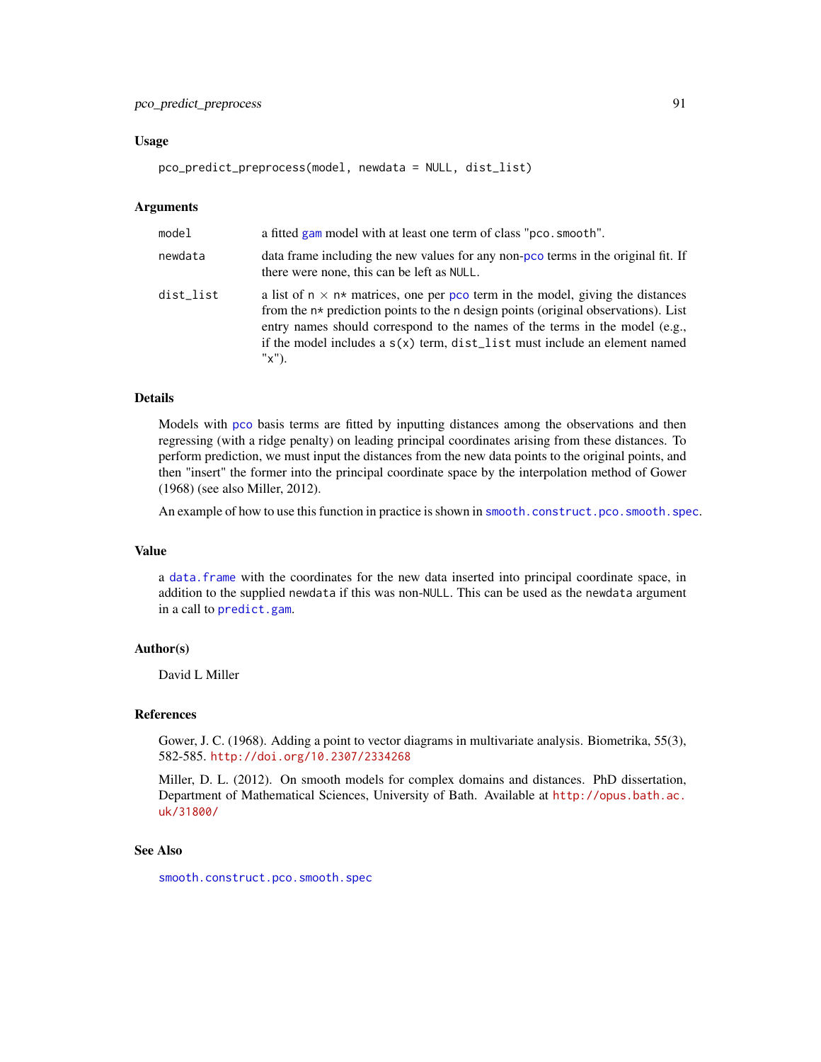### Usage

```
pco_predict_preprocess(model, newdata = NULL, dist_list)
```

### Arguments

| | |
|---|---|
| `model` | a fitted gam model with at least one term of class "`pco.smooth`". |
| `newdata` | data frame including the new values for any non-pco terms in the original fit. If there were none, this can be left as `NULL`. |
| `dist_list` | a list of `n` $\times$ `n*` matrices, one per pco term in the model, giving the distances from the `n*` prediction points to the `n` design points (original observations). List entry names should correspond to the names of the terms in the model (e.g., if the model includes a `s(x)` term, `dist_list` must include an element named "`x`"). |

### Details

Models with pco basis terms are fitted by inputting distances among the observations and then regressing (with a ridge penalty) on leading principal coordinates arising from these distances. To perform prediction, we must input the distances from the new data points to the original points, and then "insert" the former into the principal coordinate space by the interpolation method of Gower (1968) (see also Miller, 2012).

An example of how to use this function in practice is shown in `smooth.construct.pco.smooth.spec`.

### Value

a `data.frame` with the coordinates for the new data inserted into principal coordinate space, in addition to the supplied `newdata` if this was non-`NULL`. This can be used as the `newdata` argument in a call to `predict.gam`.

### Author(s)

David L Miller

### References

Gower, J. C. (1968). Adding a point to vector diagrams in multivariate analysis. Biometrika, 55(3), 582-585. http://doi.org/10.2307/2334268

Miller, D. L. (2012). On smooth models for complex domains and distances. PhD dissertation, Department of Mathematical Sciences, University of Bath. Available at http://opus.bath.ac.uk/31800/

### See Also

`smooth.construct.pco.smooth.spec`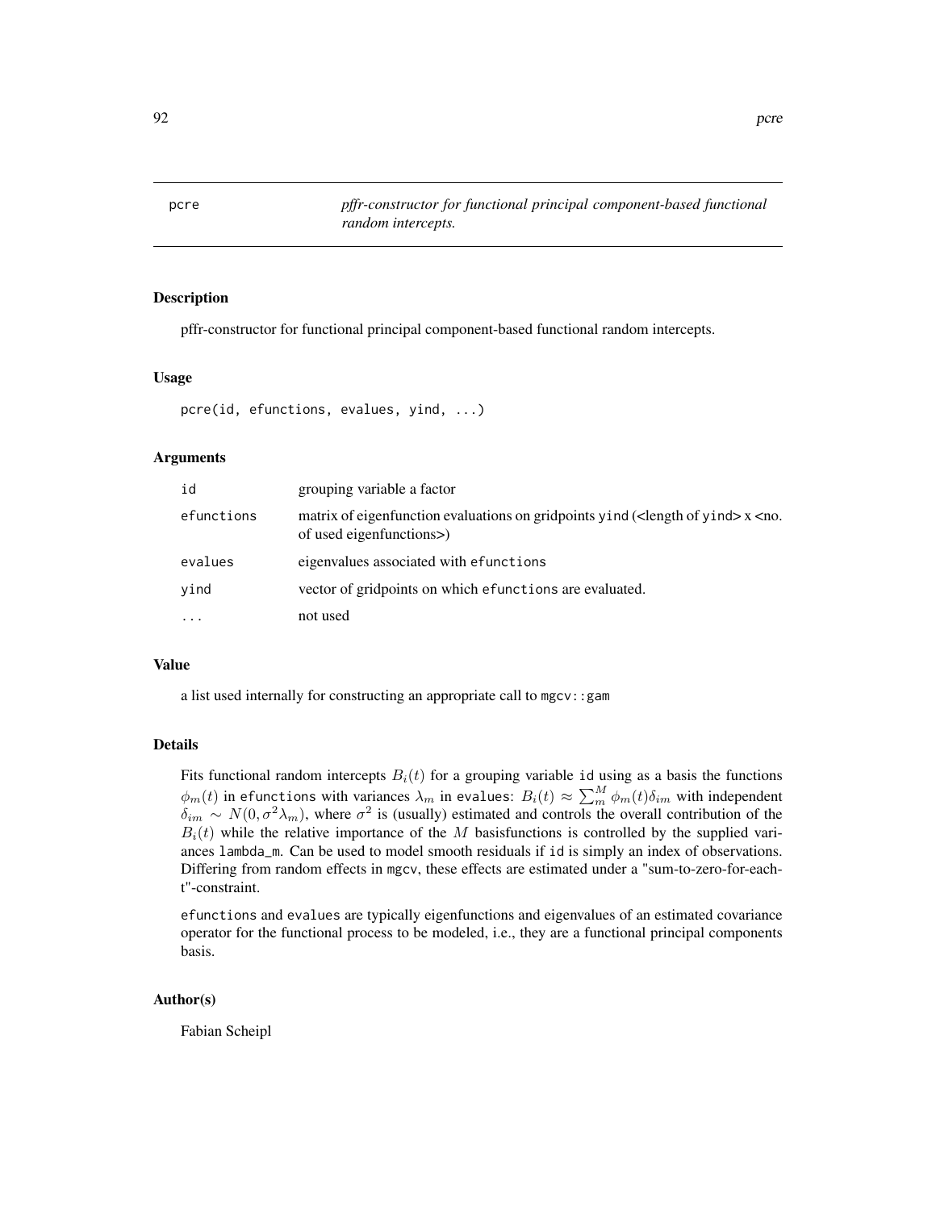pcre *pffr-constructor for functional principal component-based functional random intercepts.*

## Description

pffr-constructor for functional principal component-based functional random intercepts.

## Usage

```
pcre(id, efunctions, evalues, yind, ...)
```

## Arguments

| | |
|---|---|
| id | grouping variable a factor |
| efunctions | matrix of eigenfunction evaluations on gridpoints yind (<length of yind> x <no. of used eigenfunctions>) |
| evalues | eigenvalues associated with efunctions |
| yind | vector of gridpoints on which efunctions are evaluated. |
| ... | not used |

## Value

a list used internally for constructing an appropriate call to mgcv::gam

## Details

Fits functional random intercepts $B_i(t)$ for a grouping variable id using as a basis the functions $\phi_m(t)$ in efunctions with variances $\lambda_m$ in evalues: $B_i(t) \approx \sum_m^M \phi_m(t)\delta_{im}$ with independent $\delta_{im} \sim N(0, \sigma^2\lambda_m)$, where $\sigma^2$ is (usually) estimated and controls the overall contribution of the $B_i(t)$ while the relative importance of the $M$ basisfunctions is controlled by the supplied variances lambda_m. Can be used to model smooth residuals if id is simply an index of observations. Differing from random effects in mgcv, these effects are estimated under a "sum-to-zero-for-each-t"-constraint.

efunctions and evalues are typically eigenfunctions and eigenvalues of an estimated covariance operator for the functional process to be modeled, i.e., they are a functional principal components basis.

## Author(s)

Fabian Scheipl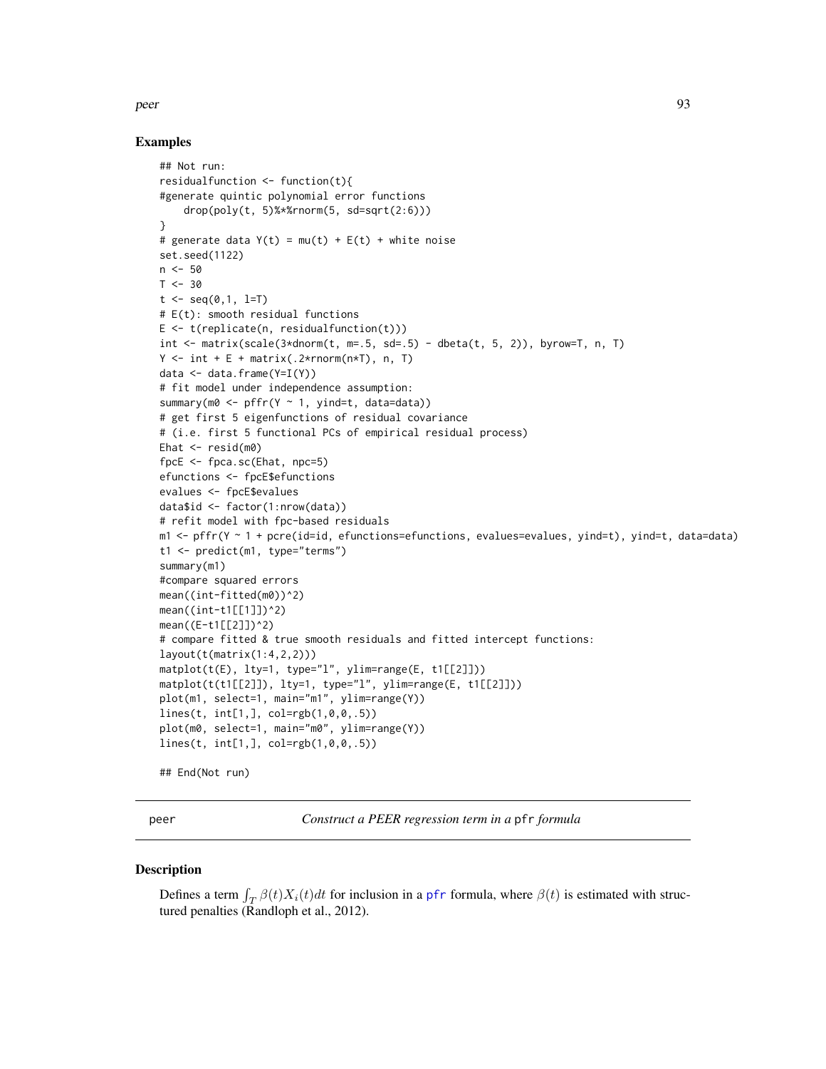### Examples

```
## Not run:
residualfunction <- function(t){
#generate quintic polynomial error functions
    drop(poly(t, 5)%*%rnorm(5, sd=sqrt(2:6)))
}
# generate data Y(t) = mu(t) + E(t) + white noise
set.seed(1122)
n <- 50
T <- 30
t <- seq(0,1, l=T)
# E(t): smooth residual functions
E <- t(replicate(n, residualfunction(t)))
int <- matrix(scale(3*dnorm(t, m=.5, sd=.5) - dbeta(t, 5, 2)), byrow=T, n, T)
Y <- int + E + matrix(.2*rnorm(n*T), n, T)
data <- data.frame(Y=I(Y))
# fit model under independence assumption:
summary(m0 <- pffr(Y ~ 1, yind=t, data=data))
# get first 5 eigenfunctions of residual covariance
# (i.e. first 5 functional PCs of empirical residual process)
Ehat <- resid(m0)
fpcE <- fpca.sc(Ehat, npc=5)
efunctions <- fpcE$efunctions
evalues <- fpcE$evalues
data$id <- factor(1:nrow(data))
# refit model with fpc-based residuals
m1 <- pffr(Y ~ 1 + pcre(id=id, efunctions=efunctions, evalues=evalues, yind=t), yind=t, data=data)
t1 <- predict(m1, type="terms")
summary(m1)
#compare squared errors
mean((int-fitted(m0))^2)
mean((int-t1[[1]])^2)
mean((E-t1[[2]])^2)
# compare fitted & true smooth residuals and fitted intercept functions:
layout(t(matrix(1:4,2,2)))
matplot(t(E), lty=1, type="l", ylim=range(E, t1[[2]]))
matplot(t(t1[[2]]), lty=1, type="l", ylim=range(E, t1[[2]]))
plot(m1, select=1, main="m1", ylim=range(Y))
lines(t, int[1,], col=rgb(1,0,0,.5))
plot(m0, select=1, main="m0", ylim=range(Y))
lines(t, int[1,], col=rgb(1,0,0,.5))

## End(Not run)
```

---

## peer — *Construct a PEER regression term in a* `pfr` *formula*

### Description

Defines a term $\int_T \beta(t)X_i(t)dt$ for inclusion in a pfr formula, where $\beta(t)$ is estimated with structured penalties (Randloph et al., 2012).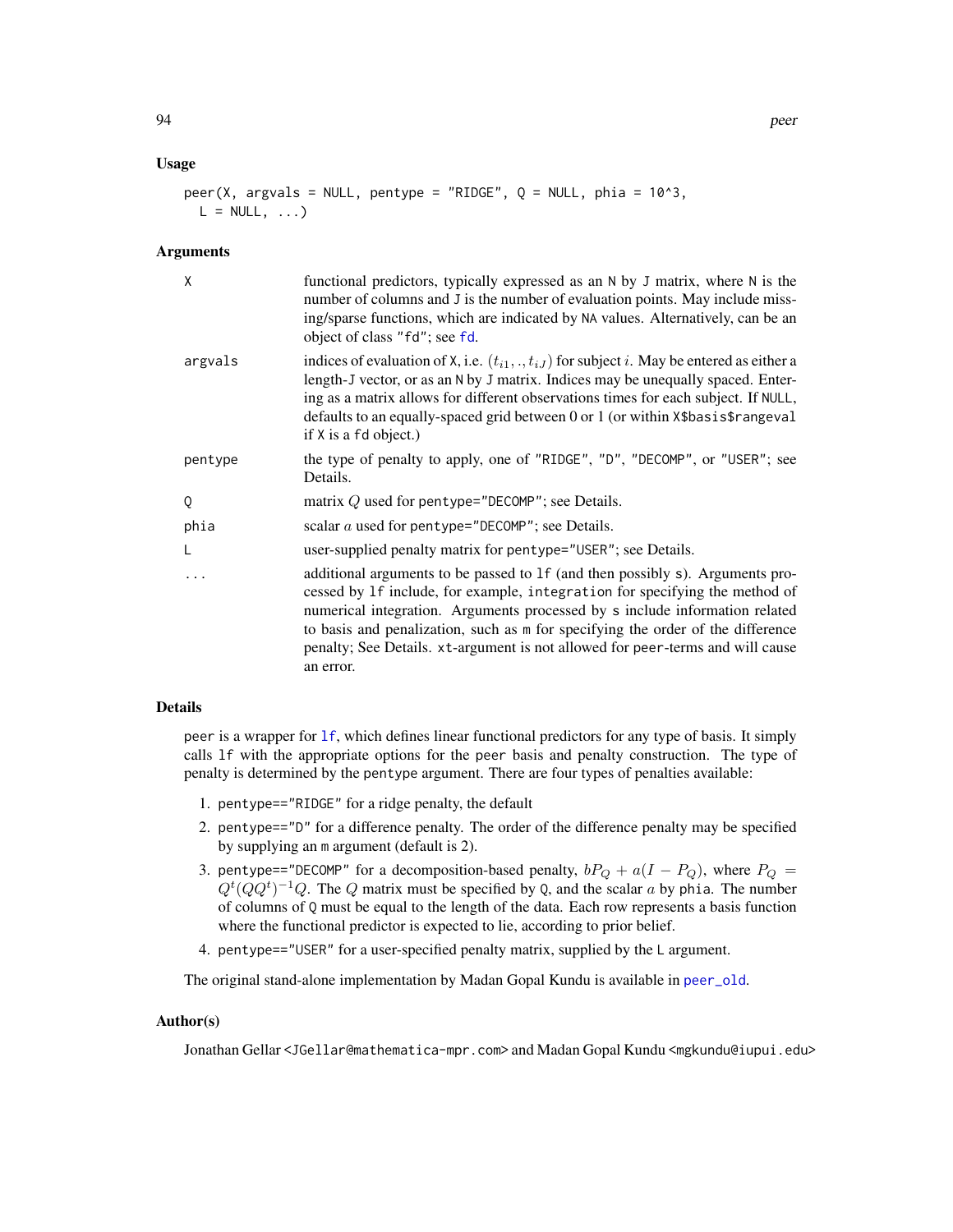## Usage

```
peer(X, argvals = NULL, pentype = "RIDGE", Q = NULL, phia = 10^3,
  L = NULL, ...)
```

## Arguments

| | |
|---|---|
| X | functional predictors, typically expressed as an N by J matrix, where N is the number of columns and J is the number of evaluation points. May include missing/sparse functions, which are indicated by NA values. Alternatively, can be an object of class "fd"; see fd. |
| argvals | indices of evaluation of X, i.e. $(t_{i1}, ., t_{iJ})$ for subject $i$. May be entered as either a length-J vector, or as an N by J matrix. Indices may be unequally spaced. Entering as a matrix allows for different observations times for each subject. If NULL, defaults to an equally-spaced grid between 0 or 1 (or within X$basis$rangeval if X is a fd object.) |
| pentype | the type of penalty to apply, one of "RIDGE", "D", "DECOMP", or "USER"; see Details. |
| Q | matrix $Q$ used for pentype="DECOMP"; see Details. |
| phia | scalar $a$ used for pentype="DECOMP"; see Details. |
| L | user-supplied penalty matrix for pentype="USER"; see Details. |
| ... | additional arguments to be passed to lf (and then possibly s). Arguments processed by lf include, for example, integration for specifying the method of numerical integration. Arguments processed by s include information related to basis and penalization, such as m for specifying the order of the difference penalty; See Details. xt-argument is not allowed for peer-terms and will cause an error. |

## Details

peer is a wrapper for lf, which defines linear functional predictors for any type of basis. It simply calls lf with the appropriate options for the peer basis and penalty construction. The type of penalty is determined by the pentype argument. There are four types of penalties available:

1. pentype=="RIDGE" for a ridge penalty, the default
2. pentype=="D" for a difference penalty. The order of the difference penalty may be specified by supplying an m argument (default is 2).
3. pentype=="DECOMP" for a decomposition-based penalty, $bP_Q + a(I - P_Q)$, where $P_Q = Q^t(QQ^t)^{-1}Q$. The $Q$ matrix must be specified by Q, and the scalar $a$ by phia. The number of columns of Q must be equal to the length of the data. Each row represents a basis function where the functional predictor is expected to lie, according to prior belief.
4. pentype=="USER" for a user-specified penalty matrix, supplied by the L argument.

The original stand-alone implementation by Madan Gopal Kundu is available in peer_old.

## Author(s)

Jonathan Gellar <JGellar@mathematica-mpr.com> and Madan Gopal Kundu <mgkundu@iupui.edu>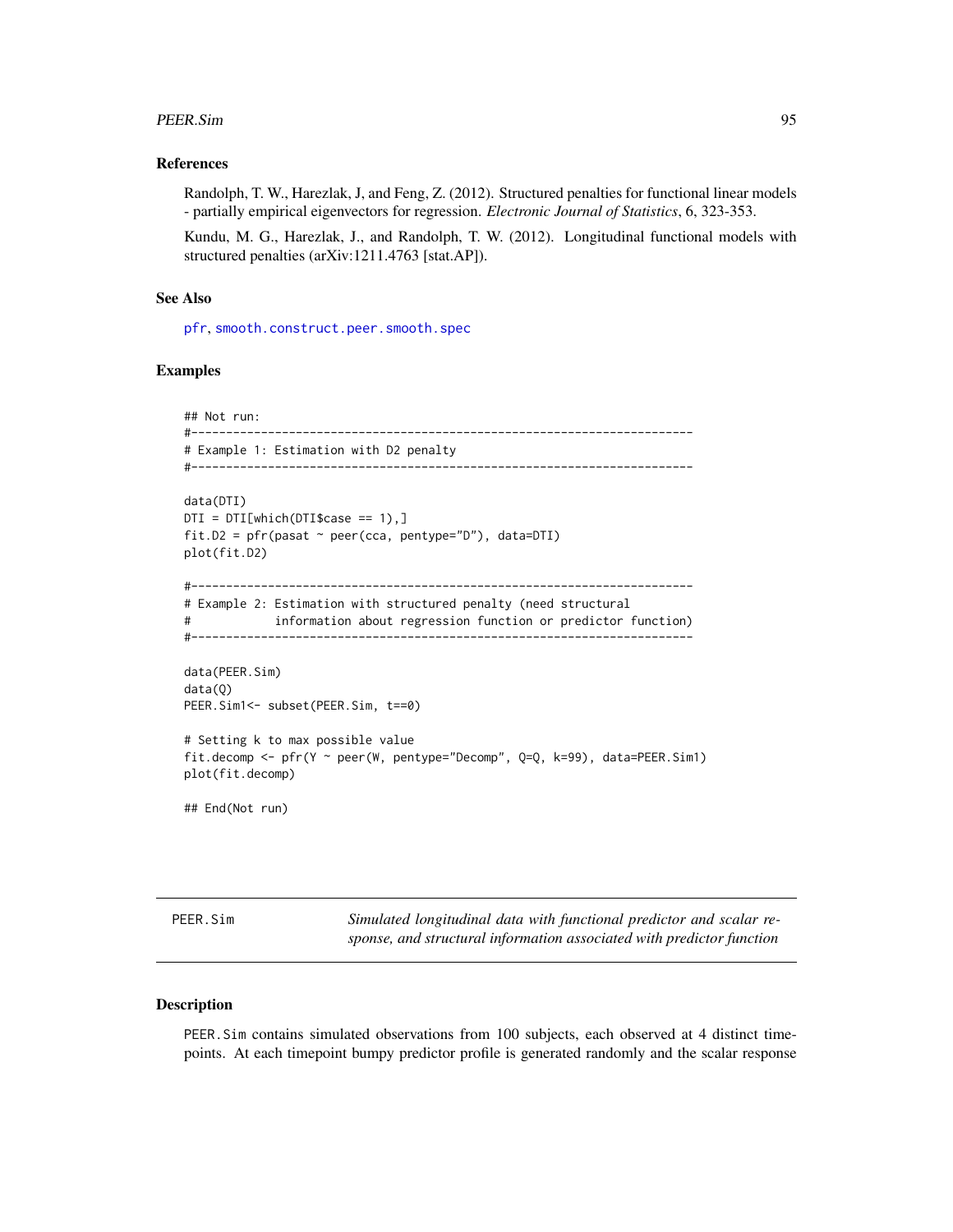### References

Randolph, T. W., Harezlak, J, and Feng, Z. (2012). Structured penalties for functional linear models - partially empirical eigenvectors for regression. *Electronic Journal of Statistics*, 6, 323-353.

Kundu, M. G., Harezlak, J., and Randolph, T. W. (2012). Longitudinal functional models with structured penalties (arXiv:1211.4763 [stat.AP]).

### See Also

pfr, smooth.construct.peer.smooth.spec

### Examples

```
## Not run:
#------------------------------------------------------------------------
# Example 1: Estimation with D2 penalty
#------------------------------------------------------------------------

data(DTI)
DTI = DTI[which(DTI$case == 1),]
fit.D2 = pfr(pasat ~ peer(cca, pentype="D"), data=DTI)
plot(fit.D2)

#------------------------------------------------------------------------
# Example 2: Estimation with structured penalty (need structural
#            information about regression function or predictor function)
#------------------------------------------------------------------------

data(PEER.Sim)
data(Q)
PEER.Sim1<- subset(PEER.Sim, t==0)

# Setting k to max possible value
fit.decomp <- pfr(Y ~ peer(W, pentype="Decomp", Q=Q, k=99), data=PEER.Sim1)
plot(fit.decomp)

## End(Not run)
```

---

## PEER.Sim — *Simulated longitudinal data with functional predictor and scalar response, and structural information associated with predictor function*

### Description

PEER.Sim contains simulated observations from 100 subjects, each observed at 4 distinct timepoints. At each timepoint bumpy predictor profile is generated randomly and the scalar response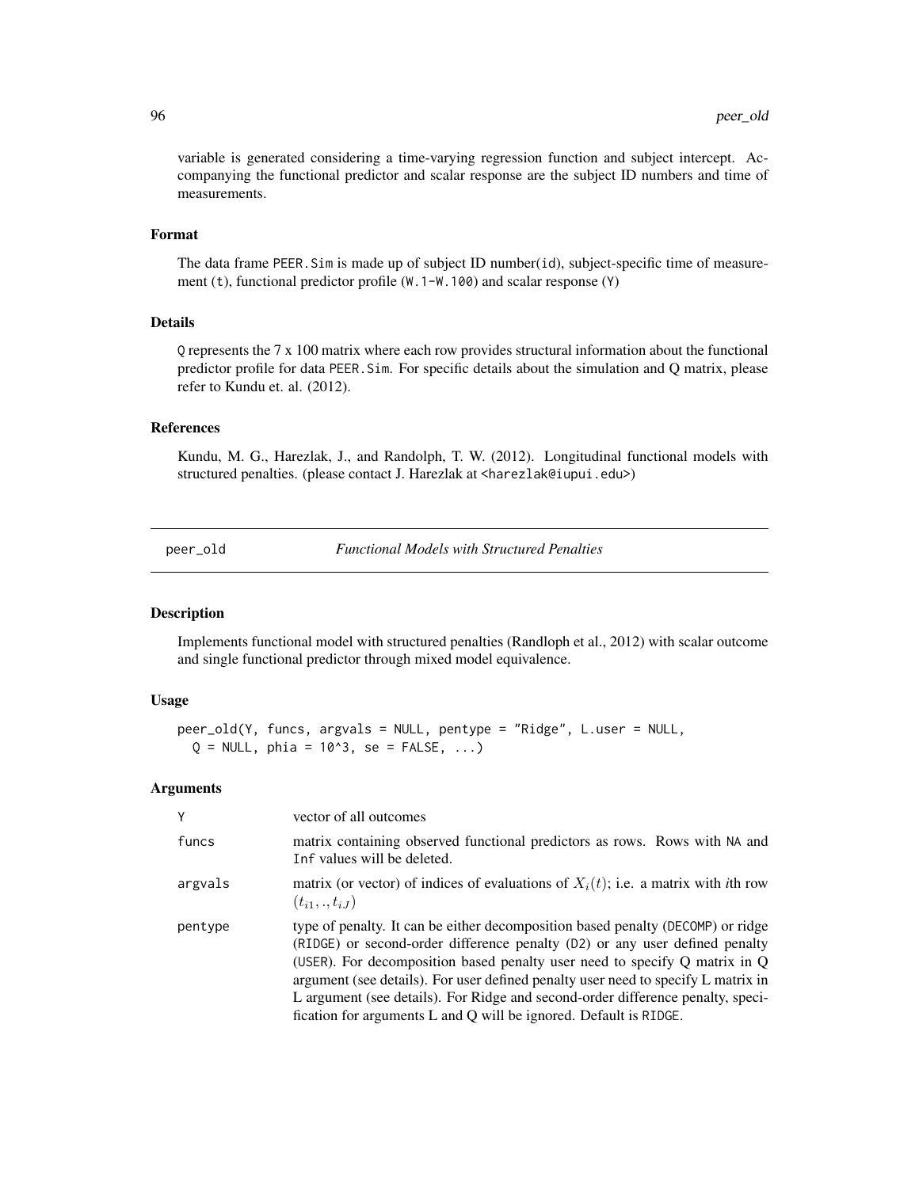variable is generated considering a time-varying regression function and subject intercept. Accompanying the functional predictor and scalar response are the subject ID numbers and time of measurements.

### Format

The data frame PEER.Sim is made up of subject ID number(id), subject-specific time of measurement (t), functional predictor profile (W.1-W.100) and scalar response (Y)

### Details

Q represents the 7 x 100 matrix where each row provides structural information about the functional predictor profile for data PEER.Sim. For specific details about the simulation and Q matrix, please refer to Kundu et. al. (2012).

### References

Kundu, M. G., Harezlak, J., and Randolph, T. W. (2012). Longitudinal functional models with structured penalties. (please contact J. Harezlak at <harezlak@iupui.edu>)

---

## peer_old — *Functional Models with Structured Penalties*

### Description

Implements functional model with structured penalties (Randloph et al., 2012) with scalar outcome and single functional predictor through mixed model equivalence.

### Usage

```
peer_old(Y, funcs, argvals = NULL, pentype = "Ridge", L.user = NULL,
  Q = NULL, phia = 10^3, se = FALSE, ...)
```

### Arguments

| | |
|---|---|
| Y | vector of all outcomes |
| funcs | matrix containing observed functional predictors as rows. Rows with NA and Inf values will be deleted. |
| argvals | matrix (or vector) of indices of evaluations of $X_i(t)$; i.e. a matrix with *i*th row $(t_{i1}, ., t_{iJ})$ |
| pentype | type of penalty. It can be either decomposition based penalty (DECOMP) or ridge (RIDGE) or second-order difference penalty (D2) or any user defined penalty (USER). For decomposition based penalty user need to specify Q matrix in Q argument (see details). For user defined penalty user need to specify L matrix in L argument (see details). For Ridge and second-order difference penalty, specification for arguments L and Q will be ignored. Default is RIDGE. |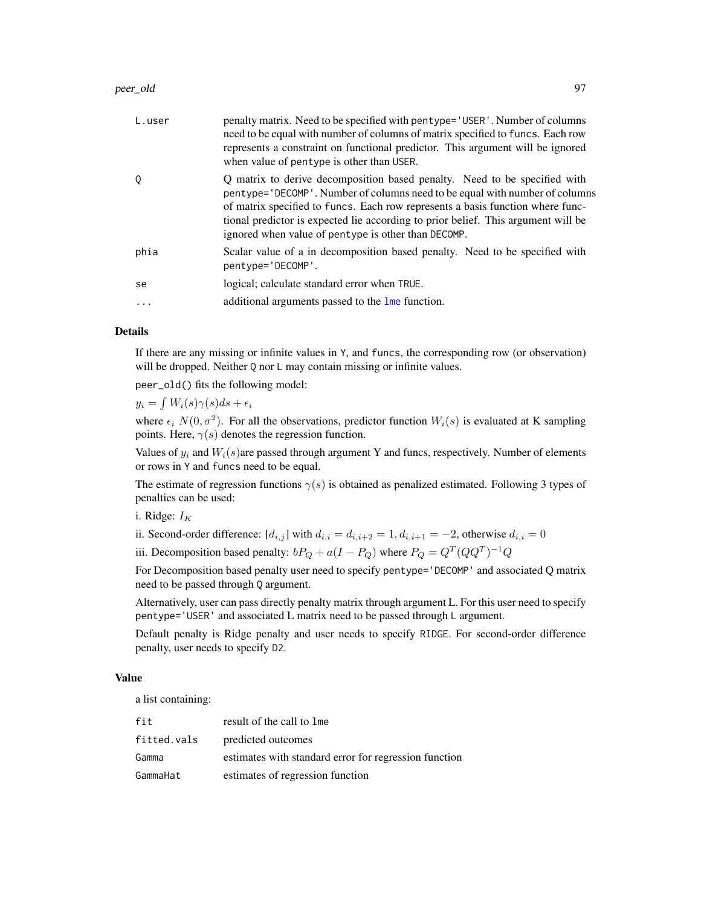| | |
|---|---|
| L.user | penalty matrix. Need to be specified with pentype='USER'. Number of columns need to be equal with number of columns of matrix specified to funcs. Each row represents a constraint on functional predictor. This argument will be ignored when value of pentype is other than USER. |
| Q | Q matrix to derive decomposition based penalty. Need to be specified with pentype='DECOMP'. Number of columns need to be equal with number of columns of matrix specified to funcs. Each row represents a basis function where functional predictor is expected lie according to prior belief. This argument will be ignored when value of pentype is other than DECOMP. |
| phia | Scalar value of a in decomposition based penalty. Need to be specified with pentype='DECOMP'. |
| se | logical; calculate standard error when TRUE. |
| ... | additional arguments passed to the lme function. |

## Details

If there are any missing or infinite values in Y, and funcs, the corresponding row (or observation) will be dropped. Neither Q nor L may contain missing or infinite values.

peer_old() fits the following model:

$y_i = \int W_i(s)\gamma(s) ds + \epsilon_i$

where $\epsilon_i$ $N(0, \sigma^2)$. For all the observations, predictor function $W_i(s)$ is evaluated at K sampling points. Here, $\gamma(s)$ denotes the regression function.

Values of $y_i$ and $W_i(s)$are passed through argument Y and funcs, respectively. Number of elements or rows in Y and funcs need to be equal.

The estimate of regression functions $\gamma(s)$ is obtained as penalized estimated. Following 3 types of penalties can be used:

i. Ridge: $I_K$

ii. Second-order difference: $[d_{i,j}]$ with $d_{i,i} = d_{i,i+2} = 1, d_{i,i+1} = -2$, otherwise $d_{i,i} = 0$

iii. Decomposition based penalty: $bP_Q + a(I - P_Q)$ where $P_Q = Q^T(QQ^T)^{-1}Q$

For Decomposition based penalty user need to specify pentype='DECOMP' and associated Q matrix need to be passed through Q argument.

Alternatively, user can pass directly penalty matrix through argument L. For this user need to specify pentype='USER' and associated L matrix need to be passed through L argument.

Default penalty is Ridge penalty and user needs to specify RIDGE. For second-order difference penalty, user needs to specify D2.

## Value

a list containing:

| | |
|---|---|
| fit | result of the call to lme |
| fitted.vals | predicted outcomes |
| Gamma | estimates with standard error for regression function |
| GammaHat | estimates of regression function |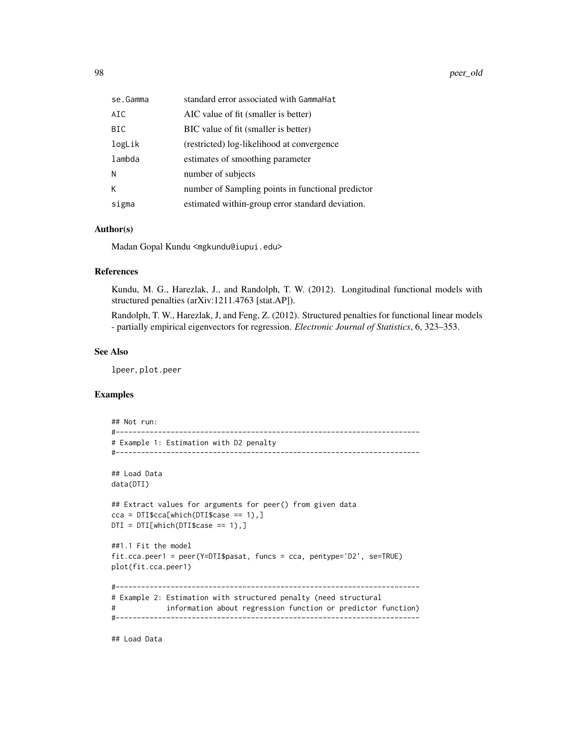| | |
|---|---|
| se.Gamma | standard error associated with GammaHat |
| AIC | AIC value of fit (smaller is better) |
| BIC | BIC value of fit (smaller is better) |
| logLik | (restricted) log-likelihood at convergence |
| lambda | estimates of smoothing parameter |
| N | number of subjects |
| K | number of Sampling points in functional predictor |
| sigma | estimated within-group error standard deviation. |

### Author(s)

Madan Gopal Kundu <mgkundu@iupui.edu>

### References

Kundu, M. G., Harezlak, J., and Randolph, T. W. (2012). Longitudinal functional models with structured penalties (arXiv:1211.4763 [stat.AP]).

Randolph, T. W., Harezlak, J, and Feng, Z. (2012). Structured penalties for functional linear models - partially empirical eigenvectors for regression. *Electronic Journal of Statistics*, 6, 323–353.

### See Also

lpeer, plot.peer

### Examples

```
## Not run:
#------------------------------------------------------------------------
# Example 1: Estimation with D2 penalty
#------------------------------------------------------------------------

## Load Data
data(DTI)

## Extract values for arguments for peer() from given data
cca = DTI$cca[which(DTI$case == 1),]
DTI = DTI[which(DTI$case == 1),]

##1.1 Fit the model
fit.cca.peer1 = peer(Y=DTI$pasat, funcs = cca, pentype='D2', se=TRUE)
plot(fit.cca.peer1)

#------------------------------------------------------------------------
# Example 2: Estimation with structured penalty (need structural
#            information about regression function or predictor function)
#------------------------------------------------------------------------

## Load Data
```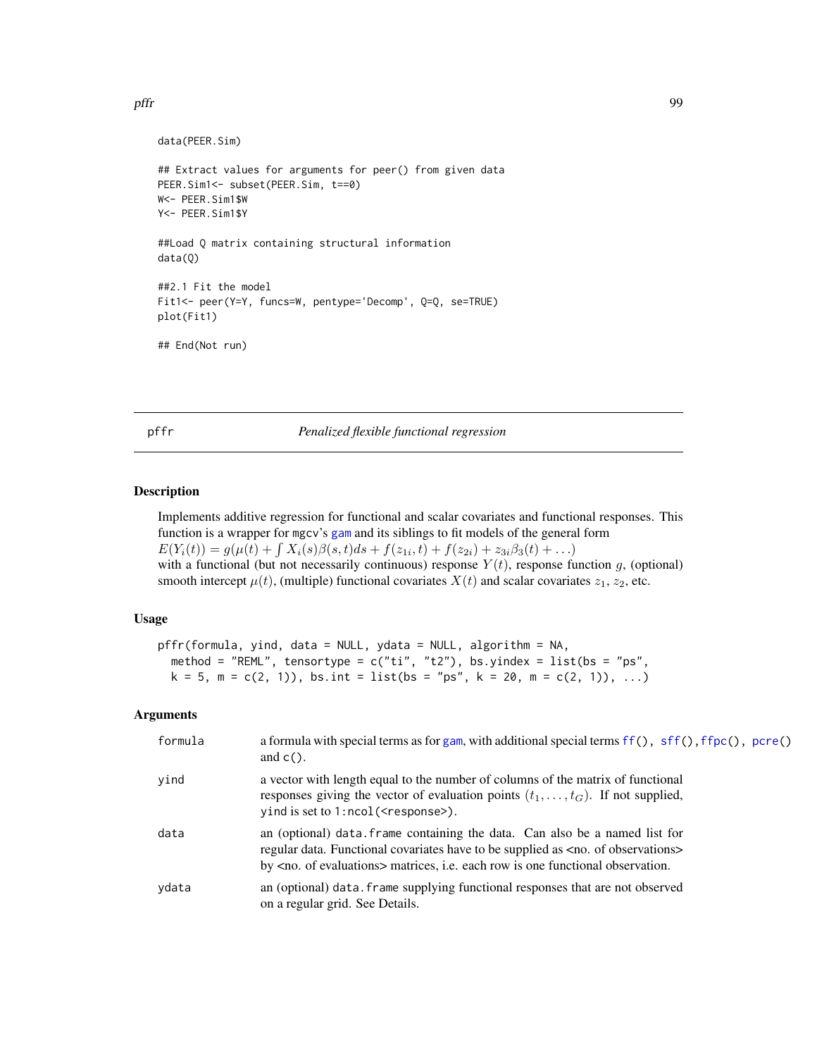```
data(PEER.Sim)

## Extract values for arguments for peer() from given data
PEER.Sim1<- subset(PEER.Sim, t==0)
W<- PEER.Sim1$W
Y<- PEER.Sim1$Y

##Load Q matrix containing structural information
data(Q)

##2.1 Fit the model
Fit1<- peer(Y=Y, funcs=W, pentype='Decomp', Q=Q, se=TRUE)
plot(Fit1)

## End(Not run)
```

---

## pffr — *Penalized flexible functional regression*

### Description

Implements additive regression for functional and scalar covariates and functional responses. This function is a wrapper for mgcv's gam and its siblings to fit models of the general form
$E(Y_i(t)) = g(\mu(t) + \int X_i(s)\beta(s,t)ds + f(z_{1i},t) + f(z_{2i}) + z_{3i}\beta_3(t) + \ldots)$
with a functional (but not necessarily continuous) response $Y(t)$, response function $g$, (optional) smooth intercept $\mu(t)$, (multiple) functional covariates $X(t)$ and scalar covariates $z_1$, $z_2$, etc.

### Usage

```
pffr(formula, yind, data = NULL, ydata = NULL, algorithm = NA,
  method = "REML", tensortype = c("ti", "t2"), bs.yindex = list(bs = "ps",
  k = 5, m = c(2, 1)), bs.int = list(bs = "ps", k = 20, m = c(2, 1)), ...)
```

### Arguments

| | |
|---|---|
| formula | a formula with special terms as for gam, with additional special terms ff(), sff(),ffpc(), pcre() and c(). |
| yind | a vector with length equal to the number of columns of the matrix of functional responses giving the vector of evaluation points $(t_1, \ldots, t_G)$. If not supplied, yind is set to 1:ncol(<response>). |
| data | an (optional) data.frame containing the data. Can also be a named list for regular data. Functional covariates have to be supplied as <no. of observations> by <no. of evaluations> matrices, i.e. each row is one functional observation. |
| ydata | an (optional) data.frame supplying functional responses that are not observed on a regular grid. See Details. |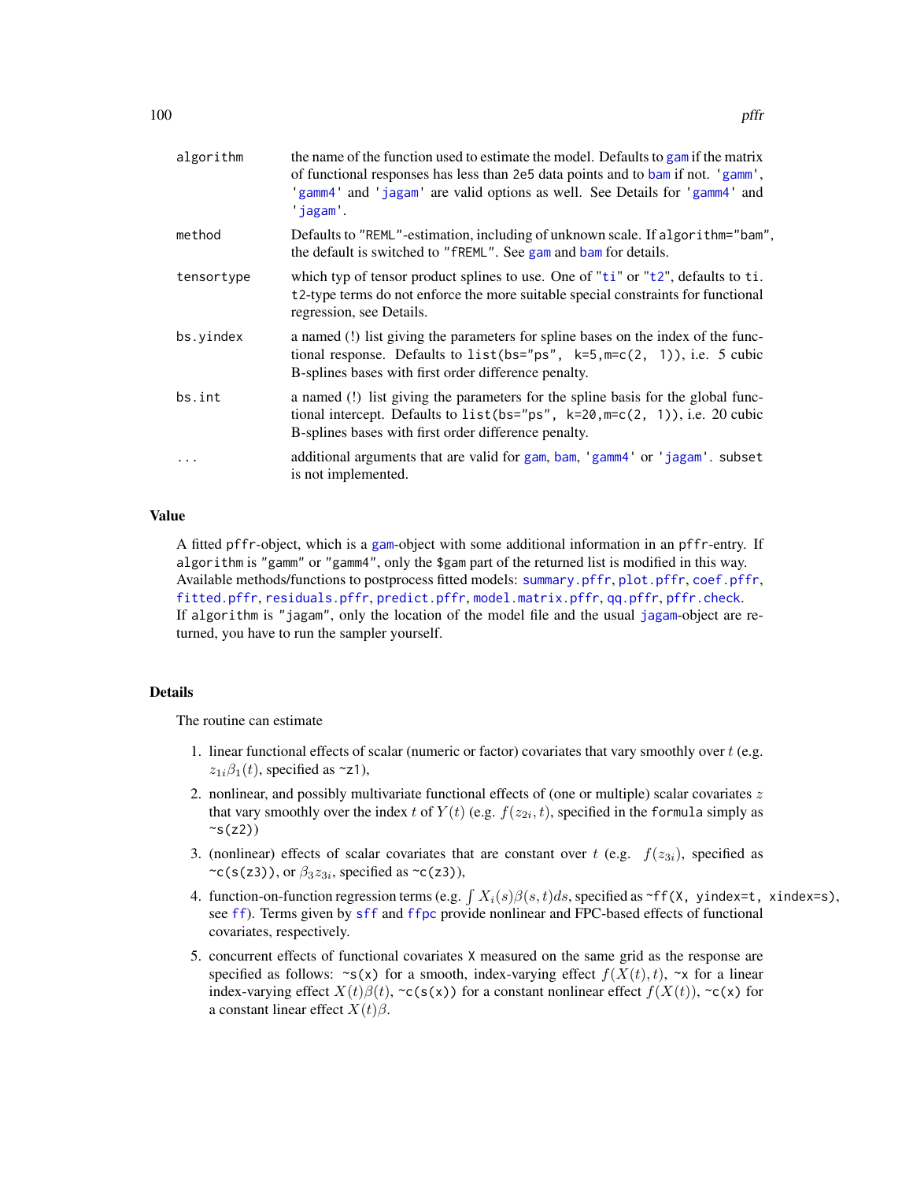| | |
|---|---|
| algorithm | the name of the function used to estimate the model. Defaults to gam if the matrix of functional responses has less than 2e5 data points and to bam if not. 'gamm', 'gamm4' and 'jagam' are valid options as well. See Details for 'gamm4' and 'jagam'. |
| method | Defaults to "REML"-estimation, including of unknown scale. If algorithm="bam", the default is switched to "fREML". See gam and bam for details. |
| tensortype | which typ of tensor product splines to use. One of "ti" or "t2", defaults to ti. t2-type terms do not enforce the more suitable special constraints for functional regression, see Details. |
| bs.yindex | a named (!) list giving the parameters for spline bases on the index of the functional response. Defaults to list(bs="ps", k=5,m=c(2, 1)), i.e. 5 cubic B-splines bases with first order difference penalty. |
| bs.int | a named (!) list giving the parameters for the spline basis for the global functional intercept. Defaults to list(bs="ps", k=20,m=c(2, 1)), i.e. 20 cubic B-splines bases with first order difference penalty. |
| ... | additional arguments that are valid for gam, bam, 'gamm4' or 'jagam'. subset is not implemented. |

## Value

A fitted pffr-object, which is a gam-object with some additional information in an pffr-entry. If algorithm is "gamm" or "gamm4", only the $gam part of the returned list is modified in this way. Available methods/functions to postprocess fitted models: summary.pffr, plot.pffr, coef.pffr, fitted.pffr, residuals.pffr, predict.pffr, model.matrix.pffr, qq.pffr, pffr.check.
If algorithm is "jagam", only the location of the model file and the usual jagam-object are returned, you have to run the sampler yourself.

## Details

The routine can estimate

1. linear functional effects of scalar (numeric or factor) covariates that vary smoothly over $t$ (e.g. $z_{1i}\beta_1(t)$, specified as ~z1),
2. nonlinear, and possibly multivariate functional effects of (one or multiple) scalar covariates $z$ that vary smoothly over the index $t$ of $Y(t)$ (e.g. $f(z_{2i}, t)$, specified in the formula simply as ~s(z2))
3. (nonlinear) effects of scalar covariates that are constant over $t$ (e.g. $f(z_{3i})$, specified as ~c(s(z3)), or $\beta_3 z_{3i}$, specified as ~c(z3)),
4. function-on-function regression terms (e.g. $\int X_i(s)\beta(s,t)ds$, specified as ~ff(X, yindex=t, xindex=s), see ff). Terms given by sff and ffpc provide nonlinear and FPC-based effects of functional covariates, respectively.
5. concurrent effects of functional covariates X measured on the same grid as the response are specified as follows: ~s(x) for a smooth, index-varying effect $f(X(t),t)$, ~x for a linear index-varying effect $X(t)\beta(t)$, ~c(s(x)) for a constant nonlinear effect $f(X(t))$, ~c(x) for a constant linear effect $X(t)\beta$.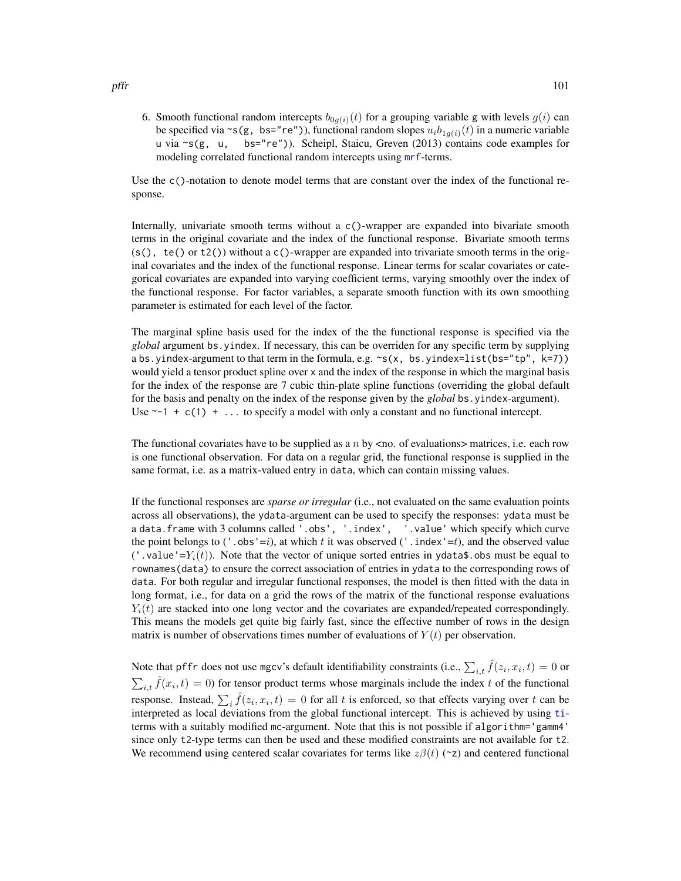6. Smooth functional random intercepts $b_{0g(i)}(t)$ for a grouping variable g with levels $g(i)$ can be specified via `~s(g, bs="re")`), functional random slopes $u_i b_{1g(i)}(t)$ in a numeric variable u via `~s(g, u, bs="re")`). Scheipl, Staicu, Greven (2013) contains code examples for modeling correlated functional random intercepts using mrf-terms.

Use the `c()`-notation to denote model terms that are constant over the index of the functional response.

Internally, univariate smooth terms without a `c()`-wrapper are expanded into bivariate smooth terms in the original covariate and the index of the functional response. Bivariate smooth terms (`s()`, `te()` or `t2()`) without a `c()`-wrapper are expanded into trivariate smooth terms in the original covariates and the index of the functional response. Linear terms for scalar covariates or categorical covariates are expanded into varying coefficient terms, varying smoothly over the index of the functional response. For factor variables, a separate smooth function with its own smoothing parameter is estimated for each level of the factor.

The marginal spline basis used for the index of the the functional response is specified via the *global* argument `bs.yindex`. If necessary, this can be overriden for any specific term by supplying a `bs.yindex`-argument to that term in the formula, e.g. `~s(x, bs.yindex=list(bs="tp", k=7))` would yield a tensor product spline over x and the index of the response in which the marginal basis for the index of the response are 7 cubic thin-plate spline functions (overriding the global default for the basis and penalty on the index of the response given by the *global* `bs.yindex`-argument). Use `~-1 + c(1) + ...` to specify a model with only a constant and no functional intercept.

The functional covariates have to be supplied as a $n$ by <no. of evaluations> matrices, i.e. each row is one functional observation. For data on a regular grid, the functional response is supplied in the same format, i.e. as a matrix-valued entry in `data`, which can contain missing values.

If the functional responses are *sparse or irregular* (i.e., not evaluated on the same evaluation points across all observations), the `ydata`-argument can be used to specify the responses: `ydata` must be a `data.frame` with 3 columns called `'.obs', '.index', '.value'` which specify which curve the point belongs to (`'.obs'`=$i$), at which $t$ it was observed (`'.index'`=$t$), and the observed value (`'.value'`=$Y_i(t)$). Note that the vector of unique sorted entries in `ydata$.obs` must be equal to `rownames(data)` to ensure the correct association of entries in `ydata` to the corresponding rows of `data`. For both regular and irregular functional responses, the model is then fitted with the data in long format, i.e., for data on a grid the rows of the matrix of the functional response evaluations $Y_i(t)$ are stacked into one long vector and the covariates are expanded/repeated correspondingly. This means the models get quite big fairly fast, since the effective number of rows in the design matrix is number of observations times number of evaluations of $Y(t)$ per observation.

Note that `pffr` does not use `mgcv`'s default identifiability constraints (i.e., $\sum_{i,t} \hat{f}(z_i, x_i, t) = 0$ or $\sum_{i,t} \hat{f}(x_i, t) = 0$) for tensor product terms whose marginals include the index $t$ of the functional response. Instead, $\sum_i \hat{f}(z_i, x_i, t) = 0$ for all $t$ is enforced, so that effects varying over $t$ can be interpreted as local deviations from the global functional intercept. This is achieved by using ti-terms with a suitably modified `mc`-argument. Note that this is not possible if `algorithm='gamm4'` since only `t2`-type terms can then be used and these modified constraints are not available for `t2`. We recommend using centered scalar covariates for terms like $z\beta(t)$ (`~z`) and centered functional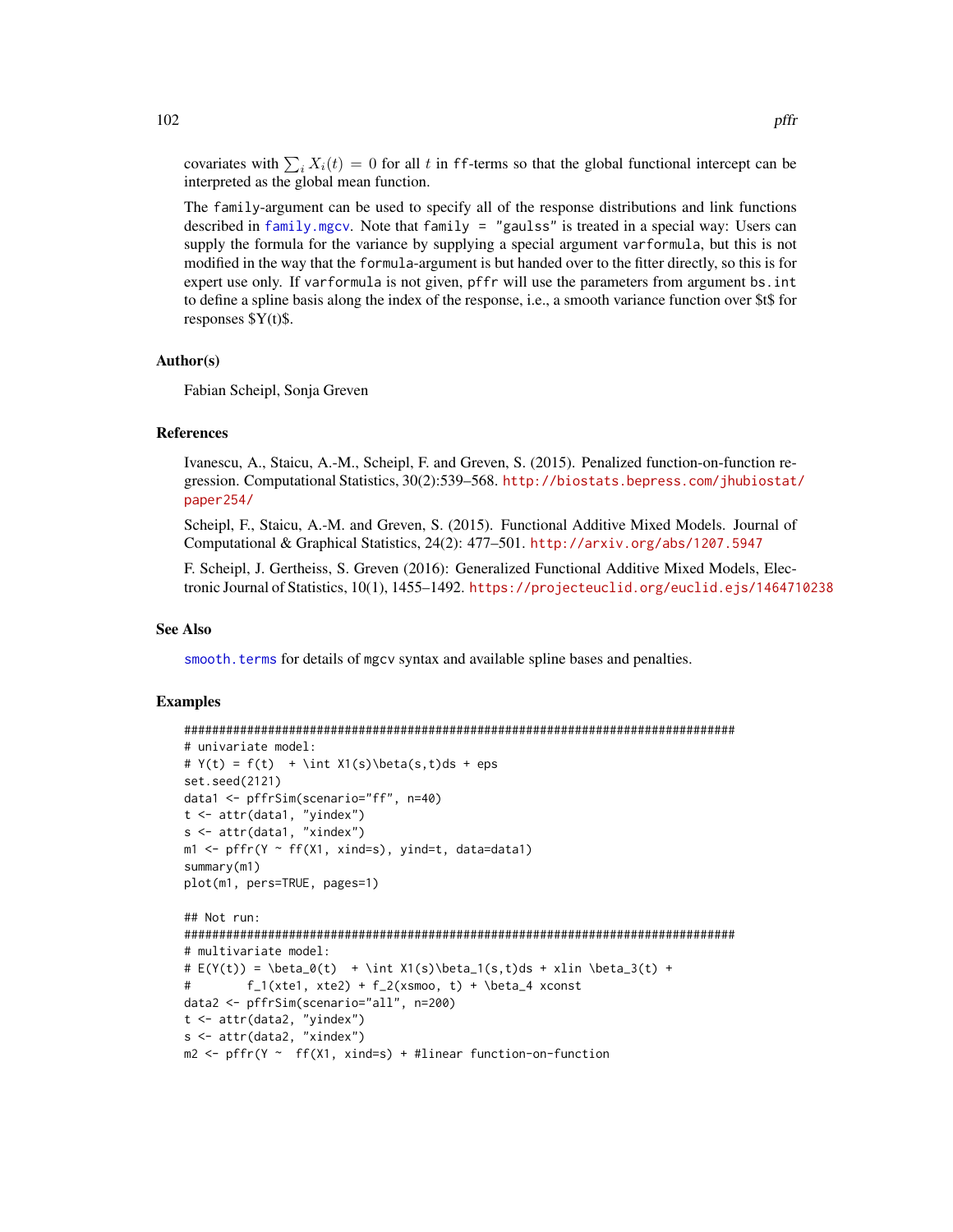covariates with $\sum_i X_i(t) = 0$ for all $t$ in ff-terms so that the global functional intercept can be interpreted as the global mean function.

The family-argument can be used to specify all of the response distributions and link functions described in family.mgcv. Note that family = "gaulss" is treated in a special way: Users can supply the formula for the variance by supplying a special argument varformula, but this is not modified in the way that the formula-argument is but handed over to the fitter directly, so this is for expert use only. If varformula is not given, pffr will use the parameters from argument bs.int to define a spline basis along the index of the response, i.e., a smooth variance function over $t$ for responses $Y(t)$.

### Author(s)

Fabian Scheipl, Sonja Greven

### References

Ivanescu, A., Staicu, A.-M., Scheipl, F. and Greven, S. (2015). Penalized function-on-function regression. Computational Statistics, 30(2):539–568. http://biostats.bepress.com/jhubiostat/paper254/

Scheipl, F., Staicu, A.-M. and Greven, S. (2015). Functional Additive Mixed Models. Journal of Computational & Graphical Statistics, 24(2): 477–501. http://arxiv.org/abs/1207.5947

F. Scheipl, J. Gertheiss, S. Greven (2016): Generalized Functional Additive Mixed Models, Electronic Journal of Statistics, 10(1), 1455–1492. https://projecteuclid.org/euclid.ejs/1464710238

### See Also

smooth.terms for details of mgcv syntax and available spline bases and penalties.

### Examples

```
###############################################################################
# univariate model:
# Y(t) = f(t)  + \int X1(s)\beta(s,t)ds + eps
set.seed(2121)
data1 <- pffrSim(scenario="ff", n=40)
t <- attr(data1, "yindex")
s <- attr(data1, "xindex")
m1 <- pffr(Y ~ ff(X1, xind=s), yind=t, data=data1)
summary(m1)
plot(m1, pers=TRUE, pages=1)

## Not run:
###############################################################################
# multivariate model:
# E(Y(t)) = \beta_0(t)  + \int X1(s)\beta_1(s,t)ds + xlin \beta_3(t) +
#         f_1(xte1, xte2) + f_2(xsmoo, t) + \beta_4 xconst
data2 <- pffrSim(scenario="all", n=200)
t <- attr(data2, "yindex")
s <- attr(data2, "xindex")
m2 <- pffr(Y ~  ff(X1, xind=s) + #linear function-on-function
```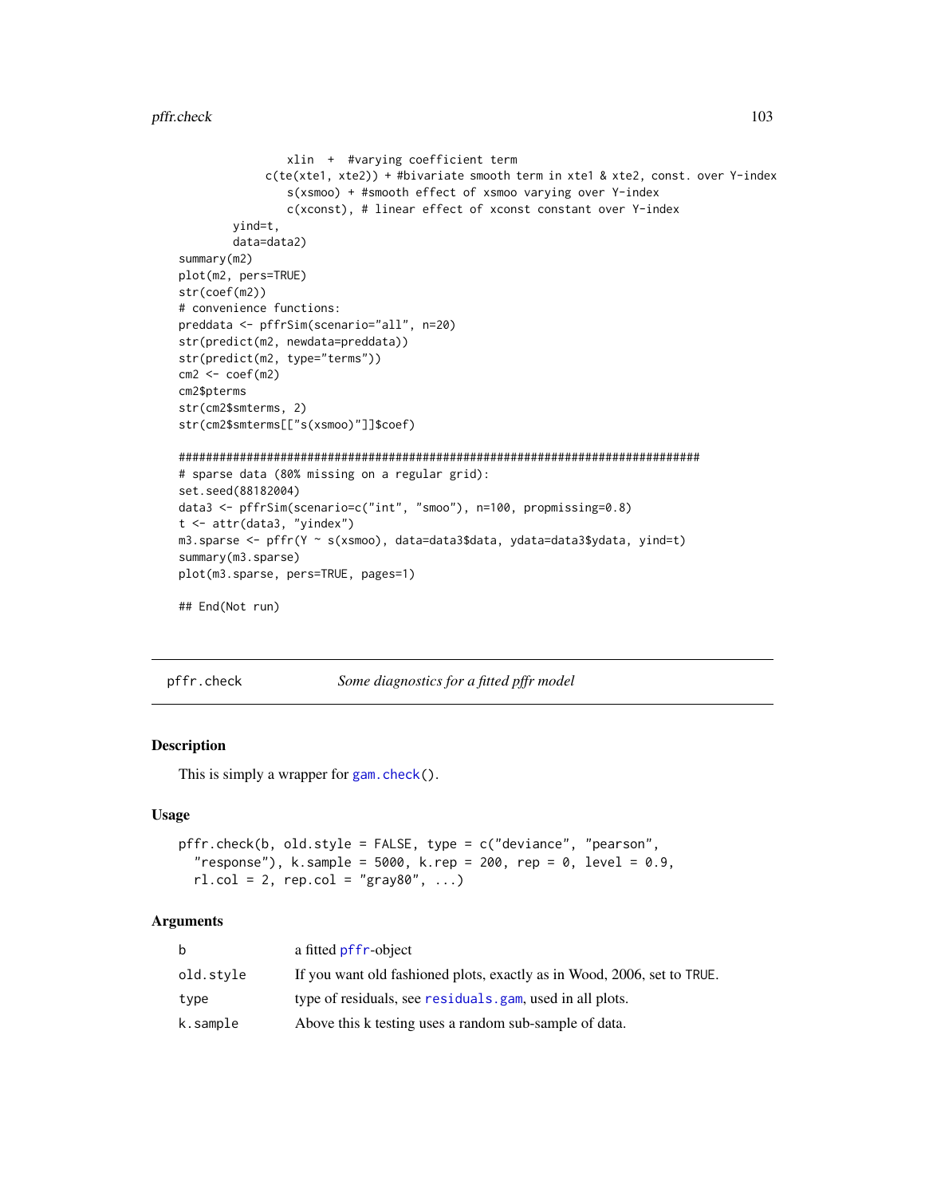```
                xlin  +  #varying coefficient term
            c(te(xte1, xte2)) + #bivariate smooth term in xte1 & xte2, const. over Y-index
                s(xsmoo) + #smooth effect of xsmoo varying over Y-index
                c(xconst), # linear effect of xconst constant over Y-index
        yind=t,
        data=data2)
summary(m2)
plot(m2, pers=TRUE)
str(coef(m2))
# convenience functions:
preddata <- pffrSim(scenario="all", n=20)
str(predict(m2, newdata=preddata))
str(predict(m2, type="terms"))
cm2 <- coef(m2)
cm2$pterms
str(cm2$smterms, 2)
str(cm2$smterms[["s(xsmoo)"]]$coef)

#############################################################################
# sparse data (80% missing on a regular grid):
set.seed(88182004)
data3 <- pffrSim(scenario=c("int", "smoo"), n=100, propmissing=0.8)
t <- attr(data3, "yindex")
m3.sparse <- pffr(Y ~ s(xsmoo), data=data3$data, ydata=data3$ydata, yind=t)
summary(m3.sparse)
plot(m3.sparse, pers=TRUE, pages=1)

## End(Not run)
```

---

## pffr.check — *Some diagnostics for a fitted pffr model*

### Description

This is simply a wrapper for `gam.check()`.

### Usage

```
pffr.check(b, old.style = FALSE, type = c("deviance", "pearson",
  "response"), k.sample = 5000, k.rep = 200, rep = 0, level = 0.9,
  rl.col = 2, rep.col = "gray80", ...)
```

### Arguments

| | |
|---|---|
| `b` | a fitted `pffr`-object |
| `old.style` | If you want old fashioned plots, exactly as in Wood, 2006, set to `TRUE`. |
| `type` | type of residuals, see `residuals.gam`, used in all plots. |
| `k.sample` | Above this k testing uses a random sub-sample of data. |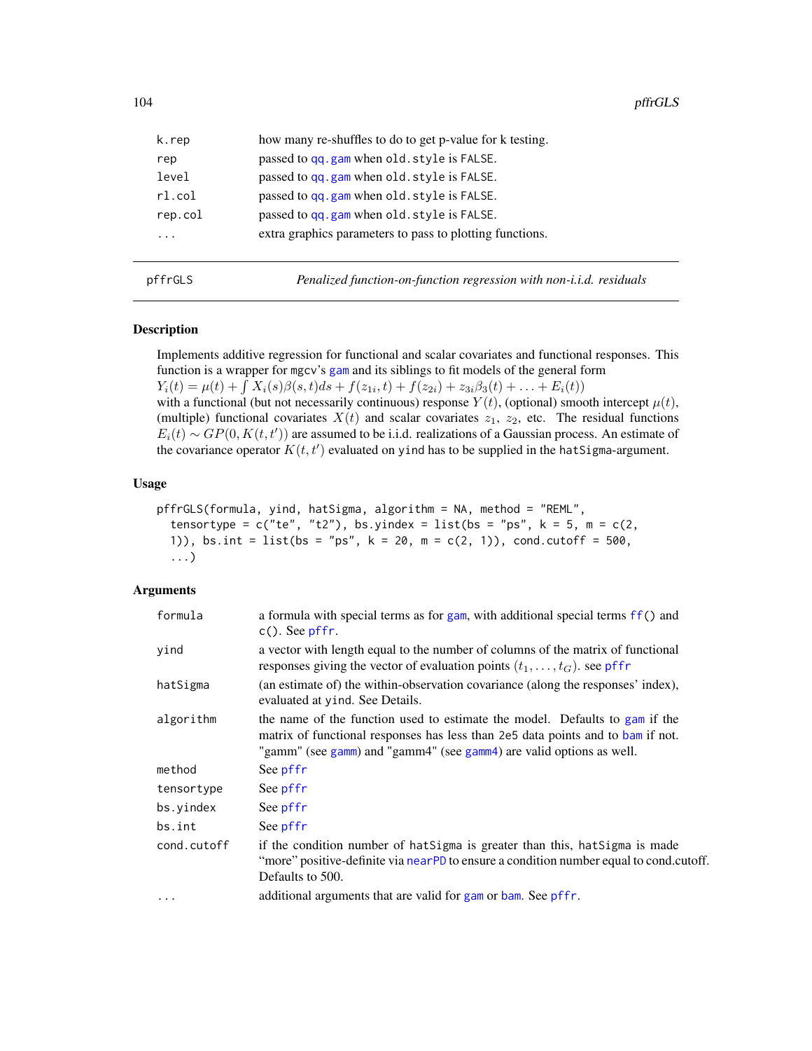| | |
|---|---|
| k.rep | how many re-shuffles to do to get p-value for k testing. |
| rep | passed to qq.gam when old.style is FALSE. |
| level | passed to qq.gam when old.style is FALSE. |
| rl.col | passed to qq.gam when old.style is FALSE. |
| rep.col | passed to qq.gam when old.style is FALSE. |
| ... | extra graphics parameters to pass to plotting functions. |

---

pffrGLS — *Penalized function-on-function regression with non-i.i.d. residuals*

---

## Description

Implements additive regression for functional and scalar covariates and functional responses. This function is a wrapper for mgcv's gam and its siblings to fit models of the general form
$Y_i(t) = \mu(t) + \int X_i(s)\beta(s,t)ds + f(z_{1i}, t) + f(z_{2i}) + z_{3i}\beta_3(t) + \ldots + E_i(t))$
with a functional (but not necessarily continuous) response $Y(t)$, (optional) smooth intercept $\mu(t)$, (multiple) functional covariates $X(t)$ and scalar covariates $z_1$, $z_2$, etc. The residual functions $E_i(t) \sim GP(0, K(t, t'))$ are assumed to be i.i.d. realizations of a Gaussian process. An estimate of the covariance operator $K(t, t')$ evaluated on yind has to be supplied in the hatSigma-argument.

## Usage

```
pffrGLS(formula, yind, hatSigma, algorithm = NA, method = "REML",
  tensortype = c("te", "t2"), bs.yindex = list(bs = "ps", k = 5, m = c(2,
  1)), bs.int = list(bs = "ps", k = 20, m = c(2, 1)), cond.cutoff = 500,
  ...)
```

## Arguments

| | |
|---|---|
| formula | a formula with special terms as for gam, with additional special terms ff() and c(). See pffr. |
| yind | a vector with length equal to the number of columns of the matrix of functional responses giving the vector of evaluation points $(t_1, \ldots, t_G)$. see pffr |
| hatSigma | (an estimate of) the within-observation covariance (along the responses' index), evaluated at yind. See Details. |
| algorithm | the name of the function used to estimate the model. Defaults to gam if the matrix of functional responses has less than 2e5 data points and to bam if not. "gamm" (see gamm) and "gamm4" (see gamm4) are valid options as well. |
| method | See pffr |
| tensortype | See pffr |
| bs.yindex | See pffr |
| bs.int | See pffr |
| cond.cutoff | if the condition number of hatSigma is greater than this, hatSigma is made "more" positive-definite via nearPD to ensure a condition number equal to cond.cutoff. Defaults to 500. |
| ... | additional arguments that are valid for gam or bam. See pffr. |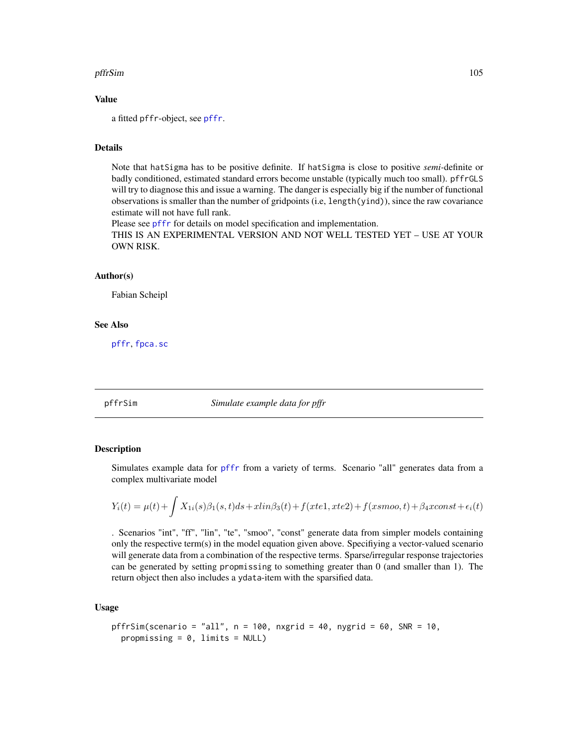### Value

a fitted pffr-object, see pffr.

### Details

Note that hatSigma has to be positive definite. If hatSigma is close to positive *semi*-definite or badly conditioned, estimated standard errors become unstable (typically much too small). pffrGLS will try to diagnose this and issue a warning. The danger is especially big if the number of functional observations is smaller than the number of gridpoints (i.e, length(yind)), since the raw covariance estimate will not have full rank.
Please see pffr for details on model specification and implementation.
THIS IS AN EXPERIMENTAL VERSION AND NOT WELL TESTED YET – USE AT YOUR OWN RISK.

### Author(s)

Fabian Scheipl

### See Also

pffr, fpca.sc

---

## pffrSim — *Simulate example data for pffr*

### Description

Simulates example data for pffr from a variety of terms. Scenario "all" generates data from a complex multivariate model

$$Y_i(t) = \mu(t) + \int X_{1i}(s)\beta_1(s,t)ds + xlin\beta_3(t) + f(xte1, xte2) + f(xsmoo, t) + \beta_4 xconst + \epsilon_i(t)$$

. Scenarios "int", "ff", "lin", "te", "smoo", "const" generate data from simpler models containing only the respective term(s) in the model equation given above. Specifiying a vector-valued scenario will generate data from a combination of the respective terms. Sparse/irregular response trajectories can be generated by setting propmissing to something greater than 0 (and smaller than 1). The return object then also includes a ydata-item with the sparsified data.

### Usage

```
pffrSim(scenario = "all", n = 100, nxgrid = 40, nygrid = 60, SNR = 10,
  propmissing = 0, limits = NULL)
```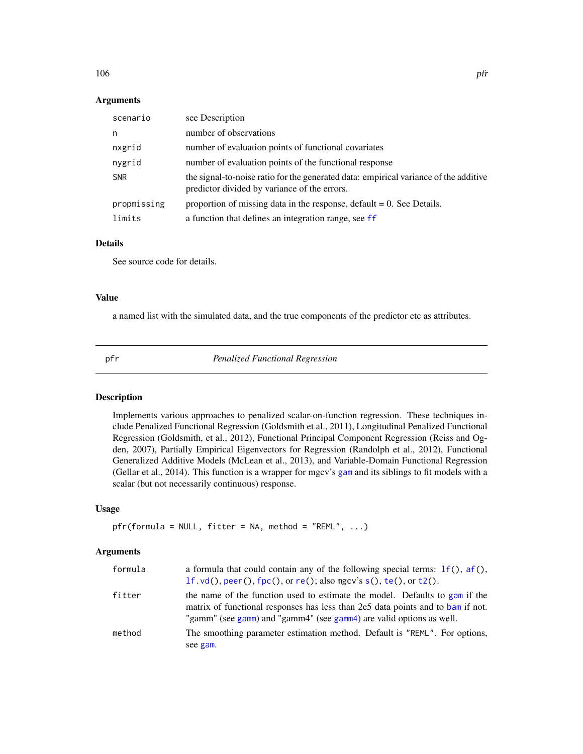### Arguments

| | |
|---|---|
| `scenario` | see Description |
| `n` | number of observations |
| `nxgrid` | number of evaluation points of functional covariates |
| `nygrid` | number of evaluation points of the functional response |
| `SNR` | the signal-to-noise ratio for the generated data: empirical variance of the additive predictor divided by variance of the errors. |
| `propmissing` | proportion of missing data in the response, default = 0. See Details. |
| `limits` | a function that defines an integration range, see ff |

### Details

See source code for details.

### Value

a named list with the simulated data, and the true components of the predictor etc as attributes.

---

## pfr — *Penalized Functional Regression*

### Description

Implements various approaches to penalized scalar-on-function regression. These techniques include Penalized Functional Regression (Goldsmith et al., 2011), Longitudinal Penalized Functional Regression (Goldsmith, et al., 2012), Functional Principal Component Regression (Reiss and Ogden, 2007), Partially Empirical Eigenvectors for Regression (Randolph et al., 2012), Functional Generalized Additive Models (McLean et al., 2013), and Variable-Domain Functional Regression (Gellar et al., 2014). This function is a wrapper for mgcv's gam and its siblings to fit models with a scalar (but not necessarily continuous) response.

### Usage

```
pfr(formula = NULL, fitter = NA, method = "REML", ...)
```

### Arguments

| | |
|---|---|
| `formula` | a formula that could contain any of the following special terms: `lf()`, `af()`, `lf.vd()`, `peer()`, `fpc()`, or `re()`; also mgcv's `s()`, `te()`, or `t2()`. |
| `fitter` | the name of the function used to estimate the model. Defaults to gam if the matrix of functional responses has less than 2e5 data points and to bam if not. "gamm" (see gamm) and "gamm4" (see gamm4) are valid options as well. |
| `method` | The smoothing parameter estimation method. Default is `"REML"`. For options, see gam. |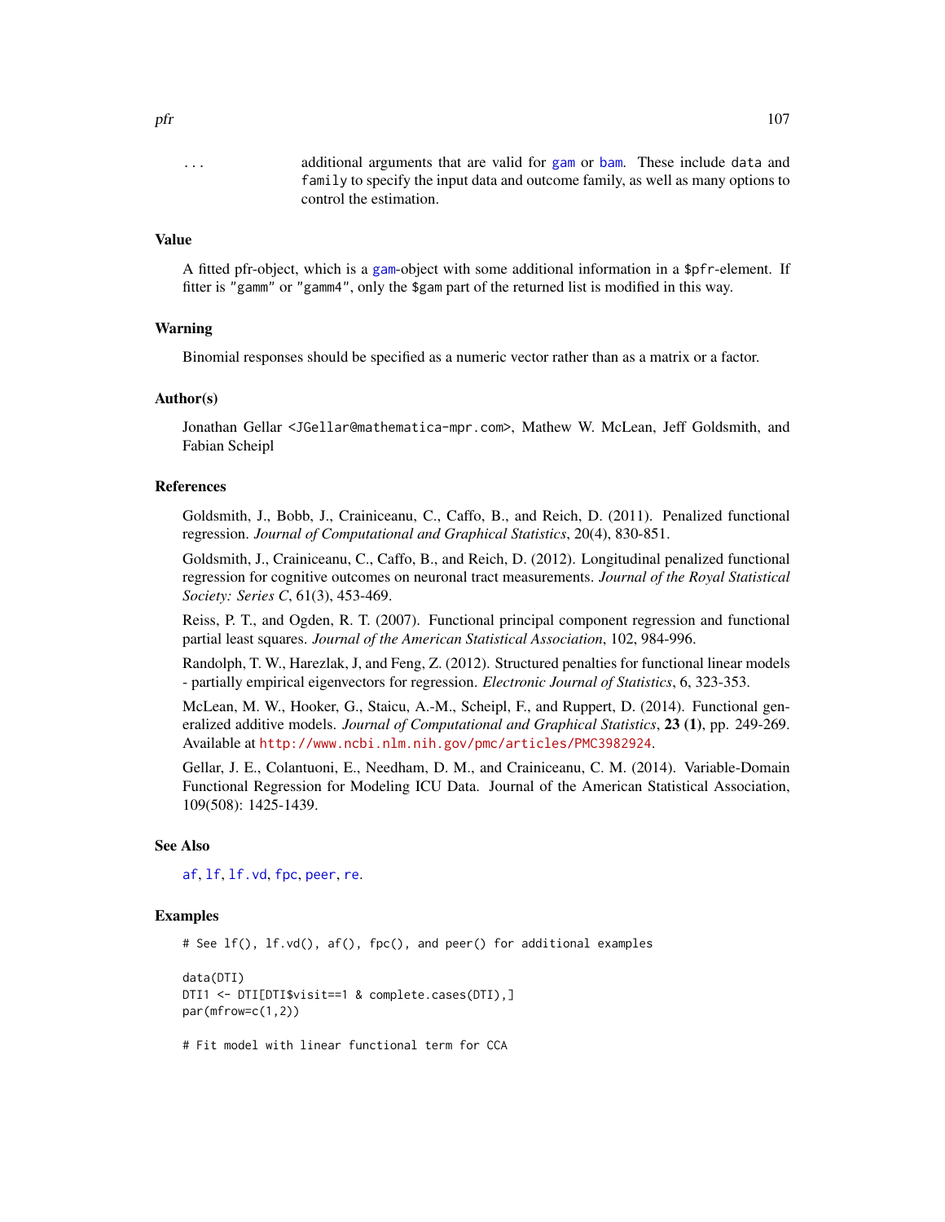... additional arguments that are valid for gam or bam. These include data and family to specify the input data and outcome family, as well as many options to control the estimation.

## Value

A fitted pfr-object, which is a gam-object with some additional information in a $pfr-element. If fitter is "gamm" or "gamm4", only the $gam part of the returned list is modified in this way.

## Warning

Binomial responses should be specified as a numeric vector rather than as a matrix or a factor.

## Author(s)

Jonathan Gellar <JGellar@mathematica-mpr.com>, Mathew W. McLean, Jeff Goldsmith, and Fabian Scheipl

## References

Goldsmith, J., Bobb, J., Crainiceanu, C., Caffo, B., and Reich, D. (2011). Penalized functional regression. *Journal of Computational and Graphical Statistics*, 20(4), 830-851.

Goldsmith, J., Crainiceanu, C., Caffo, B., and Reich, D. (2012). Longitudinal penalized functional regression for cognitive outcomes on neuronal tract measurements. *Journal of the Royal Statistical Society: Series C*, 61(3), 453-469.

Reiss, P. T., and Ogden, R. T. (2007). Functional principal component regression and functional partial least squares. *Journal of the American Statistical Association*, 102, 984-996.

Randolph, T. W., Harezlak, J, and Feng, Z. (2012). Structured penalties for functional linear models - partially empirical eigenvectors for regression. *Electronic Journal of Statistics*, 6, 323-353.

McLean, M. W., Hooker, G., Staicu, A.-M., Scheipl, F., and Ruppert, D. (2014). Functional generalized additive models. *Journal of Computational and Graphical Statistics*, **23 (1)**, pp. 249-269. Available at http://www.ncbi.nlm.nih.gov/pmc/articles/PMC3982924.

Gellar, J. E., Colantuoni, E., Needham, D. M., and Crainiceanu, C. M. (2014). Variable-Domain Functional Regression for Modeling ICU Data. Journal of the American Statistical Association, 109(508): 1425-1439.

## See Also

af, lf, lf.vd, fpc, peer, re.

## Examples

```
# See lf(), lf.vd(), af(), fpc(), and peer() for additional examples

data(DTI)
DTI1 <- DTI[DTI$visit==1 & complete.cases(DTI),]
par(mfrow=c(1,2))

# Fit model with linear functional term for CCA
```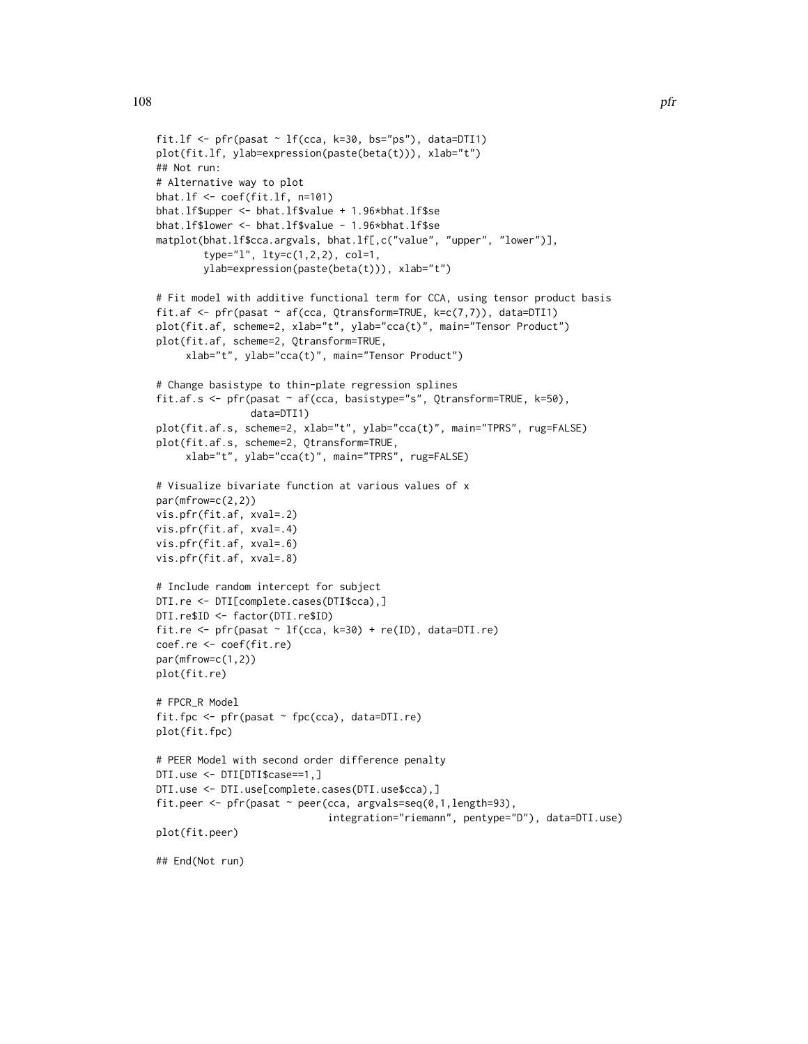```
fit.lf <- pfr(pasat ~ lf(cca, k=30, bs="ps"), data=DTI1)
plot(fit.lf, ylab=expression(paste(beta(t))), xlab="t")
## Not run:
# Alternative way to plot
bhat.lf <- coef(fit.lf, n=101)
bhat.lf$upper <- bhat.lf$value + 1.96*bhat.lf$se
bhat.lf$lower <- bhat.lf$value - 1.96*bhat.lf$se
matplot(bhat.lf$cca.argvals, bhat.lf[,c("value", "upper", "lower")],
        type="l", lty=c(1,2,2), col=1,
        ylab=expression(paste(beta(t))), xlab="t")

# Fit model with additive functional term for CCA, using tensor product basis
fit.af <- pfr(pasat ~ af(cca, Qtransform=TRUE, k=c(7,7)), data=DTI1)
plot(fit.af, scheme=2, xlab="t", ylab="cca(t)", main="Tensor Product")
plot(fit.af, scheme=2, Qtransform=TRUE,
     xlab="t", ylab="cca(t)", main="Tensor Product")

# Change basistype to thin-plate regression splines
fit.af.s <- pfr(pasat ~ af(cca, basistype="s", Qtransform=TRUE, k=50),
                data=DTI1)
plot(fit.af.s, scheme=2, xlab="t", ylab="cca(t)", main="TPRS", rug=FALSE)
plot(fit.af.s, scheme=2, Qtransform=TRUE,
     xlab="t", ylab="cca(t)", main="TPRS", rug=FALSE)

# Visualize bivariate function at various values of x
par(mfrow=c(2,2))
vis.pfr(fit.af, xval=.2)
vis.pfr(fit.af, xval=.4)
vis.pfr(fit.af, xval=.6)
vis.pfr(fit.af, xval=.8)

# Include random intercept for subject
DTI.re <- DTI[complete.cases(DTI$cca),]
DTI.re$ID <- factor(DTI.re$ID)
fit.re <- pfr(pasat ~ lf(cca, k=30) + re(ID), data=DTI.re)
coef.re <- coef(fit.re)
par(mfrow=c(1,2))
plot(fit.re)

# FPCR_R Model
fit.fpc <- pfr(pasat ~ fpc(cca), data=DTI.re)
plot(fit.fpc)

# PEER Model with second order difference penalty
DTI.use <- DTI[DTI$case==1,]
DTI.use <- DTI.use[complete.cases(DTI.use$cca),]
fit.peer <- pfr(pasat ~ peer(cca, argvals=seq(0,1,length=93),
                             integration="riemann", pentype="D"), data=DTI.use)
plot(fit.peer)

## End(Not run)
```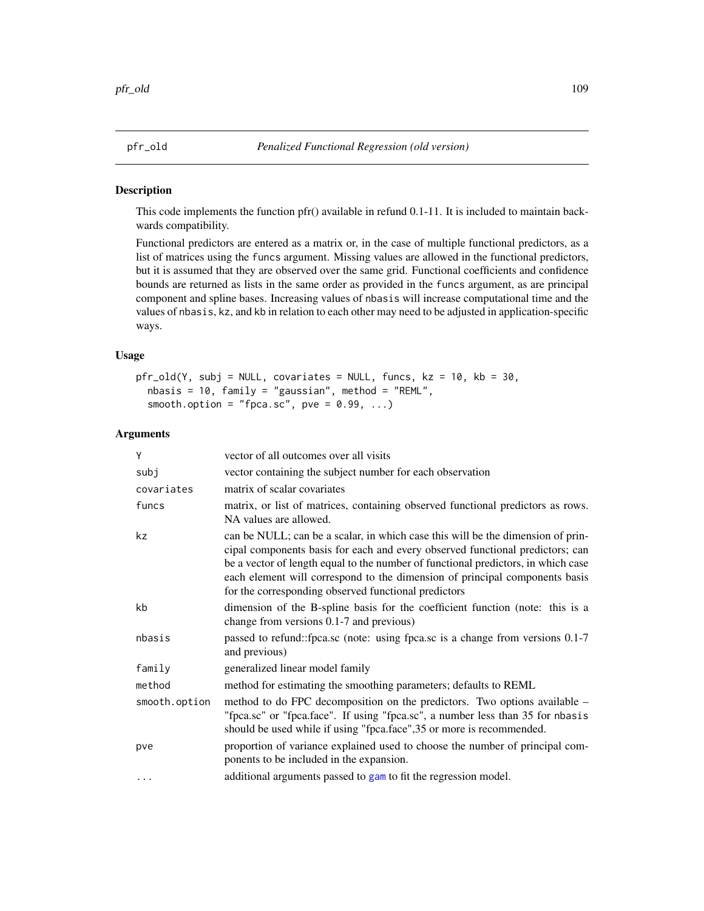# pfr_old *Penalized Functional Regression (old version)*

## Description

This code implements the function pfr() available in refund 0.1-11. It is included to maintain backwards compatibility.

Functional predictors are entered as a matrix or, in the case of multiple functional predictors, as a list of matrices using the funcs argument. Missing values are allowed in the functional predictors, but it is assumed that they are observed over the same grid. Functional coefficients and confidence bounds are returned as lists in the same order as provided in the funcs argument, as are principal component and spline bases. Increasing values of nbasis will increase computational time and the values of nbasis, kz, and kb in relation to each other may need to be adjusted in application-specific ways.

## Usage

```
pfr_old(Y, subj = NULL, covariates = NULL, funcs, kz = 10, kb = 30,
  nbasis = 10, family = "gaussian", method = "REML",
  smooth.option = "fpca.sc", pve = 0.99, ...)
```

## Arguments

| Argument | Description |
|---|---|
| Y | vector of all outcomes over all visits |
| subj | vector containing the subject number for each observation |
| covariates | matrix of scalar covariates |
| funcs | matrix, or list of matrices, containing observed functional predictors as rows. NA values are allowed. |
| kz | can be NULL; can be a scalar, in which case this will be the dimension of principal components basis for each and every observed functional predictors; can be a vector of length equal to the number of functional predictors, in which case each element will correspond to the dimension of principal components basis for the corresponding observed functional predictors |
| kb | dimension of the B-spline basis for the coefficient function (note: this is a change from versions 0.1-7 and previous) |
| nbasis | passed to refund::fpca.sc (note: using fpca.sc is a change from versions 0.1-7 and previous) |
| family | generalized linear model family |
| method | method for estimating the smoothing parameters; defaults to REML |
| smooth.option | method to do FPC decomposition on the predictors. Two options available – "fpca.sc" or "fpca.face". If using "fpca.sc", a number less than 35 for nbasis should be used while if using "fpca.face",35 or more is recommended. |
| pve | proportion of variance explained used to choose the number of principal components to be included in the expansion. |
| ... | additional arguments passed to gam to fit the regression model. |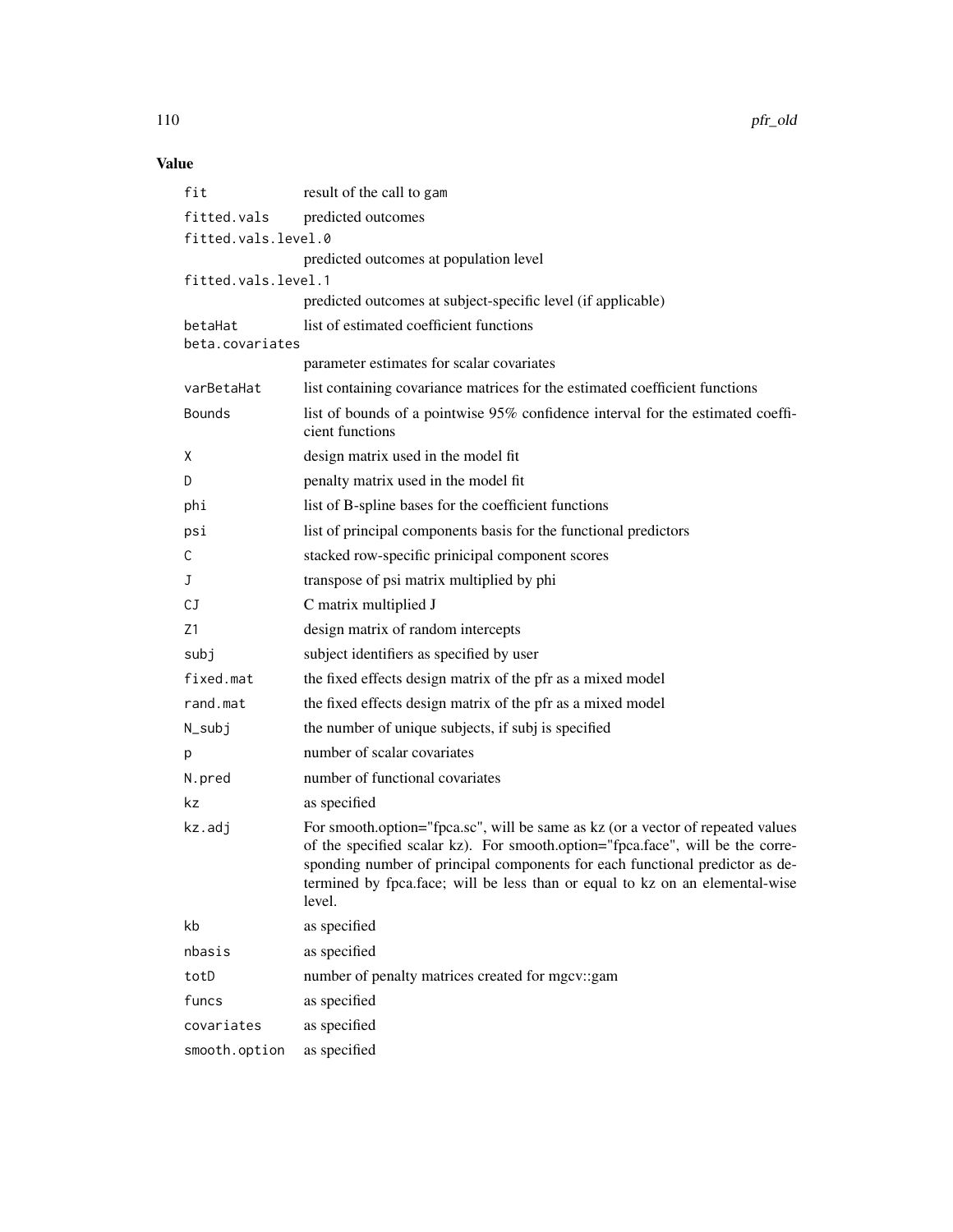## Value

| | |
|---|---|
| `fit` | result of the call to `gam` |
| `fitted.vals` | predicted outcomes |
| `fitted.vals.level.0` | predicted outcomes at population level |
| `fitted.vals.level.1` | predicted outcomes at subject-specific level (if applicable) |
| `betaHat` | list of estimated coefficient functions |
| `beta.covariates` | parameter estimates for scalar covariates |
| `varBetaHat` | list containing covariance matrices for the estimated coefficient functions |
| `Bounds` | list of bounds of a pointwise 95% confidence interval for the estimated coefficient functions |
| `X` | design matrix used in the model fit |
| `D` | penalty matrix used in the model fit |
| `phi` | list of B-spline bases for the coefficient functions |
| `psi` | list of principal components basis for the functional predictors |
| `C` | stacked row-specific prinicipal component scores |
| `J` | transpose of psi matrix multiplied by phi |
| `CJ` | C matrix multiplied J |
| `Z1` | design matrix of random intercepts |
| `subj` | subject identifiers as specified by user |
| `fixed.mat` | the fixed effects design matrix of the pfr as a mixed model |
| `rand.mat` | the fixed effects design matrix of the pfr as a mixed model |
| `N_subj` | the number of unique subjects, if subj is specified |
| `p` | number of scalar covariates |
| `N.pred` | number of functional covariates |
| `kz` | as specified |
| `kz.adj` | For smooth.option="fpca.sc", will be same as kz (or a vector of repeated values of the specified scalar kz). For smooth.option="fpca.face", will be the corresponding number of principal components for each functional predictor as determined by fpca.face; will be less than or equal to kz on an elemental-wise level. |
| `kb` | as specified |
| `nbasis` | as specified |
| `totD` | number of penalty matrices created for mgcv::gam |
| `funcs` | as specified |
| `covariates` | as specified |
| `smooth.option` | as specified |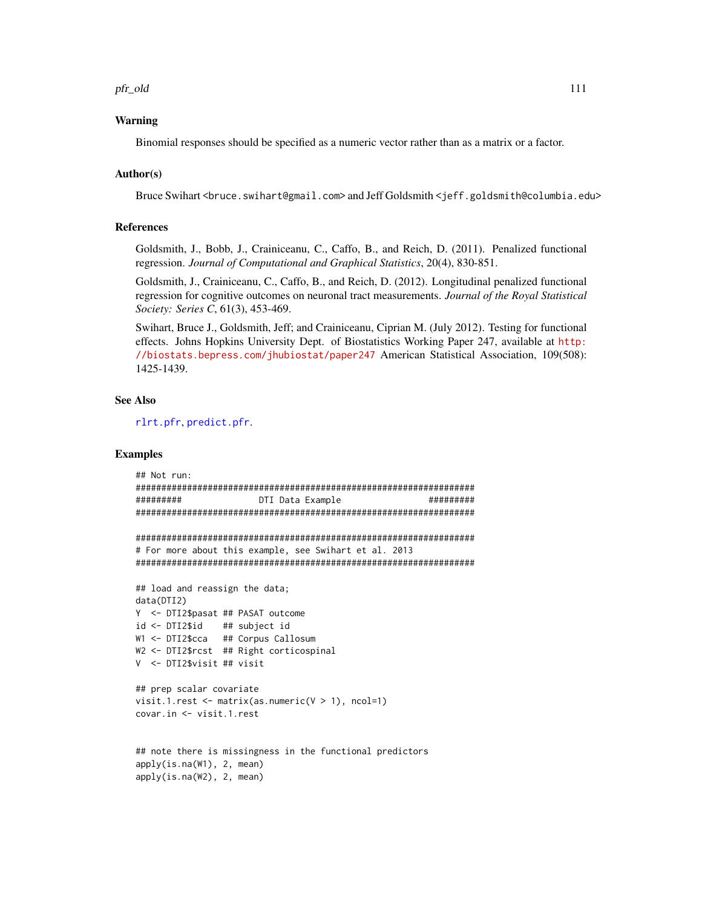## Warning

Binomial responses should be specified as a numeric vector rather than as a matrix or a factor.

## Author(s)

Bruce Swihart <bruce.swihart@gmail.com> and Jeff Goldsmith <jeff.goldsmith@columbia.edu>

## References

Goldsmith, J., Bobb, J., Crainiceanu, C., Caffo, B., and Reich, D. (2011). Penalized functional regression. *Journal of Computational and Graphical Statistics*, 20(4), 830-851.

Goldsmith, J., Crainiceanu, C., Caffo, B., and Reich, D. (2012). Longitudinal penalized functional regression for cognitive outcomes on neuronal tract measurements. *Journal of the Royal Statistical Society: Series C*, 61(3), 453-469.

Swihart, Bruce J., Goldsmith, Jeff; and Crainiceanu, Ciprian M. (July 2012). Testing for functional effects. Johns Hopkins University Dept. of Biostatistics Working Paper 247, available at http://biostats.bepress.com/jhubiostat/paper247 American Statistical Association, 109(508): 1425-1439.

## See Also

rlrt.pfr, predict.pfr.

## Examples

```
## Not run:
###################################################################
#########               DTI Data Example                #########
###################################################################

###################################################################
# For more about this example, see Swihart et al. 2013
###################################################################

## load and reassign the data;
data(DTI2)
Y  <- DTI2$pasat ## PASAT outcome
id <- DTI2$id    ## subject id
W1 <- DTI2$cca   ## Corpus Callosum
W2 <- DTI2$rcst  ## Right corticospinal
V  <- DTI2$visit ## visit

## prep scalar covariate
visit.1.rest <- matrix(as.numeric(V > 1), ncol=1)
covar.in <- visit.1.rest


## note there is missingness in the functional predictors
apply(is.na(W1), 2, mean)
apply(is.na(W2), 2, mean)
```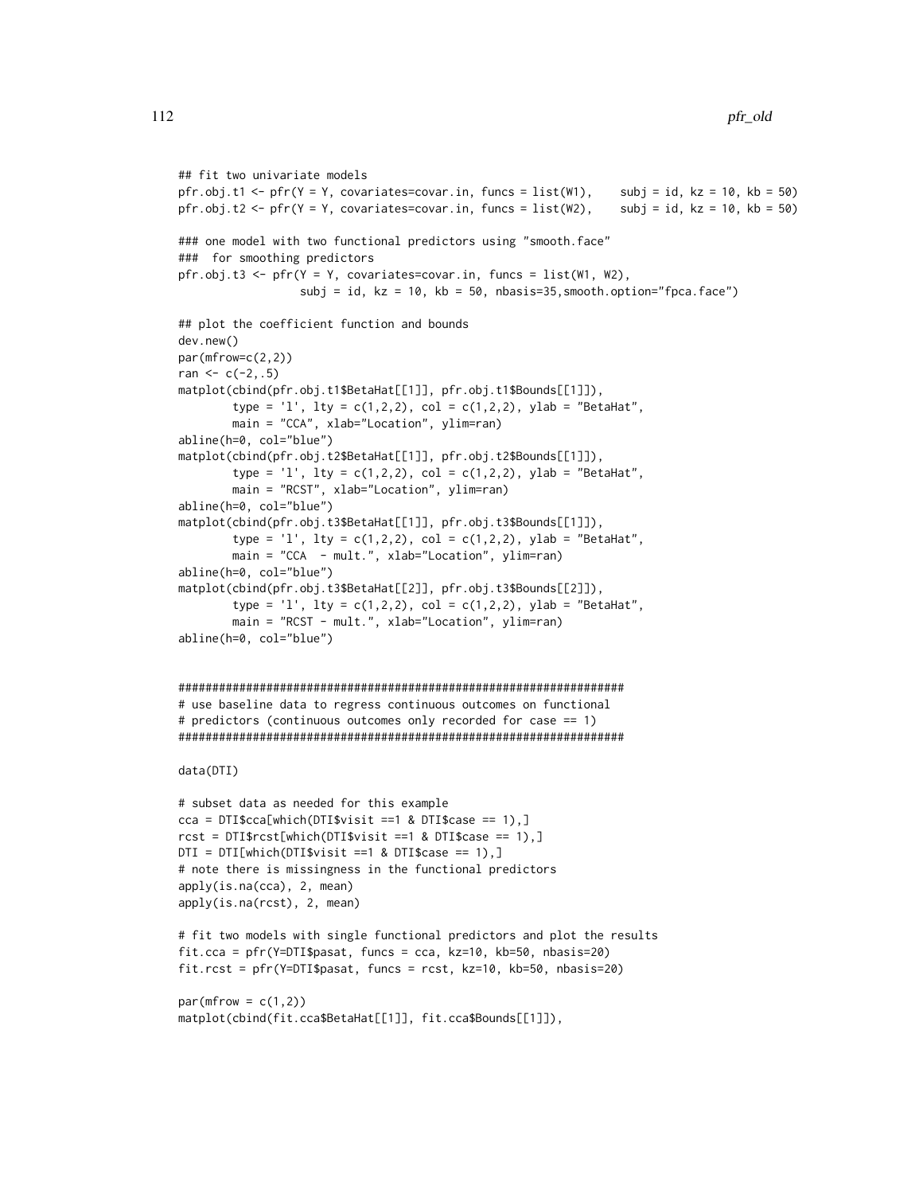```
## fit two univariate models
pfr.obj.t1 <- pfr(Y = Y, covariates=covar.in, funcs = list(W1),    subj = id, kz = 10, kb = 50)
pfr.obj.t2 <- pfr(Y = Y, covariates=covar.in, funcs = list(W2),    subj = id, kz = 10, kb = 50)

### one model with two functional predictors using "smooth.face"
###  for smoothing predictors
pfr.obj.t3 <- pfr(Y = Y, covariates=covar.in, funcs = list(W1, W2),
                  subj = id, kz = 10, kb = 50, nbasis=35,smooth.option="fpca.face")

## plot the coefficient function and bounds
dev.new()
par(mfrow=c(2,2))
ran <- c(-2,.5)
matplot(cbind(pfr.obj.t1$BetaHat[[1]], pfr.obj.t1$Bounds[[1]]),
        type = 'l', lty = c(1,2,2), col = c(1,2,2), ylab = "BetaHat",
        main = "CCA", xlab="Location", ylim=ran)
abline(h=0, col="blue")
matplot(cbind(pfr.obj.t2$BetaHat[[1]], pfr.obj.t2$Bounds[[1]]),
        type = 'l', lty = c(1,2,2), col = c(1,2,2), ylab = "BetaHat",
        main = "RCST", xlab="Location", ylim=ran)
abline(h=0, col="blue")
matplot(cbind(pfr.obj.t3$BetaHat[[1]], pfr.obj.t3$Bounds[[1]]),
        type = 'l', lty = c(1,2,2), col = c(1,2,2), ylab = "BetaHat",
        main = "CCA  - mult.", xlab="Location", ylim=ran)
abline(h=0, col="blue")
matplot(cbind(pfr.obj.t3$BetaHat[[2]], pfr.obj.t3$Bounds[[2]]),
        type = 'l', lty = c(1,2,2), col = c(1,2,2), ylab = "BetaHat",
        main = "RCST - mult.", xlab="Location", ylim=ran)
abline(h=0, col="blue")


##################################################################
# use baseline data to regress continuous outcomes on functional
# predictors (continuous outcomes only recorded for case == 1)
##################################################################

data(DTI)

# subset data as needed for this example
cca = DTI$cca[which(DTI$visit ==1 & DTI$case == 1),]
rcst = DTI$rcst[which(DTI$visit ==1 & DTI$case == 1),]
DTI = DTI[which(DTI$visit ==1 & DTI$case == 1),]
# note there is missingness in the functional predictors
apply(is.na(cca), 2, mean)
apply(is.na(rcst), 2, mean)

# fit two models with single functional predictors and plot the results
fit.cca = pfr(Y=DTI$pasat, funcs = cca, kz=10, kb=50, nbasis=20)
fit.rcst = pfr(Y=DTI$pasat, funcs = rcst, kz=10, kb=50, nbasis=20)

par(mfrow = c(1,2))
matplot(cbind(fit.cca$BetaHat[[1]], fit.cca$Bounds[[1]]),
```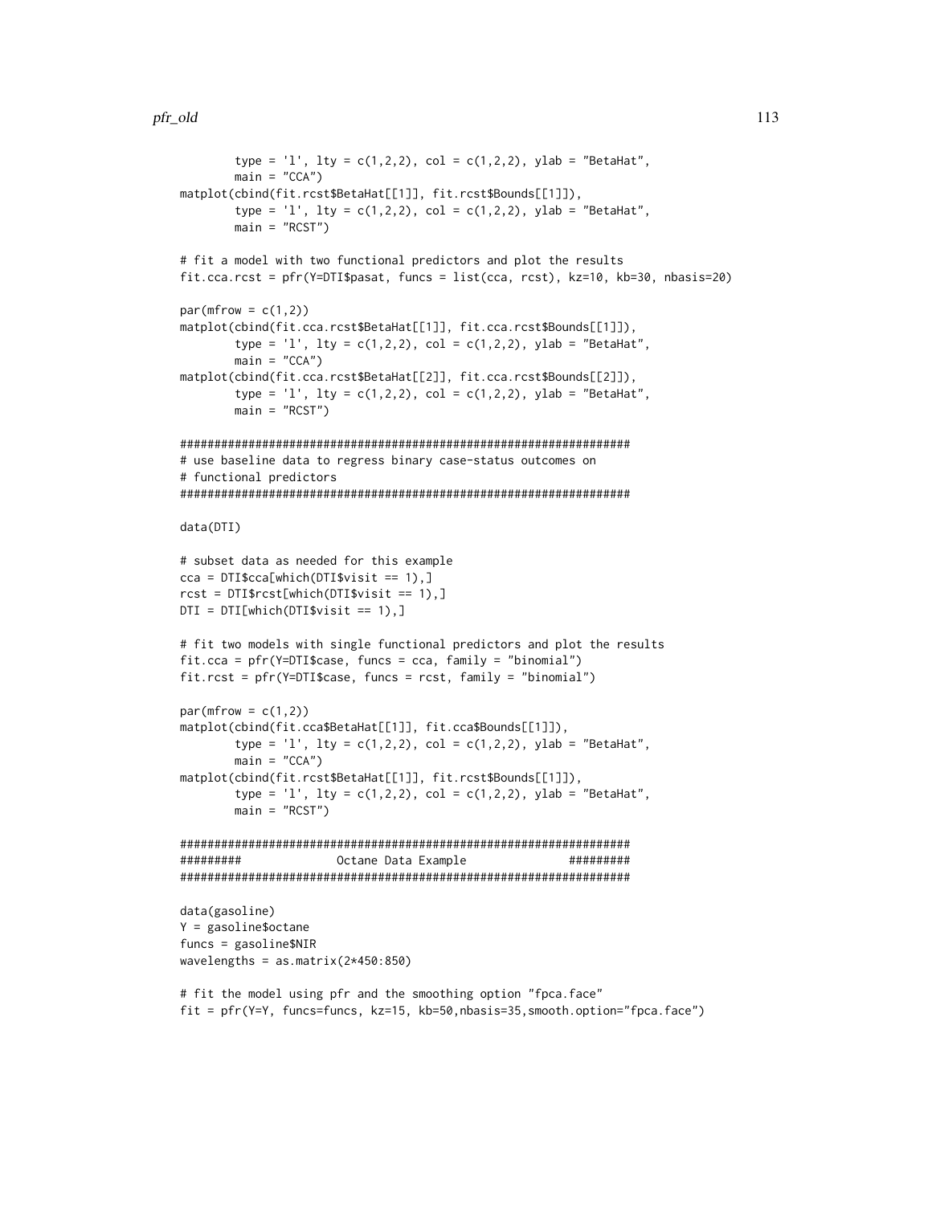```
        type = 'l', lty = c(1,2,2), col = c(1,2,2), ylab = "BetaHat",
        main = "CCA")
matplot(cbind(fit.rcst$BetaHat[[1]], fit.rcst$Bounds[[1]]),
        type = 'l', lty = c(1,2,2), col = c(1,2,2), ylab = "BetaHat",
        main = "RCST")

# fit a model with two functional predictors and plot the results
fit.cca.rcst = pfr(Y=DTI$pasat, funcs = list(cca, rcst), kz=10, kb=30, nbasis=20)

par(mfrow = c(1,2))
matplot(cbind(fit.cca.rcst$BetaHat[[1]], fit.cca.rcst$Bounds[[1]]),
        type = 'l', lty = c(1,2,2), col = c(1,2,2), ylab = "BetaHat",
        main = "CCA")
matplot(cbind(fit.cca.rcst$BetaHat[[2]], fit.cca.rcst$Bounds[[2]]),
        type = 'l', lty = c(1,2,2), col = c(1,2,2), ylab = "BetaHat",
        main = "RCST")

##################################################################
# use baseline data to regress binary case-status outcomes on
# functional predictors
##################################################################

data(DTI)

# subset data as needed for this example
cca = DTI$cca[which(DTI$visit == 1),]
rcst = DTI$rcst[which(DTI$visit == 1),]
DTI = DTI[which(DTI$visit == 1),]

# fit two models with single functional predictors and plot the results
fit.cca = pfr(Y=DTI$case, funcs = cca, family = "binomial")
fit.rcst = pfr(Y=DTI$case, funcs = rcst, family = "binomial")

par(mfrow = c(1,2))
matplot(cbind(fit.cca$BetaHat[[1]], fit.cca$Bounds[[1]]),
        type = 'l', lty = c(1,2,2), col = c(1,2,2), ylab = "BetaHat",
        main = "CCA")
matplot(cbind(fit.rcst$BetaHat[[1]], fit.rcst$Bounds[[1]]),
        type = 'l', lty = c(1,2,2), col = c(1,2,2), ylab = "BetaHat",
        main = "RCST")

##################################################################
#########              Octane Data Example               #########
##################################################################

data(gasoline)
Y = gasoline$octane
funcs = gasoline$NIR
wavelengths = as.matrix(2*450:850)

# fit the model using pfr and the smoothing option "fpca.face"
fit = pfr(Y=Y, funcs=funcs, kz=15, kb=50,nbasis=35,smooth.option="fpca.face")
```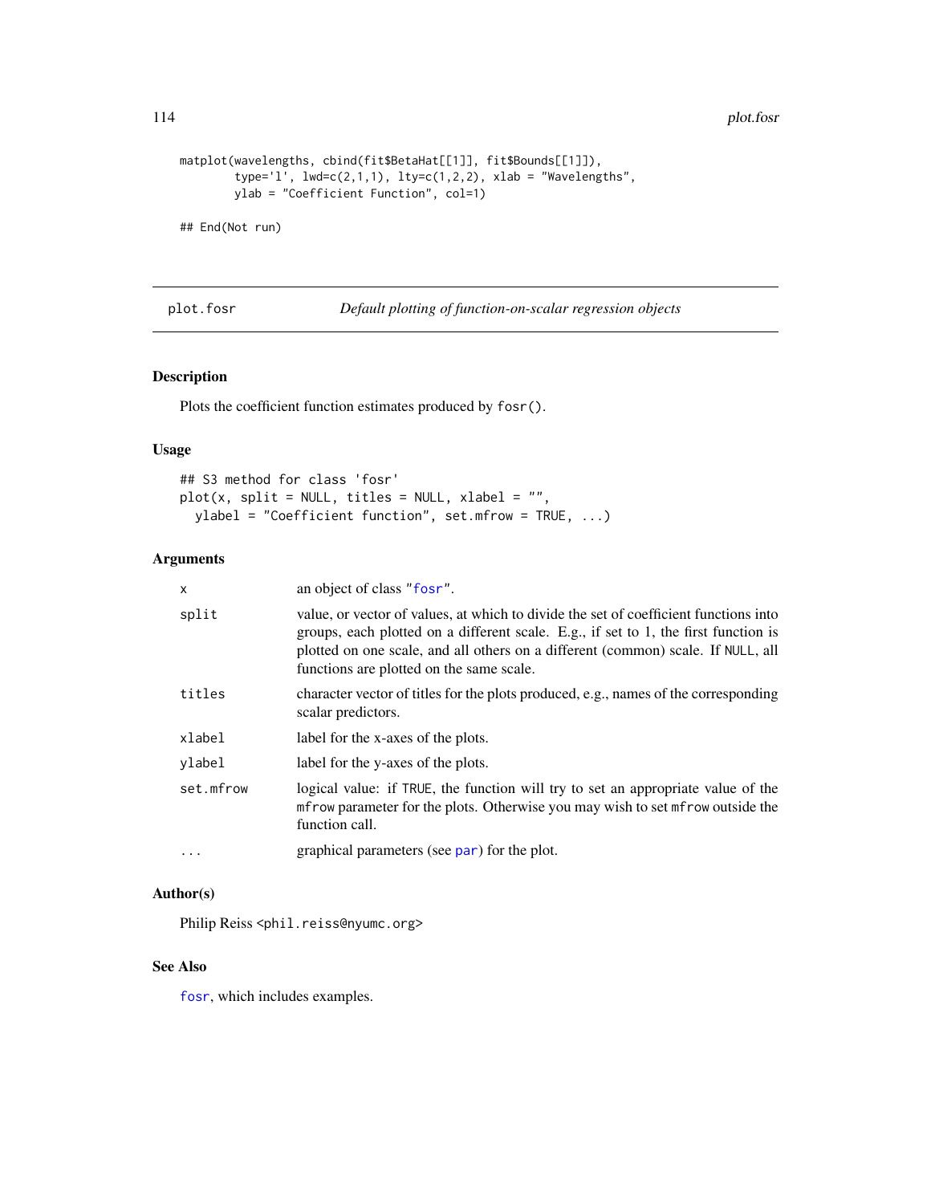```
matplot(wavelengths, cbind(fit$BetaHat[[1]], fit$Bounds[[1]]),
        type='l', lwd=c(2,1,1), lty=c(1,2,2), xlab = "Wavelengths",
        ylab = "Coefficient Function", col=1)

## End(Not run)
```

## plot.fosr — *Default plotting of function-on-scalar regression objects*

### Description

Plots the coefficient function estimates produced by `fosr()`.

### Usage

```
## S3 method for class 'fosr'
plot(x, split = NULL, titles = NULL, xlabel = "",
  ylabel = "Coefficient function", set.mfrow = TRUE, ...)
```

### Arguments

| | |
|---|---|
| `x` | an object of class "fosr". |
| `split` | value, or vector of values, at which to divide the set of coefficient functions into groups, each plotted on a different scale. E.g., if set to 1, the first function is plotted on one scale, and all others on a different (common) scale. If `NULL`, all functions are plotted on the same scale. |
| `titles` | character vector of titles for the plots produced, e.g., names of the corresponding scalar predictors. |
| `xlabel` | label for the x-axes of the plots. |
| `ylabel` | label for the y-axes of the plots. |
| `set.mfrow` | logical value: if `TRUE`, the function will try to set an appropriate value of the `mfrow` parameter for the plots. Otherwise you may wish to set `mfrow` outside the function call. |
| `...` | graphical parameters (see `par`) for the plot. |

### Author(s)

Philip Reiss <phil.reiss@nyumc.org>

### See Also

`fosr`, which includes examples.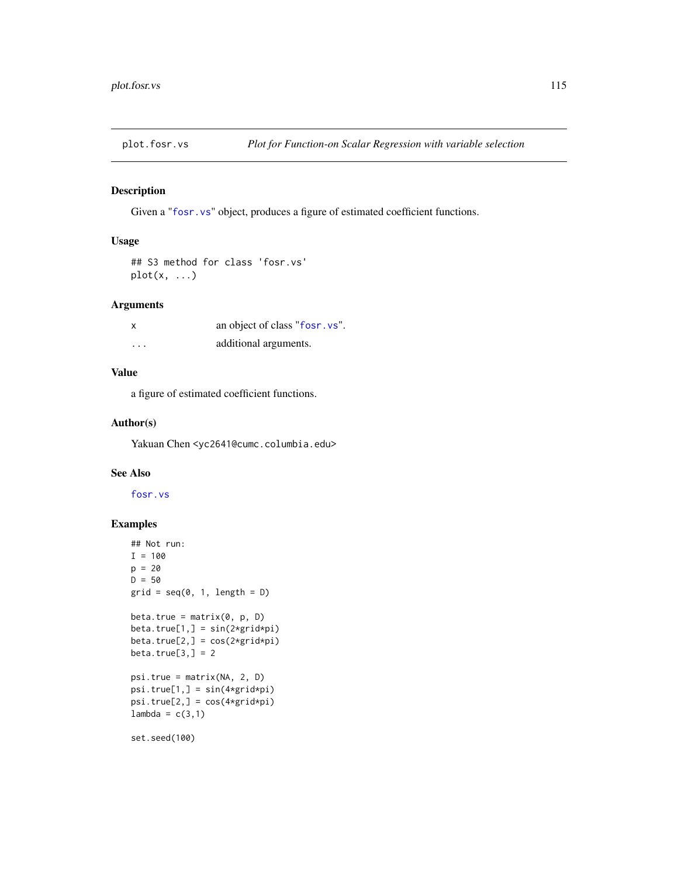plot.fosr.vs *Plot for Function-on Scalar Regression with variable selection*

## Description

Given a "fosr.vs" object, produces a figure of estimated coefficient functions.

## Usage

```
## S3 method for class 'fosr.vs'
plot(x, ...)
```

## Arguments

| | |
|---|---|
| x | an object of class "fosr.vs". |
| ... | additional arguments. |

## Value

a figure of estimated coefficient functions.

## Author(s)

Yakuan Chen <yc2641@cumc.columbia.edu>

## See Also

fosr.vs

## Examples

```
## Not run:
I = 100
p = 20
D = 50
grid = seq(0, 1, length = D)

beta.true = matrix(0, p, D)
beta.true[1,] = sin(2*grid*pi)
beta.true[2,] = cos(2*grid*pi)
beta.true[3,] = 2

psi.true = matrix(NA, 2, D)
psi.true[1,] = sin(4*grid*pi)
psi.true[2,] = cos(4*grid*pi)
lambda = c(3,1)

set.seed(100)
```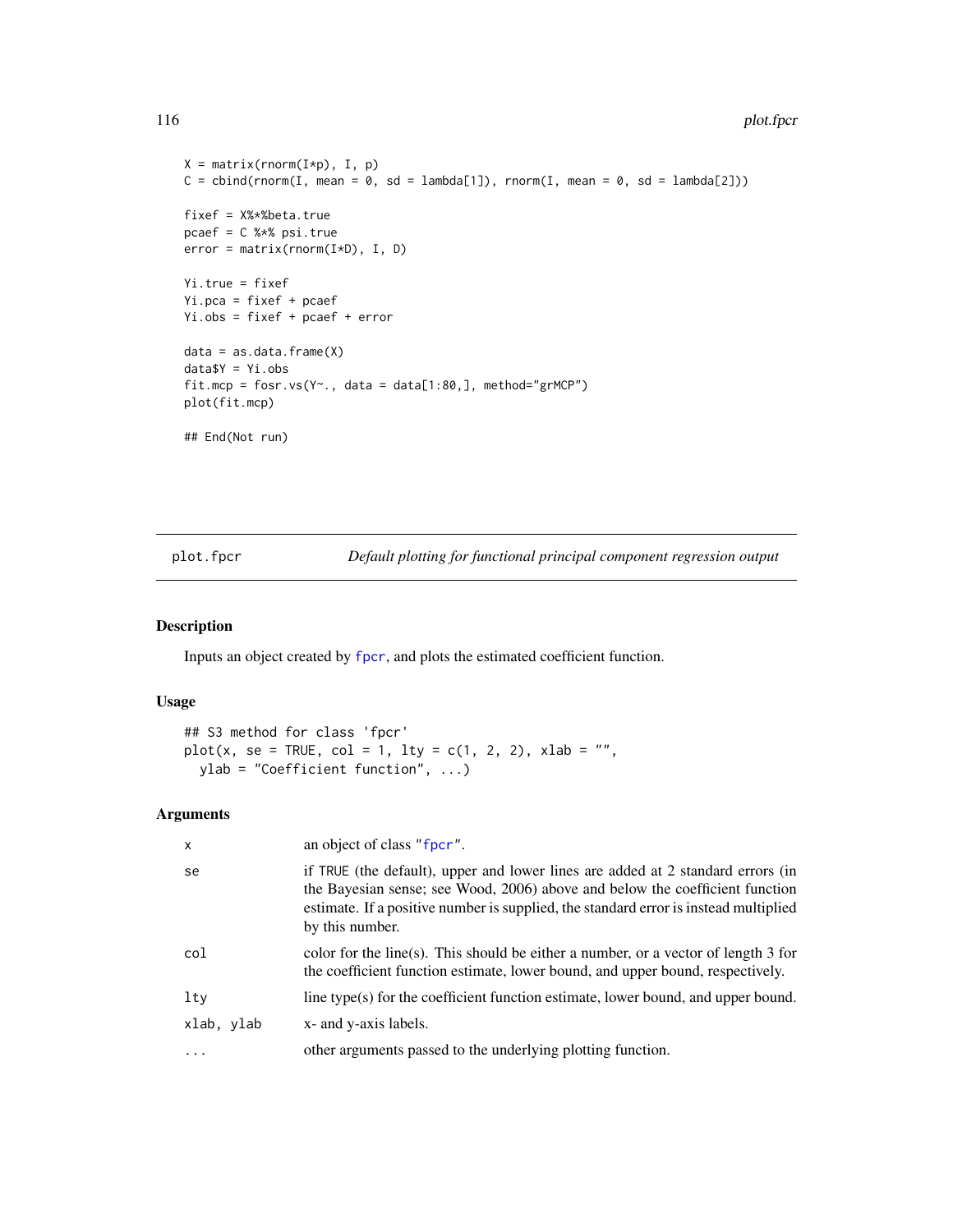```
X = matrix(rnorm(I*p), I, p)
C = cbind(rnorm(I, mean = 0, sd = lambda[1]), rnorm(I, mean = 0, sd = lambda[2]))

fixef = X%*%beta.true
pcaef = C %*% psi.true
error = matrix(rnorm(I*D), I, D)

Yi.true = fixef
Yi.pca = fixef + pcaef
Yi.obs = fixef + pcaef + error

data = as.data.frame(X)
data$Y = Yi.obs
fit.mcp = fosr.vs(Y~., data = data[1:80,], method="grMCP")
plot(fit.mcp)

## End(Not run)
```

## plot.fpcr — *Default plotting for functional principal component regression output*

### Description

Inputs an object created by fpcr, and plots the estimated coefficient function.

### Usage

```
## S3 method for class 'fpcr'
plot(x, se = TRUE, col = 1, lty = c(1, 2, 2), xlab = "",
  ylab = "Coefficient function", ...)
```

### Arguments

| | |
|---|---|
| x | an object of class "fpcr". |
| se | if TRUE (the default), upper and lower lines are added at 2 standard errors (in the Bayesian sense; see Wood, 2006) above and below the coefficient function estimate. If a positive number is supplied, the standard error is instead multiplied by this number. |
| col | color for the line(s). This should be either a number, or a vector of length 3 for the coefficient function estimate, lower bound, and upper bound, respectively. |
| lty | line type(s) for the coefficient function estimate, lower bound, and upper bound. |
| xlab, ylab | x- and y-axis labels. |
| ... | other arguments passed to the underlying plotting function. |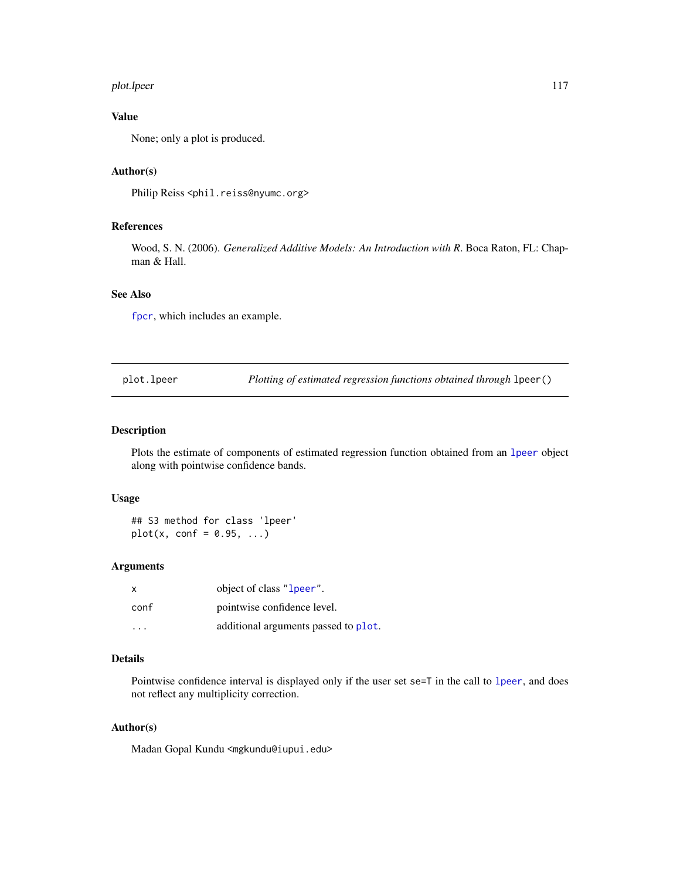## Value

None; only a plot is produced.

## Author(s)

Philip Reiss <phil.reiss@nyumc.org>

## References

Wood, S. N. (2006). *Generalized Additive Models: An Introduction with R*. Boca Raton, FL: Chapman & Hall.

## See Also

fpcr, which includes an example.

---

plot.lpeer &nbsp;&nbsp;&nbsp;&nbsp; *Plotting of estimated regression functions obtained through* lpeer()

---

## Description

Plots the estimate of components of estimated regression function obtained from an lpeer object along with pointwise confidence bands.

## Usage

```
## S3 method for class 'lpeer'
plot(x, conf = 0.95, ...)
```

## Arguments

| | |
|---|---|
| x | object of class "lpeer". |
| conf | pointwise confidence level. |
| ... | additional arguments passed to plot. |

## Details

Pointwise confidence interval is displayed only if the user set se=T in the call to lpeer, and does not reflect any multiplicity correction.

## Author(s)

Madan Gopal Kundu <mgkundu@iupui.edu>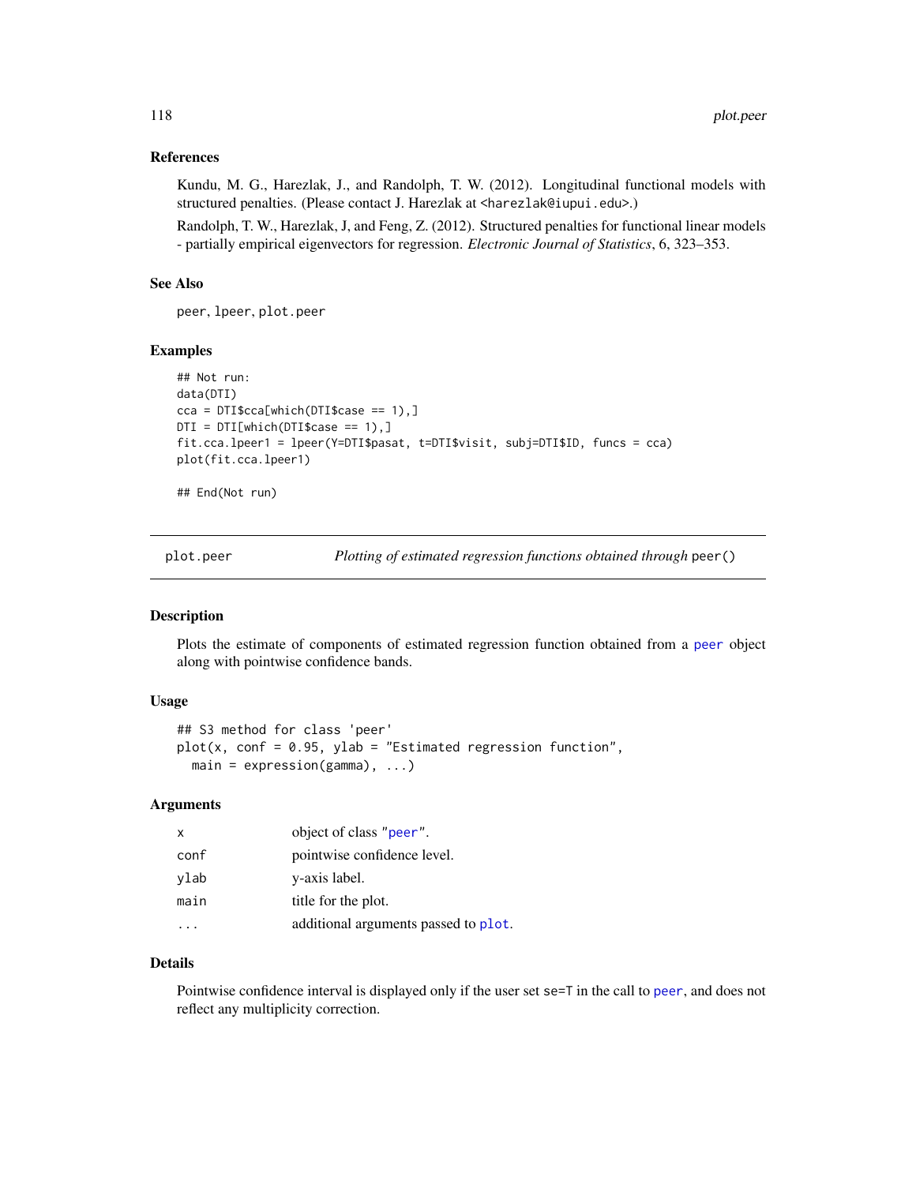### References

Kundu, M. G., Harezlak, J., and Randolph, T. W. (2012). Longitudinal functional models with structured penalties. (Please contact J. Harezlak at <harezlak@iupui.edu>.)

Randolph, T. W., Harezlak, J, and Feng, Z. (2012). Structured penalties for functional linear models - partially empirical eigenvectors for regression. *Electronic Journal of Statistics*, 6, 323–353.

### See Also

peer, lpeer, plot.peer

### Examples

```
## Not run:
data(DTI)
cca = DTI$cca[which(DTI$case == 1),]
DTI = DTI[which(DTI$case == 1),]
fit.cca.lpeer1 = lpeer(Y=DTI$pasat, t=DTI$visit, subj=DTI$ID, funcs = cca)
plot(fit.cca.lpeer1)

## End(Not run)
```

---

## plot.peer — *Plotting of estimated regression functions obtained through* peer()

### Description

Plots the estimate of components of estimated regression function obtained from a peer object along with pointwise confidence bands.

### Usage

```
## S3 method for class 'peer'
plot(x, conf = 0.95, ylab = "Estimated regression function",
  main = expression(gamma), ...)
```

### Arguments

| | |
|---|---|
| x | object of class "peer". |
| conf | pointwise confidence level. |
| ylab | y-axis label. |
| main | title for the plot. |
| ... | additional arguments passed to plot. |

### Details

Pointwise confidence interval is displayed only if the user set se=T in the call to peer, and does not reflect any multiplicity correction.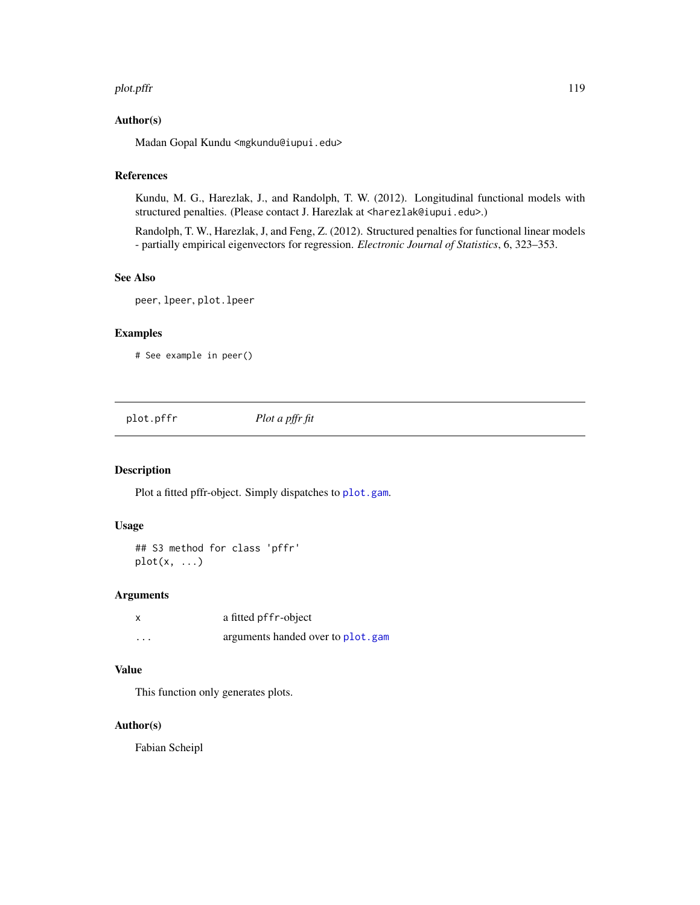### Author(s)

Madan Gopal Kundu <mgkundu@iupui.edu>

### References

Kundu, M. G., Harezlak, J., and Randolph, T. W. (2012). Longitudinal functional models with structured penalties. (Please contact J. Harezlak at <harezlak@iupui.edu>.)

Randolph, T. W., Harezlak, J, and Feng, Z. (2012). Structured penalties for functional linear models - partially empirical eigenvectors for regression. *Electronic Journal of Statistics*, 6, 323–353.

### See Also

peer, lpeer, plot.lpeer

### Examples

```
# See example in peer()
```

---

## plot.pffr — *Plot a pffr fit*

### Description

Plot a fitted pffr-object. Simply dispatches to plot.gam.

### Usage

```
## S3 method for class 'pffr'
plot(x, ...)
```

### Arguments

| | |
|---|---|
| x | a fitted pffr-object |
| ... | arguments handed over to plot.gam |

### Value

This function only generates plots.

### Author(s)

Fabian Scheipl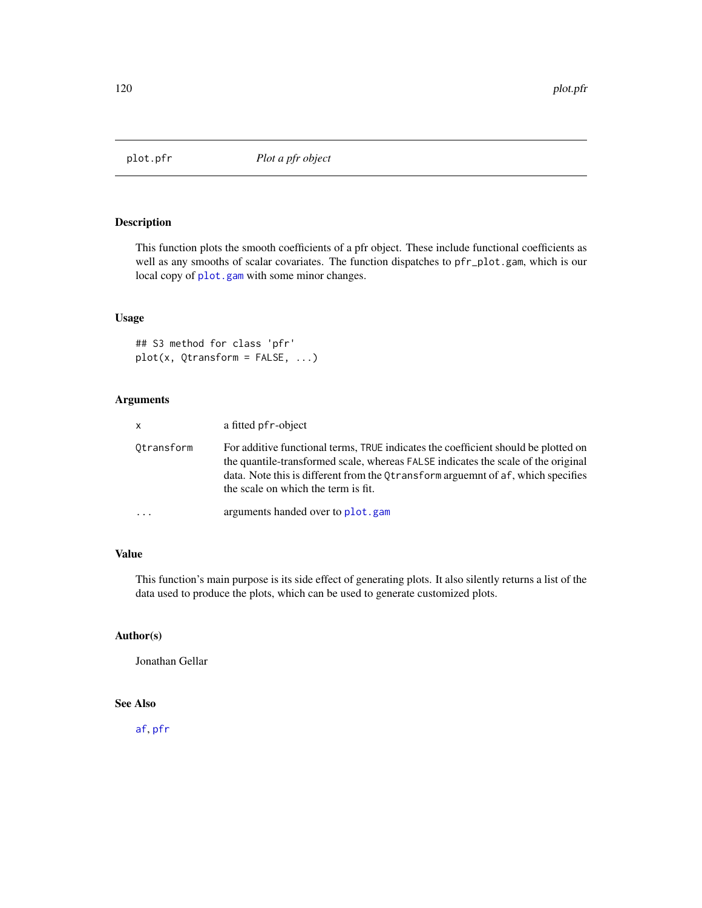# plot.pfr — *Plot a pfr object*

## Description

This function plots the smooth coefficients of a pfr object. These include functional coefficients as well as any smooths of scalar covariates. The function dispatches to `pfr_plot.gam`, which is our local copy of `plot.gam` with some minor changes.

## Usage

```
## S3 method for class 'pfr'
plot(x, Qtransform = FALSE, ...)
```

## Arguments

| | |
|---|---|
| `x` | a fitted `pfr`-object |
| `Qtransform` | For additive functional terms, `TRUE` indicates the coefficient should be plotted on the quantile-transformed scale, whereas `FALSE` indicates the scale of the original data. Note this is different from the `Qtransform` arguemnt of `af`, which specifies the scale on which the term is fit. |
| `...` | arguments handed over to `plot.gam` |

## Value

This function's main purpose is its side effect of generating plots. It also silently returns a list of the data used to produce the plots, which can be used to generate customized plots.

## Author(s)

Jonathan Gellar

## See Also

`af`, `pfr`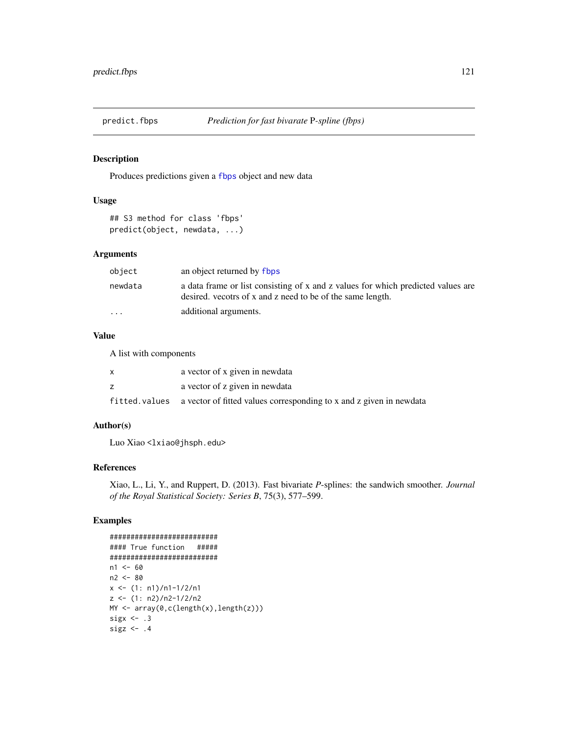# predict.fbps — *Prediction for fast bivarate* P*-spline (fbps)*

## Description

Produces predictions given a fbps object and new data

## Usage

```
## S3 method for class 'fbps'
predict(object, newdata, ...)
```

## Arguments

| | |
|---|---|
| object | an object returned by fbps |
| newdata | a data frame or list consisting of x and z values for which predicted values are desired. vecotrs of x and z need to be of the same length. |
| ... | additional arguments. |

## Value

A list with components

| | |
|---|---|
| x | a vector of x given in newdata |
| z | a vector of z given in newdata |
| fitted.values | a vector of fitted values corresponding to x and z given in newdata |

## Author(s)

Luo Xiao <lxiao@jhsph.edu>

## References

Xiao, L., Li, Y., and Ruppert, D. (2013). Fast bivariate *P*-splines: the sandwich smoother. *Journal of the Royal Statistical Society: Series B*, 75(3), 577–599.

## Examples

```
##########################
#### True function   #####
##########################
n1 <- 60
n2 <- 80
x <- (1: n1)/n1-1/2/n1
z <- (1: n2)/n2-1/2/n2
MY <- array(0,c(length(x),length(z)))
sigx <- .3
sigz <- .4
```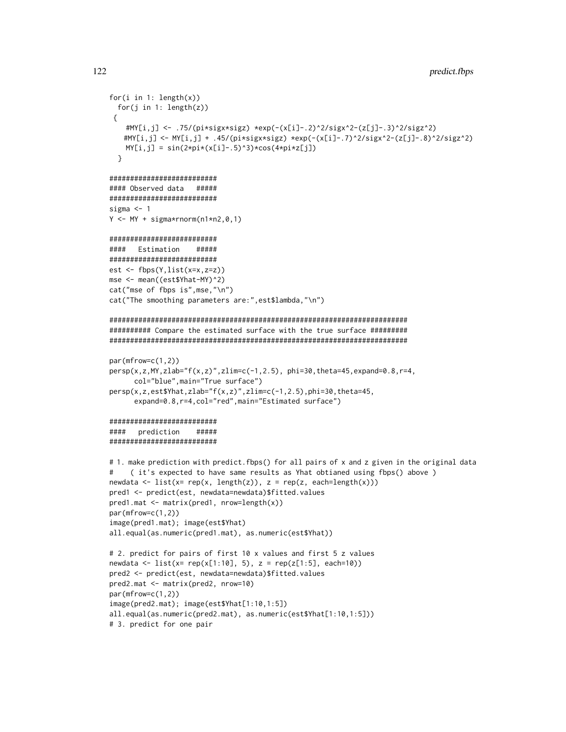```
for(i in 1: length(x))
  for(j in 1: length(z))
 {
    #MY[i,j] <- .75/(pi*sigx*sigz) *exp(-(x[i]-.2)^2/sigx^2-(z[j]-.3)^2/sigz^2)
   #MY[i,j] <- MY[i,j] + .45/(pi*sigx*sigz) *exp(-(x[i]-.7)^2/sigx^2-(z[j]-.8)^2/sigz^2)
    MY[i,j] = sin(2*pi*(x[i]-.5)^3)*cos(4*pi*z[j])
  }

#########################
#### Observed data   #####
#########################
sigma <- 1
Y <- MY + sigma*rnorm(n1*n2,0,1)

#########################
####   Estimation    #####
#########################
est <- fbps(Y,list(x=x,z=z))
mse <- mean((est$Yhat-MY)^2)
cat("mse of fbps is",mse,"\n")
cat("The smoothing parameters are:",est$lambda,"\n")

########################################################################
########## Compare the estimated surface with the true surface #########
########################################################################

par(mfrow=c(1,2))
persp(x,z,MY,zlab="f(x,z)",zlim=c(-1,2.5), phi=30,theta=45,expand=0.8,r=4,
      col="blue",main="True surface")
persp(x,z,est$Yhat,zlab="f(x,z)",zlim=c(-1,2.5),phi=30,theta=45,
      expand=0.8,r=4,col="red",main="Estimated surface")

#########################
####   prediction    #####
#########################

# 1. make prediction with predict.fbps() for all pairs of x and z given in the original data
#    ( it's expected to have same results as Yhat obtianed using fbps() above )
newdata <- list(x= rep(x, length(z)), z = rep(z, each=length(x)))
pred1 <- predict(est, newdata=newdata)$fitted.values
pred1.mat <- matrix(pred1, nrow=length(x))
par(mfrow=c(1,2))
image(pred1.mat); image(est$Yhat)
all.equal(as.numeric(pred1.mat), as.numeric(est$Yhat))

# 2. predict for pairs of first 10 x values and first 5 z values
newdata <- list(x= rep(x[1:10], 5), z = rep(z[1:5], each=10))
pred2 <- predict(est, newdata=newdata)$fitted.values
pred2.mat <- matrix(pred2, nrow=10)
par(mfrow=c(1,2))
image(pred2.mat); image(est$Yhat[1:10,1:5])
all.equal(as.numeric(pred2.mat), as.numeric(est$Yhat[1:10,1:5]))
# 3. predict for one pair
```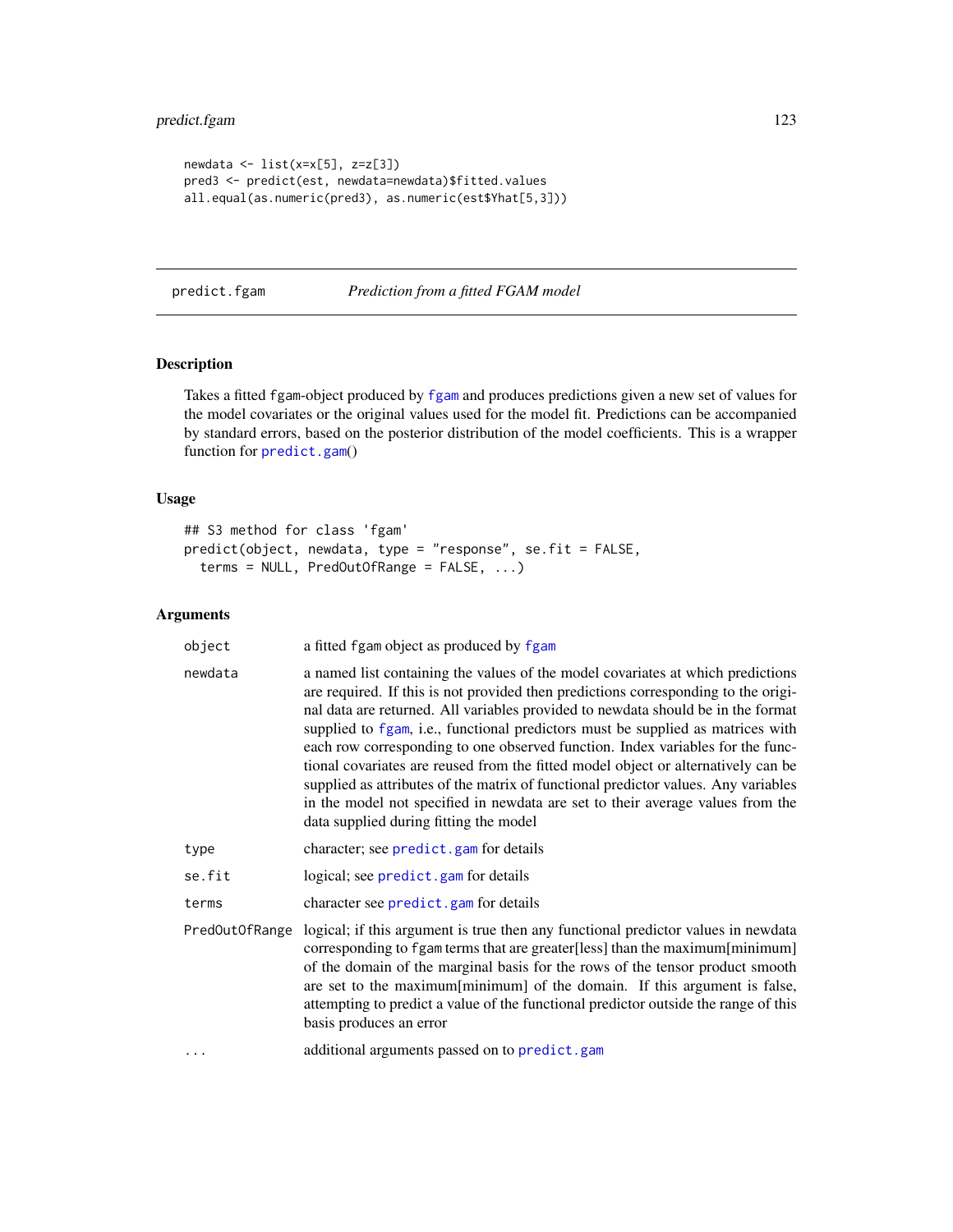```
newdata <- list(x=x[5], z=z[3])
pred3 <- predict(est, newdata=newdata)$fitted.values
all.equal(as.numeric(pred3), as.numeric(est$Yhat[5,3]))
```

---

## predict.fgam — *Prediction from a fitted FGAM model*

### Description

Takes a fitted fgam-object produced by fgam and produces predictions given a new set of values for the model covariates or the original values used for the model fit. Predictions can be accompanied by standard errors, based on the posterior distribution of the model coefficients. This is a wrapper function for predict.gam()

### Usage

```
## S3 method for class 'fgam'
predict(object, newdata, type = "response", se.fit = FALSE,
  terms = NULL, PredOutOfRange = FALSE, ...)
```

### Arguments

| | |
|---|---|
| object | a fitted fgam object as produced by fgam |
| newdata | a named list containing the values of the model covariates at which predictions are required. If this is not provided then predictions corresponding to the original data are returned. All variables provided to newdata should be in the format supplied to fgam, i.e., functional predictors must be supplied as matrices with each row corresponding to one observed function. Index variables for the functional covariates are reused from the fitted model object or alternatively can be supplied as attributes of the matrix of functional predictor values. Any variables in the model not specified in newdata are set to their average values from the data supplied during fitting the model |
| type | character; see predict.gam for details |
| se.fit | logical; see predict.gam for details |
| terms | character see predict.gam for details |
| PredOutOfRange | logical; if this argument is true then any functional predictor values in newdata corresponding to fgam terms that are greater[less] than the maximum[minimum] of the domain of the marginal basis for the rows of the tensor product smooth are set to the maximum[minimum] of the domain. If this argument is false, attempting to predict a value of the functional predictor outside the range of this basis produces an error |
| ... | additional arguments passed on to predict.gam |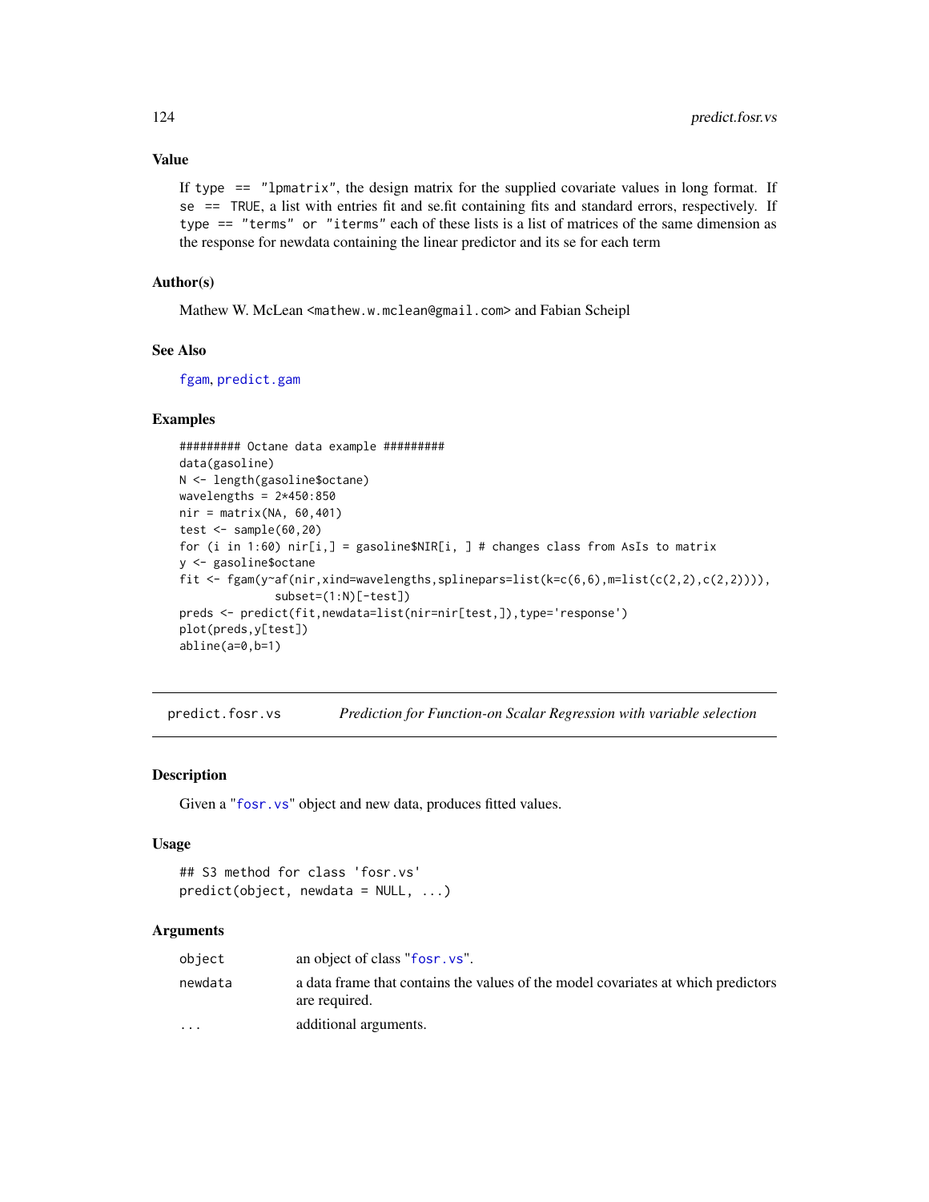### Value

If `type == "lpmatrix"`, the design matrix for the supplied covariate values in long format. If `se == TRUE`, a list with entries fit and se.fit containing fits and standard errors, respectively. If `type == "terms"` or `"iterms"` each of these lists is a list of matrices of the same dimension as the response for newdata containing the linear predictor and its se for each term

### Author(s)

Mathew W. McLean <mathew.w.mclean@gmail.com> and Fabian Scheipl

### See Also

fgam, predict.gam

### Examples

```
######### Octane data example #########
data(gasoline)
N <- length(gasoline$octane)
wavelengths = 2*450:850
nir = matrix(NA, 60,401)
test <- sample(60,20)
for (i in 1:60) nir[i,] = gasoline$NIR[i, ] # changes class from AsIs to matrix
y <- gasoline$octane
fit <- fgam(y~af(nir,xind=wavelengths,splinepars=list(k=c(6,6),m=list(c(2,2),c(2,2)))),
            subset=(1:N)[-test])
preds <- predict(fit,newdata=list(nir=nir[test,]),type='response')
plot(preds,y[test])
abline(a=0,b=1)
```

---

## predict.fosr.vs — *Prediction for Function-on Scalar Regression with variable selection*

### Description

Given a "fosr.vs" object and new data, produces fitted values.

### Usage

```
## S3 method for class 'fosr.vs'
predict(object, newdata = NULL, ...)
```

### Arguments

| | |
|---|---|
| `object` | an object of class "fosr.vs". |
| `newdata` | a data frame that contains the values of the model covariates at which predictors are required. |
| `...` | additional arguments. |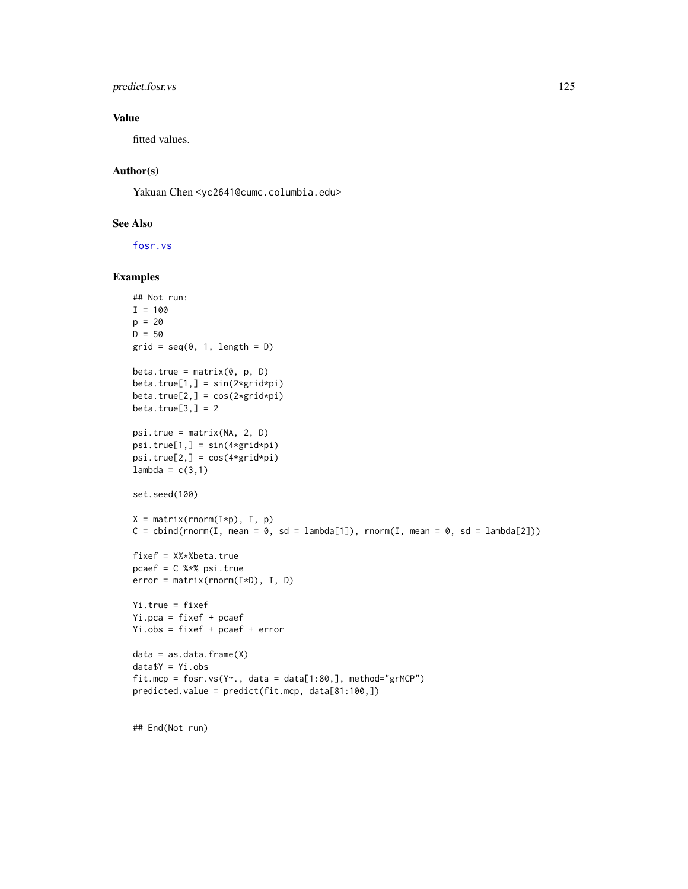### Value

fitted values.

### Author(s)

Yakuan Chen <yc2641@cumc.columbia.edu>

### See Also

fosr.vs

### Examples

```
## Not run:
I = 100
p = 20
D = 50
grid = seq(0, 1, length = D)

beta.true = matrix(0, p, D)
beta.true[1,] = sin(2*grid*pi)
beta.true[2,] = cos(2*grid*pi)
beta.true[3,] = 2

psi.true = matrix(NA, 2, D)
psi.true[1,] = sin(4*grid*pi)
psi.true[2,] = cos(4*grid*pi)
lambda = c(3,1)

set.seed(100)

X = matrix(rnorm(I*p), I, p)
C = cbind(rnorm(I, mean = 0, sd = lambda[1]), rnorm(I, mean = 0, sd = lambda[2]))

fixef = X%*%beta.true
pcaef = C %*% psi.true
error = matrix(rnorm(I*D), I, D)

Yi.true = fixef
Yi.pca = fixef + pcaef
Yi.obs = fixef + pcaef + error

data = as.data.frame(X)
data$Y = Yi.obs
fit.mcp = fosr.vs(Y~., data = data[1:80,], method="grMCP")
predicted.value = predict(fit.mcp, data[81:100,])


## End(Not run)
```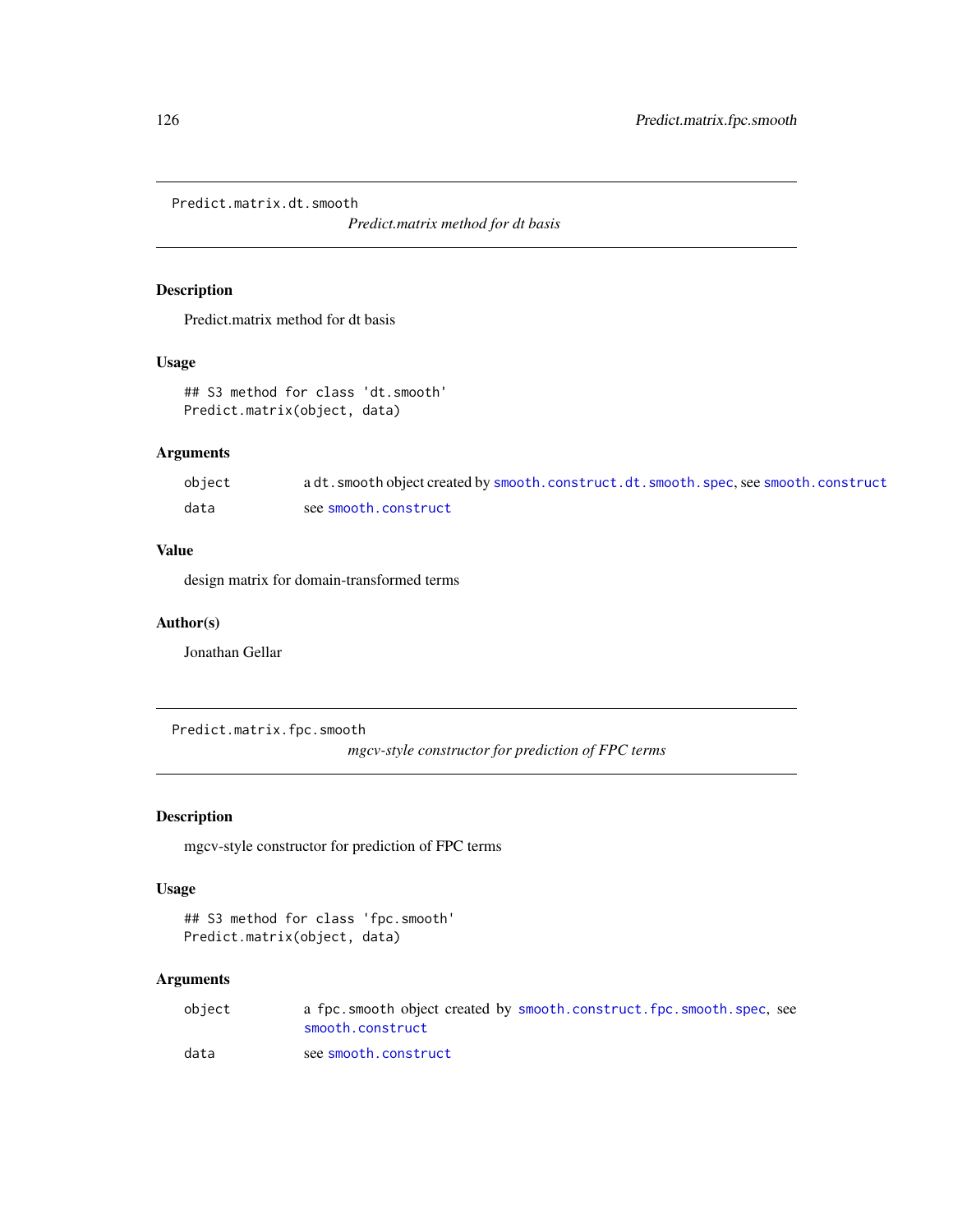## Predict.matrix.dt.smooth

*Predict.matrix method for dt basis*

### Description

Predict.matrix method for dt basis

### Usage

```
## S3 method for class 'dt.smooth'
Predict.matrix(object, data)
```

### Arguments

| | |
|---|---|
| object | a `dt.smooth` object created by `smooth.construct.dt.smooth.spec`, see `smooth.construct` |
| data | see `smooth.construct` |

### Value

design matrix for domain-transformed terms

### Author(s)

Jonathan Gellar

## Predict.matrix.fpc.smooth

*mgcv-style constructor for prediction of FPC terms*

### Description

mgcv-style constructor for prediction of FPC terms

### Usage

```
## S3 method for class 'fpc.smooth'
Predict.matrix(object, data)
```

### Arguments

| | |
|---|---|
| object | a `fpc.smooth` object created by `smooth.construct.fpc.smooth.spec`, see `smooth.construct` |
| data | see `smooth.construct` |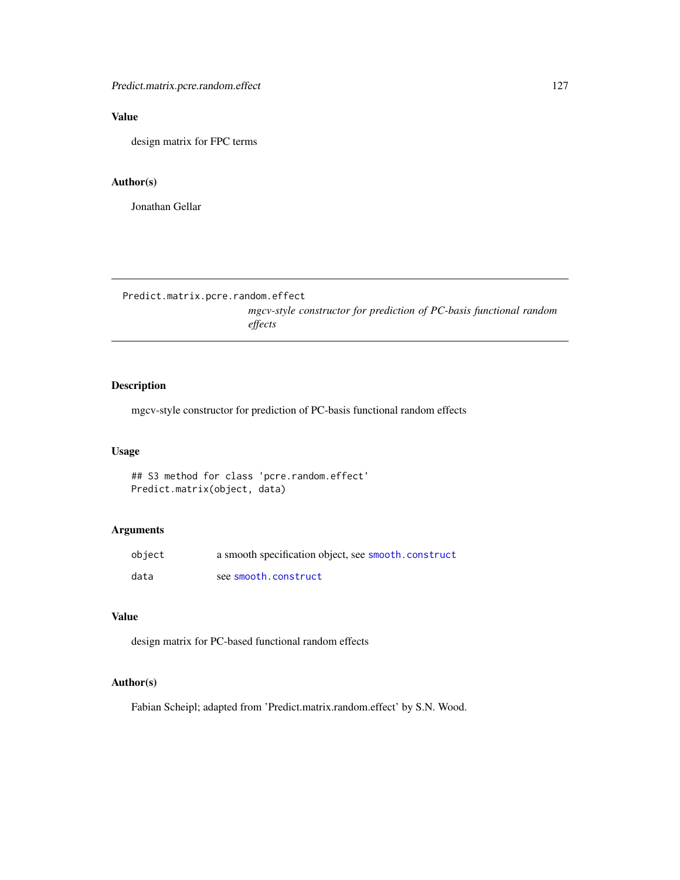## Value

design matrix for FPC terms

## Author(s)

Jonathan Gellar

---

# Predict.matrix.pcre.random.effect

*mgcv-style constructor for prediction of PC-basis functional random effects*

---

## Description

mgcv-style constructor for prediction of PC-basis functional random effects

## Usage

```
## S3 method for class 'pcre.random.effect'
Predict.matrix(object, data)
```

## Arguments

| | |
|---|---|
| `object` | a smooth specification object, see `smooth.construct` |
| `data` | see `smooth.construct` |

## Value

design matrix for PC-based functional random effects

## Author(s)

Fabian Scheipl; adapted from 'Predict.matrix.random.effect' by S.N. Wood.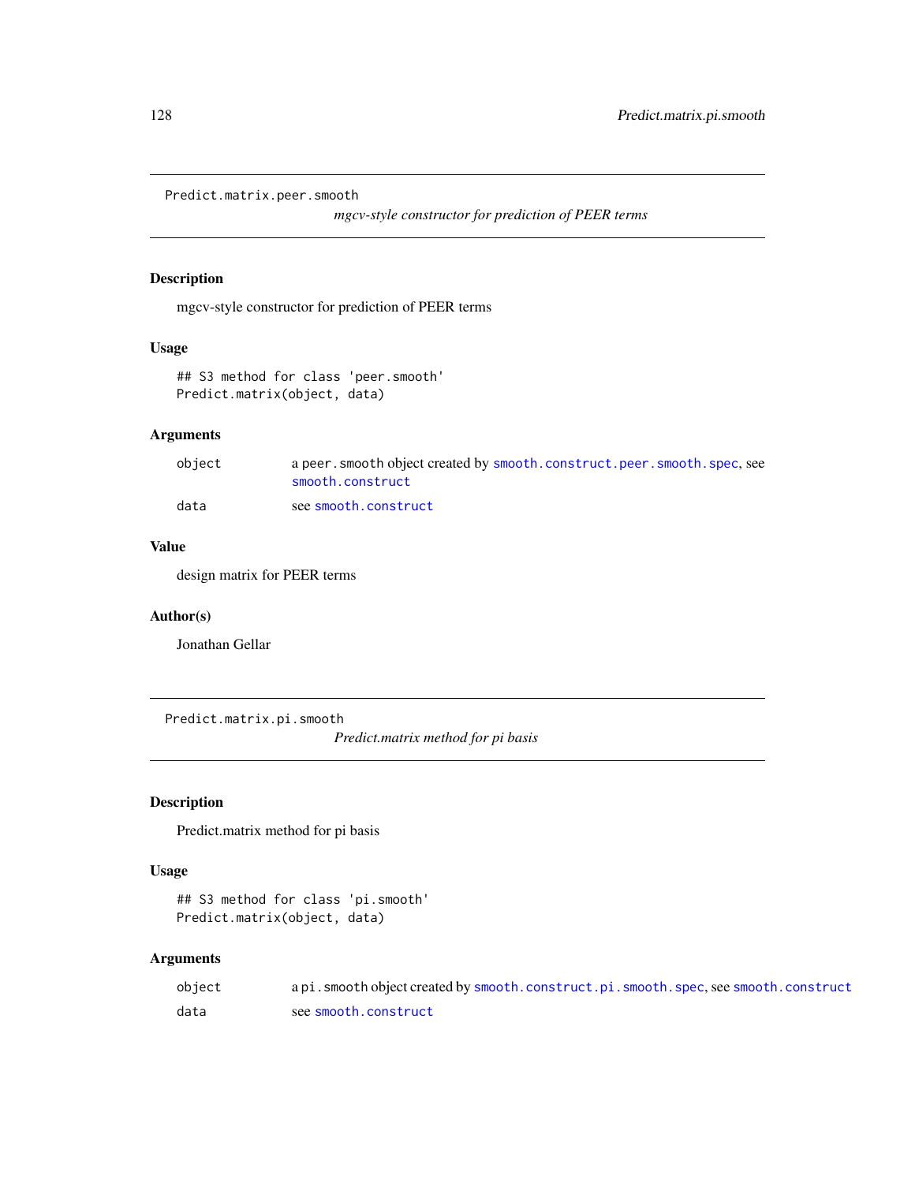## Predict.matrix.peer.smooth

*mgcv-style constructor for prediction of PEER terms*

### Description

mgcv-style constructor for prediction of PEER terms

### Usage

```
## S3 method for class 'peer.smooth'
Predict.matrix(object, data)
```

### Arguments

| | |
|---|---|
| object | a peer.smooth object created by smooth.construct.peer.smooth.spec, see smooth.construct |
| data | see smooth.construct |

### Value

design matrix for PEER terms

### Author(s)

Jonathan Gellar

## Predict.matrix.pi.smooth

*Predict.matrix method for pi basis*

### Description

Predict.matrix method for pi basis

### Usage

```
## S3 method for class 'pi.smooth'
Predict.matrix(object, data)
```

### Arguments

| | |
|---|---|
| object | a pi.smooth object created by smooth.construct.pi.smooth.spec, see smooth.construct |
| data | see smooth.construct |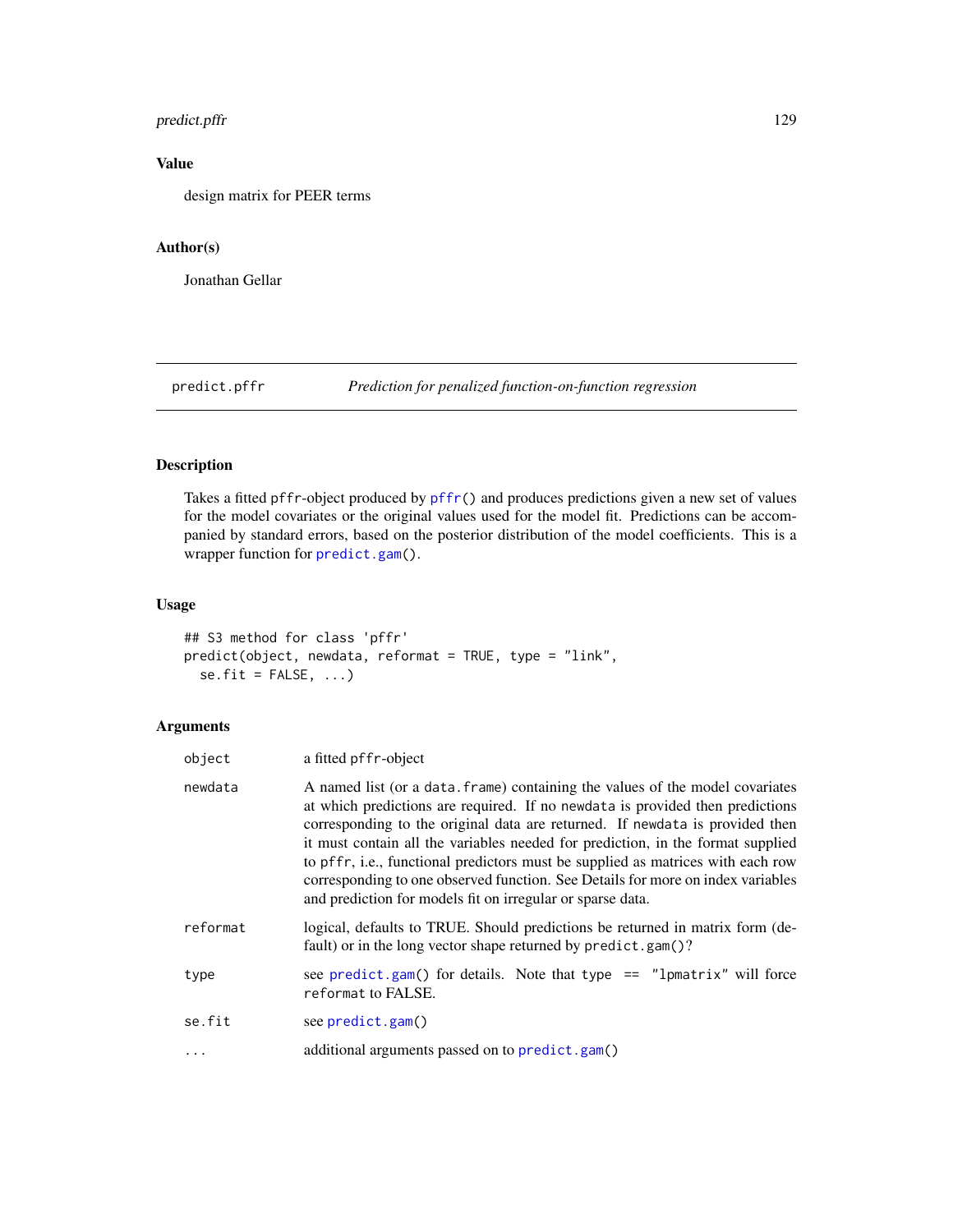## Value

design matrix for PEER terms

## Author(s)

Jonathan Gellar

---

# predict.pffr — *Prediction for penalized function-on-function regression*

## Description

Takes a fitted pffr-object produced by pffr() and produces predictions given a new set of values for the model covariates or the original values used for the model fit. Predictions can be accompanied by standard errors, based on the posterior distribution of the model coefficients. This is a wrapper function for predict.gam().

## Usage

```
## S3 method for class 'pffr'
predict(object, newdata, reformat = TRUE, type = "link",
  se.fit = FALSE, ...)
```

## Arguments

| | |
|---|---|
| object | a fitted pffr-object |
| newdata | A named list (or a data.frame) containing the values of the model covariates at which predictions are required. If no newdata is provided then predictions corresponding to the original data are returned. If newdata is provided then it must contain all the variables needed for prediction, in the format supplied to pffr, i.e., functional predictors must be supplied as matrices with each row corresponding to one observed function. See Details for more on index variables and prediction for models fit on irregular or sparse data. |
| reformat | logical, defaults to TRUE. Should predictions be returned in matrix form (default) or in the long vector shape returned by predict.gam()? |
| type | see predict.gam() for details. Note that type == "lpmatrix" will force reformat to FALSE. |
| se.fit | see predict.gam() |
| ... | additional arguments passed on to predict.gam() |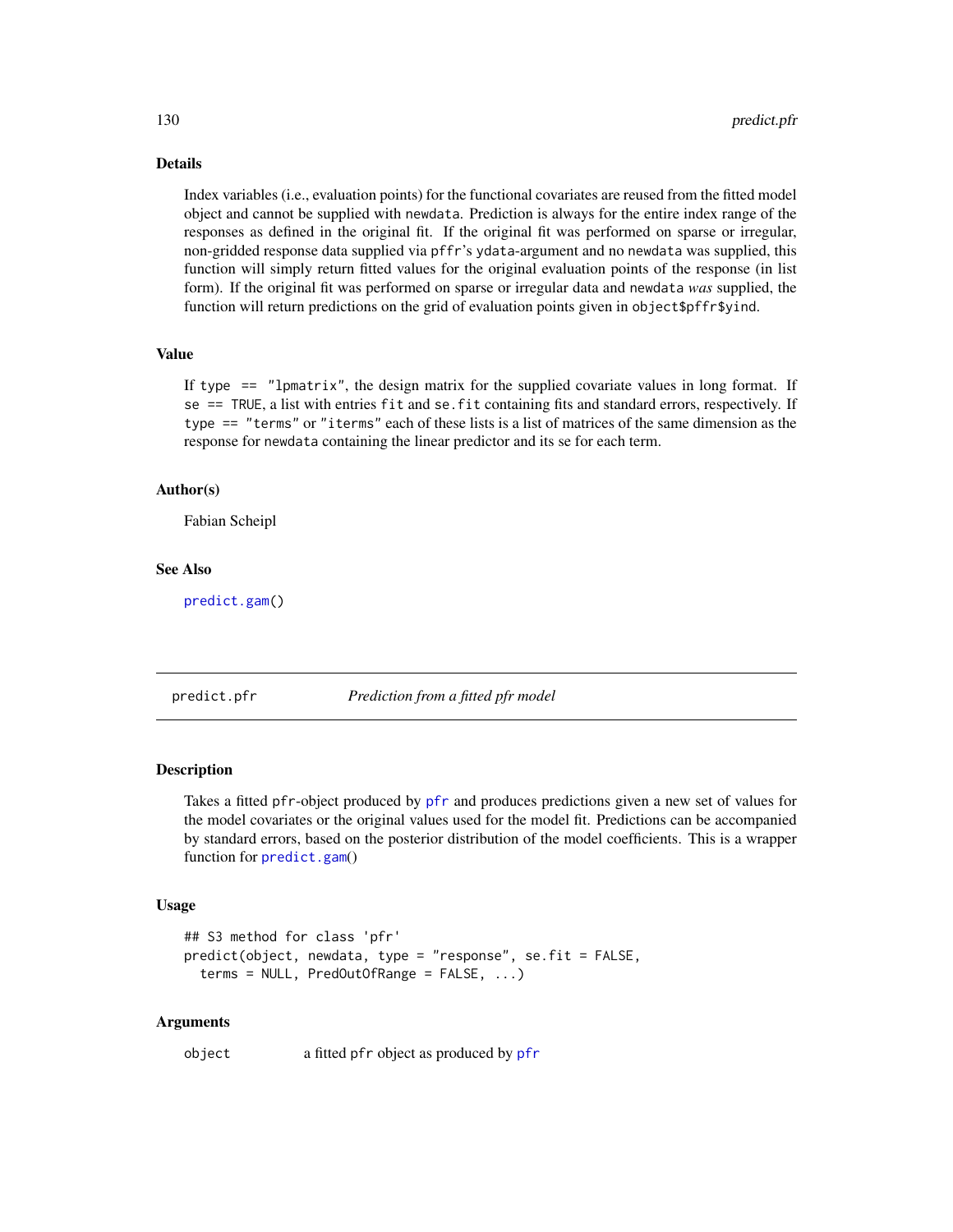## Details

Index variables (i.e., evaluation points) for the functional covariates are reused from the fitted model object and cannot be supplied with `newdata`. Prediction is always for the entire index range of the responses as defined in the original fit. If the original fit was performed on sparse or irregular, non-gridded response data supplied via `pffr`'s `ydata`-argument and no `newdata` was supplied, this function will simply return fitted values for the original evaluation points of the response (in list form). If the original fit was performed on sparse or irregular data and `newdata` *was* supplied, the function will return predictions on the grid of evaluation points given in `object$pffr$yind`.

## Value

If `type == "lpmatrix"`, the design matrix for the supplied covariate values in long format. If `se == TRUE`, a list with entries `fit` and `se.fit` containing fits and standard errors, respectively. If `type == "terms"` or `"iterms"` each of these lists is a list of matrices of the same dimension as the response for `newdata` containing the linear predictor and its se for each term.

## Author(s)

Fabian Scheipl

## See Also

`predict.gam()`

---

# predict.pfr — *Prediction from a fitted pfr model*

## Description

Takes a fitted `pfr`-object produced by `pfr` and produces predictions given a new set of values for the model covariates or the original values used for the model fit. Predictions can be accompanied by standard errors, based on the posterior distribution of the model coefficients. This is a wrapper function for `predict.gam()`

## Usage

```
## S3 method for class 'pfr'
predict(object, newdata, type = "response", se.fit = FALSE,
  terms = NULL, PredOutOfRange = FALSE, ...)
```

## Arguments

| | |
|---|---|
| `object` | a fitted `pfr` object as produced by `pfr` |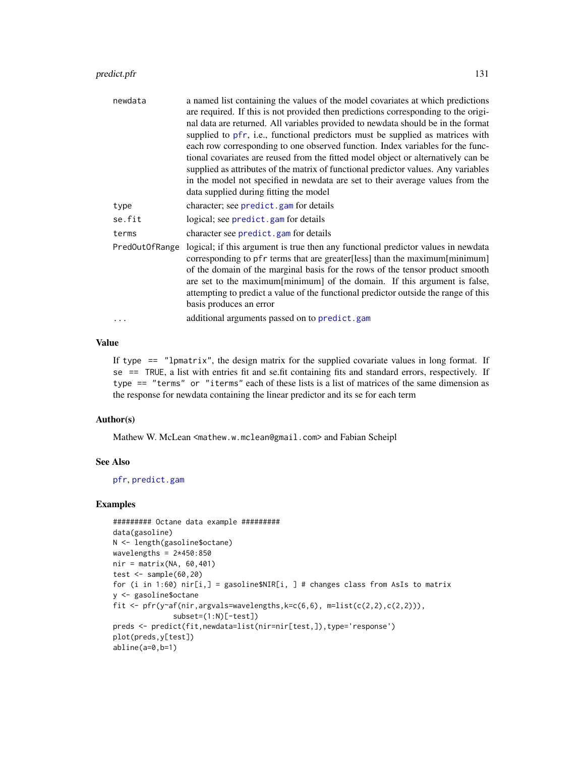| | |
|---|---|
| newdata | a named list containing the values of the model covariates at which predictions are required. If this is not provided then predictions corresponding to the original data are returned. All variables provided to newdata should be in the format supplied to pfr, i.e., functional predictors must be supplied as matrices with each row corresponding to one observed function. Index variables for the functional covariates are reused from the fitted model object or alternatively can be supplied as attributes of the matrix of functional predictor values. Any variables in the model not specified in newdata are set to their average values from the data supplied during fitting the model |
| type | character; see predict.gam for details |
| se.fit | logical; see predict.gam for details |
| terms | character see predict.gam for details |
| PredOutOfRange | logical; if this argument is true then any functional predictor values in newdata corresponding to pfr terms that are greater[less] than the maximum[minimum] of the domain of the marginal basis for the rows of the tensor product smooth are set to the maximum[minimum] of the domain. If this argument is false, attempting to predict a value of the functional predictor outside the range of this basis produces an error |
| ... | additional arguments passed on to predict.gam |

## Value

If `type == "lpmatrix"`, the design matrix for the supplied covariate values in long format. If `se == TRUE`, a list with entries fit and se.fit containing fits and standard errors, respectively. If `type == "terms"` or `"iterms"` each of these lists is a list of matrices of the same dimension as the response for newdata containing the linear predictor and its se for each term

## Author(s)

Mathew W. McLean <mathew.w.mclean@gmail.com> and Fabian Scheipl

## See Also

pfr, predict.gam

## Examples

```
######### Octane data example #########
data(gasoline)
N <- length(gasoline$octane)
wavelengths = 2*450:850
nir = matrix(NA, 60,401)
test <- sample(60,20)
for (i in 1:60) nir[i,] = gasoline$NIR[i, ] # changes class from AsIs to matrix
y <- gasoline$octane
fit <- pfr(y~af(nir,argvals=wavelengths,k=c(6,6), m=list(c(2,2),c(2,2))),
           subset=(1:N)[-test])
preds <- predict(fit,newdata=list(nir=nir[test,]),type='response')
plot(preds,y[test])
abline(a=0,b=1)
```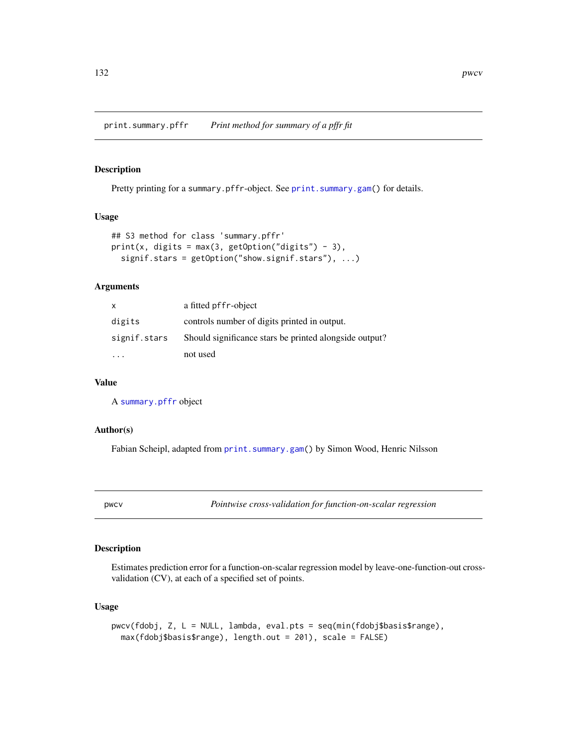## print.summary.pffr — *Print method for summary of a pffr fit*

### Description

Pretty printing for a `summary.pffr`-object. See `print.summary.gam()` for details.

### Usage

```
## S3 method for class 'summary.pffr'
print(x, digits = max(3, getOption("digits") - 3),
  signif.stars = getOption("show.signif.stars"), ...)
```

### Arguments

| | |
|---|---|
| `x` | a fitted `pffr`-object |
| `digits` | controls number of digits printed in output. |
| `signif.stars` | Should significance stars be printed alongside output? |
| `...` | not used |

### Value

A `summary.pffr` object

### Author(s)

Fabian Scheipl, adapted from `print.summary.gam()` by Simon Wood, Henric Nilsson

## pwcv — *Pointwise cross-validation for function-on-scalar regression*

### Description

Estimates prediction error for a function-on-scalar regression model by leave-one-function-out cross-validation (CV), at each of a specified set of points.

### Usage

```
pwcv(fdobj, Z, L = NULL, lambda, eval.pts = seq(min(fdobj$basis$range),
  max(fdobj$basis$range), length.out = 201), scale = FALSE)
```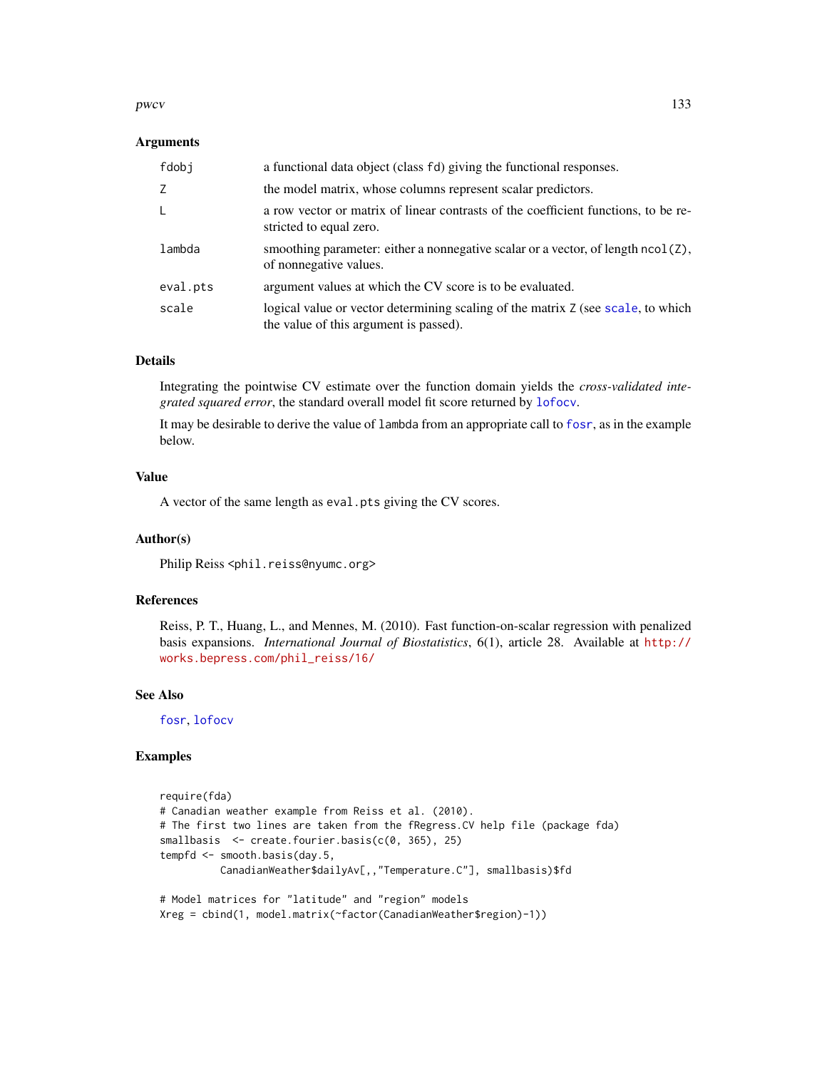### Arguments

| | |
|---|---|
| fdobj | a functional data object (class fd) giving the functional responses. |
| Z | the model matrix, whose columns represent scalar predictors. |
| L | a row vector or matrix of linear contrasts of the coefficient functions, to be restricted to equal zero. |
| lambda | smoothing parameter: either a nonnegative scalar or a vector, of length ncol(Z), of nonnegative values. |
| eval.pts | argument values at which the CV score is to be evaluated. |
| scale | logical value or vector determining scaling of the matrix Z (see scale, to which the value of this argument is passed). |

### Details

Integrating the pointwise CV estimate over the function domain yields the *cross-validated integrated squared error*, the standard overall model fit score returned by lofocv.

It may be desirable to derive the value of lambda from an appropriate call to fosr, as in the example below.

### Value

A vector of the same length as eval.pts giving the CV scores.

### Author(s)

Philip Reiss <phil.reiss@nyumc.org>

### References

Reiss, P. T., Huang, L., and Mennes, M. (2010). Fast function-on-scalar regression with penalized basis expansions. *International Journal of Biostatistics*, 6(1), article 28. Available at http://works.bepress.com/phil_reiss/16/

### See Also

fosr, lofocv

### Examples

```
require(fda)
# Canadian weather example from Reiss et al. (2010).
# The first two lines are taken from the fRegress.CV help file (package fda)
smallbasis  <- create.fourier.basis(c(0, 365), 25)
tempfd <- smooth.basis(day.5,
          CanadianWeather$dailyAv[,,"Temperature.C"], smallbasis)$fd

# Model matrices for "latitude" and "region" models
Xreg = cbind(1, model.matrix(~factor(CanadianWeather$region)-1))
```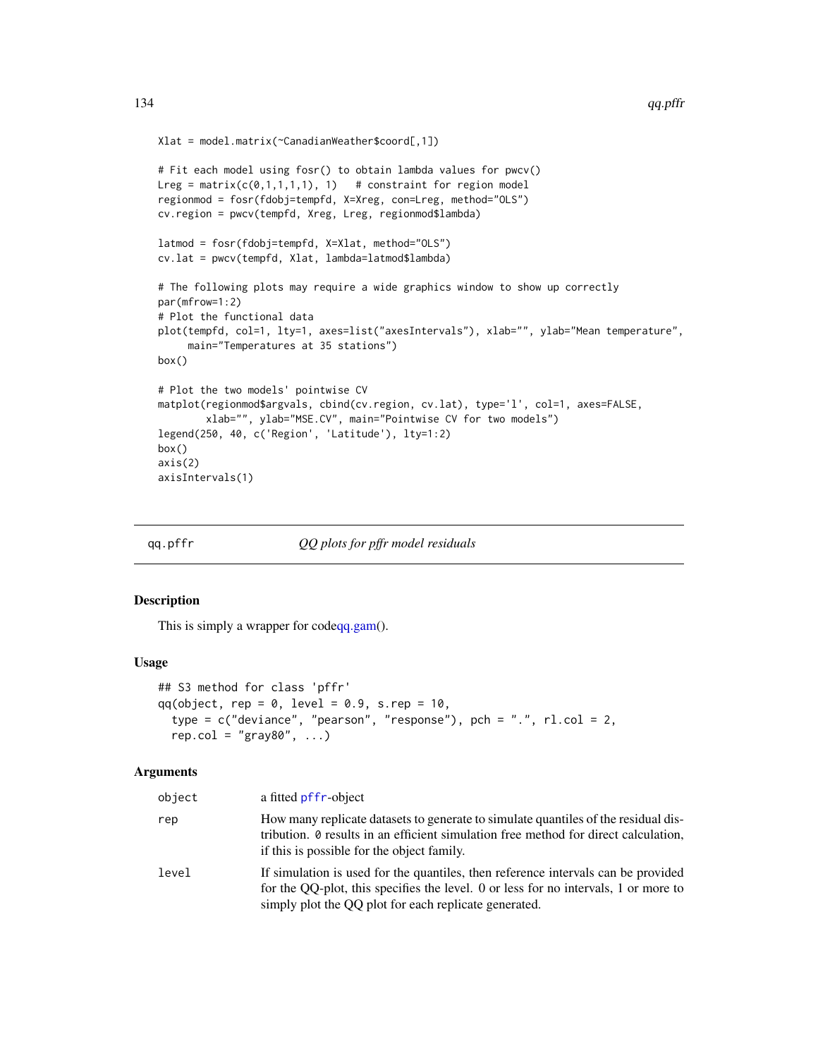```
Xlat = model.matrix(~CanadianWeather$coord[,1])

# Fit each model using fosr() to obtain lambda values for pwcv()
Lreg = matrix(c(0,1,1,1,1), 1)   # constraint for region model
regionmod = fosr(fdobj=tempfd, X=Xreg, con=Lreg, method="OLS")
cv.region = pwcv(tempfd, Xreg, Lreg, regionmod$lambda)

latmod = fosr(fdobj=tempfd, X=Xlat, method="OLS")
cv.lat = pwcv(tempfd, Xlat, lambda=latmod$lambda)

# The following plots may require a wide graphics window to show up correctly
par(mfrow=1:2)
# Plot the functional data
plot(tempfd, col=1, lty=1, axes=list("axesIntervals"), xlab="", ylab="Mean temperature",
     main="Temperatures at 35 stations")
box()

# Plot the two models' pointwise CV
matplot(regionmod$argvals, cbind(cv.region, cv.lat), type='l', col=1, axes=FALSE,
        xlab="", ylab="MSE.CV", main="Pointwise CV for two models")
legend(250, 40, c('Region', 'Latitude'), lty=1:2)
box()
axis(2)
axisIntervals(1)
```

## qq.pffr — *QQ plots for pffr model residuals*

### Description

This is simply a wrapper for codeqq.gam().

### Usage

```
## S3 method for class 'pffr'
qq(object, rep = 0, level = 0.9, s.rep = 10,
  type = c("deviance", "pearson", "response"), pch = ".", rl.col = 2,
  rep.col = "gray80", ...)
```

### Arguments

| | |
|---|---|
| object | a fitted pffr-object |
| rep | How many replicate datasets to generate to simulate quantiles of the residual distribution. 0 results in an efficient simulation free method for direct calculation, if this is possible for the object family. |
| level | If simulation is used for the quantiles, then reference intervals can be provided for the QQ-plot, this specifies the level. 0 or less for no intervals, 1 or more to simply plot the QQ plot for each replicate generated. |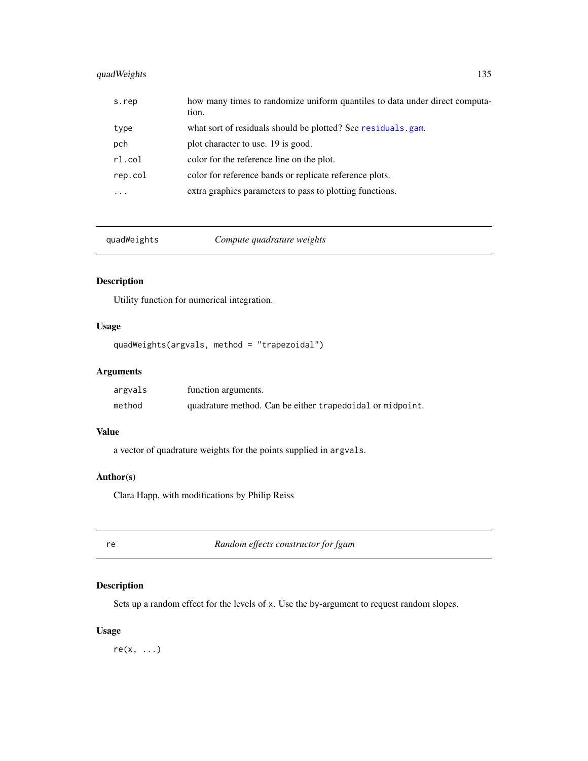| | |
|---|---|
| s.rep | how many times to randomize uniform quantiles to data under direct computation. |
| type | what sort of residuals should be plotted? See residuals.gam. |
| pch | plot character to use. 19 is good. |
| rl.col | color for the reference line on the plot. |
| rep.col | color for reference bands or replicate reference plots. |
| ... | extra graphics parameters to pass to plotting functions. |

---

## quadWeights — *Compute quadrature weights*

### Description

Utility function for numerical integration.

### Usage

```
quadWeights(argvals, method = "trapezoidal")
```

### Arguments

| | |
|---|---|
| argvals | function arguments. |
| method | quadrature method. Can be either `trapedoidal` or `midpoint`. |

### Value

a vector of quadrature weights for the points supplied in `argvals`.

### Author(s)

Clara Happ, with modifications by Philip Reiss

---

## re — *Random effects constructor for fgam*

### Description

Sets up a random effect for the levels of `x`. Use the by-argument to request random slopes.

### Usage

```
re(x, ...)
```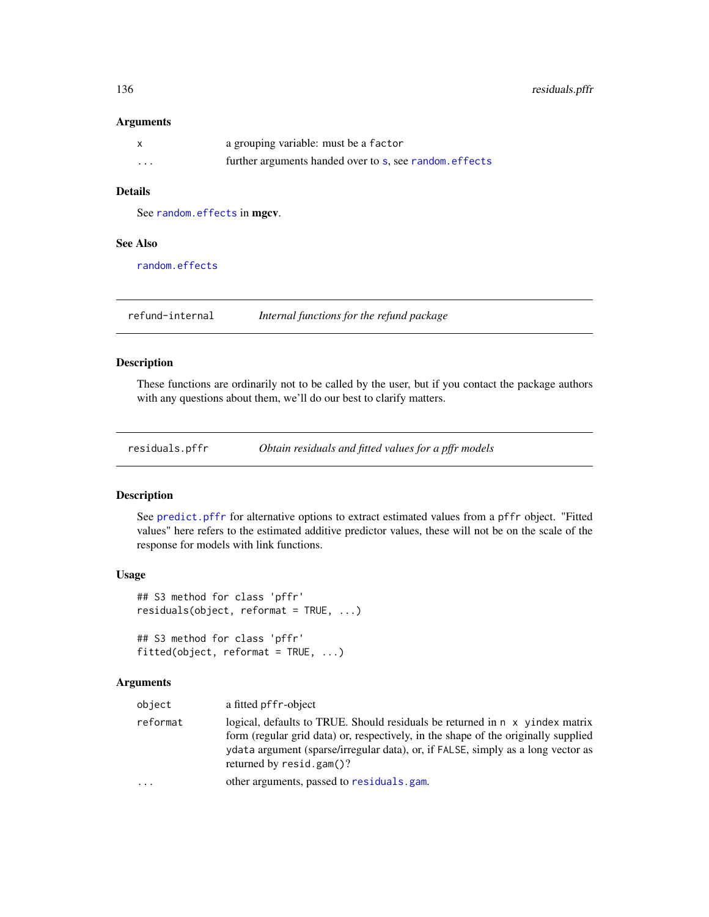### Arguments

| | |
|---|---|
| `x` | a grouping variable: must be a `factor` |
| `...` | further arguments handed over to `s`, see `random.effects` |

### Details

See `random.effects` in **mgcv**.

### See Also

`random.effects`

---

## refund-internal — *Internal functions for the refund package*

### Description

These functions are ordinarily not to be called by the user, but if you contact the package authors with any questions about them, we'll do our best to clarify matters.

---

## residuals.pffr — *Obtain residuals and fitted values for a pffr models*

### Description

See `predict.pffr` for alternative options to extract estimated values from a `pffr` object. "Fitted values" here refers to the estimated additive predictor values, these will not be on the scale of the response for models with link functions.

### Usage

```
## S3 method for class 'pffr'
residuals(object, reformat = TRUE, ...)

## S3 method for class 'pffr'
fitted(object, reformat = TRUE, ...)
```

### Arguments

| | |
|---|---|
| `object` | a fitted `pffr`-object |
| `reformat` | logical, defaults to TRUE. Should residuals be returned in `n x yindex` matrix form (regular grid data) or, respectively, in the shape of the originally supplied `ydata` argument (sparse/irregular data), or, if `FALSE`, simply as a long vector as returned by `resid.gam()`? |
| `...` | other arguments, passed to `residuals.gam`. |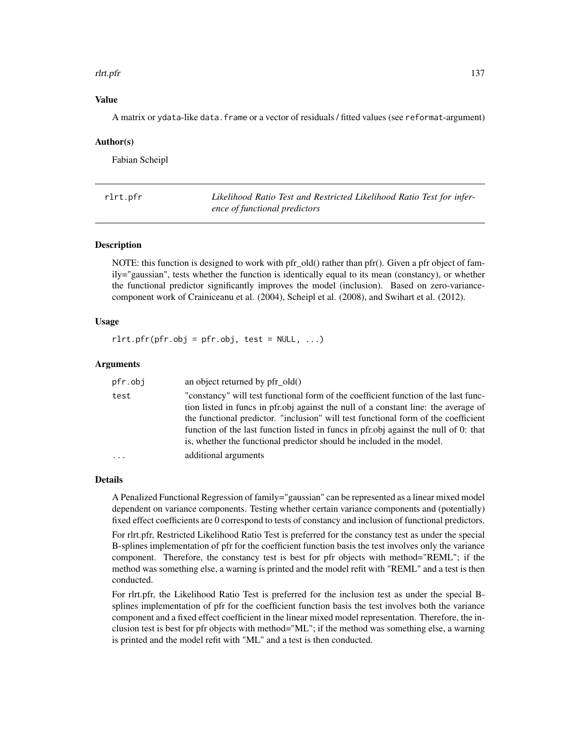### Value

A matrix or ydata-like data.frame or a vector of residuals / fitted values (see reformat-argument)

### Author(s)

Fabian Scheipl

---

## rlrt.pfr — *Likelihood Ratio Test and Restricted Likelihood Ratio Test for inference of functional predictors*

---

### Description

NOTE: this function is designed to work with pfr_old() rather than pfr(). Given a pfr object of family="gaussian", tests whether the function is identically equal to its mean (constancy), or whether the functional predictor significantly improves the model (inclusion). Based on zero-variance-component work of Crainiceanu et al. (2004), Scheipl et al. (2008), and Swihart et al. (2012).

### Usage

```
rlrt.pfr(pfr.obj = pfr.obj, test = NULL, ...)
```

### Arguments

| | |
|---|---|
| pfr.obj | an object returned by pfr_old() |
| test | "constancy" will test functional form of the coefficient function of the last function listed in funcs in pfr.obj against the null of a constant line: the average of the functional predictor. "inclusion" will test functional form of the coefficient function of the last function listed in funcs in pfr.obj against the null of 0: that is, whether the functional predictor should be included in the model. |
| ... | additional arguments |

### Details

A Penalized Functional Regression of family="gaussian" can be represented as a linear mixed model dependent on variance components. Testing whether certain variance components and (potentially) fixed effect coefficients are 0 correspond to tests of constancy and inclusion of functional predictors.

For rlrt.pfr, Restricted Likelihood Ratio Test is preferred for the constancy test as under the special B-splines implementation of pfr for the coefficient function basis the test involves only the variance component. Therefore, the constancy test is best for pfr objects with method="REML"; if the method was something else, a warning is printed and the model refit with "REML" and a test is then conducted.

For rlrt.pfr, the Likelihood Ratio Test is preferred for the inclusion test as under the special B-splines implementation of pfr for the coefficient function basis the test involves both the variance component and a fixed effect coefficient in the linear mixed model representation. Therefore, the inclusion test is best for pfr objects with method="ML"; if the method was something else, a warning is printed and the model refit with "ML" and a test is then conducted.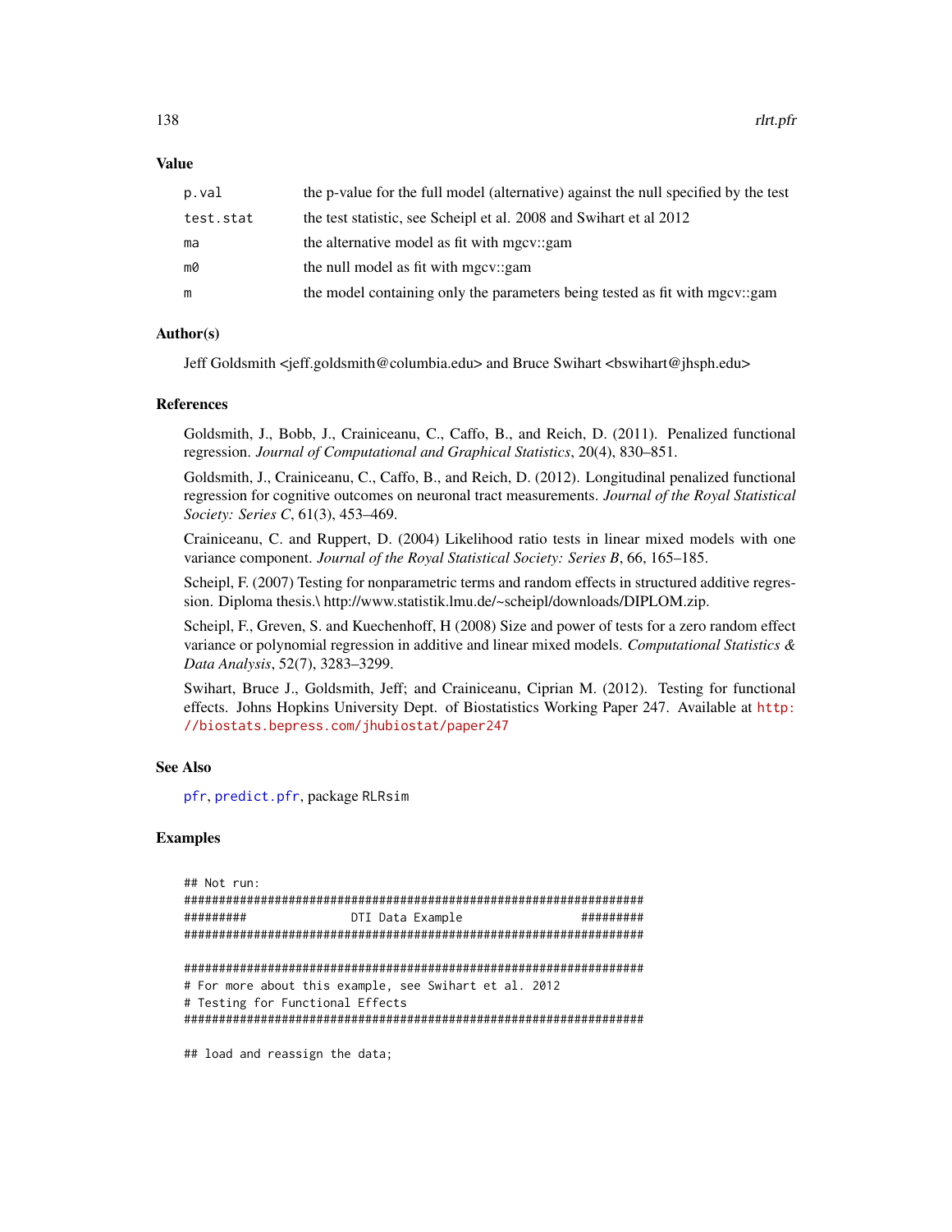## Value

| | |
|---|---|
| p.val | the p-value for the full model (alternative) against the null specified by the test |
| test.stat | the test statistic, see Scheipl et al. 2008 and Swihart et al 2012 |
| ma | the alternative model as fit with mgcv::gam |
| m0 | the null model as fit with mgcv::gam |
| m | the model containing only the parameters being tested as fit with mgcv::gam |

## Author(s)

Jeff Goldsmith <jeff.goldsmith@columbia.edu> and Bruce Swihart <bswihart@jhsph.edu>

## References

Goldsmith, J., Bobb, J., Crainiceanu, C., Caffo, B., and Reich, D. (2011). Penalized functional regression. *Journal of Computational and Graphical Statistics*, 20(4), 830–851.

Goldsmith, J., Crainiceanu, C., Caffo, B., and Reich, D. (2012). Longitudinal penalized functional regression for cognitive outcomes on neuronal tract measurements. *Journal of the Royal Statistical Society: Series C*, 61(3), 453–469.

Crainiceanu, C. and Ruppert, D. (2004) Likelihood ratio tests in linear mixed models with one variance component. *Journal of the Royal Statistical Society: Series B*, 66, 165–185.

Scheipl, F. (2007) Testing for nonparametric terms and random effects in structured additive regression. Diploma thesis.\ http://www.statistik.lmu.de/~scheipl/downloads/DIPLOM.zip.

Scheipl, F., Greven, S. and Kuechenhoff, H (2008) Size and power of tests for a zero random effect variance or polynomial regression in additive and linear mixed models. *Computational Statistics & Data Analysis*, 52(7), 3283–3299.

Swihart, Bruce J., Goldsmith, Jeff; and Crainiceanu, Ciprian M. (2012). Testing for functional effects. Johns Hopkins University Dept. of Biostatistics Working Paper 247. Available at http://biostats.bepress.com/jhubiostat/paper247

## See Also

pfr, predict.pfr, package RLRsim

## Examples

```
## Not run:
##################################################################
#########              DTI Data Example                #########
##################################################################

##################################################################
# For more about this example, see Swihart et al. 2012
# Testing for Functional Effects
##################################################################

## load and reassign the data;
```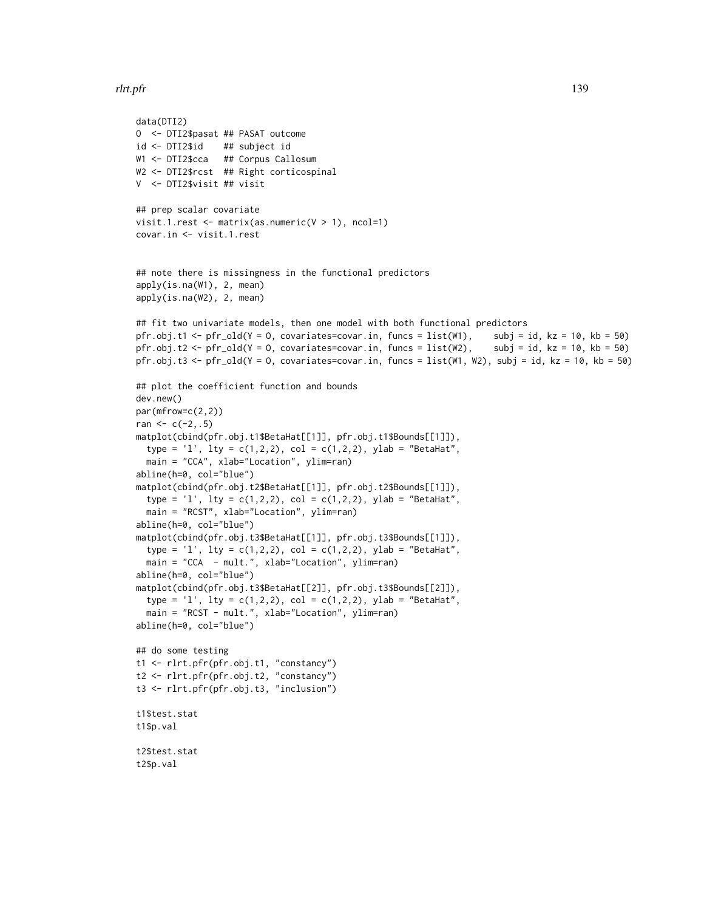```
data(DTI2)
O  <- DTI2$pasat ## PASAT outcome
id <- DTI2$id    ## subject id
W1 <- DTI2$cca   ## Corpus Callosum
W2 <- DTI2$rcst  ## Right corticospinal
V  <- DTI2$visit ## visit

## prep scalar covariate
visit.1.rest <- matrix(as.numeric(V > 1), ncol=1)
covar.in <- visit.1.rest


## note there is missingness in the functional predictors
apply(is.na(W1), 2, mean)
apply(is.na(W2), 2, mean)

## fit two univariate models, then one model with both functional predictors
pfr.obj.t1 <- pfr_old(Y = O, covariates=covar.in, funcs = list(W1),     subj = id, kz = 10, kb = 50)
pfr.obj.t2 <- pfr_old(Y = O, covariates=covar.in, funcs = list(W2),     subj = id, kz = 10, kb = 50)
pfr.obj.t3 <- pfr_old(Y = O, covariates=covar.in, funcs = list(W1, W2), subj = id, kz = 10, kb = 50)

## plot the coefficient function and bounds
dev.new()
par(mfrow=c(2,2))
ran <- c(-2,.5)
matplot(cbind(pfr.obj.t1$BetaHat[[1]], pfr.obj.t1$Bounds[[1]]),
  type = 'l', lty = c(1,2,2), col = c(1,2,2), ylab = "BetaHat",
  main = "CCA", xlab="Location", ylim=ran)
abline(h=0, col="blue")
matplot(cbind(pfr.obj.t2$BetaHat[[1]], pfr.obj.t2$Bounds[[1]]),
  type = 'l', lty = c(1,2,2), col = c(1,2,2), ylab = "BetaHat",
  main = "RCST", xlab="Location", ylim=ran)
abline(h=0, col="blue")
matplot(cbind(pfr.obj.t3$BetaHat[[1]], pfr.obj.t3$Bounds[[1]]),
  type = 'l', lty = c(1,2,2), col = c(1,2,2), ylab = "BetaHat",
  main = "CCA  - mult.", xlab="Location", ylim=ran)
abline(h=0, col="blue")
matplot(cbind(pfr.obj.t3$BetaHat[[2]], pfr.obj.t3$Bounds[[2]]),
  type = 'l', lty = c(1,2,2), col = c(1,2,2), ylab = "BetaHat",
  main = "RCST - mult.", xlab="Location", ylim=ran)
abline(h=0, col="blue")

## do some testing
t1 <- rlrt.pfr(pfr.obj.t1, "constancy")
t2 <- rlrt.pfr(pfr.obj.t2, "constancy")
t3 <- rlrt.pfr(pfr.obj.t3, "inclusion")

t1$test.stat
t1$p.val

t2$test.stat
t2$p.val
```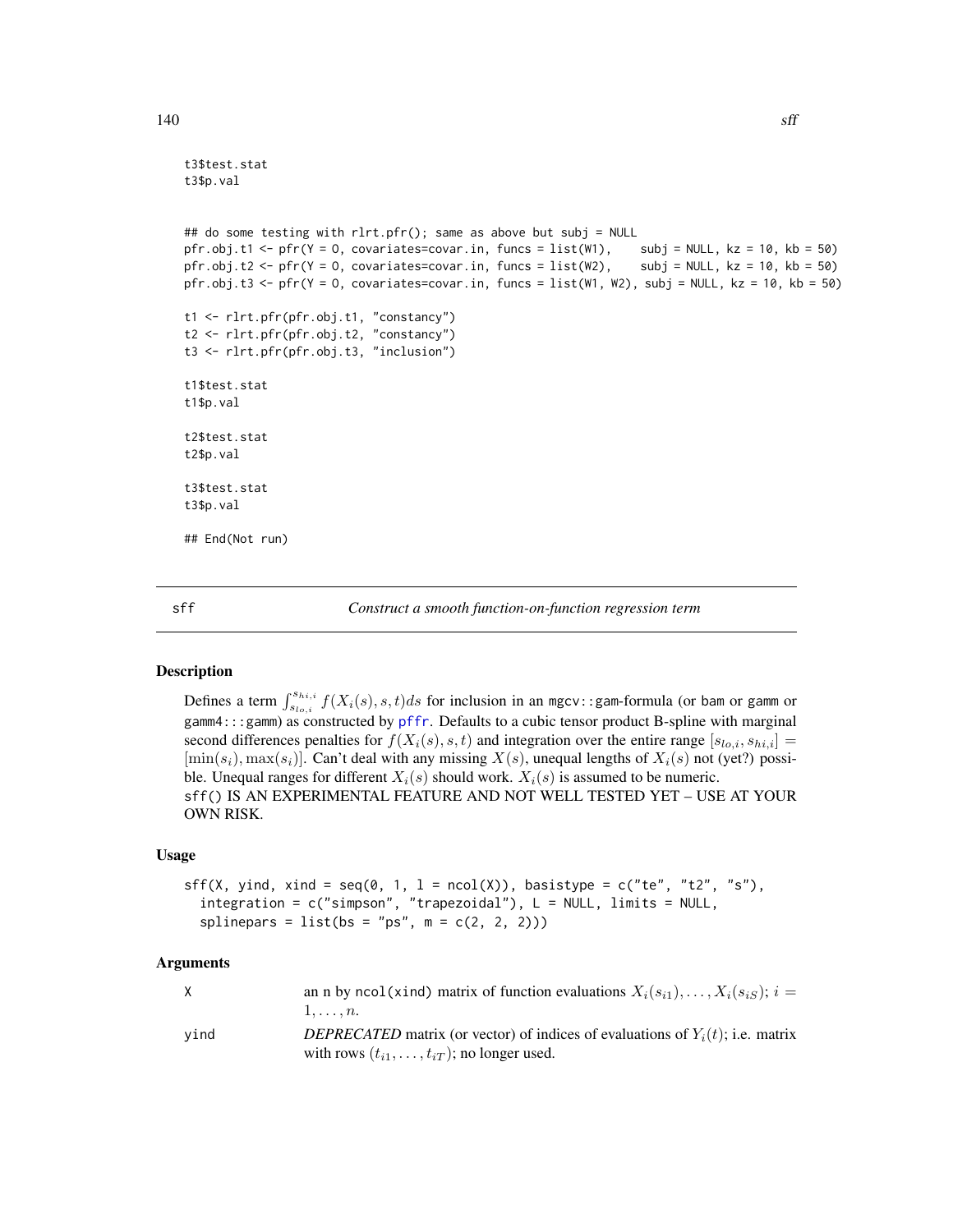```
t3$test.stat
t3$p.val


## do some testing with rlrt.pfr(); same as above but subj = NULL
pfr.obj.t1 <- pfr(Y = O, covariates=covar.in, funcs = list(W1),     subj = NULL, kz = 10, kb = 50)
pfr.obj.t2 <- pfr(Y = O, covariates=covar.in, funcs = list(W2),     subj = NULL, kz = 10, kb = 50)
pfr.obj.t3 <- pfr(Y = O, covariates=covar.in, funcs = list(W1, W2), subj = NULL, kz = 10, kb = 50)

t1 <- rlrt.pfr(pfr.obj.t1, "constancy")
t2 <- rlrt.pfr(pfr.obj.t2, "constancy")
t3 <- rlrt.pfr(pfr.obj.t3, "inclusion")

t1$test.stat
t1$p.val

t2$test.stat
t2$p.val

t3$test.stat
t3$p.val

## End(Not run)
```

## sff — *Construct a smooth function-on-function regression term*

### Description

Defines a term $\int_{s_{lo,i}}^{s_{hi,i}} f(X_i(s), s, t) ds$ for inclusion in an `mgcv::gam`-formula (or `bam` or `gamm` or `gamm4:::gamm`) as constructed by `pffr`. Defaults to a cubic tensor product B-spline with marginal second differences penalties for $f(X_i(s), s, t)$ and integration over the entire range $[s_{lo,i}, s_{hi,i}] = [\min(s_i), \max(s_i)]$. Can't deal with any missing $X(s)$, unequal lengths of $X_i(s)$ not (yet?) possible. Unequal ranges for different $X_i(s)$ should work. $X_i(s)$ is assumed to be numeric.
`sff()` IS AN EXPERIMENTAL FEATURE AND NOT WELL TESTED YET – USE AT YOUR OWN RISK.

### Usage

```
sff(X, yind, xind = seq(0, 1, l = ncol(X)), basistype = c("te", "t2", "s"),
  integration = c("simpson", "trapezoidal"), L = NULL, limits = NULL,
  splinepars = list(bs = "ps", m = c(2, 2, 2)))
```

### Arguments

| | |
|---|---|
| X | an n by `ncol(xind)` matrix of function evaluations $X_i(s_{i1}), \ldots, X_i(s_{iS})$; $i = 1, \ldots, n$. |
| yind | *DEPRECATED* matrix (or vector) of indices of evaluations of $Y_i(t)$; i.e. matrix with rows $(t_{i1}, \ldots, t_{iT})$; no longer used. |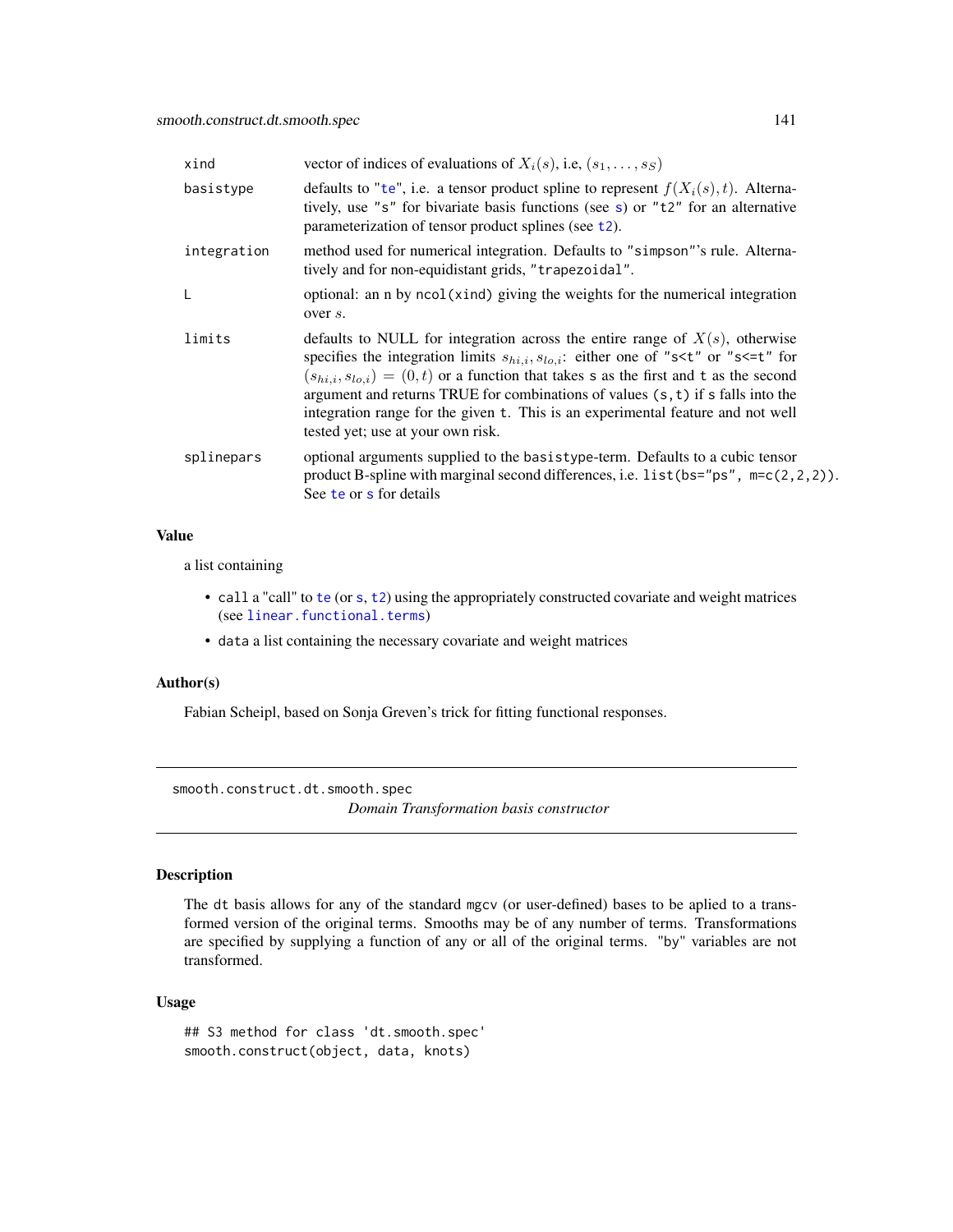| | |
|---|---|
| xind | vector of indices of evaluations of $X_i(s)$, i.e, $(s_1, \ldots, s_S)$ |
| basistype | defaults to "te", i.e. a tensor product spline to represent $f(X_i(s), t)$. Alternatively, use "s" for bivariate basis functions (see s) or "t2" for an alternative parameterization of tensor product splines (see t2). |
| integration | method used for numerical integration. Defaults to "simpson"'s rule. Alternatively and for non-equidistant grids, "trapezoidal". |
| L | optional: an n by ncol(xind) giving the weights for the numerical integration over $s$. |
| limits | defaults to NULL for integration across the entire range of $X(s)$, otherwise specifies the integration limits $s_{hi,i}, s_{lo,i}$: either one of "s<t" or "s<=t" for $(s_{hi,i}, s_{lo,i}) = (0, t)$ or a function that takes s as the first and t as the second argument and returns TRUE for combinations of values (s,t) if s falls into the integration range for the given t. This is an experimental feature and not well tested yet; use at your own risk. |
| splinepars | optional arguments supplied to the basistype-term. Defaults to a cubic tensor product B-spline with marginal second differences, i.e. list(bs="ps", m=c(2,2,2)). See te or s for details |

## Value

a list containing

- call a "call" to te (or s, t2) using the appropriately constructed covariate and weight matrices (see linear.functional.terms)
- data a list containing the necessary covariate and weight matrices

## Author(s)

Fabian Scheipl, based on Sonja Greven's trick for fitting functional responses.

---

# smooth.construct.dt.smooth.spec

*Domain Transformation basis constructor*

## Description

The dt basis allows for any of the standard mgcv (or user-defined) bases to be aplied to a transformed version of the original terms. Smooths may be of any number of terms. Transformations are specified by supplying a function of any or all of the original terms. "by" variables are not transformed.

## Usage

```
## S3 method for class 'dt.smooth.spec'
smooth.construct(object, data, knots)
```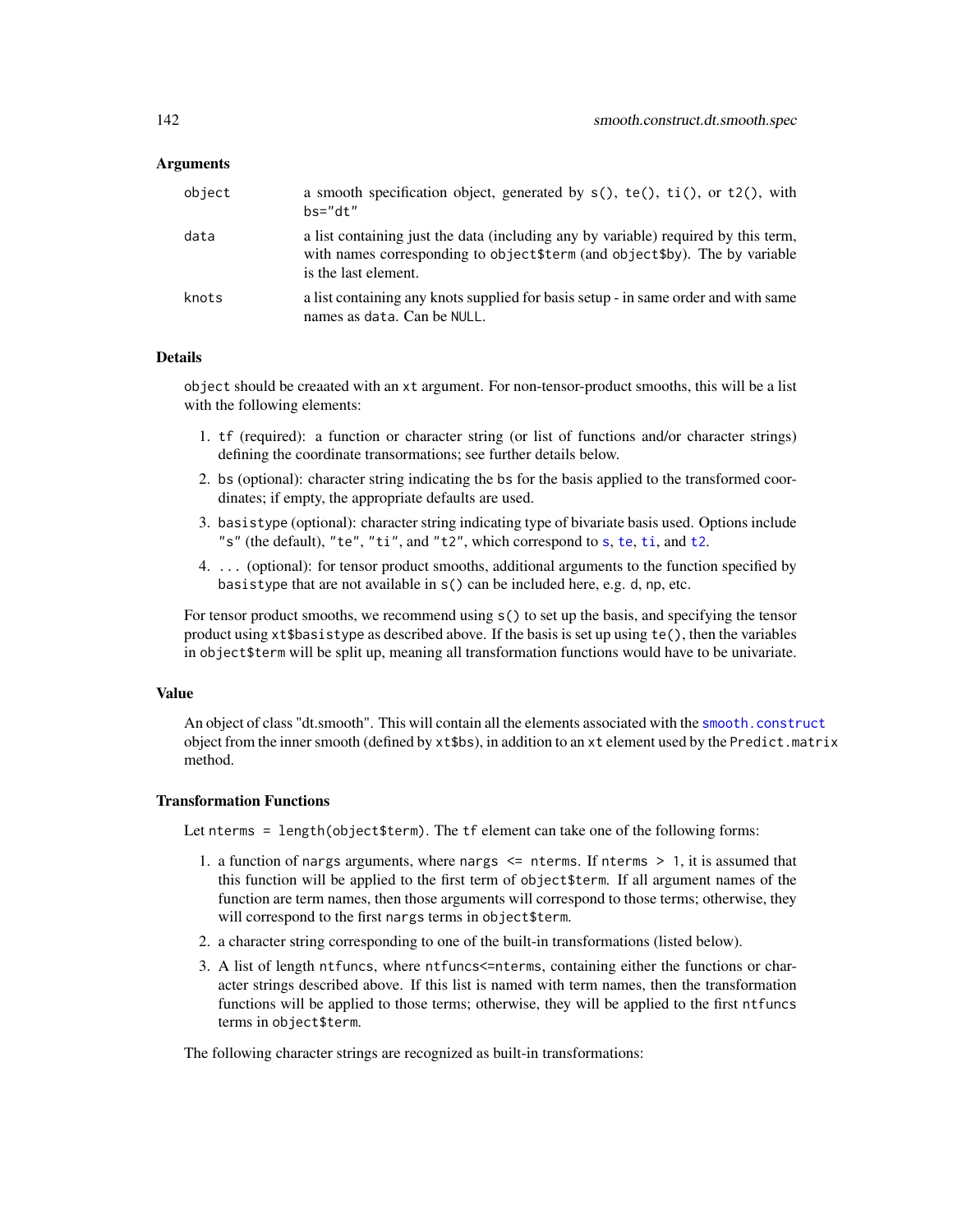### Arguments

| | |
|---|---|
| object | a smooth specification object, generated by `s()`, `te()`, `ti()`, or `t2()`, with `bs="dt"` |
| data | a list containing just the data (including any by variable) required by this term, with names corresponding to `object$term` (and `object$by`). The by variable is the last element. |
| knots | a list containing any knots supplied for basis setup - in same order and with same names as `data`. Can be `NULL`. |

### Details

`object` should be creaated with an `xt` argument. For non-tensor-product smooths, this will be a list with the following elements:

1. `tf` (required): a function or character string (or list of functions and/or character strings) defining the coordinate transformations; see further details below.
2. `bs` (optional): character string indicating the `bs` for the basis applied to the transformed coordinates; if empty, the appropriate defaults are used.
3. `basistype` (optional): character string indicating type of bivariate basis used. Options include `"s"` (the default), `"te"`, `"ti"`, and `"t2"`, which correspond to `s`, `te`, `ti`, and `t2`.
4. `...` (optional): for tensor product smooths, additional arguments to the function specified by `basistype` that are not available in `s()` can be included here, e.g. `d`, `np`, etc.

For tensor product smooths, we recommend using `s()` to set up the basis, and specifying the tensor product using `xt$basistype` as described above. If the basis is set up using `te()`, then the variables in `object$term` will be split up, meaning all transformation functions would have to be univariate.

### Value

An object of class "dt.smooth". This will contain all the elements associated with the `smooth.construct` object from the inner smooth (defined by `xt$bs`), in addition to an `xt` element used by the `Predict.matrix` method.

### Transformation Functions

Let `nterms = length(object$term)`. The `tf` element can take one of the following forms:

1. a function of `nargs` arguments, where `nargs <= nterms`. If `nterms > 1`, it is assumed that this function will be applied to the first term of `object$term`. If all argument names of the function are term names, then those arguments will correspond to those terms; otherwise, they will correspond to the first `nargs` terms in `object$term`.
2. a character string corresponding to one of the built-in transformations (listed below).
3. A list of length `ntfuncs`, where `ntfuncs<=nterms`, containing either the functions or character strings described above. If this list is named with term names, then the transformation functions will be applied to those terms; otherwise, they will be applied to the first `ntfuncs` terms in `object$term`.

The following character strings are recognized as built-in transformations: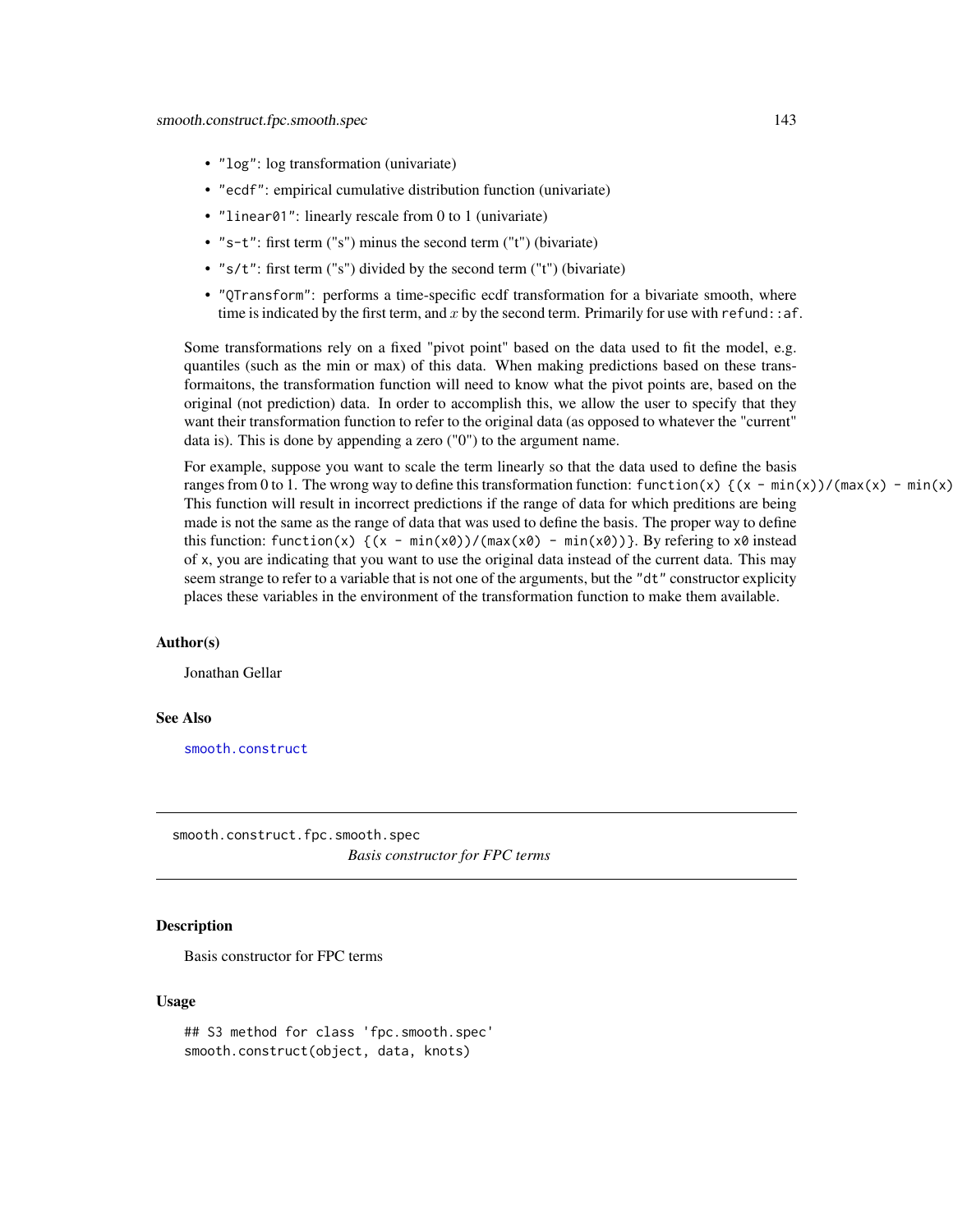- "log": log transformation (univariate)
- "ecdf": empirical cumulative distribution function (univariate)
- "linear01": linearly rescale from 0 to 1 (univariate)
- "s-t": first term ("s") minus the second term ("t") (bivariate)
- "s/t": first term ("s") divided by the second term ("t") (bivariate)
- "QTransform": performs a time-specific ecdf transformation for a bivariate smooth, where time is indicated by the first term, and $x$ by the second term. Primarily for use with `refund::af`.

Some transformations rely on a fixed "pivot point" based on the data used to fit the model, e.g. quantiles (such as the min or max) of this data. When making predictions based on these transformaitons, the transformation function will need to know what the pivot points are, based on the original (not prediction) data. In order to accomplish this, we allow the user to specify that they want their transformation function to refer to the original data (as opposed to whatever the "current" data is). This is done by appending a zero ("0") to the argument name.

For example, suppose you want to scale the term linearly so that the data used to define the basis ranges from 0 to 1. The wrong way to define this transformation function: `function(x) {(x - min(x))/(max(x) - min(x)` This function will result in incorrect predictions if the range of data for which preditions are being made is not the same as the range of data that was used to define the basis. The proper way to define this function: `function(x) {(x - min(x0))/(max(x0) - min(x0))}`. By refering to `x0` instead of `x`, you are indicating that you want to use the original data instead of the current data. This may seem strange to refer to a variable that is not one of the arguments, but the "dt" constructor explicity places these variables in the environment of the transformation function to make them available.

### Author(s)

Jonathan Gellar

### See Also

`smooth.construct`

---

## smooth.construct.fpc.smooth.spec

*Basis constructor for FPC terms*

### Description

Basis constructor for FPC terms

### Usage

```
## S3 method for class 'fpc.smooth.spec'
smooth.construct(object, data, knots)
```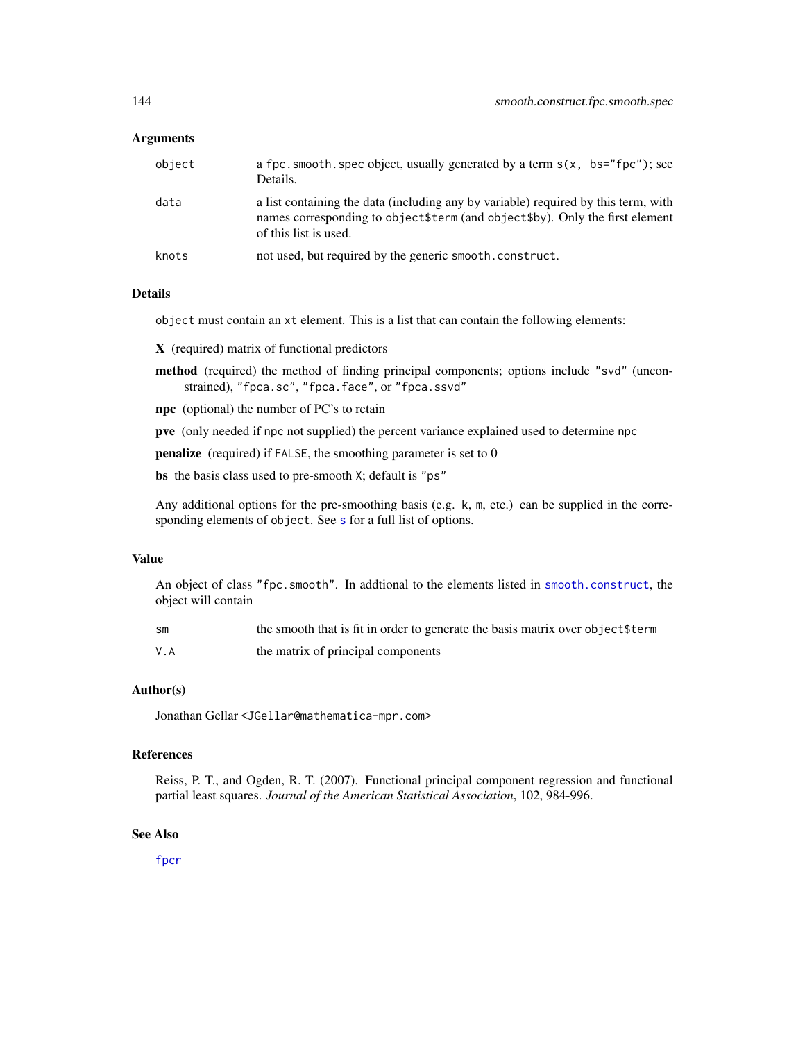## Arguments

| | |
|---|---|
| `object` | a `fpc.smooth.spec` object, usually generated by a term `s(x, bs="fpc")`; see Details. |
| `data` | a list containing the data (including any `by` variable) required by this term, with names corresponding to `object$term` (and `object$by`). Only the first element of this list is used. |
| `knots` | not used, but required by the generic `smooth.construct`. |

## Details

`object` must contain an `xt` element. This is a list that can contain the following elements:

**X** (required) matrix of functional predictors

**method** (required) the method of finding principal components; options include `"svd"` (unconstrained), `"fpca.sc"`, `"fpca.face"`, or `"fpca.ssvd"`

**npc** (optional) the number of PC's to retain

**pve** (only needed if `npc` not supplied) the percent variance explained used to determine `npc`

**penalize** (required) if `FALSE`, the smoothing parameter is set to 0

**bs** the basis class used to pre-smooth `X`; default is `"ps"`

Any additional options for the pre-smoothing basis (e.g. `k`, `m`, etc.) can be supplied in the corresponding elements of `object`. See `s` for a full list of options.

## Value

An object of class `"fpc.smooth"`. In addtional to the elements listed in `smooth.construct`, the object will contain

| | |
|---|---|
| `sm` | the smooth that is fit in order to generate the basis matrix over `object$term` |
| `V.A` | the matrix of principal components |

## Author(s)

Jonathan Gellar <JGellar@mathematica-mpr.com>

## References

Reiss, P. T., and Ogden, R. T. (2007). Functional principal component regression and functional partial least squares. *Journal of the American Statistical Association*, 102, 984-996.

## See Also

`fpcr`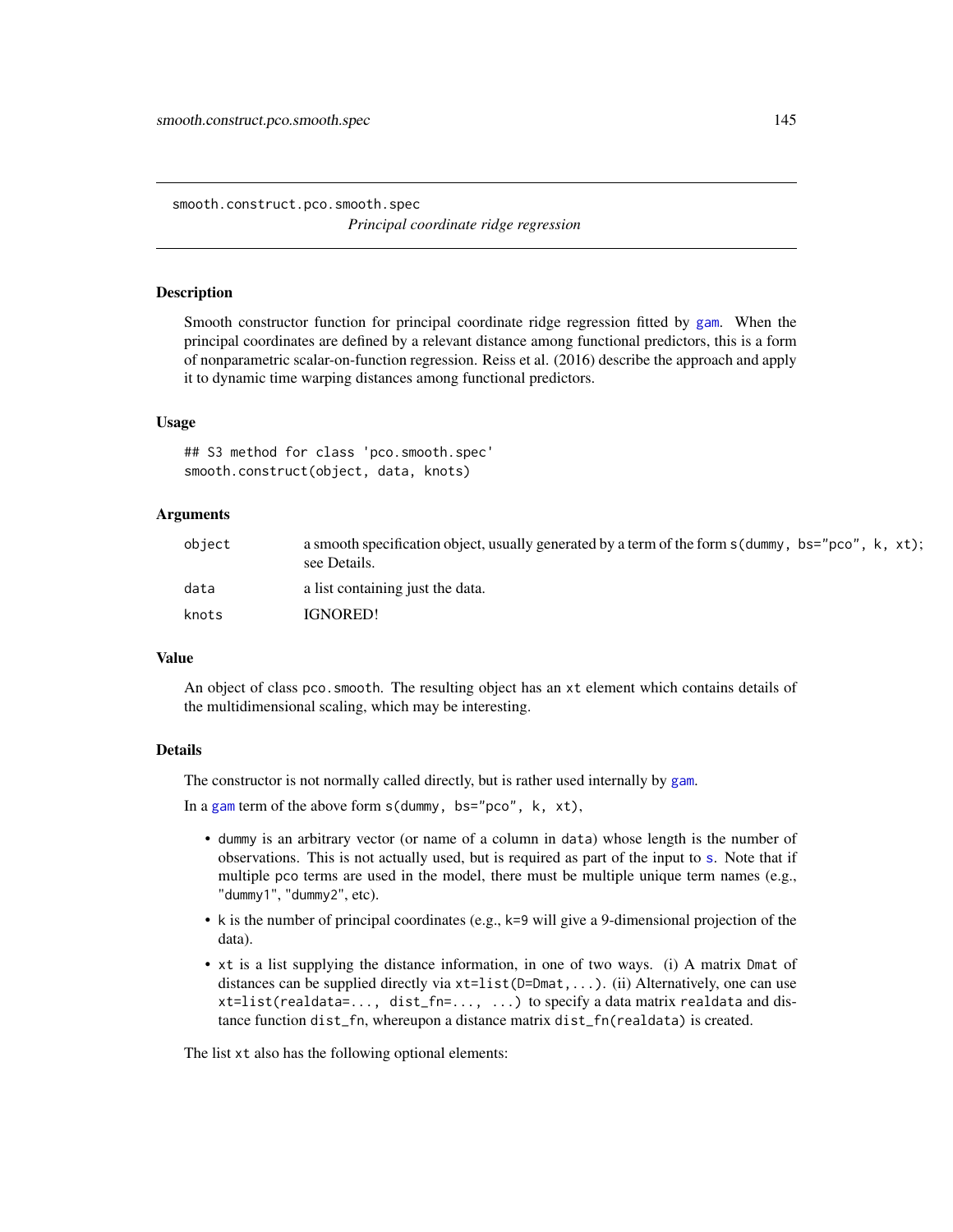# smooth.construct.pco.smooth.spec

*Principal coordinate ridge regression*

## Description

Smooth constructor function for principal coordinate ridge regression fitted by gam. When the principal coordinates are defined by a relevant distance among functional predictors, this is a form of nonparametric scalar-on-function regression. Reiss et al. (2016) describe the approach and apply it to dynamic time warping distances among functional predictors.

## Usage

```
## S3 method for class 'pco.smooth.spec'
smooth.construct(object, data, knots)
```

## Arguments

| | |
|---|---|
| `object` | a smooth specification object, usually generated by a term of the form `s(dummy, bs="pco", k, xt)`; see Details. |
| `data` | a list containing just the data. |
| `knots` | IGNORED! |

## Value

An object of class `pco.smooth`. The resulting object has an `xt` element which contains details of the multidimensional scaling, which may be interesting.

## Details

The constructor is not normally called directly, but is rather used internally by gam.

In a gam term of the above form `s(dummy, bs="pco", k, xt)`,

- `dummy` is an arbitrary vector (or name of a column in `data`) whose length is the number of observations. This is not actually used, but is required as part of the input to s. Note that if multiple `pco` terms are used in the model, there must be multiple unique term names (e.g., `"dummy1"`, `"dummy2"`, etc).
- `k` is the number of principal coordinates (e.g., `k=9` will give a 9-dimensional projection of the data).
- `xt` is a list supplying the distance information, in one of two ways. (i) A matrix `Dmat` of distances can be supplied directly via `xt=list(D=Dmat,...)`. (ii) Alternatively, one can use `xt=list(realdata=..., dist_fn=..., ...)` to specify a data matrix `realdata` and distance function `dist_fn`, whereupon a distance matrix `dist_fn(realdata)` is created.

The list `xt` also has the following optional elements: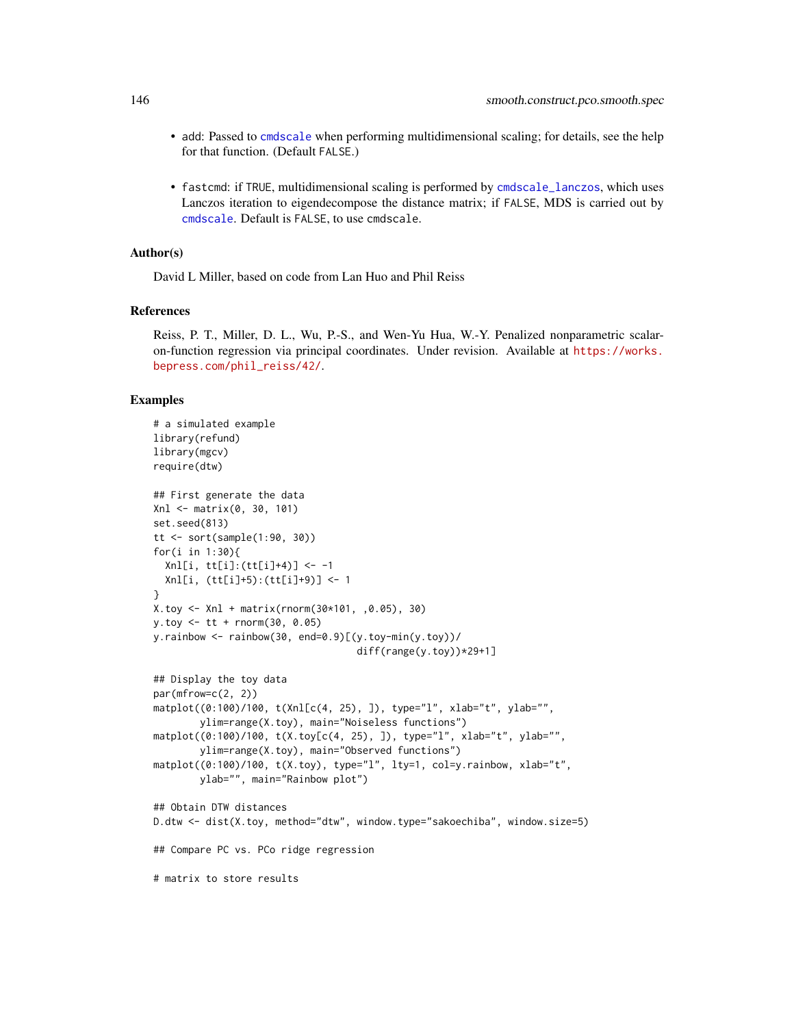- add: Passed to cmdscale when performing multidimensional scaling; for details, see the help for that function. (Default FALSE.)
- fastcmd: if TRUE, multidimensional scaling is performed by cmdscale_lanczos, which uses Lanczos iteration to eigendecompose the distance matrix; if FALSE, MDS is carried out by cmdscale. Default is FALSE, to use cmdscale.

### Author(s)

David L Miller, based on code from Lan Huo and Phil Reiss

### References

Reiss, P. T., Miller, D. L., Wu, P.-S., and Wen-Yu Hua, W.-Y. Penalized nonparametric scalar-on-function regression via principal coordinates. Under revision. Available at https://works.bepress.com/phil_reiss/42/.

### Examples

```
# a simulated example
library(refund)
library(mgcv)
require(dtw)

## First generate the data
Xnl <- matrix(0, 30, 101)
set.seed(813)
tt <- sort(sample(1:90, 30))
for(i in 1:30){
  Xnl[i, tt[i]:(tt[i]+4)] <- -1
  Xnl[i, (tt[i]+5):(tt[i]+9)] <- 1
}
X.toy <- Xnl + matrix(rnorm(30*101, ,0.05), 30)
y.toy <- tt + rnorm(30, 0.05)
y.rainbow <- rainbow(30, end=0.9)[(y.toy-min(y.toy))/
                                    diff(range(y.toy))*29+1]

## Display the toy data
par(mfrow=c(2, 2))
matplot((0:100)/100, t(Xnl[c(4, 25), ]), type="l", xlab="t", ylab="",
        ylim=range(X.toy), main="Noiseless functions")
matplot((0:100)/100, t(X.toy[c(4, 25), ]), type="l", xlab="t", ylab="",
        ylim=range(X.toy), main="Observed functions")
matplot((0:100)/100, t(X.toy), type="l", lty=1, col=y.rainbow, xlab="t",
        ylab="", main="Rainbow plot")

## Obtain DTW distances
D.dtw <- dist(X.toy, method="dtw", window.type="sakoechiba", window.size=5)

## Compare PC vs. PCo ridge regression

# matrix to store results
```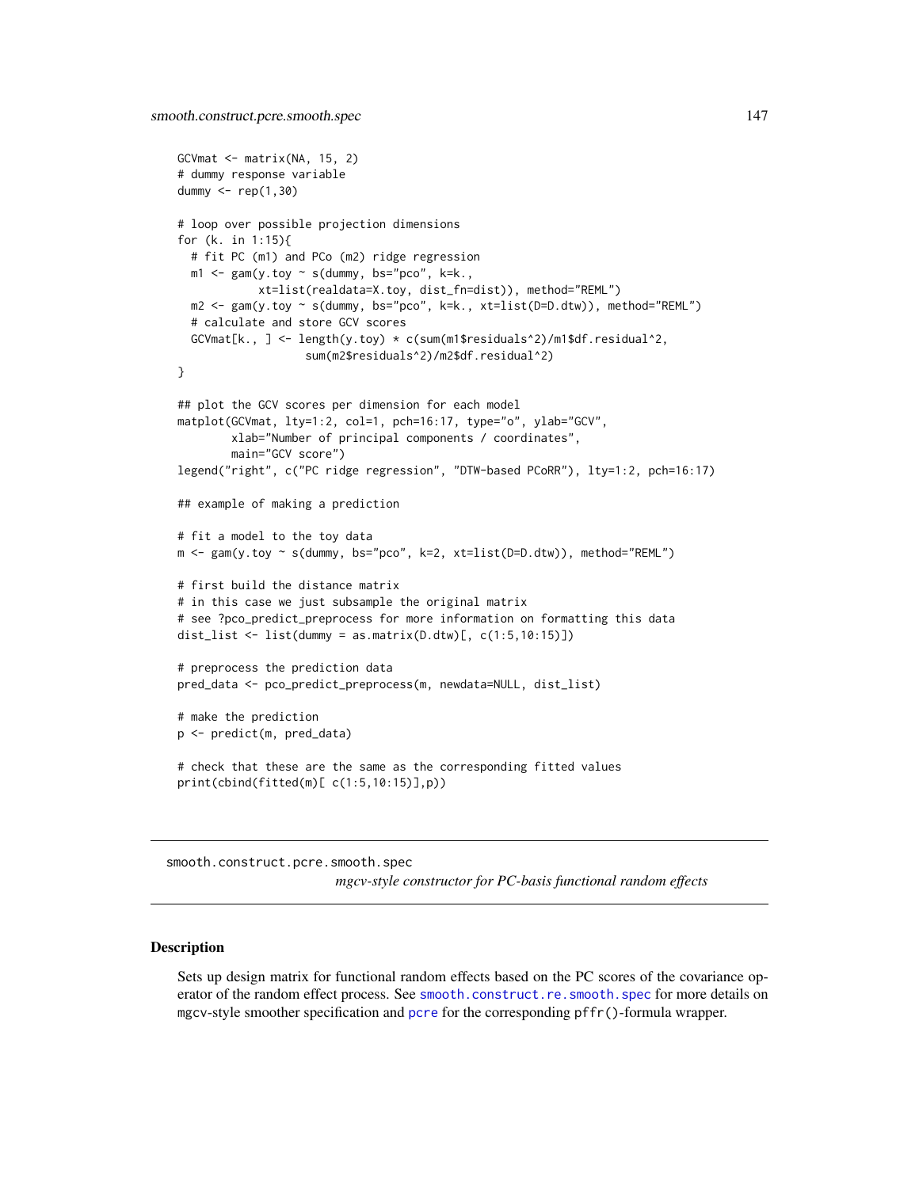```
GCVmat <- matrix(NA, 15, 2)
# dummy response variable
dummy <- rep(1,30)

# loop over possible projection dimensions
for (k. in 1:15){
  # fit PC (m1) and PCo (m2) ridge regression
  m1 <- gam(y.toy ~ s(dummy, bs="pco", k=k.,
            xt=list(realdata=X.toy, dist_fn=dist)), method="REML")
  m2 <- gam(y.toy ~ s(dummy, bs="pco", k=k., xt=list(D=D.dtw)), method="REML")
  # calculate and store GCV scores
  GCVmat[k., ] <- length(y.toy) * c(sum(m1$residuals^2)/m1$df.residual^2,
                   sum(m2$residuals^2)/m2$df.residual^2)
}

## plot the GCV scores per dimension for each model
matplot(GCVmat, lty=1:2, col=1, pch=16:17, type="o", ylab="GCV",
        xlab="Number of principal components / coordinates",
        main="GCV score")
legend("right", c("PC ridge regression", "DTW-based PCoRR"), lty=1:2, pch=16:17)

## example of making a prediction

# fit a model to the toy data
m <- gam(y.toy ~ s(dummy, bs="pco", k=2, xt=list(D=D.dtw)), method="REML")

# first build the distance matrix
# in this case we just subsample the original matrix
# see ?pco_predict_preprocess for more information on formatting this data
dist_list <- list(dummy = as.matrix(D.dtw)[, c(1:5,10:15)])

# preprocess the prediction data
pred_data <- pco_predict_preprocess(m, newdata=NULL, dist_list)

# make the prediction
p <- predict(m, pred_data)

# check that these are the same as the corresponding fitted values
print(cbind(fitted(m)[ c(1:5,10:15)],p))
```

---

smooth.construct.pcre.smooth.spec &nbsp;&nbsp;&nbsp;&nbsp; *mgcv-style constructor for PC-basis functional random effects*

---

## Description

Sets up design matrix for functional random effects based on the PC scores of the covariance operator of the random effect process. See `smooth.construct.re.smooth.spec` for more details on mgcv-style smoother specification and `pcre` for the corresponding `pffr()`-formula wrapper.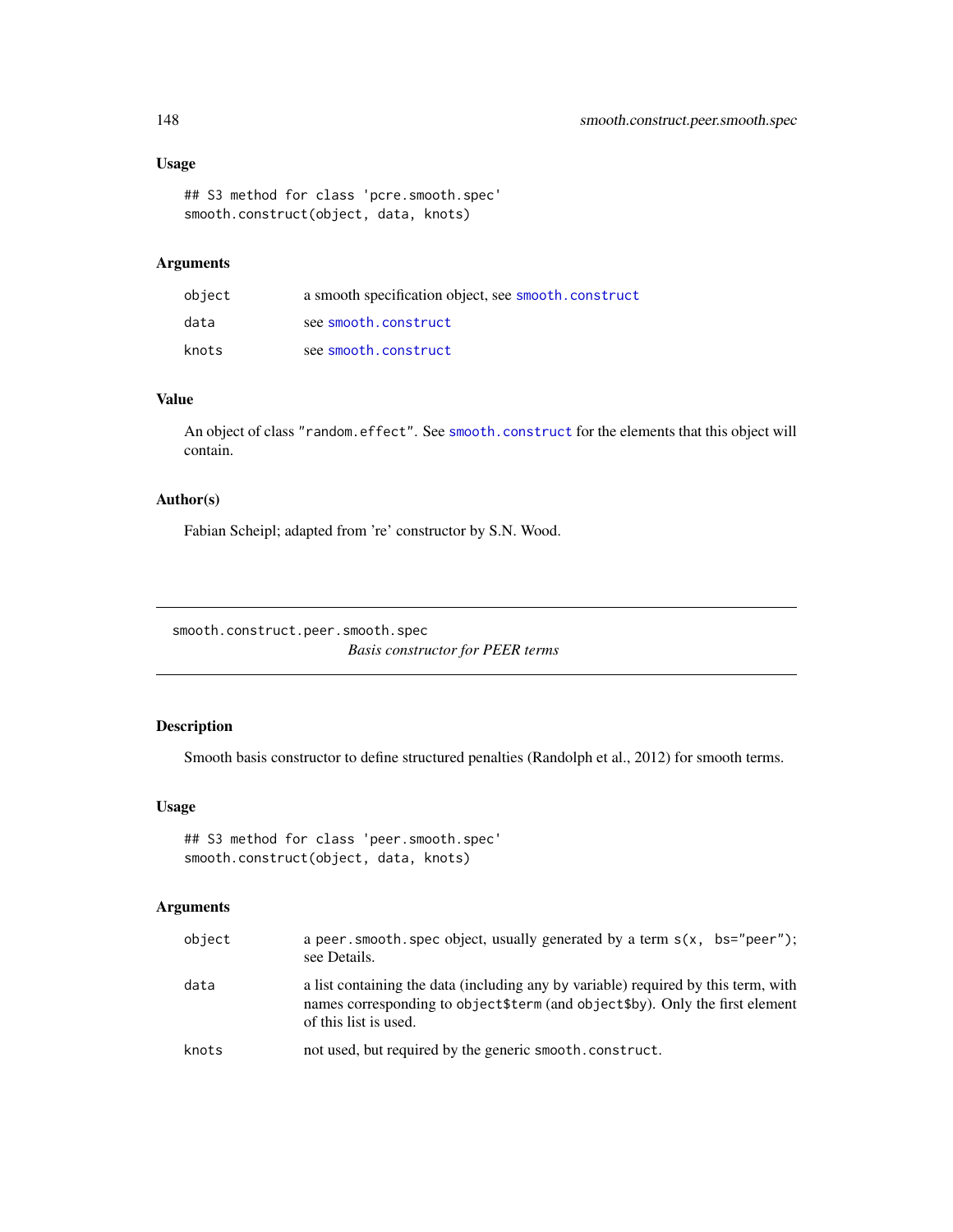### Usage

```
## S3 method for class 'pcre.smooth.spec'
smooth.construct(object, data, knots)
```

### Arguments

| | |
|---|---|
| object | a smooth specification object, see smooth.construct |
| data | see smooth.construct |
| knots | see smooth.construct |

### Value

An object of class "random.effect". See smooth.construct for the elements that this object will contain.

### Author(s)

Fabian Scheipl; adapted from 're' constructor by S.N. Wood.

---

## smooth.construct.peer.smooth.spec

*Basis constructor for PEER terms*

---

### Description

Smooth basis constructor to define structured penalties (Randolph et al., 2012) for smooth terms.

### Usage

```
## S3 method for class 'peer.smooth.spec'
smooth.construct(object, data, knots)
```

### Arguments

| | |
|---|---|
| object | a peer.smooth.spec object, usually generated by a term s(x, bs="peer"); see Details. |
| data | a list containing the data (including any by variable) required by this term, with names corresponding to object$term (and object$by). Only the first element of this list is used. |
| knots | not used, but required by the generic smooth.construct. |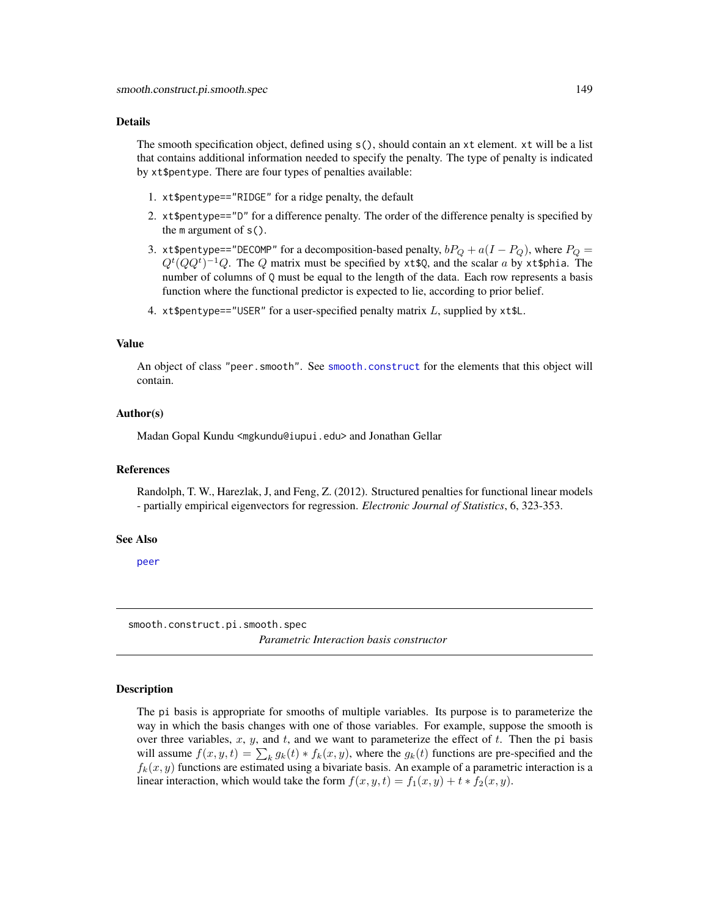### Details

The smooth specification object, defined using `s()`, should contain an `xt` element. `xt` will be a list that contains additional information needed to specify the penalty. The type of penalty is indicated by `xt$pentype`. There are four types of penalties available:

1. `xt$pentype=="RIDGE"` for a ridge penalty, the default
2. `xt$pentype=="D"` for a difference penalty. The order of the difference penalty is specified by the `m` argument of `s()`.
3. `xt$pentype=="DECOMP"` for a decomposition-based penalty, $bP_Q + a(I - P_Q)$, where $P_Q = Q^t(QQ^t)^{-1}Q$. The $Q$ matrix must be specified by `xt$Q`, and the scalar $a$ by `xt$phia`. The number of columns of `Q` must be equal to the length of the data. Each row represents a basis function where the functional predictor is expected to lie, according to prior belief.
4. `xt$pentype=="USER"` for a user-specified penalty matrix $L$, supplied by `xt$L`.

### Value

An object of class `"peer.smooth"`. See `smooth.construct` for the elements that this object will contain.

### Author(s)

Madan Gopal Kundu <`mgkundu@iupui.edu`> and Jonathan Gellar

### References

Randolph, T. W., Harezlak, J, and Feng, Z. (2012). Structured penalties for functional linear models - partially empirical eigenvectors for regression. *Electronic Journal of Statistics*, 6, 323-353.

### See Also

`peer`

---

## smooth.construct.pi.smooth.spec

*Parametric Interaction basis constructor*

---

### Description

The `pi` basis is appropriate for smooths of multiple variables. Its purpose is to parameterize the way in which the basis changes with one of those variables. For example, suppose the smooth is over three variables, $x$, $y$, and $t$, and we want to parameterize the effect of $t$. Then the `pi` basis will assume $f(x, y, t) = \sum_k g_k(t) * f_k(x, y)$, where the $g_k(t)$ functions are pre-specified and the $f_k(x, y)$ functions are estimated using a bivariate basis. An example of a parametric interaction is a linear interaction, which would take the form $f(x, y, t) = f_1(x, y) + t * f_2(x, y)$.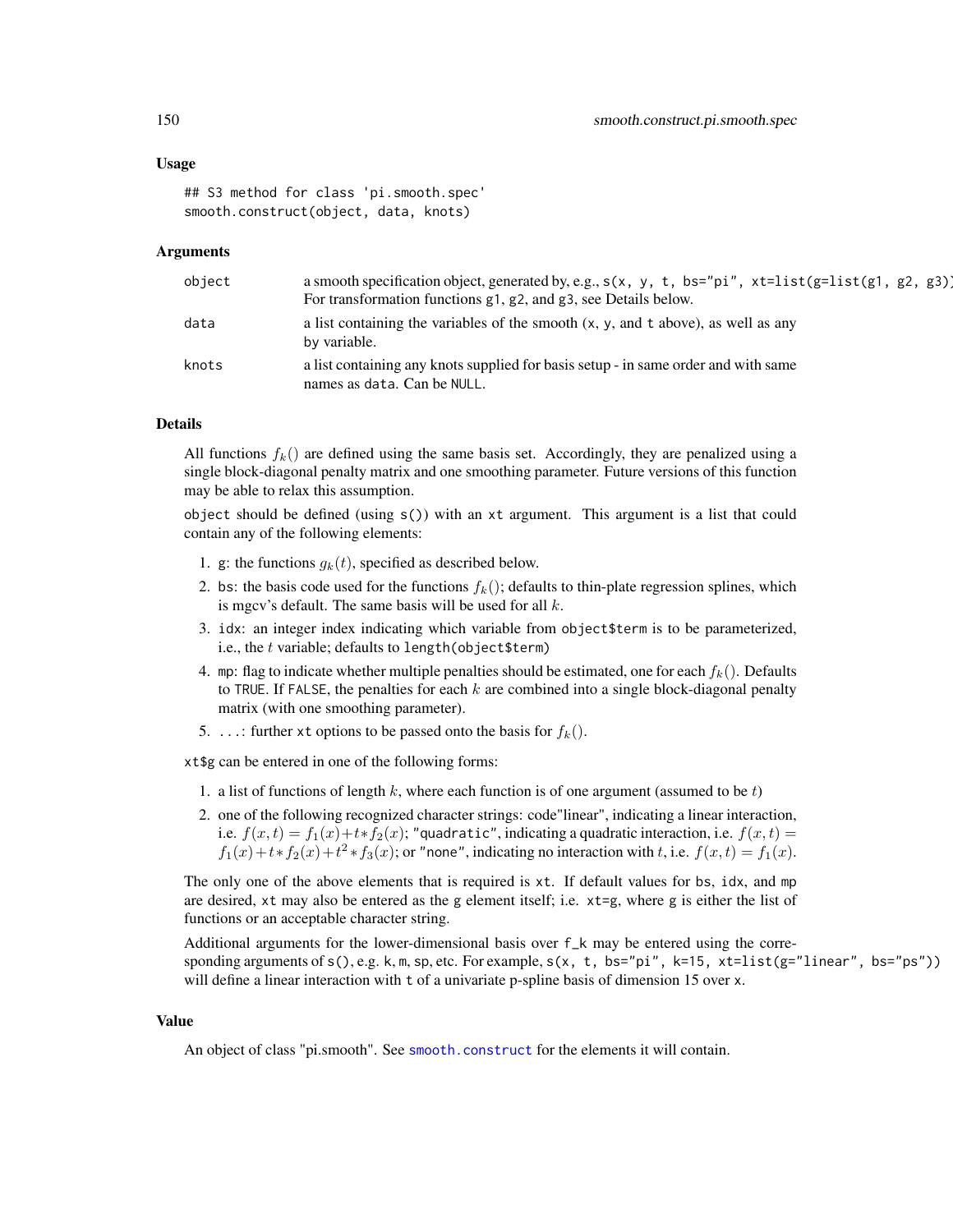### Usage

```
## S3 method for class 'pi.smooth.spec'
smooth.construct(object, data, knots)
```

### Arguments

| | |
|---|---|
| object | a smooth specification object, generated by, e.g., `s(x, y, t, bs="pi", xt=list(g=list(g1, g2, g3))`. For transformation functions g1, g2, and g3, see Details below. |
| data | a list containing the variables of the smooth (x, y, and t above), as well as any by variable. |
| knots | a list containing any knots supplied for basis setup - in same order and with same names as data. Can be NULL. |

### Details

All functions $f_k()$ are defined using the same basis set. Accordingly, they are penalized using a single block-diagonal penalty matrix and one smoothing parameter. Future versions of this function may be able to relax this assumption.

object should be defined (using `s()`) with an xt argument. This argument is a list that could contain any of the following elements:

1. g: the functions $g_k(t)$, specified as described below.
2. bs: the basis code used for the functions $f_k()$; defaults to thin-plate regression splines, which is mgcv's default. The same basis will be used for all $k$.
3. idx: an integer index indicating which variable from `object$term` is to be parameterized, i.e., the $t$ variable; defaults to `length(object$term)`
4. mp: flag to indicate whether multiple penalties should be estimated, one for each $f_k()$. Defaults to TRUE. If FALSE, the penalties for each $k$ are combined into a single block-diagonal penalty matrix (with one smoothing parameter).
5. ...: further xt options to be passed onto the basis for $f_k()$.

xt$g can be entered in one of the following forms:

1. a list of functions of length $k$, where each function is of one argument (assumed to be $t$)
2. one of the following recognized character strings: code"linear", indicating a linear interaction, i.e. $f(x,t) = f_1(x) + t * f_2(x)$; "quadratic", indicating a quadratic interaction, i.e. $f(x,t) = f_1(x) + t * f_2(x) + t^2 * f_3(x)$; or "none", indicating no interaction with $t$, i.e. $f(x,t) = f_1(x)$.

The only one of the above elements that is required is xt. If default values for bs, idx, and mp are desired, xt may also be entered as the g element itself; i.e. xt=g, where g is either the list of functions or an acceptable character string.

Additional arguments for the lower-dimensional basis over f_k may be entered using the corresponding arguments of `s()`, e.g. k, m, sp, etc. For example, `s(x, t, bs="pi", k=15, xt=list(g="linear", bs="ps"))` will define a linear interaction with t of a univariate p-spline basis of dimension 15 over x.

### Value

An object of class "pi.smooth". See smooth.construct for the elements it will contain.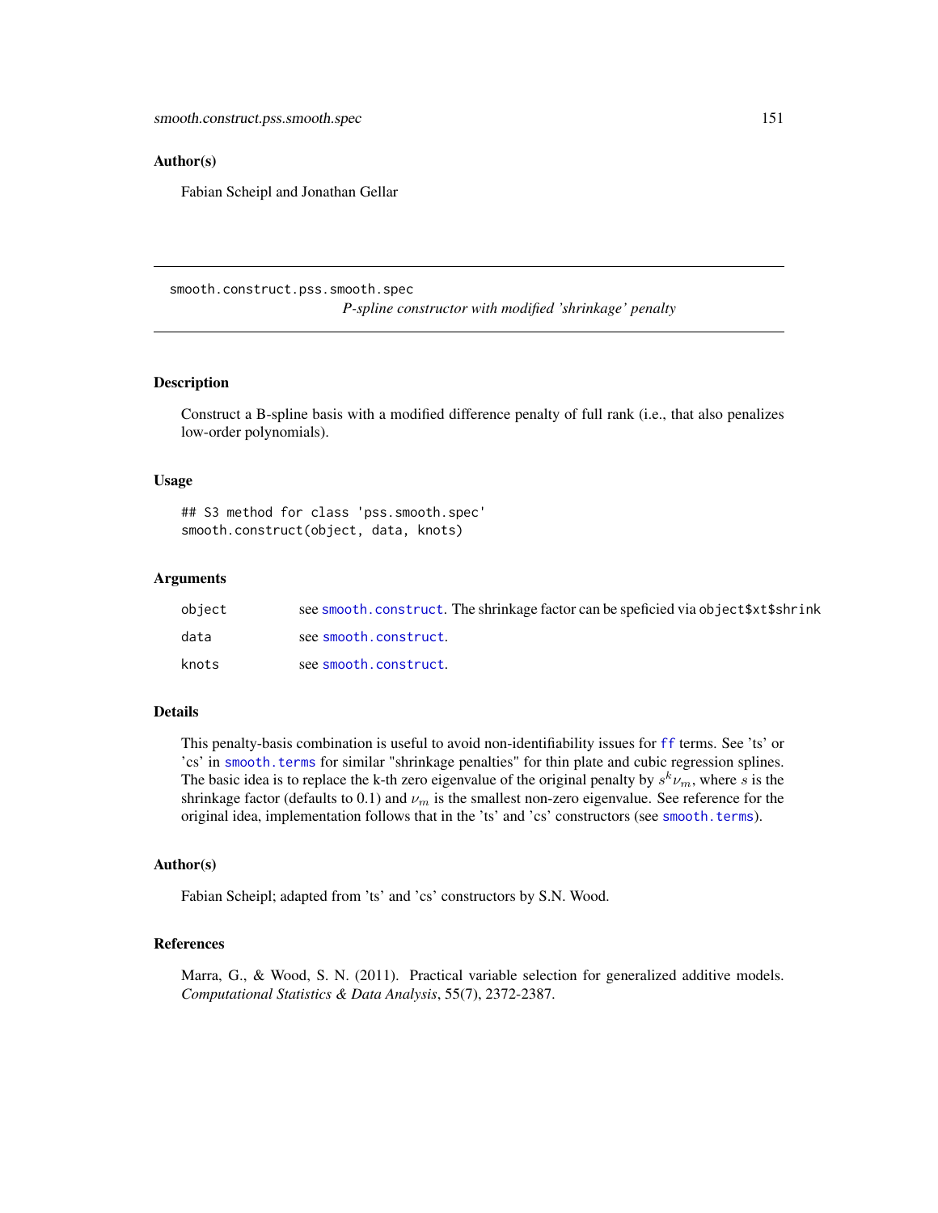## Author(s)

Fabian Scheipl and Jonathan Gellar

---

## smooth.construct.pss.smooth.spec

*P-spline constructor with modified 'shrinkage' penalty*

---

### Description

Construct a B-spline basis with a modified difference penalty of full rank (i.e., that also penalizes low-order polynomials).

### Usage

```
## S3 method for class 'pss.smooth.spec'
smooth.construct(object, data, knots)
```

### Arguments

| | |
|---|---|
| `object` | see `smooth.construct`. The shrinkage factor can be speficied via `object$xt$shrink` |
| `data` | see `smooth.construct`. |
| `knots` | see `smooth.construct`. |

### Details

This penalty-basis combination is useful to avoid non-identifiability issues for `ff` terms. See 'ts' or 'cs' in `smooth.terms` for similar "shrinkage penalties" for thin plate and cubic regression splines. The basic idea is to replace the k-th zero eigenvalue of the original penalty by $s^k \nu_m$, where $s$ is the shrinkage factor (defaults to 0.1) and $\nu_m$ is the smallest non-zero eigenvalue. See reference for the original idea, implementation follows that in the 'ts' and 'cs' constructors (see `smooth.terms`).

### Author(s)

Fabian Scheipl; adapted from 'ts' and 'cs' constructors by S.N. Wood.

### References

Marra, G., & Wood, S. N. (2011). Practical variable selection for generalized additive models. *Computational Statistics & Data Analysis*, 55(7), 2372-2387.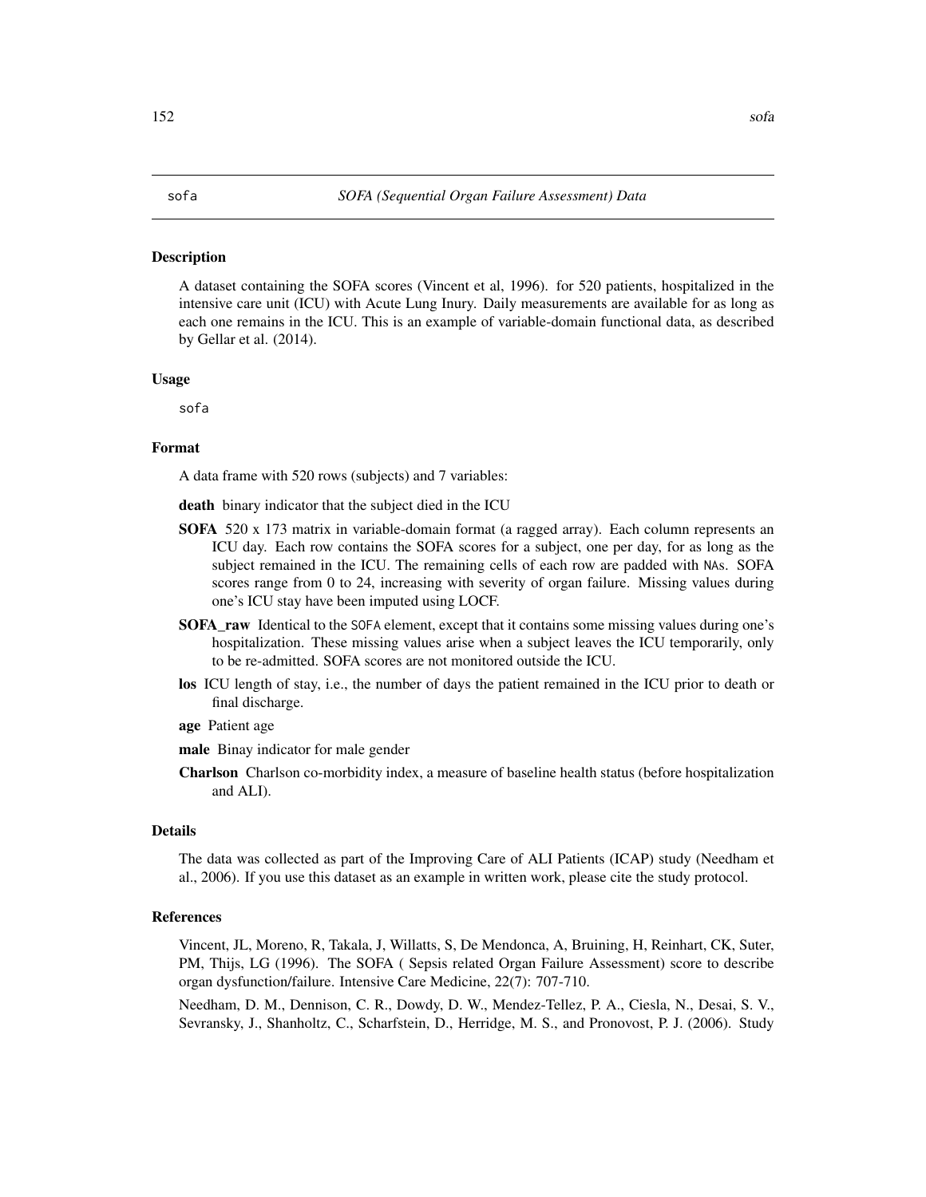sofa *SOFA (Sequential Organ Failure Assessment) Data*

## Description

A dataset containing the SOFA scores (Vincent et al, 1996). for 520 patients, hospitalized in the intensive care unit (ICU) with Acute Lung Inury. Daily measurements are available for as long as each one remains in the ICU. This is an example of variable-domain functional data, as described by Gellar et al. (2014).

## Usage

```
sofa
```

## Format

A data frame with 520 rows (subjects) and 7 variables:

**death** binary indicator that the subject died in the ICU

**SOFA** 520 x 173 matrix in variable-domain format (a ragged array). Each column represents an ICU day. Each row contains the SOFA scores for a subject, one per day, for as long as the subject remained in the ICU. The remaining cells of each row are padded with NAs. SOFA scores range from 0 to 24, increasing with severity of organ failure. Missing values during one's ICU stay have been imputed using LOCF.

**SOFA_raw** Identical to the SOFA element, except that it contains some missing values during one's hospitalization. These missing values arise when a subject leaves the ICU temporarily, only to be re-admitted. SOFA scores are not monitored outside the ICU.

**los** ICU length of stay, i.e., the number of days the patient remained in the ICU prior to death or final discharge.

**age** Patient age

**male** Binay indicator for male gender

**Charlson** Charlson co-morbidity index, a measure of baseline health status (before hospitalization and ALI).

## Details

The data was collected as part of the Improving Care of ALI Patients (ICAP) study (Needham et al., 2006). If you use this dataset as an example in written work, please cite the study protocol.

## References

Vincent, JL, Moreno, R, Takala, J, Willatts, S, De Mendonca, A, Bruining, H, Reinhart, CK, Suter, PM, Thijs, LG (1996). The SOFA ( Sepsis related Organ Failure Assessment) score to describe organ dysfunction/failure. Intensive Care Medicine, 22(7): 707-710.

Needham, D. M., Dennison, C. R., Dowdy, D. W., Mendez-Tellez, P. A., Ciesla, N., Desai, S. V., Sevransky, J., Shanholtz, C., Scharfstein, D., Herridge, M. S., and Pronovost, P. J. (2006). Study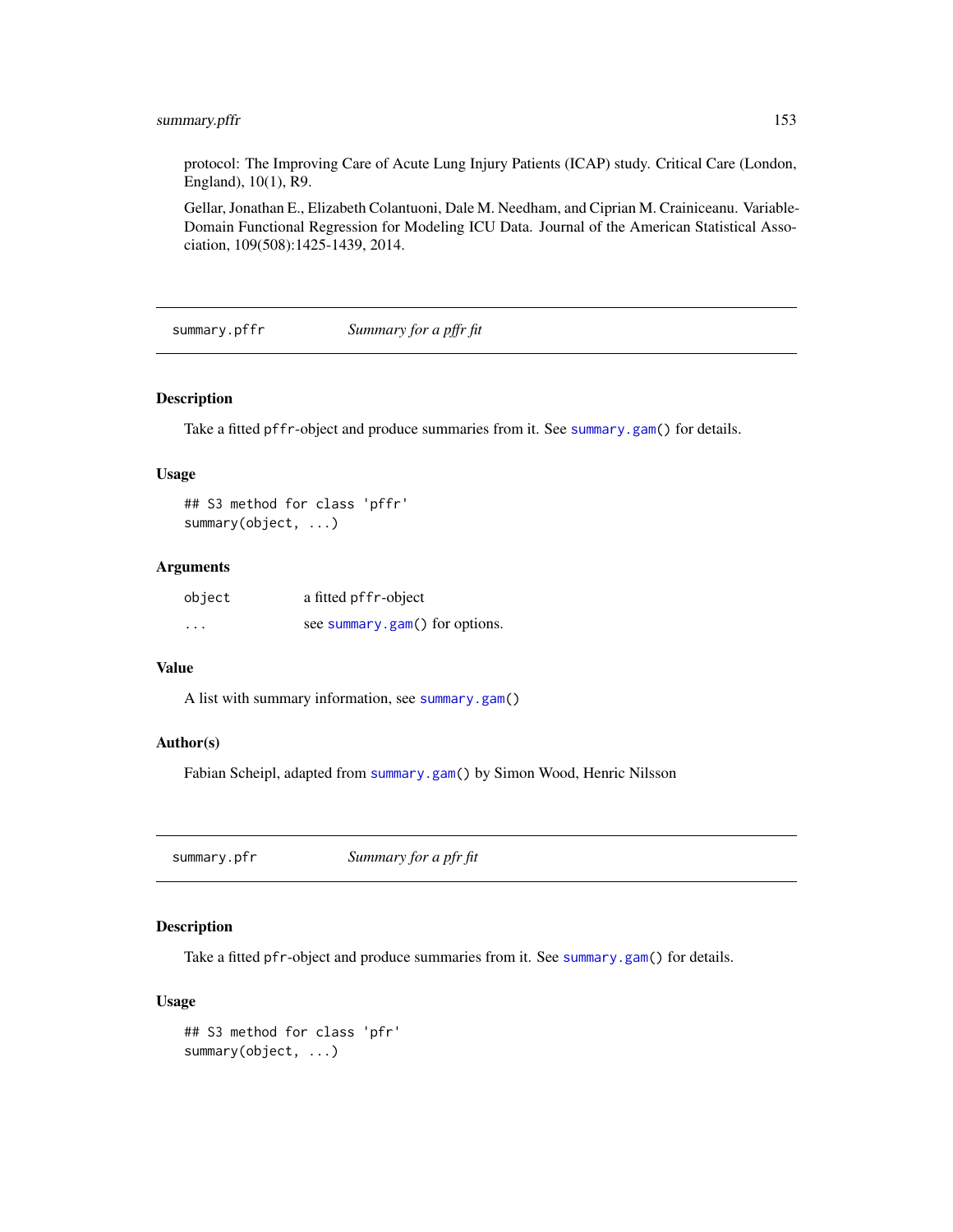protocol: The Improving Care of Acute Lung Injury Patients (ICAP) study. Critical Care (London, England), 10(1), R9.

Gellar, Jonathan E., Elizabeth Colantuoni, Dale M. Needham, and Ciprian M. Crainiceanu. Variable-Domain Functional Regression for Modeling ICU Data. Journal of the American Statistical Association, 109(508):1425-1439, 2014.

## summary.pffr — *Summary for a pffr fit*

### Description

Take a fitted `pffr`-object and produce summaries from it. See `summary.gam()` for details.

### Usage

```
## S3 method for class 'pffr'
summary(object, ...)
```

### Arguments

| | |
|---|---|
| `object` | a fitted `pffr`-object |
| `...` | see `summary.gam()` for options. |

### Value

A list with summary information, see `summary.gam()`

### Author(s)

Fabian Scheipl, adapted from `summary.gam()` by Simon Wood, Henric Nilsson

## summary.pfr — *Summary for a pfr fit*

### Description

Take a fitted `pfr`-object and produce summaries from it. See `summary.gam()` for details.

### Usage

```
## S3 method for class 'pfr'
summary(object, ...)
```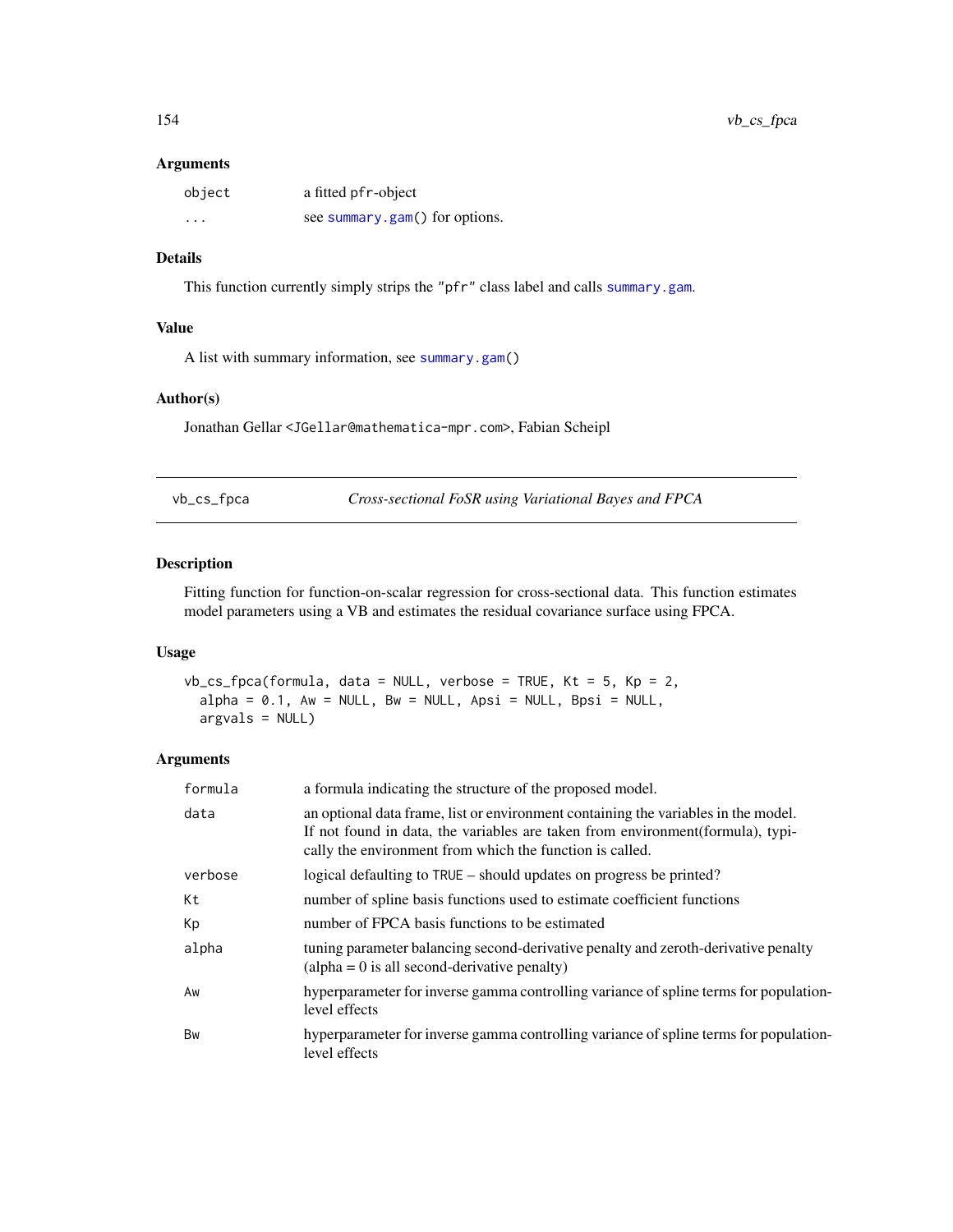## Arguments

| | |
|---|---|
| object | a fitted pfr-object |
| ... | see summary.gam() for options. |

## Details

This function currently simply strips the "pfr" class label and calls summary.gam.

## Value

A list with summary information, see summary.gam()

## Author(s)

Jonathan Gellar <JGellar@mathematica-mpr.com>, Fabian Scheipl

---

# vb_cs_fpca — *Cross-sectional FoSR using Variational Bayes and FPCA*

## Description

Fitting function for function-on-scalar regression for cross-sectional data. This function estimates model parameters using a VB and estimates the residual covariance surface using FPCA.

## Usage

```
vb_cs_fpca(formula, data = NULL, verbose = TRUE, Kt = 5, Kp = 2,
  alpha = 0.1, Aw = NULL, Bw = NULL, Apsi = NULL, Bpsi = NULL,
  argvals = NULL)
```

## Arguments

| | |
|---|---|
| formula | a formula indicating the structure of the proposed model. |
| data | an optional data frame, list or environment containing the variables in the model. If not found in data, the variables are taken from environment(formula), typically the environment from which the function is called. |
| verbose | logical defaulting to TRUE – should updates on progress be printed? |
| Kt | number of spline basis functions used to estimate coefficient functions |
| Kp | number of FPCA basis functions to be estimated |
| alpha | tuning parameter balancing second-derivative penalty and zeroth-derivative penalty (alpha = 0 is all second-derivative penalty) |
| Aw | hyperparameter for inverse gamma controlling variance of spline terms for population-level effects |
| Bw | hyperparameter for inverse gamma controlling variance of spline terms for population-level effects |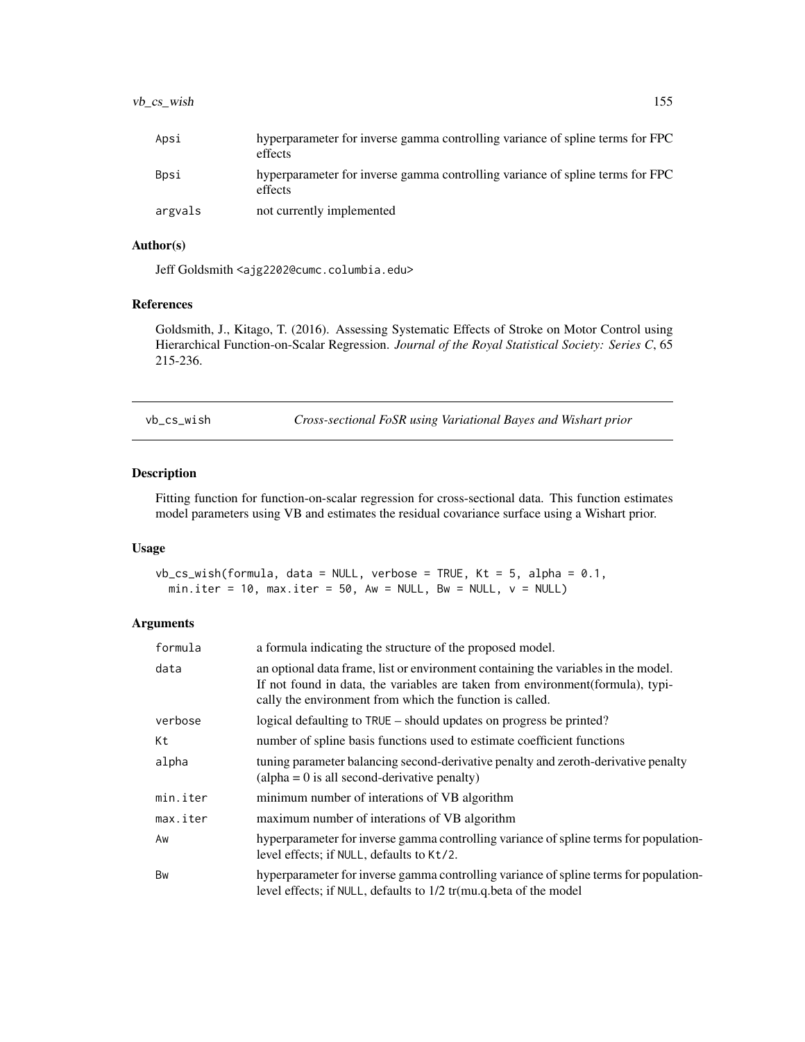| | |
|---|---|
| Apsi | hyperparameter for inverse gamma controlling variance of spline terms for FPC effects |
| Bpsi | hyperparameter for inverse gamma controlling variance of spline terms for FPC effects |
| argvals | not currently implemented |

### Author(s)

Jeff Goldsmith <ajg2202@cumc.columbia.edu>

### References

Goldsmith, J., Kitago, T. (2016). Assessing Systematic Effects of Stroke on Motor Control using Hierarchical Function-on-Scalar Regression. *Journal of the Royal Statistical Society: Series C*, 65 215-236.

---

## vb_cs_wish — *Cross-sectional FoSR using Variational Bayes and Wishart prior*

### Description

Fitting function for function-on-scalar regression for cross-sectional data. This function estimates model parameters using VB and estimates the residual covariance surface using a Wishart prior.

### Usage

```
vb_cs_wish(formula, data = NULL, verbose = TRUE, Kt = 5, alpha = 0.1,
  min.iter = 10, max.iter = 50, Aw = NULL, Bw = NULL, v = NULL)
```

### Arguments

| | |
|---|---|
| formula | a formula indicating the structure of the proposed model. |
| data | an optional data frame, list or environment containing the variables in the model. If not found in data, the variables are taken from environment(formula), typically the environment from which the function is called. |
| verbose | logical defaulting to TRUE – should updates on progress be printed? |
| Kt | number of spline basis functions used to estimate coefficient functions |
| alpha | tuning parameter balancing second-derivative penalty and zeroth-derivative penalty (alpha = 0 is all second-derivative penalty) |
| min.iter | minimum number of interations of VB algorithm |
| max.iter | maximum number of interations of VB algorithm |
| Aw | hyperparameter for inverse gamma controlling variance of spline terms for population-level effects; if NULL, defaults to Kt/2. |
| Bw | hyperparameter for inverse gamma controlling variance of spline terms for population-level effects; if NULL, defaults to 1/2 tr(mu.q.beta of the model |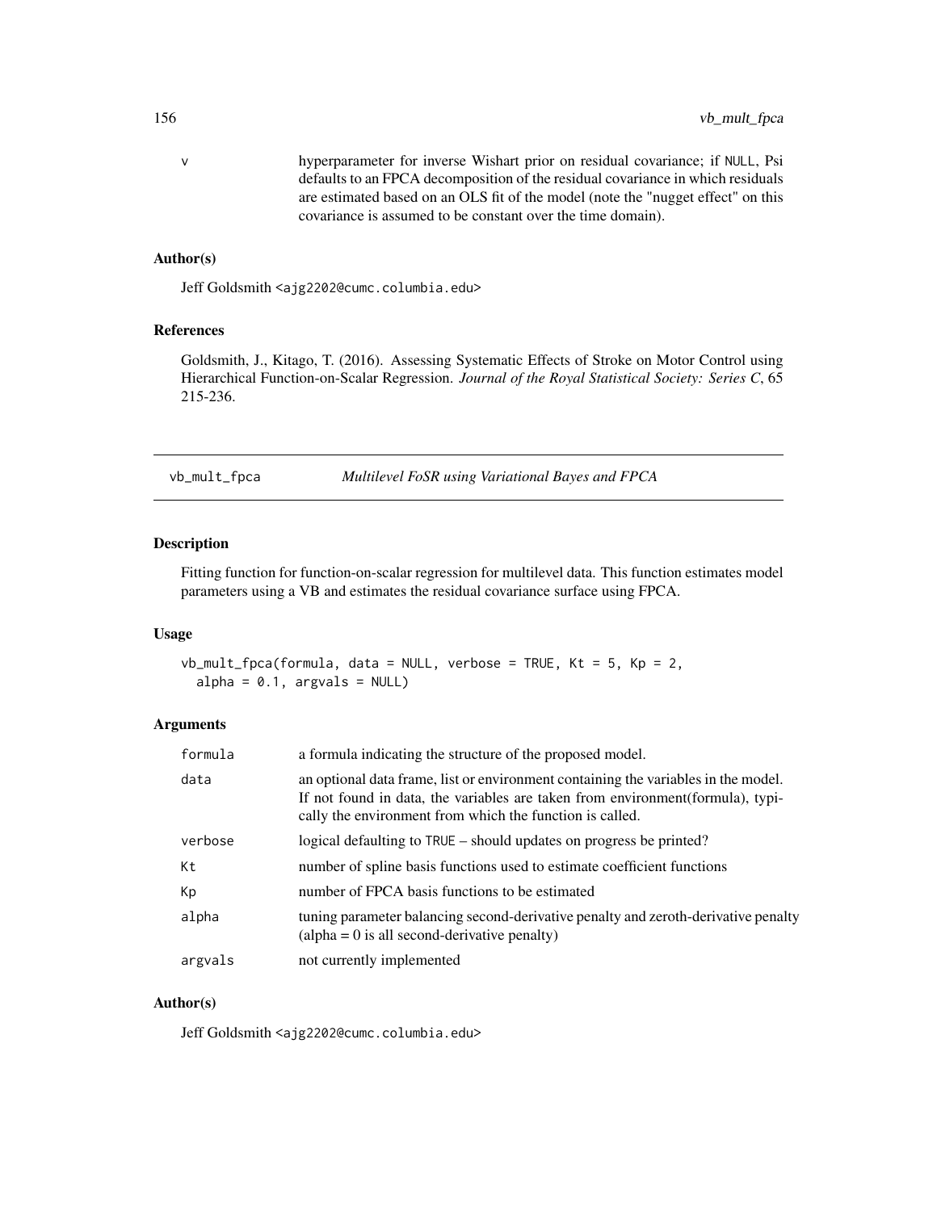| | |
|---|---|
| v | hyperparameter for inverse Wishart prior on residual covariance; if NULL, Psi defaults to an FPCA decomposition of the residual covariance in which residuals are estimated based on an OLS fit of the model (note the "nugget effect" on this covariance is assumed to be constant over the time domain). |

### Author(s)

Jeff Goldsmith <ajg2202@cumc.columbia.edu>

### References

Goldsmith, J., Kitago, T. (2016). Assessing Systematic Effects of Stroke on Motor Control using Hierarchical Function-on-Scalar Regression. *Journal of the Royal Statistical Society: Series C*, 65 215-236.

---

## vb_mult_fpca — *Multilevel FoSR using Variational Bayes and FPCA*

### Description

Fitting function for function-on-scalar regression for multilevel data. This function estimates model parameters using a VB and estimates the residual covariance surface using FPCA.

### Usage

```
vb_mult_fpca(formula, data = NULL, verbose = TRUE, Kt = 5, Kp = 2,
  alpha = 0.1, argvals = NULL)
```

### Arguments

| | |
|---|---|
| formula | a formula indicating the structure of the proposed model. |
| data | an optional data frame, list or environment containing the variables in the model. If not found in data, the variables are taken from environment(formula), typically the environment from which the function is called. |
| verbose | logical defaulting to TRUE – should updates on progress be printed? |
| Kt | number of spline basis functions used to estimate coefficient functions |
| Kp | number of FPCA basis functions to be estimated |
| alpha | tuning parameter balancing second-derivative penalty and zeroth-derivative penalty (alpha = 0 is all second-derivative penalty) |
| argvals | not currently implemented |

### Author(s)

Jeff Goldsmith <ajg2202@cumc.columbia.edu>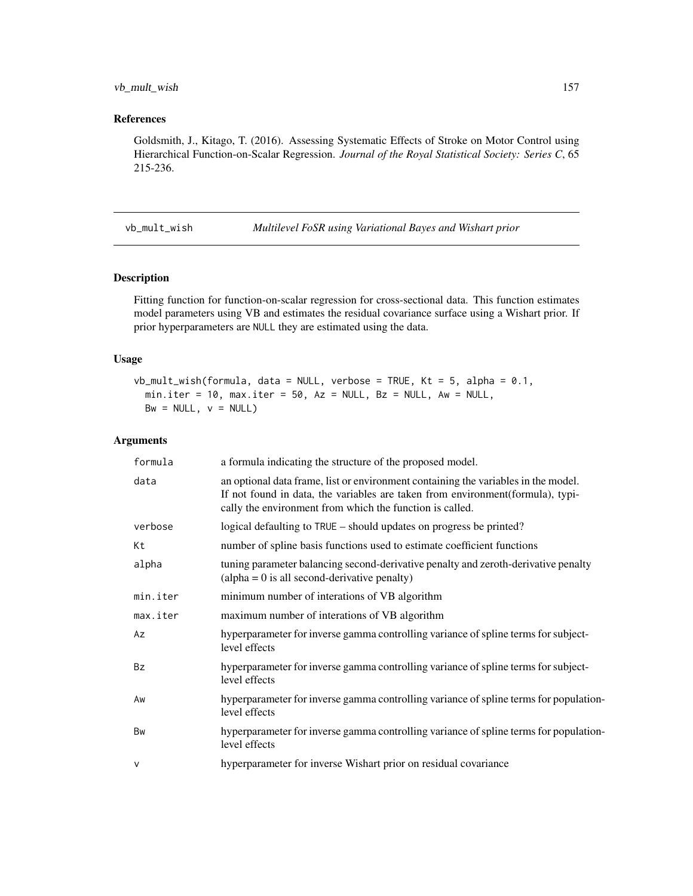## References

Goldsmith, J., Kitago, T. (2016). Assessing Systematic Effects of Stroke on Motor Control using Hierarchical Function-on-Scalar Regression. *Journal of the Royal Statistical Society: Series C*, 65 215-236.

---

## vb_mult_wish — *Multilevel FoSR using Variational Bayes and Wishart prior*

### Description

Fitting function for function-on-scalar regression for cross-sectional data. This function estimates model parameters using VB and estimates the residual covariance surface using a Wishart prior. If prior hyperparameters are NULL they are estimated using the data.

### Usage

```
vb_mult_wish(formula, data = NULL, verbose = TRUE, Kt = 5, alpha = 0.1,
  min.iter = 10, max.iter = 50, Az = NULL, Bz = NULL, Aw = NULL,
  Bw = NULL, v = NULL)
```

### Arguments

| | |
|---|---|
| formula | a formula indicating the structure of the proposed model. |
| data | an optional data frame, list or environment containing the variables in the model. If not found in data, the variables are taken from environment(formula), typically the environment from which the function is called. |
| verbose | logical defaulting to TRUE – should updates on progress be printed? |
| Kt | number of spline basis functions used to estimate coefficient functions |
| alpha | tuning parameter balancing second-derivative penalty and zeroth-derivative penalty (alpha = 0 is all second-derivative penalty) |
| min.iter | minimum number of interations of VB algorithm |
| max.iter | maximum number of interations of VB algorithm |
| Az | hyperparameter for inverse gamma controlling variance of spline terms for subject-level effects |
| Bz | hyperparameter for inverse gamma controlling variance of spline terms for subject-level effects |
| Aw | hyperparameter for inverse gamma controlling variance of spline terms for population-level effects |
| Bw | hyperparameter for inverse gamma controlling variance of spline terms for population-level effects |
| v | hyperparameter for inverse Wishart prior on residual covariance |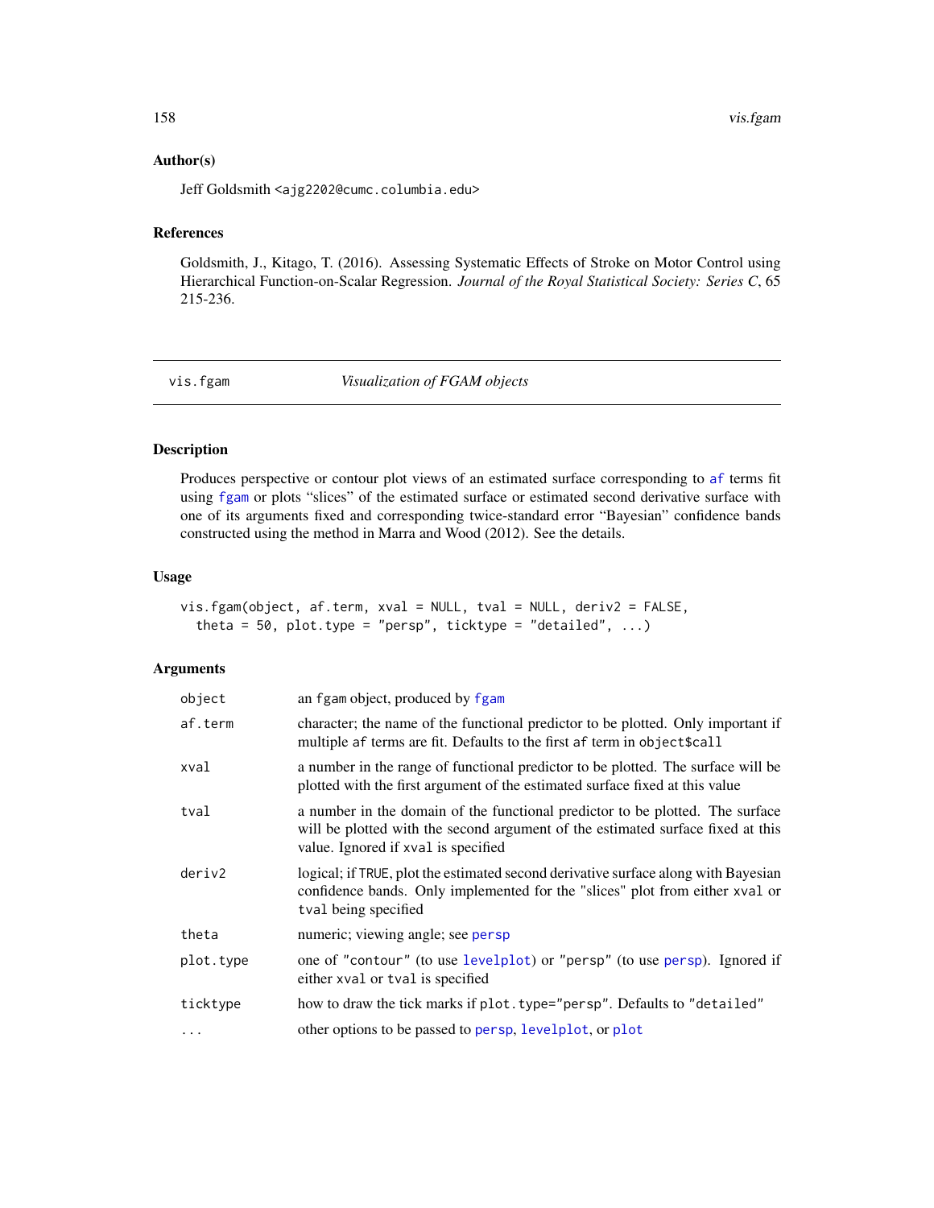### Author(s)

Jeff Goldsmith <ajg2202@cumc.columbia.edu>

### References

Goldsmith, J., Kitago, T. (2016). Assessing Systematic Effects of Stroke on Motor Control using Hierarchical Function-on-Scalar Regression. *Journal of the Royal Statistical Society: Series C*, 65 215-236.

---

## vis.fgam *Visualization of FGAM objects*

---

### Description

Produces perspective or contour plot views of an estimated surface corresponding to `af` terms fit using `fgam` or plots "slices" of the estimated surface or estimated second derivative surface with one of its arguments fixed and corresponding twice-standard error "Bayesian" confidence bands constructed using the method in Marra and Wood (2012). See the details.

### Usage

```
vis.fgam(object, af.term, xval = NULL, tval = NULL, deriv2 = FALSE,
  theta = 50, plot.type = "persp", ticktype = "detailed", ...)
```

### Arguments

| | |
|---|---|
| `object` | an `fgam` object, produced by `fgam` |
| `af.term` | character; the name of the functional predictor to be plotted. Only important if multiple `af` terms are fit. Defaults to the first `af` term in `object$call` |
| `xval` | a number in the range of functional predictor to be plotted. The surface will be plotted with the first argument of the estimated surface fixed at this value |
| `tval` | a number in the domain of the functional predictor to be plotted. The surface will be plotted with the second argument of the estimated surface fixed at this value. Ignored if `xval` is specified |
| `deriv2` | logical; if `TRUE`, plot the estimated second derivative surface along with Bayesian confidence bands. Only implemented for the "slices" plot from either `xval` or `tval` being specified |
| `theta` | numeric; viewing angle; see `persp` |
| `plot.type` | one of `"contour"` (to use `levelplot`) or `"persp"` (to use `persp`). Ignored if either `xval` or `tval` is specified |
| `ticktype` | how to draw the tick marks if `plot.type="persp"`. Defaults to `"detailed"` |
| `...` | other options to be passed to `persp`, `levelplot`, or `plot` |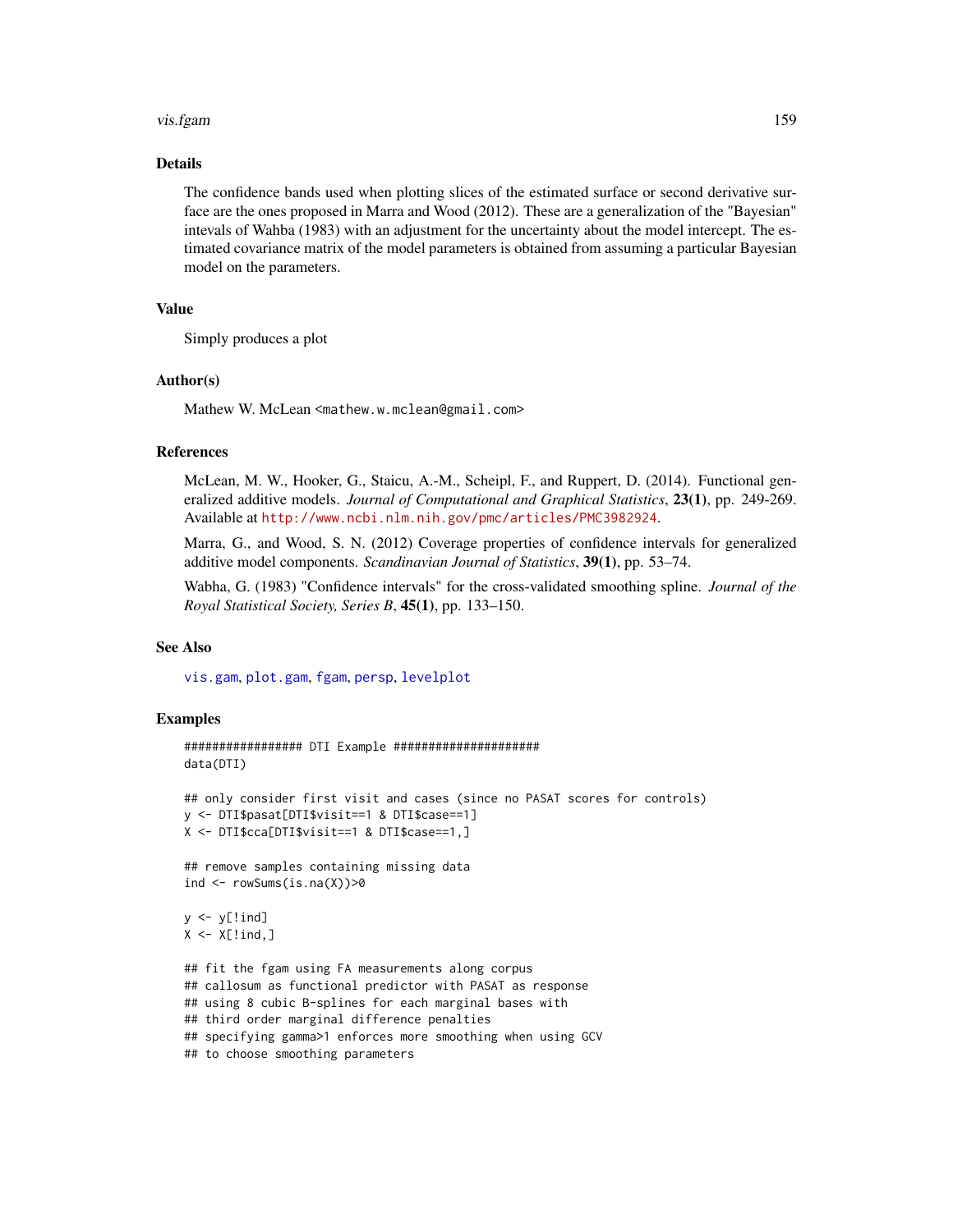## Details

The confidence bands used when plotting slices of the estimated surface or second derivative surface are the ones proposed in Marra and Wood (2012). These are a generalization of the "Bayesian" intevals of Wahba (1983) with an adjustment for the uncertainty about the model intercept. The estimated covariance matrix of the model parameters is obtained from assuming a particular Bayesian model on the parameters.

## Value

Simply produces a plot

## Author(s)

Mathew W. McLean <mathew.w.mclean@gmail.com>

## References

McLean, M. W., Hooker, G., Staicu, A.-M., Scheipl, F., and Ruppert, D. (2014). Functional generalized additive models. *Journal of Computational and Graphical Statistics*, **23(1)**, pp. 249-269. Available at http://www.ncbi.nlm.nih.gov/pmc/articles/PMC3982924.

Marra, G., and Wood, S. N. (2012) Coverage properties of confidence intervals for generalized additive model components. *Scandinavian Journal of Statistics*, **39(1)**, pp. 53–74.

Wabha, G. (1983) "Confidence intervals" for the cross-validated smoothing spline. *Journal of the Royal Statistical Society, Series B*, **45(1)**, pp. 133–150.

## See Also

vis.gam, plot.gam, fgam, persp, levelplot

## Examples

```
################# DTI Example #####################
data(DTI)

## only consider first visit and cases (since no PASAT scores for controls)
y <- DTI$pasat[DTI$visit==1 & DTI$case==1]
X <- DTI$cca[DTI$visit==1 & DTI$case==1,]

## remove samples containing missing data
ind <- rowSums(is.na(X))>0

y <- y[!ind]
X <- X[!ind,]

## fit the fgam using FA measurements along corpus
## callosum as functional predictor with PASAT as response
## using 8 cubic B-splines for each marginal bases with
## third order marginal difference penalties
## specifying gamma>1 enforces more smoothing when using GCV
## to choose smoothing parameters
```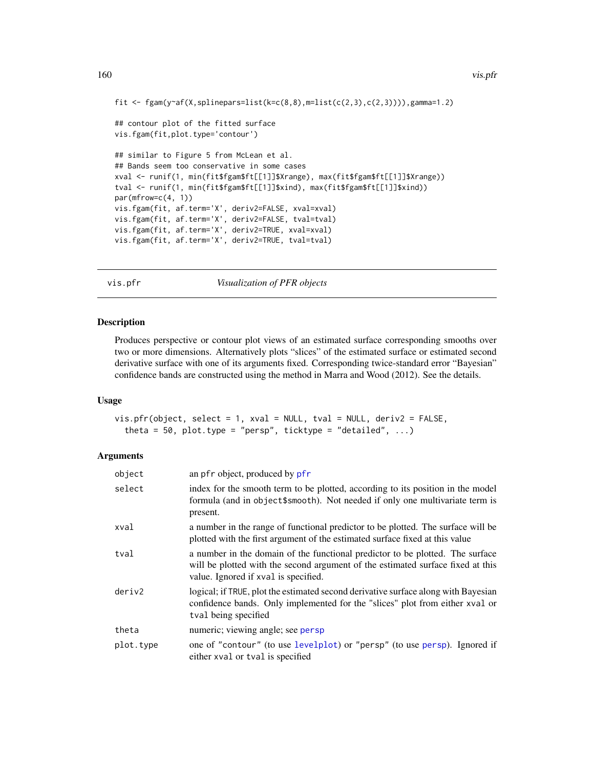```
fit <- fgam(y~af(X,splinepars=list(k=c(8,8),m=list(c(2,3),c(2,3)))),gamma=1.2)

## contour plot of the fitted surface
vis.fgam(fit,plot.type='contour')

## similar to Figure 5 from McLean et al.
## Bands seem too conservative in some cases
xval <- runif(1, min(fit$fgam$ft[[1]]$Xrange), max(fit$fgam$ft[[1]]$Xrange))
tval <- runif(1, min(fit$fgam$ft[[1]]$xind), max(fit$fgam$ft[[1]]$xind))
par(mfrow=c(4, 1))
vis.fgam(fit, af.term='X', deriv2=FALSE, xval=xval)
vis.fgam(fit, af.term='X', deriv2=FALSE, tval=tval)
vis.fgam(fit, af.term='X', deriv2=TRUE, xval=xval)
vis.fgam(fit, af.term='X', deriv2=TRUE, tval=tval)
```

---

## vis.pfr — *Visualization of PFR objects*

### Description

Produces perspective or contour plot views of an estimated surface corresponding smooths over two or more dimensions. Alternatively plots "slices" of the estimated surface or estimated second derivative surface with one of its arguments fixed. Corresponding twice-standard error "Bayesian" confidence bands are constructed using the method in Marra and Wood (2012). See the details.

### Usage

```
vis.pfr(object, select = 1, xval = NULL, tval = NULL, deriv2 = FALSE,
  theta = 50, plot.type = "persp", ticktype = "detailed", ...)
```

### Arguments

| | |
|---|---|
| `object` | an `pfr` object, produced by `pfr` |
| `select` | index for the smooth term to be plotted, according to its position in the model formula (and in `object$smooth`). Not needed if only one multivariate term is present. |
| `xval` | a number in the range of functional predictor to be plotted. The surface will be plotted with the first argument of the estimated surface fixed at this value |
| `tval` | a number in the domain of the functional predictor to be plotted. The surface will be plotted with the second argument of the estimated surface fixed at this value. Ignored if `xval` is specified. |
| `deriv2` | logical; if `TRUE`, plot the estimated second derivative surface along with Bayesian confidence bands. Only implemented for the "slices" plot from either `xval` or `tval` being specified |
| `theta` | numeric; viewing angle; see `persp` |
| `plot.type` | one of `"contour"` (to use `levelplot`) or `"persp"` (to use `persp`). Ignored if either `xval` or `tval` is specified |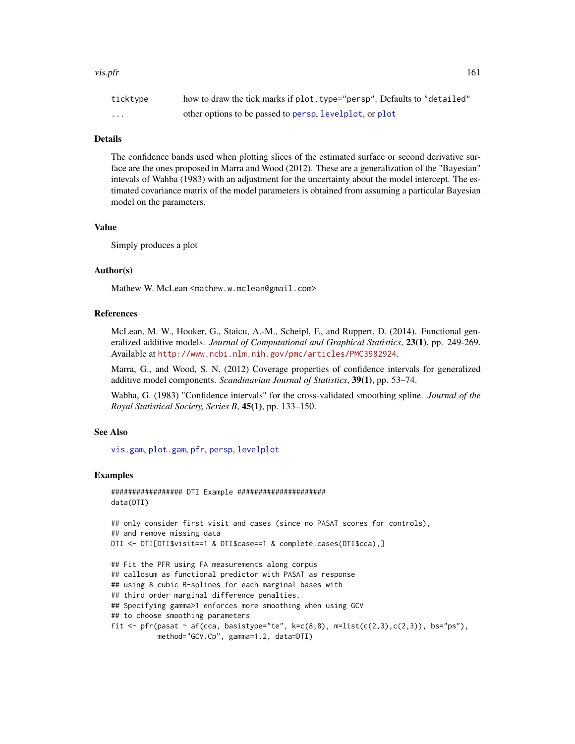| | |
|---|---|
| ticktype | how to draw the tick marks if plot.type="persp". Defaults to "detailed" |
| ... | other options to be passed to persp, levelplot, or plot |

## Details

The confidence bands used when plotting slices of the estimated surface or second derivative surface are the ones proposed in Marra and Wood (2012). These are a generalization of the "Bayesian" intevals of Wahba (1983) with an adjustment for the uncertainty about the model intercept. The estimated covariance matrix of the model parameters is obtained from assuming a particular Bayesian model on the parameters.

## Value

Simply produces a plot

## Author(s)

Mathew W. McLean <mathew.w.mclean@gmail.com>

## References

McLean, M. W., Hooker, G., Staicu, A.-M., Scheipl, F., and Ruppert, D. (2014). Functional generalized additive models. *Journal of Computational and Graphical Statistics*, **23(1)**, pp. 249-269. Available at http://www.ncbi.nlm.nih.gov/pmc/articles/PMC3982924.

Marra, G., and Wood, S. N. (2012) Coverage properties of confidence intervals for generalized additive model components. *Scandinavian Journal of Statistics*, **39(1)**, pp. 53–74.

Wabha, G. (1983) "Confidence intervals" for the cross-validated smoothing spline. *Journal of the Royal Statistical Society, Series B*, **45(1)**, pp. 133–150.

## See Also

vis.gam, plot.gam, pfr, persp, levelplot

## Examples

```
################# DTI Example #####################
data(DTI)

## only consider first visit and cases (since no PASAT scores for controls),
## and remove missing data
DTI <- DTI[DTI$visit==1 & DTI$case==1 & complete.cases(DTI$cca),]

## Fit the PFR using FA measurements along corpus
## callosum as functional predictor with PASAT as response
## using 8 cubic B-splines for each marginal bases with
## third order marginal difference penalties.
## Specifying gamma>1 enforces more smoothing when using GCV
## to choose smoothing parameters
fit <- pfr(pasat ~ af(cca, basistype="te", k=c(8,8), m=list(c(2,3),c(2,3)), bs="ps"),
           method="GCV.Cp", gamma=1.2, data=DTI)
```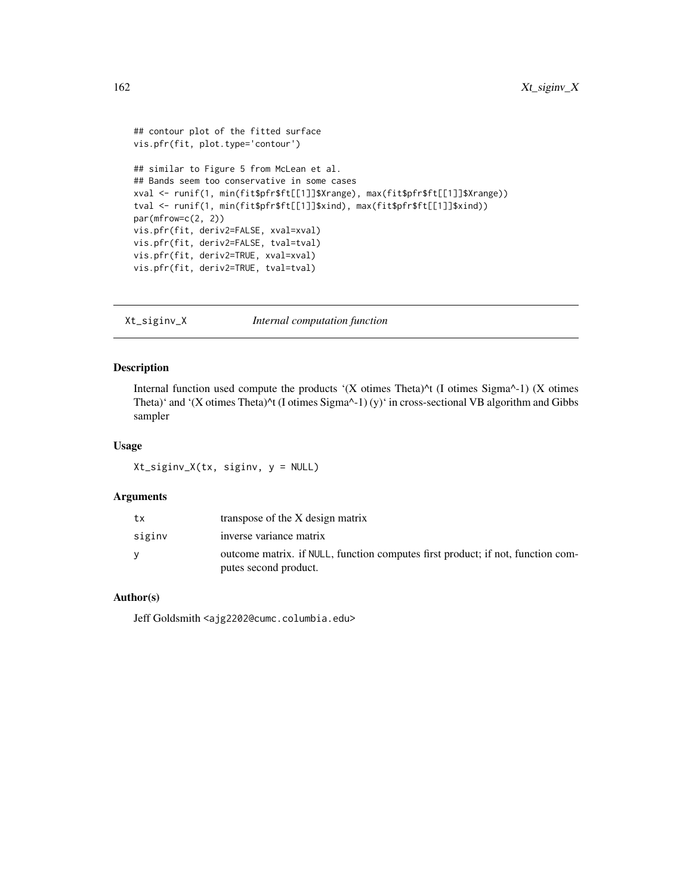```
## contour plot of the fitted surface
vis.pfr(fit, plot.type='contour')

## similar to Figure 5 from McLean et al.
## Bands seem too conservative in some cases
xval <- runif(1, min(fit$pfr$ft[[1]]$Xrange), max(fit$pfr$ft[[1]]$Xrange))
tval <- runif(1, min(fit$pfr$ft[[1]]$xind), max(fit$pfr$ft[[1]]$xind))
par(mfrow=c(2, 2))
vis.pfr(fit, deriv2=FALSE, xval=xval)
vis.pfr(fit, deriv2=FALSE, tval=tval)
vis.pfr(fit, deriv2=TRUE, xval=xval)
vis.pfr(fit, deriv2=TRUE, tval=tval)
```

## Xt_siginv_X    *Internal computation function*

### Description

Internal function used compute the products '(X otimes Theta)^t (I otimes Sigma^-1) (X otimes Theta)' and '(X otimes Theta)^t (I otimes Sigma^-1) (y)' in cross-sectional VB algorithm and Gibbs sampler

### Usage

```
Xt_siginv_X(tx, siginv, y = NULL)
```

### Arguments

| | |
|---|---|
| tx | transpose of the X design matrix |
| siginv | inverse variance matrix |
| y | outcome matrix. if NULL, function computes first product; if not, function computes second product. |

### Author(s)

Jeff Goldsmith <ajg2202@cumc.columbia.edu>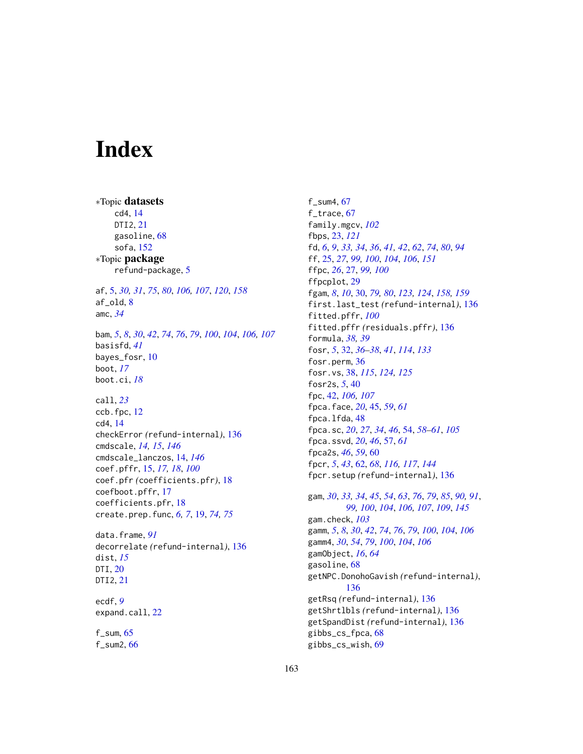# Index

∗Topic **datasets**
- cd4, 14
- DTI2, 21
- gasoline, 68
- sofa, 152

∗Topic **package**
- refund-package, 5

af, 5, *30, 31*, *75*, *80*, *106, 107*, *120*, *158*
af_old, 8
amc, *34*

bam, *5*, *8*, *30*, *42*, *74*, *76*, *79*, *100*, *104*, *106, 107*
basisfd, *41*
bayes_fosr, 10
boot, *17*
boot.ci, *18*

call, *23*
ccb.fpc, 12
cd4, 14
checkError *(*refund-internal*)*, 136
cmdscale, *14, 15*, *146*
cmdscale_lanczos, 14, *146*
coef.pffr, 15, *17, 18*, *100*
coef.pfr *(*coefficients.pfr*)*, 18
coefboot.pffr, 17
coefficients.pfr, 18
create.prep.func, *6, 7*, 19, *74, 75*

data.frame, *91*
decorrelate *(*refund-internal*)*, 136
dist, *15*
DTI, 20
DTI2, 21

ecdf, *9*
expand.call, 22

f_sum, 65
f_sum2, 66
f_sum4, 67
f_trace, 67
family.mgcv, *102*
fbps, 23, *121*
fd, *6*, *9*, *33, 34*, *36*, *41, 42*, *62*, *74*, *80*, *94*
ff, 25, *27*, *99, 100*, *104*, *106*, *151*
ffpc, *26*, 27, *99, 100*
ffpcplot, 29
fgam, *8*, *10*, 30, *79, 80*, *123, 124*, *158, 159*
first.last_test *(*refund-internal*)*, 136
fitted.pffr, *100*
fitted.pffr *(*residuals.pffr*)*, 136
formula, *38, 39*
fosr, *5*, 32, *36–38*, *41*, *114*, *133*
fosr.perm, 36
fosr.vs, 38, *115*, *124, 125*
fosr2s, *5*, 40
fpc, 42, *106, 107*
fpca.face, *20*, 45, *59*, *61*
fpca.lfda, 48
fpca.sc, *20*, *27*, *34*, *46*, 54, *58–61*, *105*
fpca.ssvd, *20*, *46*, 57, *61*
fpca2s, *46*, *59*, 60
fpcr, *5*, *43*, 62, *68*, *116, 117*, *144*
fpcr.setup *(*refund-internal*)*, 136

gam, *30*, *33, 34*, *45*, *54*, *63*, *76*, *79*, *85*, *90, 91*, *99, 100*, *104*, *106, 107*, *109*, *145*
gam.check, *103*
gamm, *5*, *8*, *30*, *42*, *74*, *76*, *79*, *100*, *104*, *106*
gamm4, *30*, *54*, *79*, *100*, *104*, *106*
gamObject, *16*, *64*
gasoline, 68
getNPC.DonohoGavish *(*refund-internal*)*, 136
getRsq *(*refund-internal*)*, 136
getShrtlbls *(*refund-internal*)*, 136
getSpandDist *(*refund-internal*)*, 136
gibbs_cs_fpca, 68
gibbs_cs_wish, 69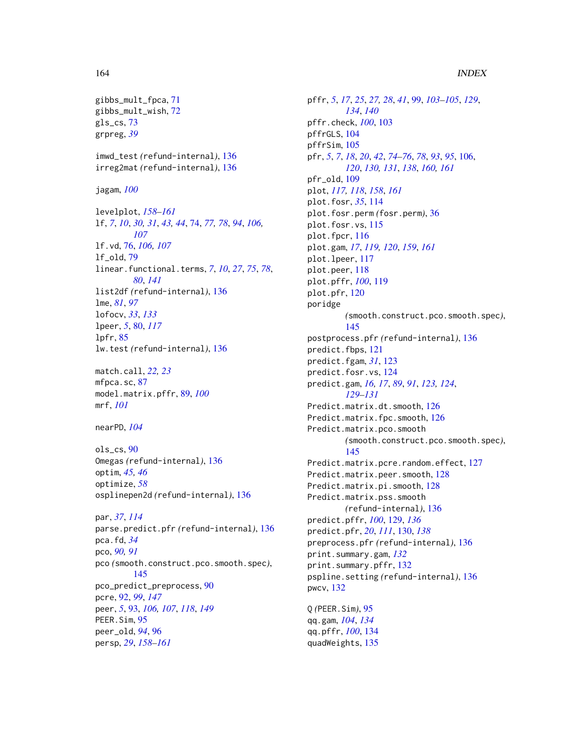gibbs_mult_fpca, 71
gibbs_mult_wish, 72
gls_cs, 73
grpreg, *39*

imwd_test (refund-internal), 136
irreg2mat (refund-internal), 136

jagam, *100*

levelplot, *158–161*
lf, *7*, *10*, *30, 31*, *43, 44*, 74, *77, 78*, *94*, *106, 107*
lf.vd, 76, *106, 107*
lf_old, 79
linear.functional.terms, *7*, *10*, *27*, *75*, *78*, *80*, *141*
list2df (refund-internal), 136
lme, *81*, *97*
lofocv, *33*, *133*
lpeer, *5*, 80, *117*
lpfr, 85
lw.test (refund-internal), 136

match.call, *22, 23*
mfpca.sc, 87
model.matrix.pffr, 89, *100*
mrf, *101*

nearPD, *104*

ols_cs, 90
Omegas (refund-internal), 136
optim, *45, 46*
optimize, *58*
osplinepen2d (refund-internal), 136

par, *37*, *114*
parse.predict.pfr (refund-internal), 136
pca.fd, *34*
pco, *90, 91*
pco (smooth.construct.pco.smooth.spec), 145
pco_predict_preprocess, 90
pcre, 92, *99*, *147*
peer, *5*, 93, *106, 107*, *118*, *149*
PEER.Sim, 95
peer_old, *94*, 96
persp, *29*, *158–161*
pffr, *5*, *17*, *25*, *27, 28*, *41*, 99, *103–105*, *129*, *134*, *140*
pffr.check, *100*, 103
pffrGLS, 104
pffrSim, 105
pfr, *5*, *7*, *18*, *20*, *42*, *74–76*, *78*, *93*, *95*, 106, *120*, *130, 131*, *138*, *160, 161*
pfr_old, 109
plot, *117, 118*, *158*, *161*
plot.fosr, *35*, 114
plot.fosr.perm (fosr.perm), 36
plot.fosr.vs, 115
plot.fpcr, 116
plot.gam, *17*, *119, 120*, *159*, *161*
plot.lpeer, 117
plot.peer, 118
plot.pffr, *100*, 119
plot.pfr, 120
poridge (smooth.construct.pco.smooth.spec), 145
postprocess.pfr (refund-internal), 136
predict.fbps, 121
predict.fgam, *31*, 123
predict.fosr.vs, 124
predict.gam, *16, 17*, *89*, *91*, *123, 124*, *129–131*
Predict.matrix.dt.smooth, 126
Predict.matrix.fpc.smooth, 126
Predict.matrix.pco.smooth (smooth.construct.pco.smooth.spec), 145
Predict.matrix.pcre.random.effect, 127
Predict.matrix.peer.smooth, 128
Predict.matrix.pi.smooth, 128
Predict.matrix.pss.smooth (refund-internal), 136
predict.pffr, *100*, 129, *136*
predict.pfr, *20*, *111*, 130, *138*
preprocess.pfr (refund-internal), 136
print.summary.gam, *132*
print.summary.pffr, 132
pspline.setting (refund-internal), 136
pwcv, 132

Q (PEER.Sim), 95
qq.gam, *104*, *134*
qq.pffr, *100*, 134
quadWeights, 135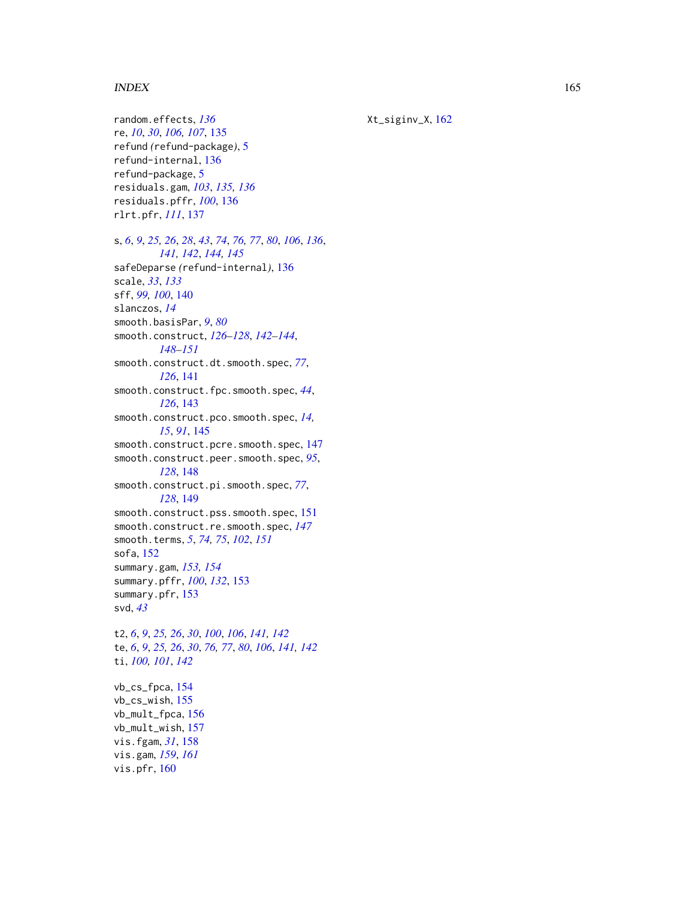random.effects, *136*
re, *10*, *30*, *106, 107*, 135
refund (refund-package), 5
refund-internal, 136
refund-package, 5
residuals.gam, *103*, *135, 136*
residuals.pffr, *100*, 136
rlrt.pfr, *111*, 137

s, *6*, *9*, *25, 26*, *28*, *43*, *74*, *76, 77*, *80*, *106*, *136*, *141, 142*, *144, 145*
safeDeparse (refund-internal), 136
scale, *33*, *133*
sff, *99, 100*, 140
slanczos, *14*
smooth.basisPar, *9*, *80*
smooth.construct, *126–128*, *142–144*, *148–151*
smooth.construct.dt.smooth.spec, *77*, *126*, 141
smooth.construct.fpc.smooth.spec, *44*, *126*, 143
smooth.construct.pco.smooth.spec, *14, 15*, *91*, 145
smooth.construct.pcre.smooth.spec, 147
smooth.construct.peer.smooth.spec, *95*, *128*, 148
smooth.construct.pi.smooth.spec, *77*, *128*, 149
smooth.construct.pss.smooth.spec, 151
smooth.construct.re.smooth.spec, *147*
smooth.terms, *5*, *74, 75*, *102*, *151*
sofa, 152
summary.gam, *153, 154*
summary.pffr, *100*, *132*, 153
summary.pfr, 153
svd, *43*

t2, *6*, *9*, *25, 26*, *30*, *100*, *106*, *141, 142*
te, *6*, *9*, *25, 26*, *30*, *76, 77*, *80*, *106*, *141, 142*
ti, *100, 101*, *142*

vb_cs_fpca, 154
vb_cs_wish, 155
vb_mult_fpca, 156
vb_mult_wish, 157
vis.fgam, *31*, 158
vis.gam, *159*, *161*
vis.pfr, 160

Xt_siginv_X, 162